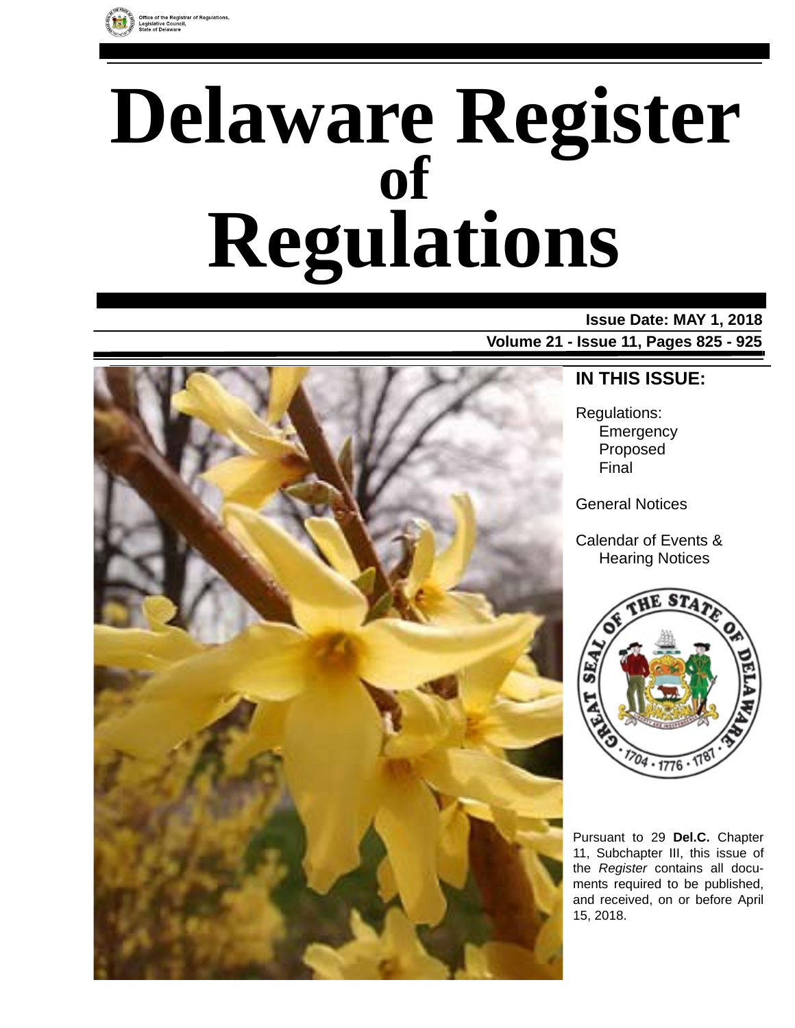Office of the Registrar of Regulations, Legislative Council, State of Delaware

# Delaware Register of Regulations

**Issue Date: MAY 1, 2018**

**Volume 21 - Issue 11, Pages 825 - 925**

## IN THIS ISSUE:

Regulations:
- Emergency
- Proposed
- Final

General Notices

Calendar of Events & Hearing Notices

Pursuant to 29 **Del.C.** Chapter 11, Subchapter III, this issue of the *Register* contains all documents required to be published, and received, on or before April 15, 2018.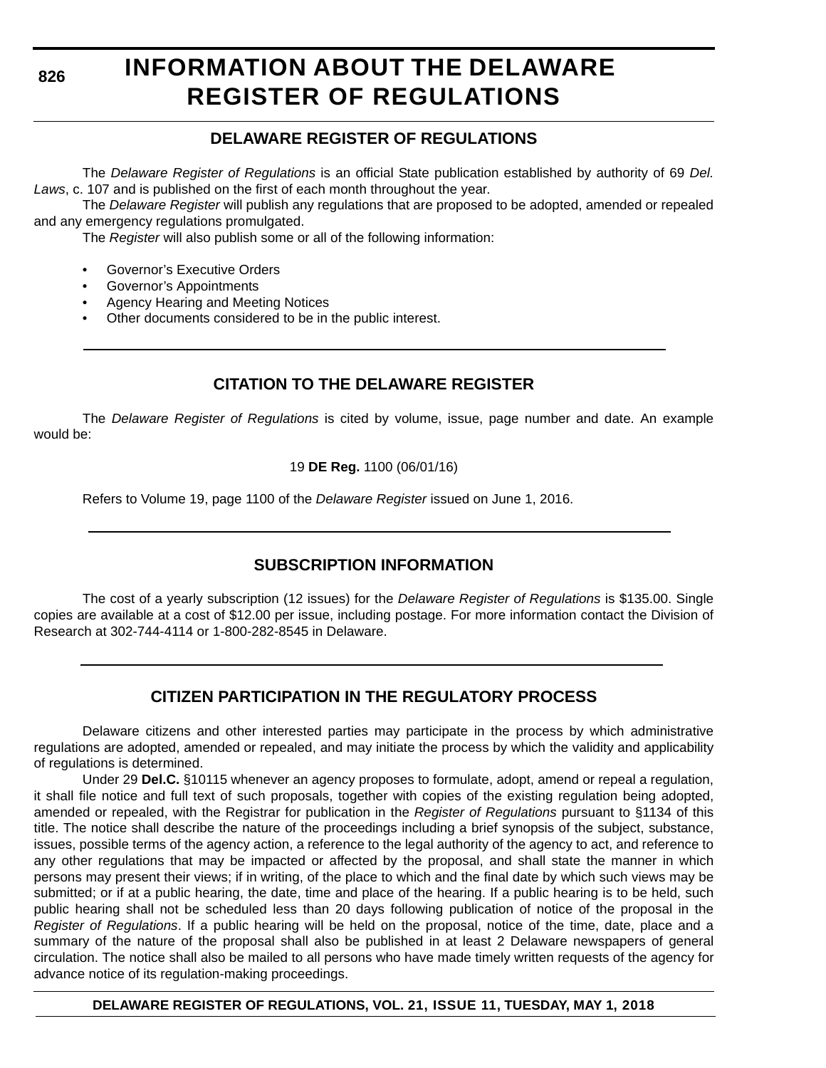# INFORMATION ABOUT THE DELAWARE REGISTER OF REGULATIONS

## DELAWARE REGISTER OF REGULATIONS

The *Delaware Register of Regulations* is an official State publication established by authority of 69 *Del. Laws*, c. 107 and is published on the first of each month throughout the year.

The *Delaware Register* will publish any regulations that are proposed to be adopted, amended or repealed and any emergency regulations promulgated.

The *Register* will also publish some or all of the following information:

- Governor's Executive Orders
- Governor's Appointments
- Agency Hearing and Meeting Notices
- Other documents considered to be in the public interest.

## CITATION TO THE DELAWARE REGISTER

The *Delaware Register of Regulations* is cited by volume, issue, page number and date. An example would be:

19 **DE Reg.** 1100 (06/01/16)

Refers to Volume 19, page 1100 of the *Delaware Register* issued on June 1, 2016.

## SUBSCRIPTION INFORMATION

The cost of a yearly subscription (12 issues) for the *Delaware Register of Regulations* is $135.00. Single copies are available at a cost of $12.00 per issue, including postage. For more information contact the Division of Research at 302-744-4114 or 1-800-282-8545 in Delaware.

## CITIZEN PARTICIPATION IN THE REGULATORY PROCESS

Delaware citizens and other interested parties may participate in the process by which administrative regulations are adopted, amended or repealed, and may initiate the process by which the validity and applicability of regulations is determined.

Under 29 **Del.C.** §10115 whenever an agency proposes to formulate, adopt, amend or repeal a regulation, it shall file notice and full text of such proposals, together with copies of the existing regulation being adopted, amended or repealed, with the Registrar for publication in the *Register of Regulations* pursuant to §1134 of this title. The notice shall describe the nature of the proceedings including a brief synopsis of the subject, substance, issues, possible terms of the agency action, a reference to the legal authority of the agency to act, and reference to any other regulations that may be impacted or affected by the proposal, and shall state the manner in which persons may present their views; if in writing, of the place to which and the final date by which such views may be submitted; or if at a public hearing, the date, time and place of the hearing. If a public hearing is to be held, such public hearing shall not be scheduled less than 20 days following publication of notice of the proposal in the *Register of Regulations*. If a public hearing will be held on the proposal, notice of the time, date, place and a summary of the nature of the proposal shall also be published in at least 2 Delaware newspapers of general circulation. The notice shall also be mailed to all persons who have made timely written requests of the agency for advance notice of its regulation-making proceedings.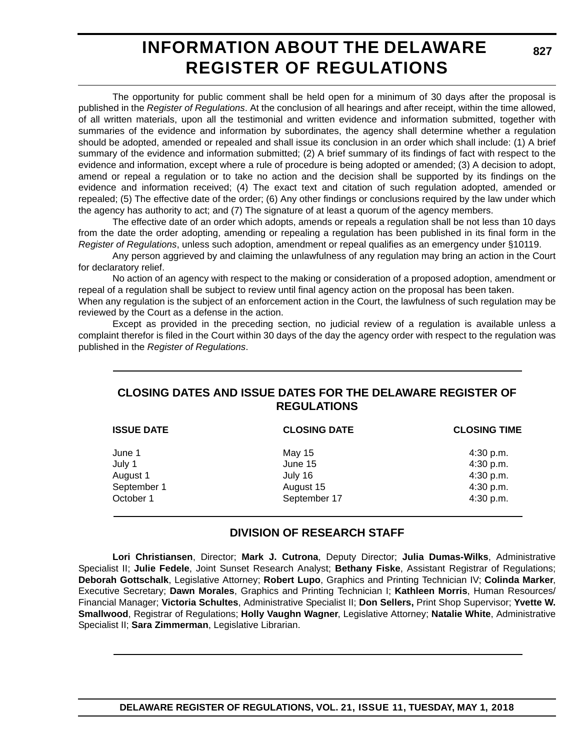# INFORMATION ABOUT THE DELAWARE REGISTER OF REGULATIONS

The opportunity for public comment shall be held open for a minimum of 30 days after the proposal is published in the *Register of Regulations*. At the conclusion of all hearings and after receipt, within the time allowed, of all written materials, upon all the testimonial and written evidence and information submitted, together with summaries of the evidence and information by subordinates, the agency shall determine whether a regulation should be adopted, amended or repealed and shall issue its conclusion in an order which shall include: (1) A brief summary of the evidence and information submitted; (2) A brief summary of its findings of fact with respect to the evidence and information, except where a rule of procedure is being adopted or amended; (3) A decision to adopt, amend or repeal a regulation or to take no action and the decision shall be supported by its findings on the evidence and information received; (4) The exact text and citation of such regulation adopted, amended or repealed; (5) The effective date of the order; (6) Any other findings or conclusions required by the law under which the agency has authority to act; and (7) The signature of at least a quorum of the agency members.

The effective date of an order which adopts, amends or repeals a regulation shall be not less than 10 days from the date the order adopting, amending or repealing a regulation has been published in its final form in the *Register of Regulations*, unless such adoption, amendment or repeal qualifies as an emergency under §10119.

Any person aggrieved by and claiming the unlawfulness of any regulation may bring an action in the Court for declaratory relief.

No action of an agency with respect to the making or consideration of a proposed adoption, amendment or repeal of a regulation shall be subject to review until final agency action on the proposal has been taken.

When any regulation is the subject of an enforcement action in the Court, the lawfulness of such regulation may be reviewed by the Court as a defense in the action.

Except as provided in the preceding section, no judicial review of a regulation is available unless a complaint therefor is filed in the Court within 30 days of the day the agency order with respect to the regulation was published in the *Register of Regulations*.

## CLOSING DATES AND ISSUE DATES FOR THE DELAWARE REGISTER OF REGULATIONS

| ISSUE DATE | CLOSING DATE | CLOSING TIME |
|---|---|---|
| June 1 | May 15 | 4:30 p.m. |
| July 1 | June 15 | 4:30 p.m. |
| August 1 | July 16 | 4:30 p.m. |
| September 1 | August 15 | 4:30 p.m. |
| October 1 | September 17 | 4:30 p.m. |

## DIVISION OF RESEARCH STAFF

**Lori Christiansen**, Director; **Mark J. Cutrona**, Deputy Director; **Julia Dumas-Wilks**, Administrative Specialist II; **Julie Fedele**, Joint Sunset Research Analyst; **Bethany Fiske**, Assistant Registrar of Regulations; **Deborah Gottschalk**, Legislative Attorney; **Robert Lupo**, Graphics and Printing Technician IV; **Colinda Marker**, Executive Secretary; **Dawn Morales**, Graphics and Printing Technician I; **Kathleen Morris**, Human Resources/ Financial Manager; **Victoria Schultes**, Administrative Specialist II; **Don Sellers,** Print Shop Supervisor; **Yvette W. Smallwood**, Registrar of Regulations; **Holly Vaughn Wagner**, Legislative Attorney; **Natalie White**, Administrative Specialist II; **Sara Zimmerman**, Legislative Librarian.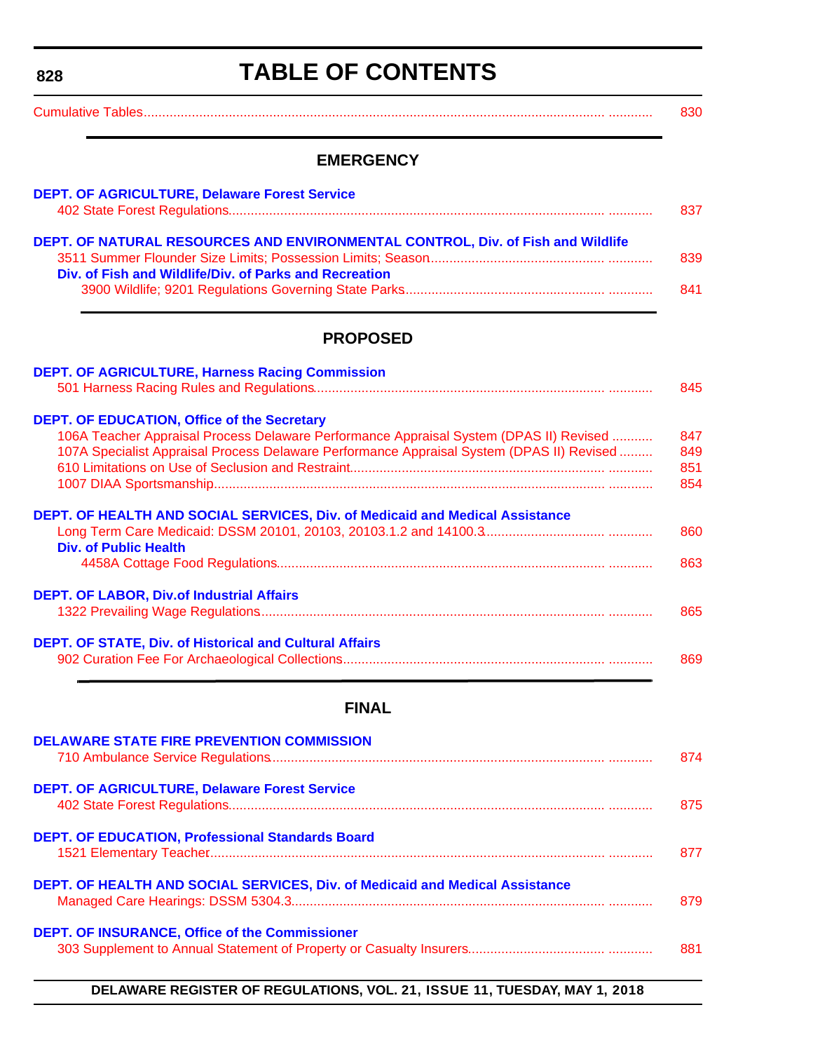# TABLE OF CONTENTS

Cumulative Tables ........................................ 830

## EMERGENCY

**DEPT. OF AGRICULTURE, Delaware Forest Service**

402 State Forest Regulations ........................................ 837

**DEPT. OF NATURAL RESOURCES AND ENVIRONMENTAL CONTROL, Div. of Fish and Wildlife**

3511 Summer Flounder Size Limits; Possession Limits; Season ........................................ 839

**Div. of Fish and Wildlife/Div. of Parks and Recreation**

3900 Wildlife; 9201 Regulations Governing State Parks ........................................ 841

## PROPOSED

**DEPT. OF AGRICULTURE, Harness Racing Commission**

501 Harness Racing Rules and Regulations ........................................ 845

**DEPT. OF EDUCATION, Office of the Secretary**

106A Teacher Appraisal Process Delaware Performance Appraisal System (DPAS II) Revised ........................................ 847

107A Specialist Appraisal Process Delaware Performance Appraisal System (DPAS II) Revised ........................................ 849

610 Limitations on Use of Seclusion and Restraint ........................................ 851

1007 DIAA Sportsmanship ........................................ 854

**DEPT. OF HEALTH AND SOCIAL SERVICES, Div. of Medicaid and Medical Assistance**

Long Term Care Medicaid: DSSM 20101, 20103, 20103.1.2 and 14100.3 ........................................ 860

**Div. of Public Health**

4458A Cottage Food Regulations ........................................ 863

**DEPT. OF LABOR, Div.of Industrial Affairs**

1322 Prevailing Wage Regulations ........................................ 865

**DEPT. OF STATE, Div. of Historical and Cultural Affairs**

902 Curation Fee For Archaeological Collections ........................................ 869

## FINAL

**DELAWARE STATE FIRE PREVENTION COMMISSION**

710 Ambulance Service Regulations ........................................ 874

**DEPT. OF AGRICULTURE, Delaware Forest Service**

402 State Forest Regulations ........................................ 875

**DEPT. OF EDUCATION, Professional Standards Board**

1521 Elementary Teacher ........................................ 877

**DEPT. OF HEALTH AND SOCIAL SERVICES, Div. of Medicaid and Medical Assistance**

Managed Care Hearings: DSSM 5304.3 ........................................ 879

**DEPT. OF INSURANCE, Office of the Commissioner**

303 Supplement to Annual Statement of Property or Casualty Insurers ........................................ 881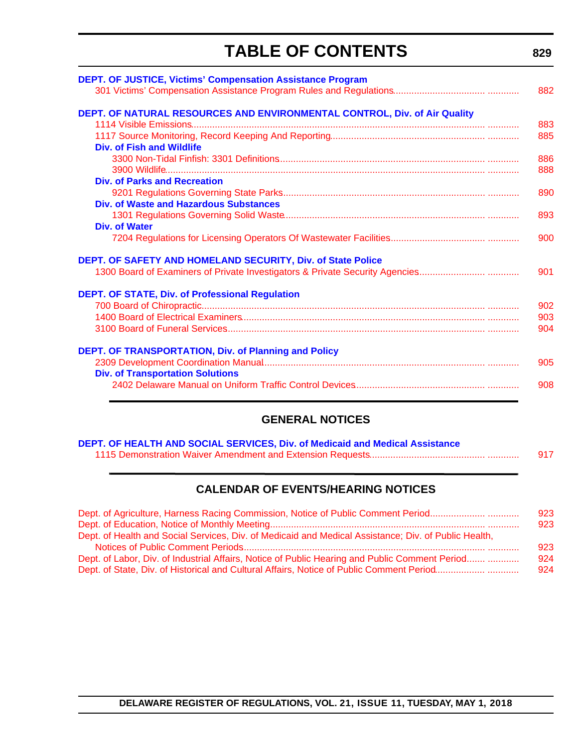# TABLE OF CONTENTS

**DEPT. OF JUSTICE, Victims' Compensation Assistance Program**

301 Victims' Compensation Assistance Program Rules and Regulations ........ 882

**DEPT. OF NATURAL RESOURCES AND ENVIRONMENTAL CONTROL, Div. of Air Quality**

1114 Visible Emissions ........ 883

1117 Source Monitoring, Record Keeping And Reporting ........ 885

**Div. of Fish and Wildlife**

3300 Non-Tidal Finfish: 3301 Definitions ........ 886

3900 Wildlife ........ 888

**Div. of Parks and Recreation**

9201 Regulations Governing State Parks ........ 890

**Div. of Waste and Hazardous Substances**

1301 Regulations Governing Solid Waste ........ 893

**Div. of Water**

7204 Regulations for Licensing Operators Of Wastewater Facilities ........ 900

**DEPT. OF SAFETY AND HOMELAND SECURITY, Div. of State Police**

1300 Board of Examiners of Private Investigators & Private Security Agencies ........ 901

**DEPT. OF STATE, Div. of Professional Regulation**

700 Board of Chiropractic ........ 902

1400 Board of Electrical Examiners ........ 903

3100 Board of Funeral Services ........ 904

**DEPT. OF TRANSPORTATION, Div. of Planning and Policy**

2309 Development Coordination Manual ........ 905

**Div. of Transportation Solutions**

2402 Delaware Manual on Uniform Traffic Control Devices ........ 908

## GENERAL NOTICES

**DEPT. OF HEALTH AND SOCIAL SERVICES, Div. of Medicaid and Medical Assistance**

1115 Demonstration Waiver Amendment and Extension Requests ........ 917

## CALENDAR OF EVENTS/HEARING NOTICES

Dept. of Agriculture, Harness Racing Commission, Notice of Public Comment Period ........ 923

Dept. of Education, Notice of Monthly Meeting ........ 923

Dept. of Health and Social Services, Div. of Medicaid and Medical Assistance; Div. of Public Health, Notices of Public Comment Periods ........ 923

Dept. of Labor, Div. of Industrial Affairs, Notice of Public Hearing and Public Comment Period ........ 924

Dept. of State, Div. of Historical and Cultural Affairs, Notice of Public Comment Period ........ 924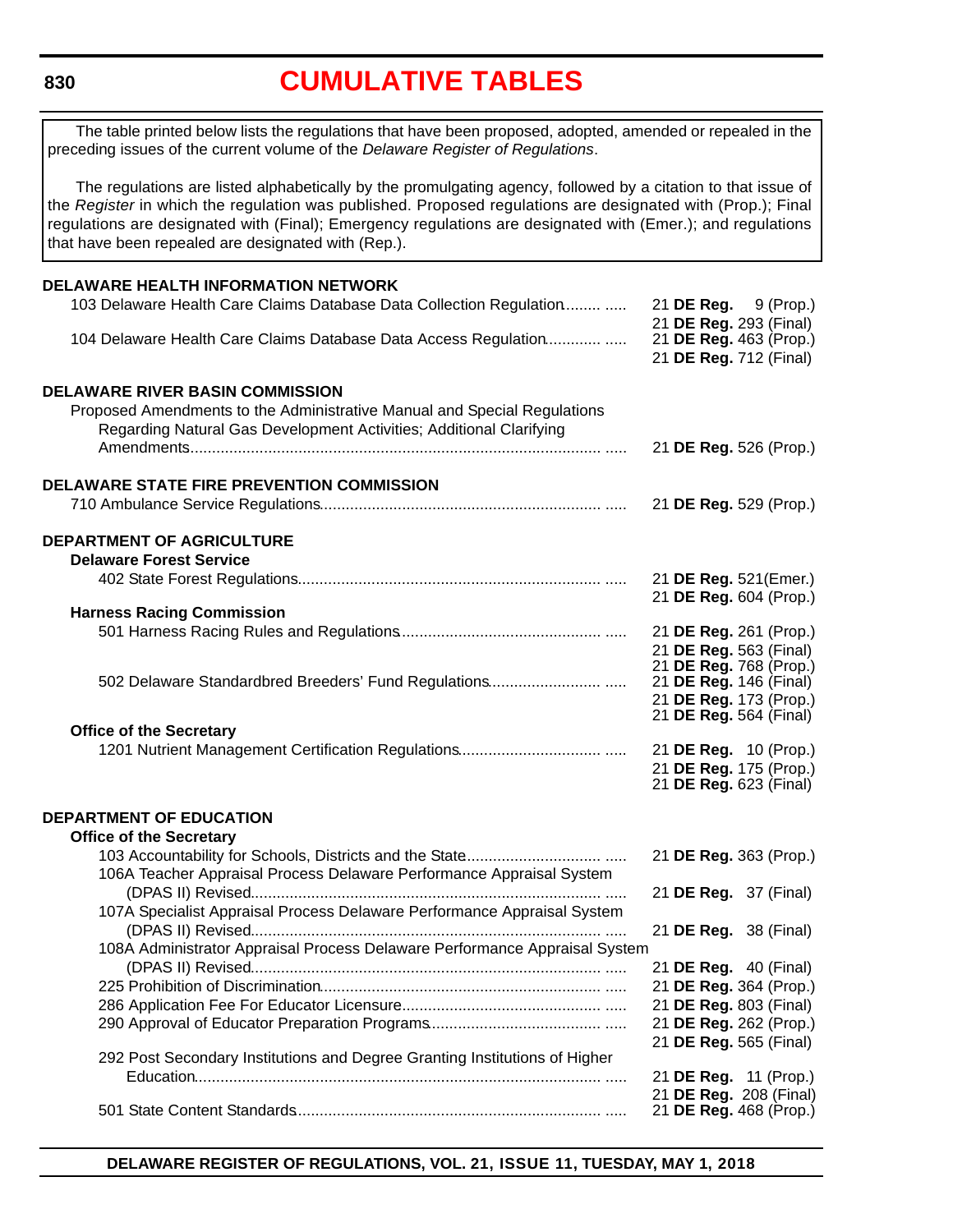# CUMULATIVE TABLES

The table printed below lists the regulations that have been proposed, adopted, amended or repealed in the preceding issues of the current volume of the *Delaware Register of Regulations*.

The regulations are listed alphabetically by the promulgating agency, followed by a citation to that issue of the *Register* in which the regulation was published. Proposed regulations are designated with (Prop.); Final regulations are designated with (Final); Emergency regulations are designated with (Emer.); and regulations that have been repealed are designated with (Rep.).

**DELAWARE HEALTH INFORMATION NETWORK**

103 Delaware Health Care Claims Database Data Collection Regulation........ ..... 21 **DE Reg.** 9 (Prop.)
21 **DE Reg.** 293 (Final)

104 Delaware Health Care Claims Database Data Access Regulation............ ..... 21 **DE Reg.** 463 (Prop.)
21 **DE Reg.** 712 (Final)

**DELAWARE RIVER BASIN COMMISSION**

Proposed Amendments to the Administrative Manual and Special Regulations Regarding Natural Gas Development Activities; Additional Clarifying Amendments.............................................................................................. ..... 21 **DE Reg.** 526 (Prop.)

**DELAWARE STATE FIRE PREVENTION COMMISSION**

710 Ambulance Service Regulations................................................................ ..... 21 **DE Reg.** 529 (Prop.)

**DEPARTMENT OF AGRICULTURE**

**Delaware Forest Service**

402 State Forest Regulations..................................................................... ..... 21 **DE Reg.** 521(Emer.)
21 **DE Reg.** 604 (Prop.)

**Harness Racing Commission**

501 Harness Racing Rules and Regulations.............................................. ..... 21 **DE Reg.** 261 (Prop.)
21 **DE Reg.** 563 (Final)
21 **DE Reg.** 768 (Prop.)

502 Delaware Standardbred Breeders' Fund Regulations......................... ..... 21 **DE Reg.** 146 (Final)
21 **DE Reg.** 173 (Prop.)
21 **DE Reg.** 564 (Final)

**Office of the Secretary**

1201 Nutrient Management Certification Regulations................................ ..... 21 **DE Reg.** 10 (Prop.)
21 **DE Reg.** 175 (Prop.)
21 **DE Reg.** 623 (Final)

**DEPARTMENT OF EDUCATION**

**Office of the Secretary**

103 Accountability for Schools, Districts and the State............................... ..... 21 **DE Reg.** 363 (Prop.)

106A Teacher Appraisal Process Delaware Performance Appraisal System (DPAS II) Revised................................................................................ ..... 21 **DE Reg.** 37 (Final)

107A Specialist Appraisal Process Delaware Performance Appraisal System (DPAS II) Revised................................................................................ ..... 21 **DE Reg.** 38 (Final)

108A Administrator Appraisal Process Delaware Performance Appraisal System (DPAS II) Revised................................................................................ ..... 21 **DE Reg.** 40 (Final)

225 Prohibition of Discrimination................................................................. ..... 21 **DE Reg.** 364 (Prop.)

286 Application Fee For Educator Licensure.............................................. ..... 21 **DE Reg.** 803 (Final)

290 Approval of Educator Preparation Programs........................................ ..... 21 **DE Reg.** 262 (Prop.)
21 **DE Reg.** 565 (Final)

292 Post Secondary Institutions and Degree Granting Institutions of Higher Education............................................................................................. ..... 21 **DE Reg.** 11 (Prop.)
21 **DE Reg.** 208 (Final)

501 State Content Standards...................................................................... ..... 21 **DE Reg.** 468 (Prop.)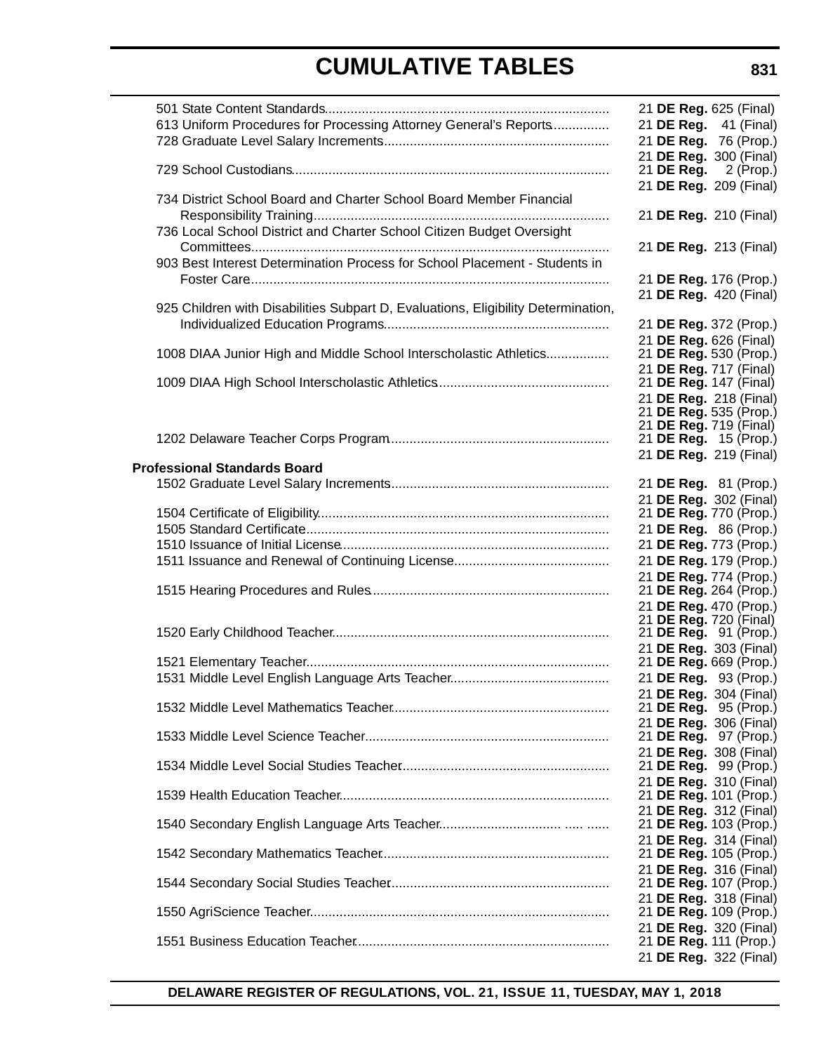# CUMULATIVE TABLES

| Regulation | Citation |
|---|---|
| 501 State Content Standards | 21 **DE Reg.** 625 (Final) |
| 613 Uniform Procedures for Processing Attorney General's Reports | 21 **DE Reg.** 41 (Final) |
| 728 Graduate Level Salary Increments | 21 **DE Reg.** 76 (Prop.) |
| | 21 **DE Reg.** 300 (Final) |
| 729 School Custodians | 21 **DE Reg.** 2 (Prop.) |
| | 21 **DE Reg.** 209 (Final) |
| 734 District School Board and Charter School Board Member Financial Responsibility Training | 21 **DE Reg.** 210 (Final) |
| 736 Local School District and Charter School Citizen Budget Oversight Committees | 21 **DE Reg.** 213 (Final) |
| 903 Best Interest Determination Process for School Placement - Students in Foster Care | 21 **DE Reg.** 176 (Prop.) |
| | 21 **DE Reg.** 420 (Final) |
| 925 Children with Disabilities Subpart D, Evaluations, Eligibility Determination, Individualized Education Programs | 21 **DE Reg.** 372 (Prop.) |
| | 21 **DE Reg.** 626 (Final) |
| 1008 DIAA Junior High and Middle School Interscholastic Athletics | 21 **DE Reg.** 530 (Prop.) |
| | 21 **DE Reg.** 717 (Final) |
| 1009 DIAA High School Interscholastic Athletics | 21 **DE Reg.** 147 (Final) |
| | 21 **DE Reg.** 218 (Final) |
| | 21 **DE Reg.** 535 (Prop.) |
| | 21 **DE Reg.** 719 (Final) |
| 1202 Delaware Teacher Corps Program | 21 **DE Reg.** 15 (Prop.) |
| | 21 **DE Reg.** 219 (Final) |
| **Professional Standards Board** | |
| 1502 Graduate Level Salary Increments | 21 **DE Reg.** 81 (Prop.) |
| | 21 **DE Reg.** 302 (Final) |
| 1504 Certificate of Eligibility | 21 **DE Reg.** 770 (Prop.) |
| 1505 Standard Certificate | 21 **DE Reg.** 86 (Prop.) |
| 1510 Issuance of Initial License | 21 **DE Reg.** 773 (Prop.) |
| 1511 Issuance and Renewal of Continuing License | 21 **DE Reg.** 179 (Prop.) |
| | 21 **DE Reg.** 774 (Prop.) |
| 1515 Hearing Procedures and Rules | 21 **DE Reg.** 264 (Prop.) |
| | 21 **DE Reg.** 470 (Prop.) |
| | 21 **DE Reg.** 720 (Final) |
| 1520 Early Childhood Teacher | 21 **DE Reg.** 91 (Prop.) |
| | 21 **DE Reg.** 303 (Final) |
| 1521 Elementary Teacher | 21 **DE Reg.** 669 (Prop.) |
| 1531 Middle Level English Language Arts Teacher | 21 **DE Reg.** 93 (Prop.) |
| | 21 **DE Reg.** 304 (Final) |
| 1532 Middle Level Mathematics Teacher | 21 **DE Reg.** 95 (Prop.) |
| | 21 **DE Reg.** 306 (Final) |
| 1533 Middle Level Science Teacher | 21 **DE Reg.** 97 (Prop.) |
| | 21 **DE Reg.** 308 (Final) |
| 1534 Middle Level Social Studies Teacher | 21 **DE Reg.** 99 (Prop.) |
| | 21 **DE Reg.** 310 (Final) |
| 1539 Health Education Teacher | 21 **DE Reg.** 101 (Prop.) |
| | 21 **DE Reg.** 312 (Final) |
| 1540 Secondary English Language Arts Teacher | 21 **DE Reg.** 103 (Prop.) |
| | 21 **DE Reg.** 314 (Final) |
| 1542 Secondary Mathematics Teacher | 21 **DE Reg.** 105 (Prop.) |
| | 21 **DE Reg.** 316 (Final) |
| 1544 Secondary Social Studies Teacher | 21 **DE Reg.** 107 (Prop.) |
| | 21 **DE Reg.** 318 (Final) |
| 1550 AgriScience Teacher | 21 **DE Reg.** 109 (Prop.) |
| | 21 **DE Reg.** 320 (Final) |
| 1551 Business Education Teacher | 21 **DE Reg.** 111 (Prop.) |
| | 21 **DE Reg.** 322 (Final) |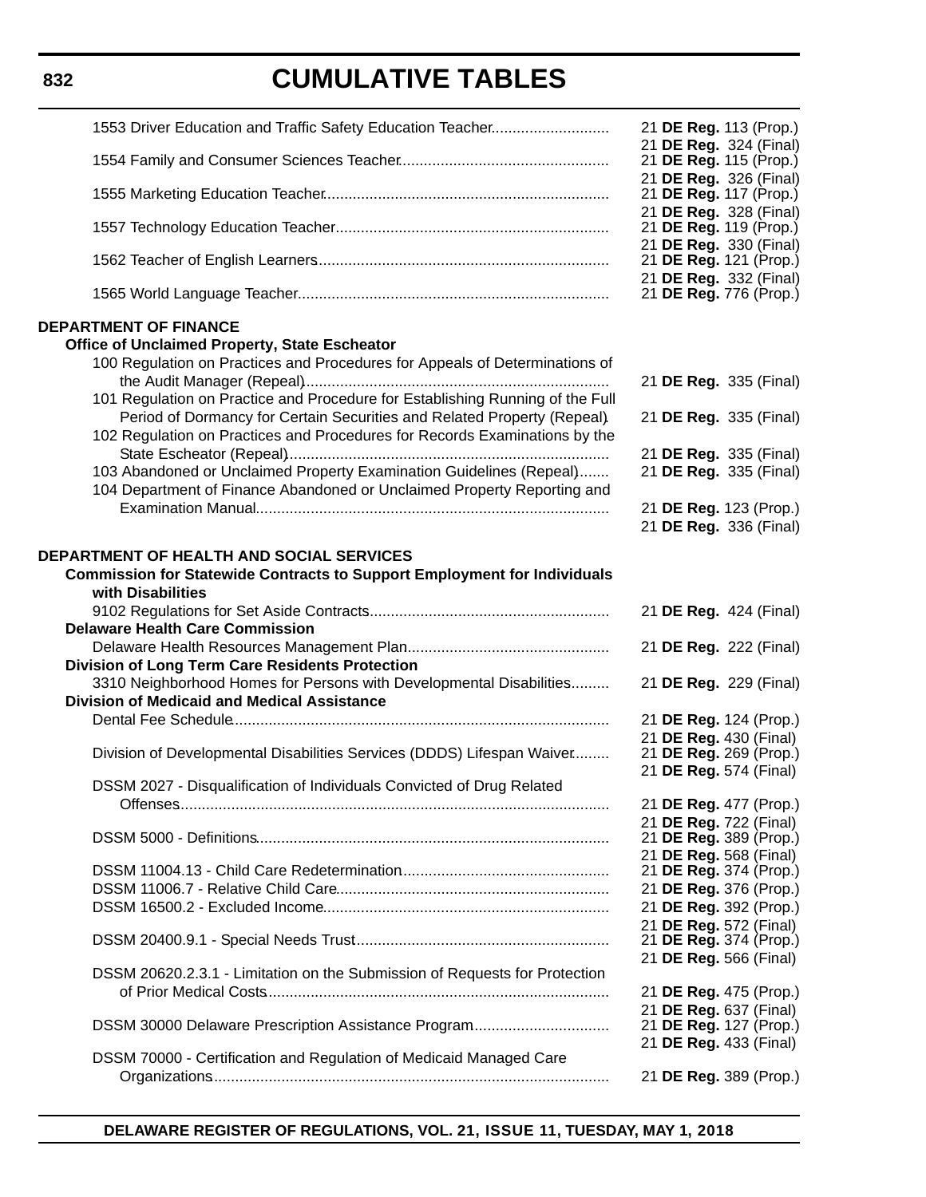| | |
|---|---|
| 1553 Driver Education and Traffic Safety Education Teacher | 21 **DE Reg.** 113 (Prop.)<br>21 **DE Reg.** 324 (Final) |
| 1554 Family and Consumer Sciences Teacher | 21 **DE Reg.** 115 (Prop.)<br>21 **DE Reg.** 326 (Final) |
| 1555 Marketing Education Teacher | 21 **DE Reg.** 117 (Prop.)<br>21 **DE Reg.** 328 (Final) |
| 1557 Technology Education Teacher | 21 **DE Reg.** 119 (Prop.)<br>21 **DE Reg.** 330 (Final) |
| 1562 Teacher of English Learners | 21 **DE Reg.** 121 (Prop.)<br>21 **DE Reg.** 332 (Final) |
| 1565 World Language Teacher | 21 **DE Reg.** 776 (Prop.) |

**DEPARTMENT OF FINANCE**

**Office of Unclaimed Property, State Escheator**

| | |
|---|---|
| 100 Regulation on Practices and Procedures for Appeals of Determinations of the Audit Manager (Repeal) | 21 **DE Reg.** 335 (Final) |
| 101 Regulation on Practice and Procedure for Establishing Running of the Full Period of Dormancy for Certain Securities and Related Property (Repeal) | 21 **DE Reg.** 335 (Final) |
| 102 Regulation on Practices and Procedures for Records Examinations by the State Escheator (Repeal) | 21 **DE Reg.** 335 (Final) |
| 103 Abandoned or Unclaimed Property Examination Guidelines (Repeal) | 21 **DE Reg.** 335 (Final) |
| 104 Department of Finance Abandoned or Unclaimed Property Reporting and Examination Manual | 21 **DE Reg.** 123 (Prop.)<br>21 **DE Reg.** 336 (Final) |

**DEPARTMENT OF HEALTH AND SOCIAL SERVICES**

**Commission for Statewide Contracts to Support Employment for Individuals with Disabilities**

| | |
|---|---|
| 9102 Regulations for Set Aside Contracts | 21 **DE Reg.** 424 (Final) |

**Delaware Health Care Commission**

| | |
|---|---|
| Delaware Health Resources Management Plan | 21 **DE Reg.** 222 (Final) |

**Division of Long Term Care Residents Protection**

| | |
|---|---|
| 3310 Neighborhood Homes for Persons with Developmental Disabilities | 21 **DE Reg.** 229 (Final) |

**Division of Medicaid and Medical Assistance**

| | |
|---|---|
| Dental Fee Schedule | 21 **DE Reg.** 124 (Prop.)<br>21 **DE Reg.** 430 (Final) |
| Division of Developmental Disabilities Services (DDDS) Lifespan Waiver | 21 **DE Reg.** 269 (Prop.)<br>21 **DE Reg.** 574 (Final) |
| DSSM 2027 - Disqualification of Individuals Convicted of Drug Related Offenses | 21 **DE Reg.** 477 (Prop.)<br>21 **DE Reg.** 722 (Final) |
| DSSM 5000 - Definitions | 21 **DE Reg.** 389 (Prop.)<br>21 **DE Reg.** 568 (Final) |
| DSSM 11004.13 - Child Care Redetermination | 21 **DE Reg.** 374 (Prop.) |
| DSSM 11006.7 - Relative Child Care | 21 **DE Reg.** 376 (Prop.) |
| DSSM 16500.2 - Excluded Income | 21 **DE Reg.** 392 (Prop.)<br>21 **DE Reg.** 572 (Final) |
| DSSM 20400.9.1 - Special Needs Trust | 21 **DE Reg.** 374 (Prop.)<br>21 **DE Reg.** 566 (Final) |
| DSSM 20620.2.3.1 - Limitation on the Submission of Requests for Protection of Prior Medical Costs | 21 **DE Reg.** 475 (Prop.)<br>21 **DE Reg.** 637 (Final) |
| DSSM 30000 Delaware Prescription Assistance Program | 21 **DE Reg.** 127 (Prop.)<br>21 **DE Reg.** 433 (Final) |
| DSSM 70000 - Certification and Regulation of Medicaid Managed Care Organizations | 21 **DE Reg.** 389 (Prop.) |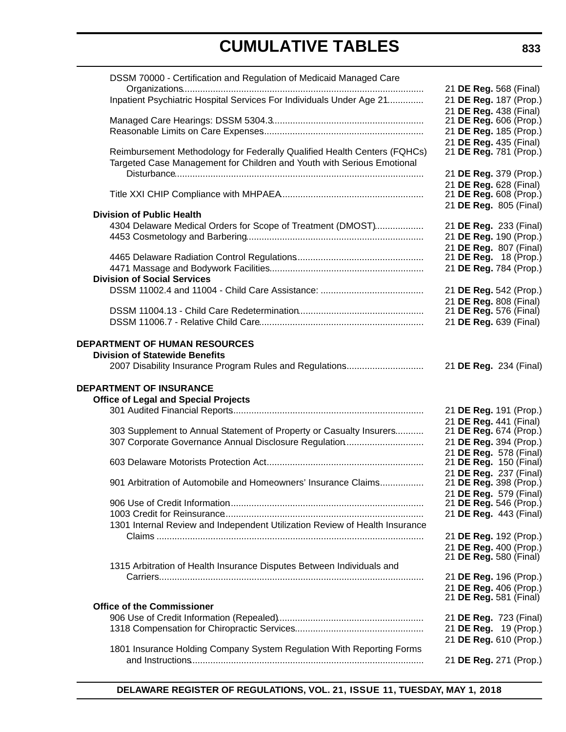DSSM 70000 - Certification and Regulation of Medicaid Managed Care Organizations ........ 21 **DE Reg.** 568 (Final)
Inpatient Psychiatric Hospital Services For Individuals Under Age 21 ........ 21 **DE Reg.** 187 (Prop.)
21 **DE Reg.** 438 (Final)
Managed Care Hearings: DSSM 5304.3 ........ 21 **DE Reg.** 606 (Prop.)
Reasonable Limits on Care Expenses ........ 21 **DE Reg.** 185 (Prop.)
21 **DE Reg.** 435 (Final)
Reimbursement Methodology for Federally Qualified Health Centers (FQHCs) 21 **DE Reg.** 781 (Prop.)
Targeted Case Management for Children and Youth with Serious Emotional Disturbance ........ 21 **DE Reg.** 379 (Prop.)
21 **DE Reg.** 628 (Final)
Title XXI CHIP Compliance with MHPAEA ........ 21 **DE Reg.** 608 (Prop.)
21 **DE Reg.** 805 (Final)

**Division of Public Health**

4304 Delaware Medical Orders for Scope of Treatment (DMOST) ........ 21 **DE Reg.** 233 (Final)
4453 Cosmetology and Barbering ........ 21 **DE Reg.** 190 (Prop.)
21 **DE Reg.** 807 (Final)
4465 Delaware Radiation Control Regulations ........ 21 **DE Reg.** 18 (Prop.)
4471 Massage and Bodywork Facilities ........ 21 **DE Reg.** 784 (Prop.)

**Division of Social Services**

DSSM 11002.4 and 11004 - Child Care Assistance: ........ 21 **DE Reg.** 542 (Prop.)
21 **DE Reg.** 808 (Final)
DSSM 11004.13 - Child Care Redetermination ........ 21 **DE Reg.** 576 (Final)
DSSM 11006.7 - Relative Child Care ........ 21 **DE Reg.** 639 (Final)

**DEPARTMENT OF HUMAN RESOURCES**

**Division of Statewide Benefits**

2007 Disability Insurance Program Rules and Regulations ........ 21 **DE Reg.** 234 (Final)

**DEPARTMENT OF INSURANCE**

**Office of Legal and Special Projects**

301 Audited Financial Reports ........ 21 **DE Reg.** 191 (Prop.)
21 **DE Reg.** 441 (Final)
303 Supplement to Annual Statement of Property or Casualty Insurers ........ 21 **DE Reg.** 674 (Prop.)
307 Corporate Governance Annual Disclosure Regulation ........ 21 **DE Reg.** 394 (Prop.)
21 **DE Reg.** 578 (Final)
603 Delaware Motorists Protection Act ........ 21 **DE Reg.** 150 (Final)
21 **DE Reg.** 237 (Final)
901 Arbitration of Automobile and Homeowners' Insurance Claims ........ 21 **DE Reg.** 398 (Prop.)
21 **DE Reg.** 579 (Final)
906 Use of Credit Information ........ 21 **DE Reg.** 546 (Prop.)
1003 Credit for Reinsurance ........ 21 **DE Reg.** 443 (Final)
1301 Internal Review and Independent Utilization Review of Health Insurance Claims ........ 21 **DE Reg.** 192 (Prop.)
21 **DE Reg.** 400 (Prop.)
21 **DE Reg.** 580 (Final)
1315 Arbitration of Health Insurance Disputes Between Individuals and Carriers ........ 21 **DE Reg.** 196 (Prop.)
21 **DE Reg.** 406 (Prop.)
21 **DE Reg.** 581 (Final)

**Office of the Commissioner**

906 Use of Credit Information (Repealed) ........ 21 **DE Reg.** 723 (Final)
1318 Compensation for Chiropractic Services ........ 21 **DE Reg.** 19 (Prop.)
21 **DE Reg.** 610 (Prop.)
1801 Insurance Holding Company System Regulation With Reporting Forms and Instructions ........ 21 **DE Reg.** 271 (Prop.)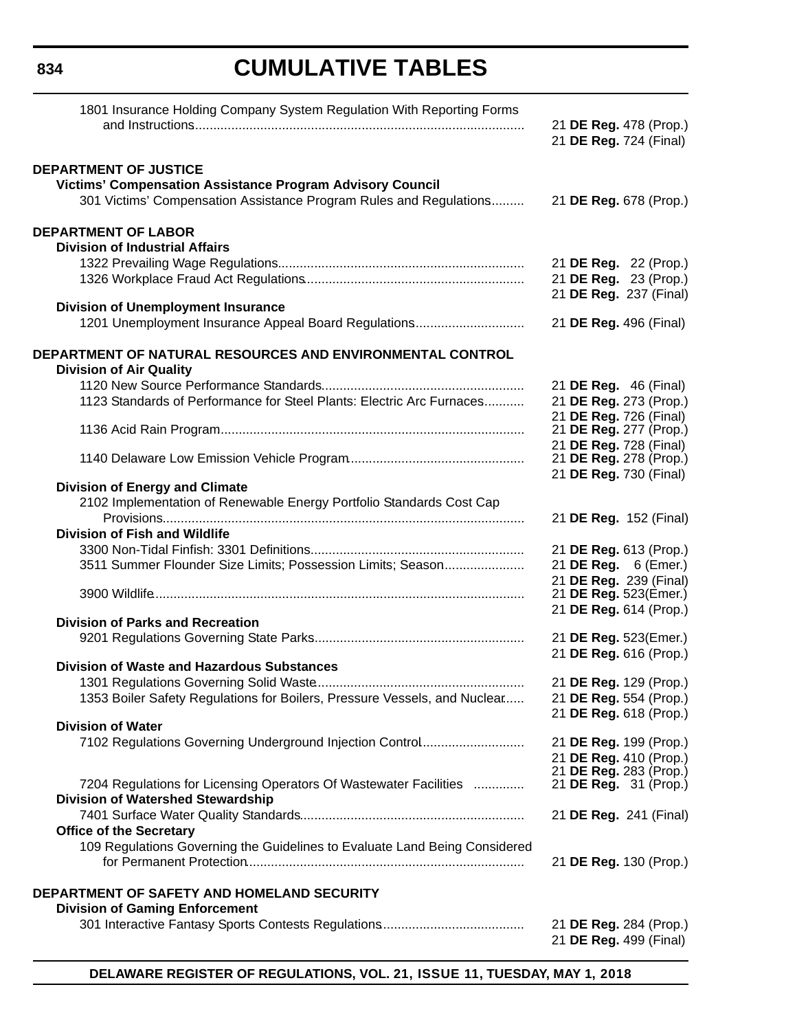# CUMULATIVE TABLES

| | |
|---|---|
| 1801 Insurance Holding Company System Regulation With Reporting Forms and Instructions | 21 **DE Reg.** 478 (Prop.)<br>21 **DE Reg.** 724 (Final) |
| **DEPARTMENT OF JUSTICE** | |
| **Victims' Compensation Assistance Program Advisory Council** | |
| 301 Victims' Compensation Assistance Program Rules and Regulations | 21 **DE Reg.** 678 (Prop.) |
| **DEPARTMENT OF LABOR** | |
| **Division of Industrial Affairs** | |
| 1322 Prevailing Wage Regulations | 21 **DE Reg.** 22 (Prop.) |
| 1326 Workplace Fraud Act Regulations | 21 **DE Reg.** 23 (Prop.)<br>21 **DE Reg.** 237 (Final) |
| **Division of Unemployment Insurance** | |
| 1201 Unemployment Insurance Appeal Board Regulations | 21 **DE Reg.** 496 (Final) |
| **DEPARTMENT OF NATURAL RESOURCES AND ENVIRONMENTAL CONTROL** | |
| **Division of Air Quality** | |
| 1120 New Source Performance Standards | 21 **DE Reg.** 46 (Final) |
| 1123 Standards of Performance for Steel Plants: Electric Arc Furnaces | 21 **DE Reg.** 273 (Prop.)<br>21 **DE Reg.** 726 (Final) |
| 1136 Acid Rain Program | 21 **DE Reg.** 277 (Prop.)<br>21 **DE Reg.** 728 (Final) |
| 1140 Delaware Low Emission Vehicle Program | 21 **DE Reg.** 278 (Prop.)<br>21 **DE Reg.** 730 (Final) |
| **Division of Energy and Climate** | |
| 2102 Implementation of Renewable Energy Portfolio Standards Cost Cap Provisions | 21 **DE Reg.** 152 (Final) |
| **Division of Fish and Wildlife** | |
| 3300 Non-Tidal Finfish: 3301 Definitions | 21 **DE Reg.** 613 (Prop.) |
| 3511 Summer Flounder Size Limits; Possession Limits; Season | 21 **DE Reg.** 6 (Emer.)<br>21 **DE Reg.** 239 (Final) |
| 3900 Wildlife | 21 **DE Reg.** 523(Emer.)<br>21 **DE Reg.** 614 (Prop.) |
| **Division of Parks and Recreation** | |
| 9201 Regulations Governing State Parks | 21 **DE Reg.** 523(Emer.)<br>21 **DE Reg.** 616 (Prop.) |
| **Division of Waste and Hazardous Substances** | |
| 1301 Regulations Governing Solid Waste | 21 **DE Reg.** 129 (Prop.) |
| 1353 Boiler Safety Regulations for Boilers, Pressure Vessels, and Nuclear | 21 **DE Reg.** 554 (Prop.)<br>21 **DE Reg.** 618 (Prop.) |
| **Division of Water** | |
| 7102 Regulations Governing Underground Injection Control | 21 **DE Reg.** 199 (Prop.)<br>21 **DE Reg.** 410 (Prop.)<br>21 **DE Reg.** 283 (Prop.) |
| 7204 Regulations for Licensing Operators Of Wastewater Facilities | 21 **DE Reg.** 31 (Prop.) |
| **Division of Watershed Stewardship** | |
| 7401 Surface Water Quality Standards | 21 **DE Reg.** 241 (Final) |
| **Office of the Secretary** | |
| 109 Regulations Governing the Guidelines to Evaluate Land Being Considered for Permanent Protection | 21 **DE Reg.** 130 (Prop.) |
| **DEPARTMENT OF SAFETY AND HOMELAND SECURITY** | |
| **Division of Gaming Enforcement** | |
| 301 Interactive Fantasy Sports Contests Regulations | 21 **DE Reg.** 284 (Prop.)<br>21 **DE Reg.** 499 (Final) |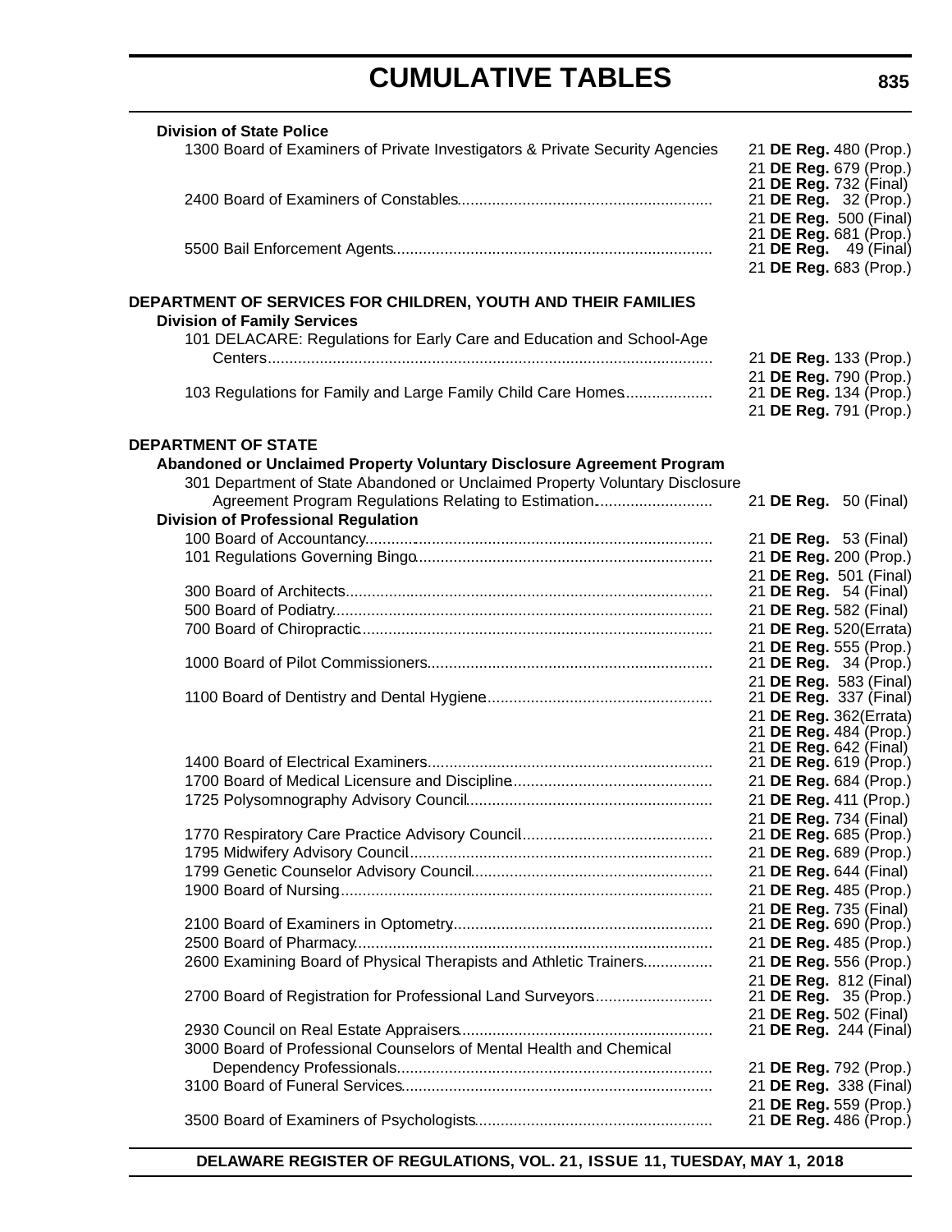# CUMULATIVE TABLES

**Division of State Police**

| Regulation | Citation |
|---|---|
| 1300 Board of Examiners of Private Investigators & Private Security Agencies | 21 **DE Reg.** 480 (Prop.) |
| | 21 **DE Reg.** 679 (Prop.) |
| | 21 **DE Reg.** 732 (Final) |
| 2400 Board of Examiners of Constables | 21 **DE Reg.** 32 (Prop.) |
| | 21 **DE Reg.** 500 (Final) |
| | 21 **DE Reg.** 681 (Prop.) |
| 5500 Bail Enforcement Agents | 21 **DE Reg.** 49 (Final) |
| | 21 **DE Reg.** 683 (Prop.) |

**DEPARTMENT OF SERVICES FOR CHILDREN, YOUTH AND THEIR FAMILIES**

**Division of Family Services**

| Regulation | Citation |
|---|---|
| 101 DELACARE: Regulations for Early Care and Education and School-Age Centers | 21 **DE Reg.** 133 (Prop.) |
| | 21 **DE Reg.** 790 (Prop.) |
| 103 Regulations for Family and Large Family Child Care Homes | 21 **DE Reg.** 134 (Prop.) |
| | 21 **DE Reg.** 791 (Prop.) |

**DEPARTMENT OF STATE**

**Abandoned or Unclaimed Property Voluntary Disclosure Agreement Program**

| Regulation | Citation |
|---|---|
| 301 Department of State Abandoned or Unclaimed Property Voluntary Disclosure Agreement Program Regulations Relating to Estimation | 21 **DE Reg.** 50 (Final) |

**Division of Professional Regulation**

| Regulation | Citation |
|---|---|
| 100 Board of Accountancy | 21 **DE Reg.** 53 (Final) |
| 101 Regulations Governing Bingo | 21 **DE Reg.** 200 (Prop.) |
| | 21 **DE Reg.** 501 (Final) |
| 300 Board of Architects | 21 **DE Reg.** 54 (Final) |
| 500 Board of Podiatry | 21 **DE Reg.** 582 (Final) |
| 700 Board of Chiropractic | 21 **DE Reg.** 520(Errata) |
| | 21 **DE Reg.** 555 (Prop.) |
| 1000 Board of Pilot Commissioners | 21 **DE Reg.** 34 (Prop.) |
| | 21 **DE Reg.** 583 (Final) |
| 1100 Board of Dentistry and Dental Hygiene | 21 **DE Reg.** 337 (Final) |
| | 21 **DE Reg.** 362(Errata) |
| | 21 **DE Reg.** 484 (Prop.) |
| | 21 **DE Reg.** 642 (Final) |
| 1400 Board of Electrical Examiners | 21 **DE Reg.** 619 (Prop.) |
| 1700 Board of Medical Licensure and Discipline | 21 **DE Reg.** 684 (Prop.) |
| 1725 Polysomnography Advisory Council | 21 **DE Reg.** 411 (Prop.) |
| | 21 **DE Reg.** 734 (Final) |
| 1770 Respiratory Care Practice Advisory Council | 21 **DE Reg.** 685 (Prop.) |
| 1795 Midwifery Advisory Council | 21 **DE Reg.** 689 (Prop.) |
| 1799 Genetic Counselor Advisory Council | 21 **DE Reg.** 644 (Final) |
| 1900 Board of Nursing | 21 **DE Reg.** 485 (Prop.) |
| | 21 **DE Reg.** 735 (Final) |
| 2100 Board of Examiners in Optometry | 21 **DE Reg.** 690 (Prop.) |
| 2500 Board of Pharmacy | 21 **DE Reg.** 485 (Prop.) |
| 2600 Examining Board of Physical Therapists and Athletic Trainers | 21 **DE Reg.** 556 (Prop.) |
| | 21 **DE Reg.** 812 (Final) |
| 2700 Board of Registration for Professional Land Surveyors | 21 **DE Reg.** 35 (Prop.) |
| | 21 **DE Reg.** 502 (Final) |
| 2930 Council on Real Estate Appraisers | 21 **DE Reg.** 244 (Final) |
| 3000 Board of Professional Counselors of Mental Health and Chemical Dependency Professionals | 21 **DE Reg.** 792 (Prop.) |
| 3100 Board of Funeral Services | 21 **DE Reg.** 338 (Final) |
| | 21 **DE Reg.** 559 (Prop.) |
| 3500 Board of Examiners of Psychologists | 21 **DE Reg.** 486 (Prop.) |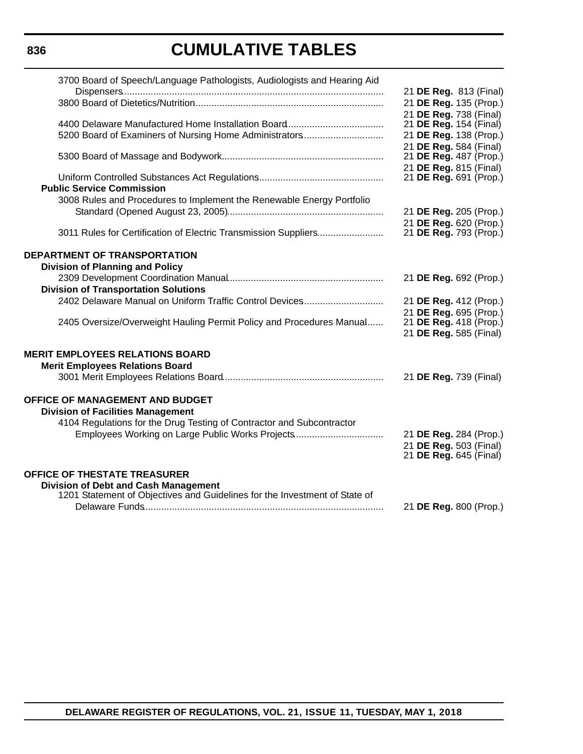# CUMULATIVE TABLES

| | |
|---|---|
| 3700 Board of Speech/Language Pathologists, Audiologists and Hearing Aid Dispensers | 21 **DE Reg.** 813 (Final) |
| 3800 Board of Dietetics/Nutrition | 21 **DE Reg.** 135 (Prop.) |
| | 21 **DE Reg.** 738 (Final) |
| 4400 Delaware Manufactured Home Installation Board | 21 **DE Reg.** 154 (Final) |
| 5200 Board of Examiners of Nursing Home Administrators | 21 **DE Reg.** 138 (Prop.) |
| | 21 **DE Reg.** 584 (Final) |
| 5300 Board of Massage and Bodywork | 21 **DE Reg.** 487 (Prop.) |
| | 21 **DE Reg.** 815 (Final) |
| Uniform Controlled Substances Act Regulations | 21 **DE Reg.** 691 (Prop.) |
| **Public Service Commission** | |
| 3008 Rules and Procedures to Implement the Renewable Energy Portfolio Standard (Opened August 23, 2005) | 21 **DE Reg.** 205 (Prop.) |
| | 21 **DE Reg.** 620 (Prop.) |
| 3011 Rules for Certification of Electric Transmission Suppliers | 21 **DE Reg.** 793 (Prop.) |

**DEPARTMENT OF TRANSPORTATION**

| | |
|---|---|
| **Division of Planning and Policy** | |
| 2309 Development Coordination Manual | 21 **DE Reg.** 692 (Prop.) |
| **Division of Transportation Solutions** | |
| 2402 Delaware Manual on Uniform Traffic Control Devices | 21 **DE Reg.** 412 (Prop.) |
| | 21 **DE Reg.** 695 (Prop.) |
| 2405 Oversize/Overweight Hauling Permit Policy and Procedures Manual | 21 **DE Reg.** 418 (Prop.) |
| | 21 **DE Reg.** 585 (Final) |

**MERIT EMPLOYEES RELATIONS BOARD**

| | |
|---|---|
| **Merit Employees Relations Board** | |
| 3001 Merit Employees Relations Board | 21 **DE Reg.** 739 (Final) |

**OFFICE OF MANAGEMENT AND BUDGET**

| | |
|---|---|
| **Division of Facilities Management** | |
| 4104 Regulations for the Drug Testing of Contractor and Subcontractor Employees Working on Large Public Works Projects | 21 **DE Reg.** 284 (Prop.) |
| | 21 **DE Reg.** 503 (Final) |
| | 21 **DE Reg.** 645 (Final) |

**OFFICE OF THESTATE TREASURER**

| | |
|---|---|
| **Division of Debt and Cash Management** | |
| 1201 Statement of Objectives and Guidelines for the Investment of State of Delaware Funds | 21 **DE Reg.** 800 (Prop.) |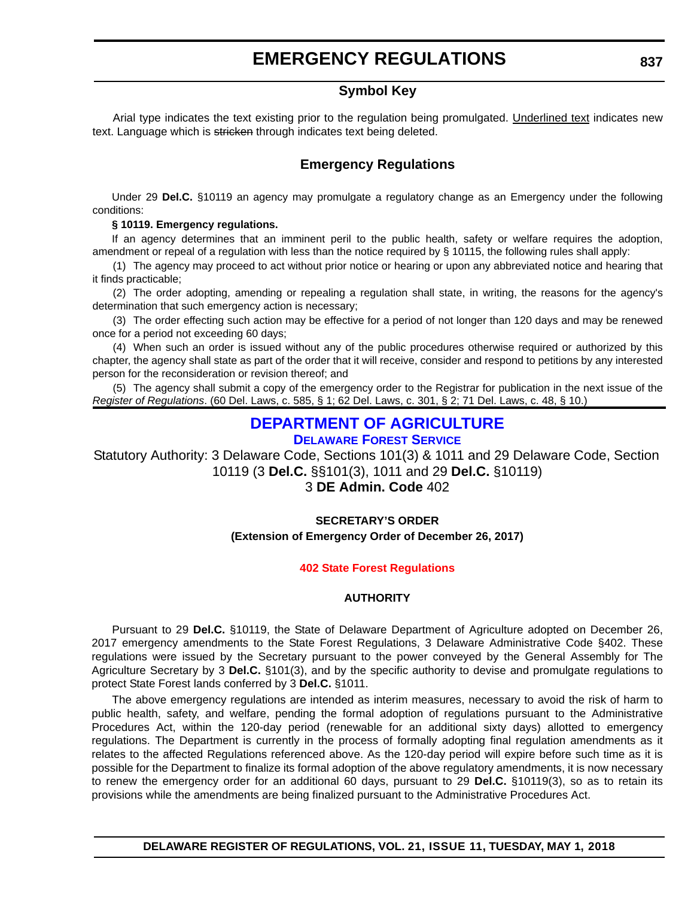# EMERGENCY REGULATIONS

### Symbol Key

Arial type indicates the text existing prior to the regulation being promulgated. Underlined text indicates new text. Language which is ~~stricken~~ through indicates text being deleted.

## Emergency Regulations

Under 29 **Del.C.** §10119 an agency may promulgate a regulatory change as an Emergency under the following conditions:

**§ 10119. Emergency regulations.**

If an agency determines that an imminent peril to the public health, safety or welfare requires the adoption, amendment or repeal of a regulation with less than the notice required by § 10115, the following rules shall apply:

(1) The agency may proceed to act without prior notice or hearing or upon any abbreviated notice and hearing that it finds practicable;

(2) The order adopting, amending or repealing a regulation shall state, in writing, the reasons for the agency's determination that such emergency action is necessary;

(3) The order effecting such action may be effective for a period of not longer than 120 days and may be renewed once for a period not exceeding 60 days;

(4) When such an order is issued without any of the public procedures otherwise required or authorized by this chapter, the agency shall state as part of the order that it will receive, consider and respond to petitions by any interested person for the reconsideration or revision thereof; and

(5) The agency shall submit a copy of the emergency order to the Registrar for publication in the next issue of the *Register of Regulations*. (60 Del. Laws, c. 585, § 1; 62 Del. Laws, c. 301, § 2; 71 Del. Laws, c. 48, § 10.)

## DEPARTMENT OF AGRICULTURE

### Delaware Forest Service

Statutory Authority: 3 Delaware Code, Sections 101(3) & 1011 and 29 Delaware Code, Section 10119 (3 **Del.C.** §§101(3), 1011 and 29 **Del.C.** §10119)
3 **DE Admin. Code** 402

**SECRETARY'S ORDER**

**(Extension of Emergency Order of December 26, 2017)**

**402 State Forest Regulations**

**AUTHORITY**

Pursuant to 29 **Del.C.** §10119, the State of Delaware Department of Agriculture adopted on December 26, 2017 emergency amendments to the State Forest Regulations, 3 Delaware Administrative Code §402. These regulations were issued by the Secretary pursuant to the power conveyed by the General Assembly for The Agriculture Secretary by 3 **Del.C.** §101(3), and by the specific authority to devise and promulgate regulations to protect State Forest lands conferred by 3 **Del.C.** §1011.

The above emergency regulations are intended as interim measures, necessary to avoid the risk of harm to public health, safety, and welfare, pending the formal adoption of regulations pursuant to the Administrative Procedures Act, within the 120-day period (renewable for an additional sixty days) allotted to emergency regulations. The Department is currently in the process of formally adopting final regulation amendments as it relates to the affected Regulations referenced above. As the 120-day period will expire before such time as it is possible for the Department to finalize its formal adoption of the above regulatory amendments, it is now necessary to renew the emergency order for an additional 60 days, pursuant to 29 **Del.C.** §10119(3), so as to retain its provisions while the amendments are being finalized pursuant to the Administrative Procedures Act.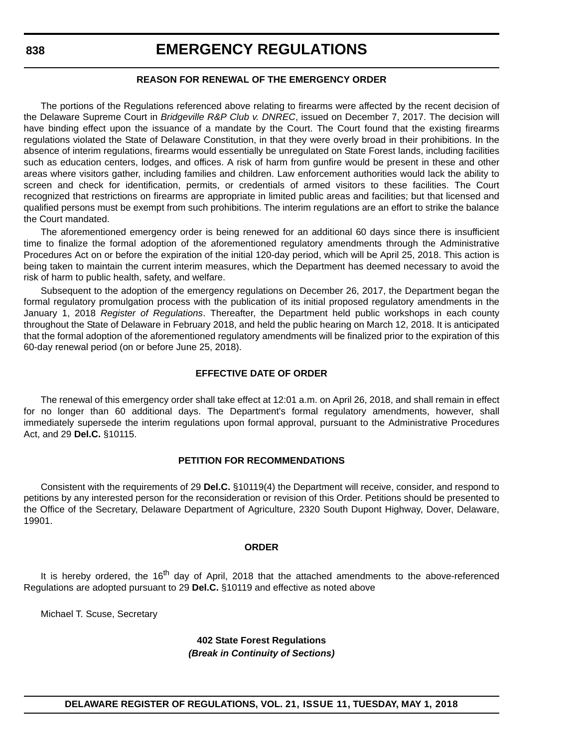#### REASON FOR RENEWAL OF THE EMERGENCY ORDER

The portions of the Regulations referenced above relating to firearms were affected by the recent decision of the Delaware Supreme Court in *Bridgeville R&P Club v. DNREC*, issued on December 7, 2017. The decision will have binding effect upon the issuance of a mandate by the Court. The Court found that the existing firearms regulations violated the State of Delaware Constitution, in that they were overly broad in their prohibitions. In the absence of interim regulations, firearms would essentially be unregulated on State Forest lands, including facilities such as education centers, lodges, and offices. A risk of harm from gunfire would be present in these and other areas where visitors gather, including families and children. Law enforcement authorities would lack the ability to screen and check for identification, permits, or credentials of armed visitors to these facilities. The Court recognized that restrictions on firearms are appropriate in limited public areas and facilities; but that licensed and qualified persons must be exempt from such prohibitions. The interim regulations are an effort to strike the balance the Court mandated.

The aforementioned emergency order is being renewed for an additional 60 days since there is insufficient time to finalize the formal adoption of the aforementioned regulatory amendments through the Administrative Procedures Act on or before the expiration of the initial 120-day period, which will be April 25, 2018. This action is being taken to maintain the current interim measures, which the Department has deemed necessary to avoid the risk of harm to public health, safety, and welfare.

Subsequent to the adoption of the emergency regulations on December 26, 2017, the Department began the formal regulatory promulgation process with the publication of its initial proposed regulatory amendments in the January 1, 2018 *Register of Regulations*. Thereafter, the Department held public workshops in each county throughout the State of Delaware in February 2018, and held the public hearing on March 12, 2018. It is anticipated that the formal adoption of the aforementioned regulatory amendments will be finalized prior to the expiration of this 60-day renewal period (on or before June 25, 2018).

#### EFFECTIVE DATE OF ORDER

The renewal of this emergency order shall take effect at 12:01 a.m. on April 26, 2018, and shall remain in effect for no longer than 60 additional days. The Department's formal regulatory amendments, however, shall immediately supersede the interim regulations upon formal approval, pursuant to the Administrative Procedures Act, and 29 **Del.C.** §10115.

#### PETITION FOR RECOMMENDATIONS

Consistent with the requirements of 29 **Del.C.** §10119(4) the Department will receive, consider, and respond to petitions by any interested person for the reconsideration or revision of this Order. Petitions should be presented to the Office of the Secretary, Delaware Department of Agriculture, 2320 South Dupont Highway, Dover, Delaware, 19901.

#### ORDER

It is hereby ordered, the 16th day of April, 2018 that the attached amendments to the above-referenced Regulations are adopted pursuant to 29 **Del.C.** §10119 and effective as noted above

Michael T. Scuse, Secretary

**402 State Forest Regulations**

***(Break in Continuity of Sections)***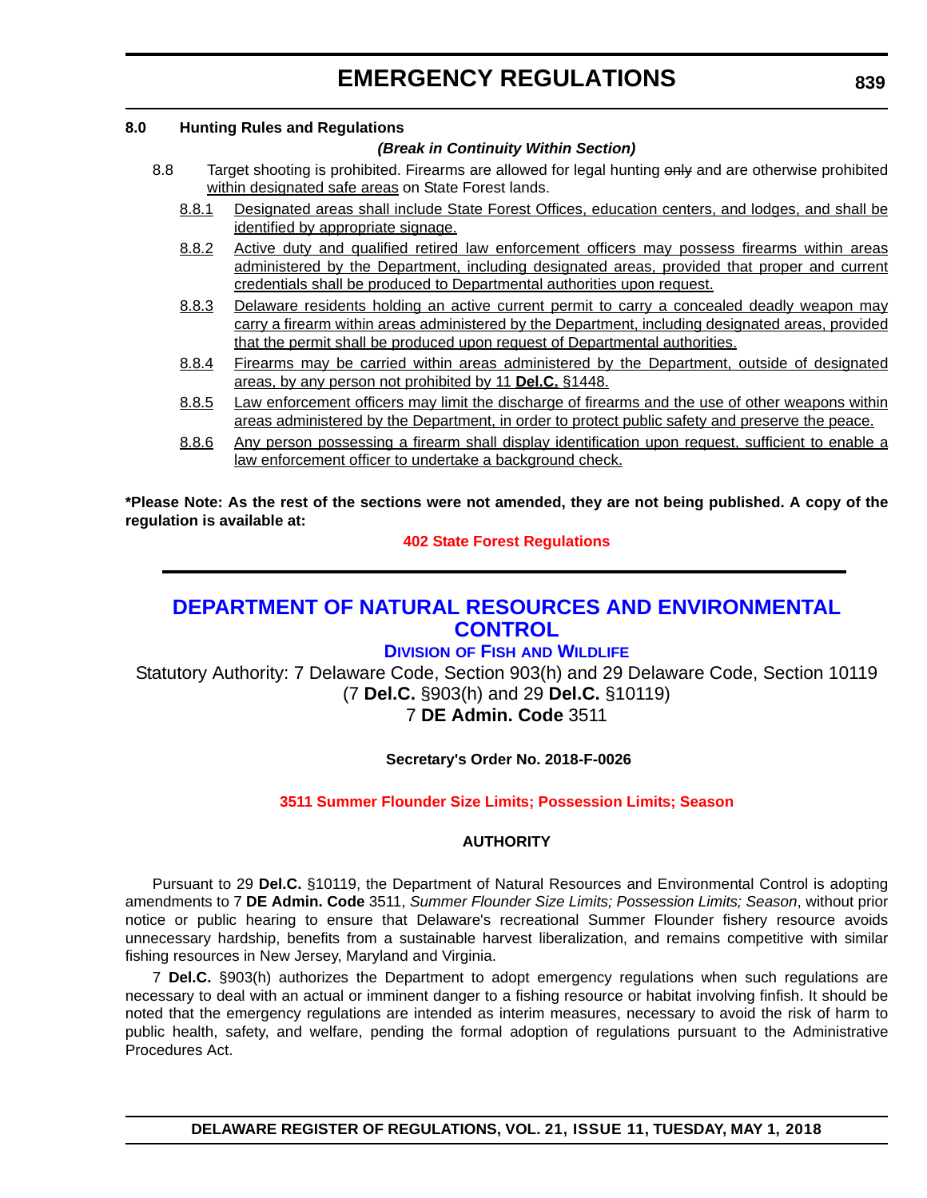**8.0 Hunting Rules and Regulations**

***(Break in Continuity Within Section)***

8.8 Target shooting is prohibited. Firearms are allowed for legal hunting ~~only~~ and are otherwise prohibited <u>within designated safe areas</u> on State Forest lands.

<u>8.8.1</u> <u>Designated areas shall include State Forest Offices, education centers, and lodges, and shall be identified by appropriate signage.</u>

<u>8.8.2</u> <u>Active duty and qualified retired law enforcement officers may possess firearms within areas administered by the Department, including designated areas, provided that proper and current credentials shall be produced to Departmental authorities upon request.</u>

<u>8.8.3</u> <u>Delaware residents holding an active current permit to carry a concealed deadly weapon may carry a firearm within areas administered by the Department, including designated areas, provided that the permit shall be produced upon request of Departmental authorities.</u>

<u>8.8.4</u> <u>Firearms may be carried within areas administered by the Department, outside of designated areas, by any person not prohibited by 11 **Del.C.** §1448.</u>

<u>8.8.5</u> <u>Law enforcement officers may limit the discharge of firearms and the use of other weapons within areas administered by the Department, in order to protect public safety and preserve the peace.</u>

<u>8.8.6</u> <u>Any person possessing a firearm shall display identification upon request, sufficient to enable a law enforcement officer to undertake a background check.</u>

**\*Please Note: As the rest of the sections were not amended, they are not being published. A copy of the regulation is available at:**

**402 State Forest Regulations**

---

## DEPARTMENT OF NATURAL RESOURCES AND ENVIRONMENTAL CONTROL

### Division of Fish and Wildlife

Statutory Authority: 7 Delaware Code, Section 903(h) and 29 Delaware Code, Section 10119 (7 **Del.C.** §903(h) and 29 **Del.C.** §10119)
7 **DE Admin. Code** 3511

**Secretary's Order No. 2018-F-0026**

**3511 Summer Flounder Size Limits; Possession Limits; Season**

**AUTHORITY**

Pursuant to 29 **Del.C.** §10119, the Department of Natural Resources and Environmental Control is adopting amendments to 7 **DE Admin. Code** 3511, *Summer Flounder Size Limits; Possession Limits; Season*, without prior notice or public hearing to ensure that Delaware's recreational Summer Flounder fishery resource avoids unnecessary hardship, benefits from a sustainable harvest liberalization, and remains competitive with similar fishing resources in New Jersey, Maryland and Virginia.

7 **Del.C.** §903(h) authorizes the Department to adopt emergency regulations when such regulations are necessary to deal with an actual or imminent danger to a fishing resource or habitat involving finfish. It should be noted that the emergency regulations are intended as interim measures, necessary to avoid the risk of harm to public health, safety, and welfare, pending the formal adoption of regulations pursuant to the Administrative Procedures Act.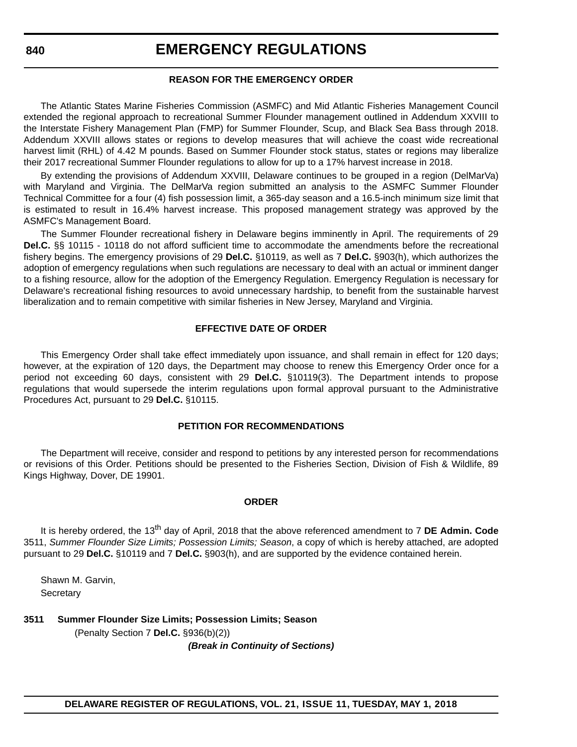#### REASON FOR THE EMERGENCY ORDER

The Atlantic States Marine Fisheries Commission (ASMFC) and Mid Atlantic Fisheries Management Council extended the regional approach to recreational Summer Flounder management outlined in Addendum XXVIII to the Interstate Fishery Management Plan (FMP) for Summer Flounder, Scup, and Black Sea Bass through 2018. Addendum XXVIII allows states or regions to develop measures that will achieve the coast wide recreational harvest limit (RHL) of 4.42 M pounds. Based on Summer Flounder stock status, states or regions may liberalize their 2017 recreational Summer Flounder regulations to allow for up to a 17% harvest increase in 2018.

By extending the provisions of Addendum XXVIII, Delaware continues to be grouped in a region (DelMarVa) with Maryland and Virginia. The DelMarVa region submitted an analysis to the ASMFC Summer Flounder Technical Committee for a four (4) fish possession limit, a 365-day season and a 16.5-inch minimum size limit that is estimated to result in 16.4% harvest increase. This proposed management strategy was approved by the ASMFC's Management Board.

The Summer Flounder recreational fishery in Delaware begins imminently in April. The requirements of 29 **Del.C.** §§ 10115 - 10118 do not afford sufficient time to accommodate the amendments before the recreational fishery begins. The emergency provisions of 29 **Del.C.** §10119, as well as 7 **Del.C.** §903(h), which authorizes the adoption of emergency regulations when such regulations are necessary to deal with an actual or imminent danger to a fishing resource, allow for the adoption of the Emergency Regulation. Emergency Regulation is necessary for Delaware's recreational fishing resources to avoid unnecessary hardship, to benefit from the sustainable harvest liberalization and to remain competitive with similar fisheries in New Jersey, Maryland and Virginia.

#### EFFECTIVE DATE OF ORDER

This Emergency Order shall take effect immediately upon issuance, and shall remain in effect for 120 days; however, at the expiration of 120 days, the Department may choose to renew this Emergency Order once for a period not exceeding 60 days, consistent with 29 **Del.C.** §10119(3). The Department intends to propose regulations that would supersede the interim regulations upon formal approval pursuant to the Administrative Procedures Act, pursuant to 29 **Del.C.** §10115.

#### PETITION FOR RECOMMENDATIONS

The Department will receive, consider and respond to petitions by any interested person for recommendations or revisions of this Order. Petitions should be presented to the Fisheries Section, Division of Fish & Wildlife, 89 Kings Highway, Dover, DE 19901.

#### ORDER

It is hereby ordered, the 13th day of April, 2018 that the above referenced amendment to 7 **DE Admin. Code** 3511, *Summer Flounder Size Limits; Possession Limits; Season*, a copy of which is hereby attached, are adopted pursuant to 29 **Del.C.** §10119 and 7 **Del.C.** §903(h), and are supported by the evidence contained herein.

Shawn M. Garvin,
Secretary

**3511 Summer Flounder Size Limits; Possession Limits; Season**

(Penalty Section 7 **Del.C.** §936(b)(2))

***(Break in Continuity of Sections)***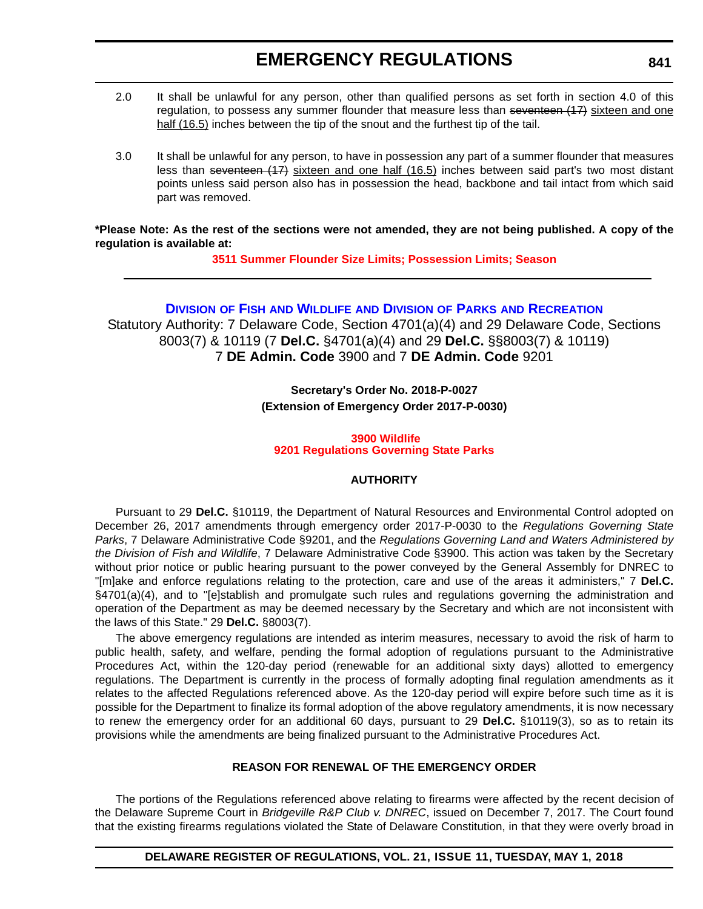2.0 It shall be unlawful for any person, other than qualified persons as set forth in section 4.0 of this regulation, to possess any summer flounder that measure less than ~~seventeen (17)~~ <u>sixteen and one half (16.5)</u> inches between the tip of the snout and the furthest tip of the tail.

3.0 It shall be unlawful for any person, to have in possession any part of a summer flounder that measures less than ~~seventeen (17)~~ <u>sixteen and one half (16.5)</u> inches between said part's two most distant points unless said person also has in possession the head, backbone and tail intact from which said part was removed.

**\*Please Note: As the rest of the sections were not amended, they are not being published. A copy of the regulation is available at:**

**3511 Summer Flounder Size Limits; Possession Limits; Season**

---

## DIVISION OF FISH AND WILDLIFE AND DIVISION OF PARKS AND RECREATION

Statutory Authority: 7 Delaware Code, Section 4701(a)(4) and 29 Delaware Code, Sections 8003(7) & 10119 (7 **Del.C.** §4701(a)(4) and 29 **Del.C.** §§8003(7) & 10119)
7 **DE Admin. Code** 3900 and 7 **DE Admin. Code** 9201

**Secretary's Order No. 2018-P-0027**
**(Extension of Emergency Order 2017-P-0030)**

**3900 Wildlife**
**9201 Regulations Governing State Parks**

### AUTHORITY

Pursuant to 29 **Del.C.** §10119, the Department of Natural Resources and Environmental Control adopted on December 26, 2017 amendments through emergency order 2017-P-0030 to the *Regulations Governing State Parks*, 7 Delaware Administrative Code §9201, and the *Regulations Governing Land and Waters Administered by the Division of Fish and Wildlife*, 7 Delaware Administrative Code §3900. This action was taken by the Secretary without prior notice or public hearing pursuant to the power conveyed by the General Assembly for DNREC to "[m]ake and enforce regulations relating to the protection, care and use of the areas it administers," 7 **Del.C.** §4701(a)(4), and to "[e]stablish and promulgate such rules and regulations governing the administration and operation of the Department as may be deemed necessary by the Secretary and which are not inconsistent with the laws of this State." 29 **Del.C.** §8003(7).

The above emergency regulations are intended as interim measures, necessary to avoid the risk of harm to public health, safety, and welfare, pending the formal adoption of regulations pursuant to the Administrative Procedures Act, within the 120-day period (renewable for an additional sixty days) allotted to emergency regulations. The Department is currently in the process of formally adopting final regulation amendments as it relates to the affected Regulations referenced above. As the 120-day period will expire before such time as it is possible for the Department to finalize its formal adoption of the above regulatory amendments, it is now necessary to renew the emergency order for an additional 60 days, pursuant to 29 **Del.C.** §10119(3), so as to retain its provisions while the amendments are being finalized pursuant to the Administrative Procedures Act.

### REASON FOR RENEWAL OF THE EMERGENCY ORDER

The portions of the Regulations referenced above relating to firearms were affected by the recent decision of the Delaware Supreme Court in *Bridgeville R&P Club v. DNREC*, issued on December 7, 2017. The Court found that the existing firearms regulations violated the State of Delaware Constitution, in that they were overly broad in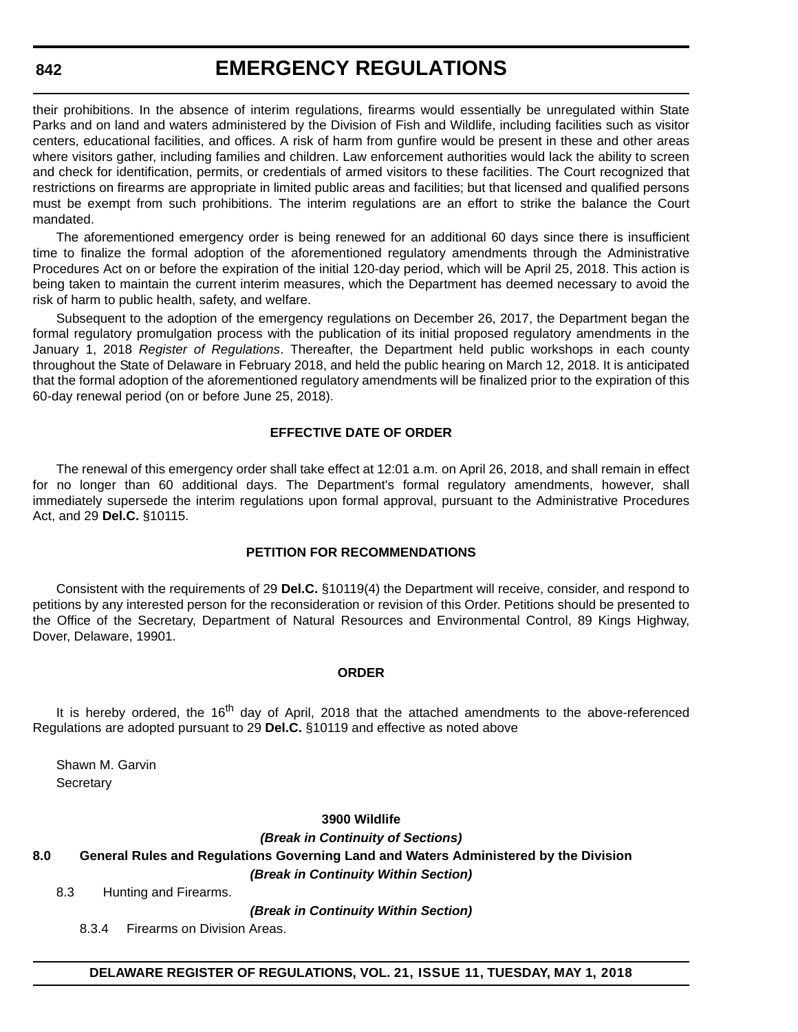their prohibitions. In the absence of interim regulations, firearms would essentially be unregulated within State Parks and on land and waters administered by the Division of Fish and Wildlife, including facilities such as visitor centers, educational facilities, and offices. A risk of harm from gunfire would be present in these and other areas where visitors gather, including families and children. Law enforcement authorities would lack the ability to screen and check for identification, permits, or credentials of armed visitors to these facilities. The Court recognized that restrictions on firearms are appropriate in limited public areas and facilities; but that licensed and qualified persons must be exempt from such prohibitions. The interim regulations are an effort to strike the balance the Court mandated.

The aforementioned emergency order is being renewed for an additional 60 days since there is insufficient time to finalize the formal adoption of the aforementioned regulatory amendments through the Administrative Procedures Act on or before the expiration of the initial 120-day period, which will be April 25, 2018. This action is being taken to maintain the current interim measures, which the Department has deemed necessary to avoid the risk of harm to public health, safety, and welfare.

Subsequent to the adoption of the emergency regulations on December 26, 2017, the Department began the formal regulatory promulgation process with the publication of its initial proposed regulatory amendments in the January 1, 2018 *Register of Regulations*. Thereafter, the Department held public workshops in each county throughout the State of Delaware in February 2018, and held the public hearing on March 12, 2018. It is anticipated that the formal adoption of the aforementioned regulatory amendments will be finalized prior to the expiration of this 60-day renewal period (on or before June 25, 2018).

**EFFECTIVE DATE OF ORDER**

The renewal of this emergency order shall take effect at 12:01 a.m. on April 26, 2018, and shall remain in effect for no longer than 60 additional days. The Department's formal regulatory amendments, however, shall immediately supersede the interim regulations upon formal approval, pursuant to the Administrative Procedures Act, and 29 **Del.C.** §10115.

**PETITION FOR RECOMMENDATIONS**

Consistent with the requirements of 29 **Del.C.** §10119(4) the Department will receive, consider, and respond to petitions by any interested person for the reconsideration or revision of this Order. Petitions should be presented to the Office of the Secretary, Department of Natural Resources and Environmental Control, 89 Kings Highway, Dover, Delaware, 19901.

**ORDER**

It is hereby ordered, the 16th day of April, 2018 that the attached amendments to the above-referenced Regulations are adopted pursuant to 29 **Del.C.** §10119 and effective as noted above

Shawn M. Garvin
Secretary

**3900 Wildlife**

***(Break in Continuity of Sections)***

**8.0 General Rules and Regulations Governing Land and Waters Administered by the Division**

***(Break in Continuity Within Section)***

8.3 Hunting and Firearms.

***(Break in Continuity Within Section)***

8.3.4 Firearms on Division Areas.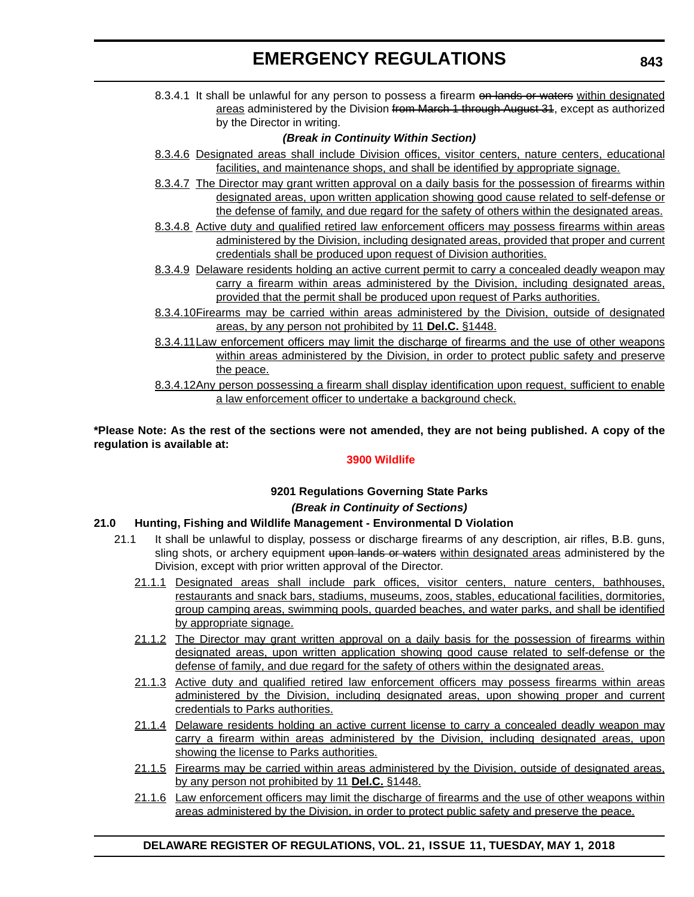8.3.4.1 It shall be unlawful for any person to possess a firearm ~~on lands or waters~~ within designated areas administered by the Division ~~from March 1 through August 31~~, except as authorized by the Director in writing.

***(Break in Continuity Within Section)***

8.3.4.6 Designated areas shall include Division offices, visitor centers, nature centers, educational facilities, and maintenance shops, and shall be identified by appropriate signage.

8.3.4.7 The Director may grant written approval on a daily basis for the possession of firearms within designated areas, upon written application showing good cause related to self-defense or the defense of family, and due regard for the safety of others within the designated areas.

8.3.4.8 Active duty and qualified retired law enforcement officers may possess firearms within areas administered by the Division, including designated areas, provided that proper and current credentials shall be produced upon request of Division authorities.

8.3.4.9 Delaware residents holding an active current permit to carry a concealed deadly weapon may carry a firearm within areas administered by the Division, including designated areas, provided that the permit shall be produced upon request of Parks authorities.

8.3.4.10 Firearms may be carried within areas administered by the Division, outside of designated areas, by any person not prohibited by 11 **Del.C.** §1448.

8.3.4.11 Law enforcement officers may limit the discharge of firearms and the use of other weapons within areas administered by the Division, in order to protect public safety and preserve the peace.

8.3.4.12 Any person possessing a firearm shall display identification upon request, sufficient to enable a law enforcement officer to undertake a background check.

**\*Please Note: As the rest of the sections were not amended, they are not being published. A copy of the regulation is available at:**

**3900 Wildlife**

**9201 Regulations Governing State Parks**

***(Break in Continuity of Sections)***

**21.0 Hunting, Fishing and Wildlife Management - Environmental D Violation**

21.1 It shall be unlawful to display, possess or discharge firearms of any description, air rifles, B.B. guns, sling shots, or archery equipment ~~upon lands or waters~~ within designated areas administered by the Division, except with prior written approval of the Director.

21.1.1 Designated areas shall include park offices, visitor centers, nature centers, bathhouses, restaurants and snack bars, stadiums, museums, zoos, stables, educational facilities, dormitories, group camping areas, swimming pools, guarded beaches, and water parks, and shall be identified by appropriate signage.

21.1.2 The Director may grant written approval on a daily basis for the possession of firearms within designated areas, upon written application showing good cause related to self-defense or the defense of family, and due regard for the safety of others within the designated areas.

21.1.3 Active duty and qualified retired law enforcement officers may possess firearms within areas administered by the Division, including designated areas, upon showing proper and current credentials to Parks authorities.

21.1.4 Delaware residents holding an active current license to carry a concealed deadly weapon may carry a firearm within areas administered by the Division, including designated areas, upon showing the license to Parks authorities.

21.1.5 Firearms may be carried within areas administered by the Division, outside of designated areas, by any person not prohibited by 11 **Del.C.** §1448.

21.1.6 Law enforcement officers may limit the discharge of firearms and the use of other weapons within areas administered by the Division, in order to protect public safety and preserve the peace.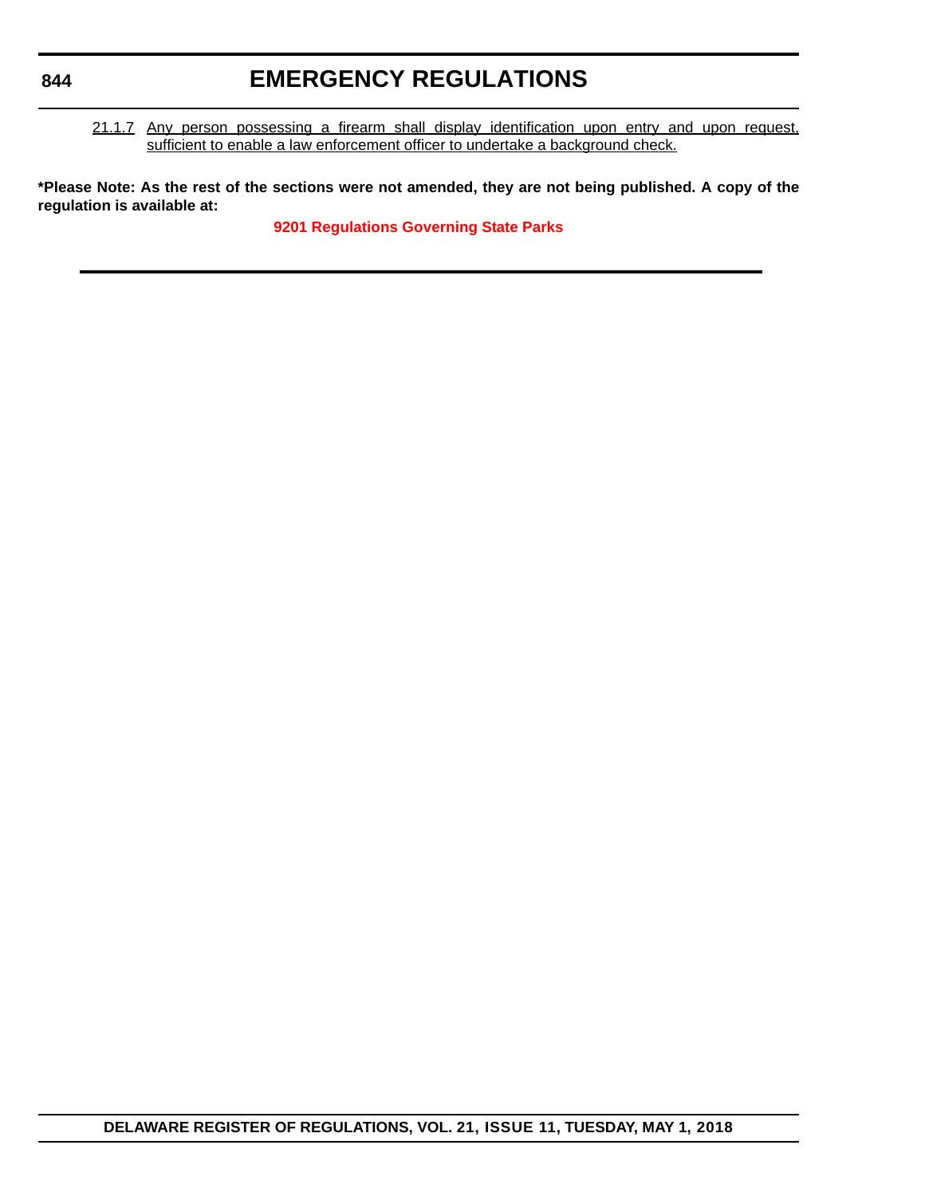<u>21.1.7 Any person possessing a firearm shall display identification upon entry and upon request, sufficient to enable a law enforcement officer to undertake a background check.</u>

**\*Please Note: As the rest of the sections were not amended, they are not being published. A copy of the regulation is available at:**

**9201 Regulations Governing State Parks**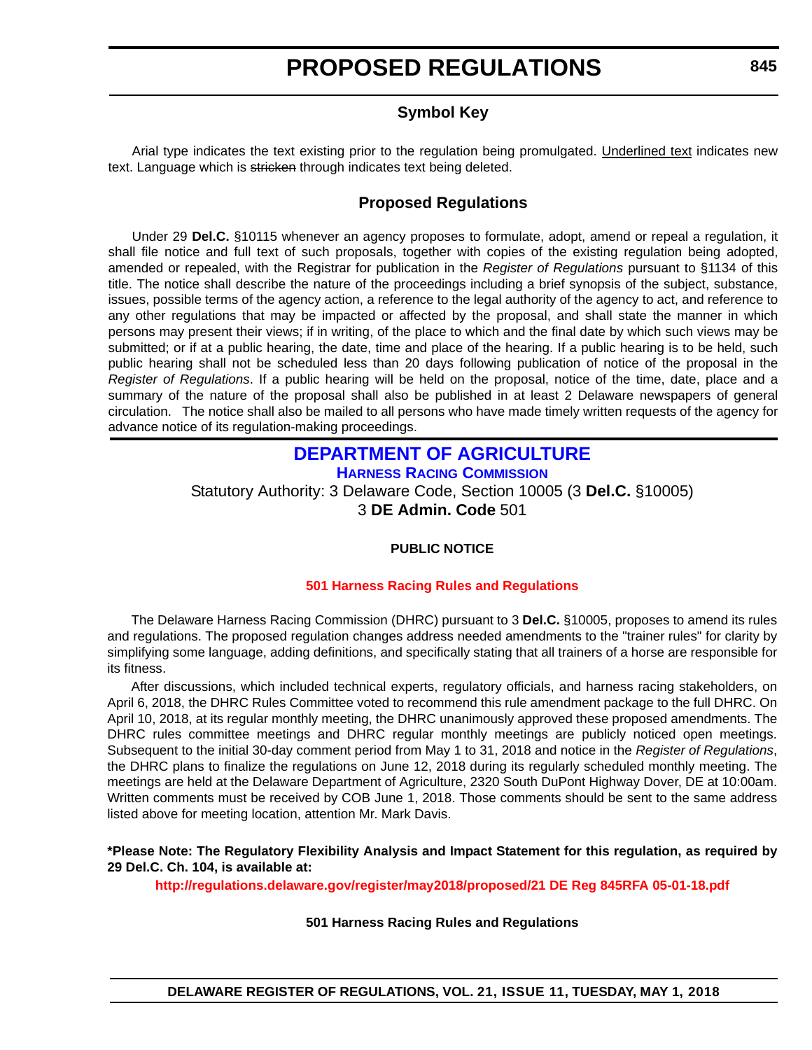# PROPOSED REGULATIONS

## Symbol Key

Arial type indicates the text existing prior to the regulation being promulgated. <u>Underlined text</u> indicates new text. Language which is ~~stricken~~ through indicates text being deleted.

## Proposed Regulations

Under 29 **Del.C.** §10115 whenever an agency proposes to formulate, adopt, amend or repeal a regulation, it shall file notice and full text of such proposals, together with copies of the existing regulation being adopted, amended or repealed, with the Registrar for publication in the *Register of Regulations* pursuant to §1134 of this title. The notice shall describe the nature of the proceedings including a brief synopsis of the subject, substance, issues, possible terms of the agency action, a reference to the legal authority of the agency to act, and reference to any other regulations that may be impacted or affected by the proposal, and shall state the manner in which persons may present their views; if in writing, of the place to which and the final date by which such views may be submitted; or if at a public hearing, the date, time and place of the hearing. If a public hearing is to be held, such public hearing shall not be scheduled less than 20 days following publication of notice of the proposal in the *Register of Regulations*. If a public hearing will be held on the proposal, notice of the time, date, place and a summary of the nature of the proposal shall also be published in at least 2 Delaware newspapers of general circulation. The notice shall also be mailed to all persons who have made timely written requests of the agency for advance notice of its regulation-making proceedings.

## DEPARTMENT OF AGRICULTURE

### Harness Racing Commission

Statutory Authority: 3 Delaware Code, Section 10005 (3 **Del.C.** §10005)
3 **DE Admin. Code** 501

**PUBLIC NOTICE**

**501 Harness Racing Rules and Regulations**

The Delaware Harness Racing Commission (DHRC) pursuant to 3 **Del.C.** §10005, proposes to amend its rules and regulations. The proposed regulation changes address needed amendments to the "trainer rules" for clarity by simplifying some language, adding definitions, and specifically stating that all trainers of a horse are responsible for its fitness.

After discussions, which included technical experts, regulatory officials, and harness racing stakeholders, on April 6, 2018, the DHRC Rules Committee voted to recommend this rule amendment package to the full DHRC. On April 10, 2018, at its regular monthly meeting, the DHRC unanimously approved these proposed amendments. The DHRC rules committee meetings and DHRC regular monthly meetings are publicly noticed open meetings. Subsequent to the initial 30-day comment period from May 1 to 31, 2018 and notice in the *Register of Regulations*, the DHRC plans to finalize the regulations on June 12, 2018 during its regularly scheduled monthly meeting. The meetings are held at the Delaware Department of Agriculture, 2320 South DuPont Highway Dover, DE at 10:00am. Written comments must be received by COB June 1, 2018. Those comments should be sent to the same address listed above for meeting location, attention Mr. Mark Davis.

**\*Please Note: The Regulatory Flexibility Analysis and Impact Statement for this regulation, as required by 29 Del.C. Ch. 104, is available at:**

**http://regulations.delaware.gov/register/may2018/proposed/21 DE Reg 845RFA 05-01-18.pdf**

**501 Harness Racing Rules and Regulations**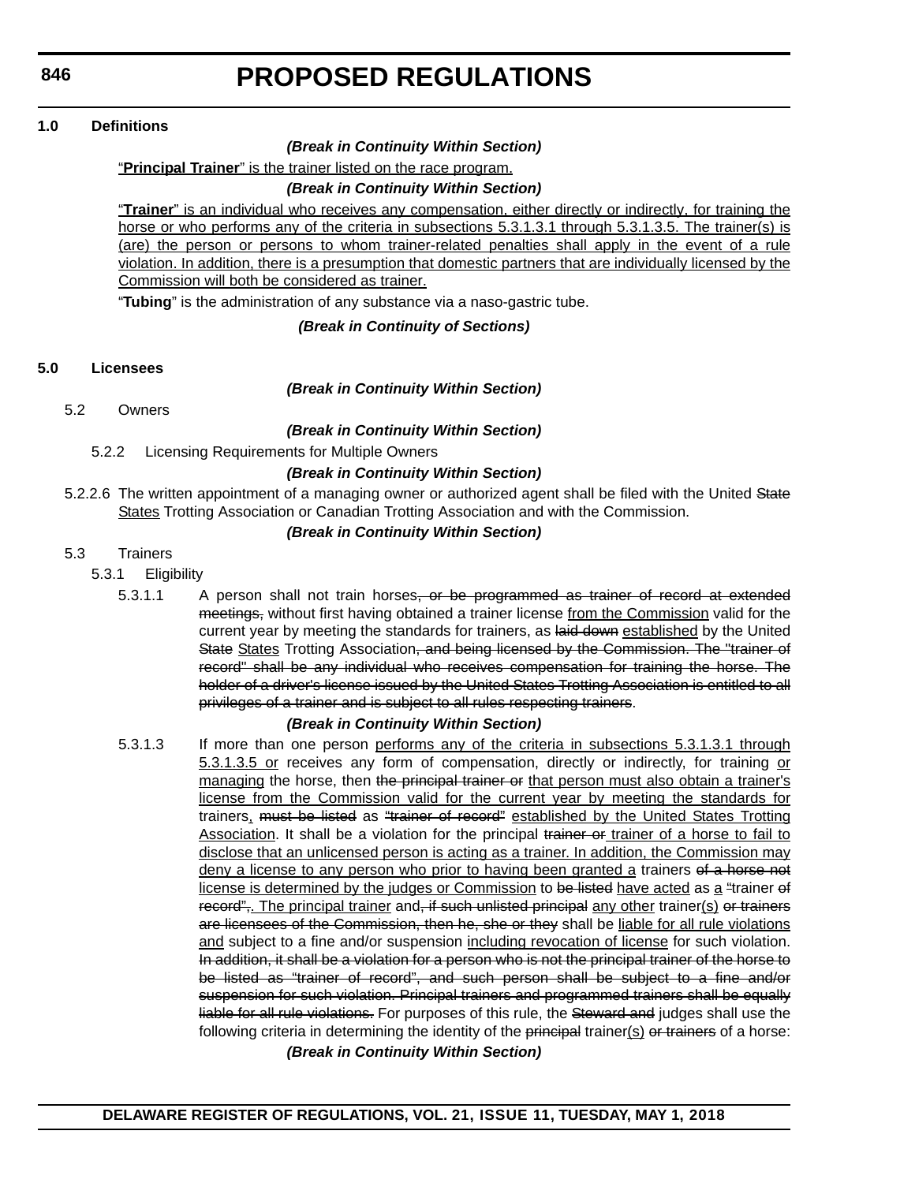**1.0 Definitions**

***(Break in Continuity Within Section)***

<u>"**Principal Trainer**" is the trainer listed on the race program.</u>

***(Break in Continuity Within Section)***

<u>"**Trainer**" is an individual who receives any compensation, either directly or indirectly, for training the horse or who performs any of the criteria in subsections 5.3.1.3.1 through 5.3.1.3.5. The trainer(s) is (are) the person or persons to whom trainer-related penalties shall apply in the event of a rule violation. In addition, there is a presumption that domestic partners that are individually licensed by the Commission will both be considered as trainer.</u>

"**Tubing**" is the administration of any substance via a naso-gastric tube.

***(Break in Continuity of Sections)***

**5.0 Licensees**

***(Break in Continuity Within Section)***

5.2 Owners

***(Break in Continuity Within Section)***

5.2.2 Licensing Requirements for Multiple Owners

***(Break in Continuity Within Section)***

5.2.2.6 The written appointment of a managing owner or authorized agent shall be filed with the United ~~State~~ <u>States</u> Trotting Association or Canadian Trotting Association and with the Commission.

***(Break in Continuity Within Section)***

5.3 Trainers

5.3.1 Eligibility

5.3.1.1 A person shall not train horses~~, or be programmed as trainer of record at extended meetings,~~ without first having obtained a trainer license <u>from the Commission</u> valid for the current year by meeting the standards for trainers, as ~~laid down~~ <u>established</u> by the United ~~State~~ <u>States</u> Trotting Association~~, and being licensed by the Commission. The "trainer of record" shall be any individual who receives compensation for training the horse. The holder of a driver's license issued by the United States Trotting Association is entitled to all privileges of a trainer and is subject to all rules respecting trainers~~.

***(Break in Continuity Within Section)***

5.3.1.3 If more than one person <u>performs any of the criteria in subsections 5.3.1.3.1 through 5.3.1.3.5 or</u> receives any form of compensation, directly or indirectly, for training <u>or managing</u> the horse, then ~~the principal trainer or~~ <u>that person must also obtain a trainer's license from the Commission valid for the current year by meeting the standards for</u> trainers<u>,</u> ~~must be listed~~ as ~~"trainer of record"~~ <u>established by the United States Trotting Association</u>. It shall be a violation for the principal ~~trainer or~~ <u>trainer of a horse to fail to disclose that an unlicensed person is acting as a trainer. In addition, the Commission may deny a license to any person who prior to having been granted a</u> trainers ~~of a horse not~~ <u>license is determined by the judges or Commission</u> to ~~be listed~~ <u>have acted</u> as <u>a</u> ~~"~~trainer ~~of record"~~<u>. The principal trainer</u> and~~, if such unlisted principal~~ <u>any other</u> trainer<u>(s)</u> ~~or trainers are licensees of the Commission, then he, she or they~~ shall be <u>liable for all rule violations and</u> subject to a fine and/or suspension <u>including revocation of license</u> for such violation. ~~In addition, it shall be a violation for a person who is not the principal trainer of the horse to be listed as "trainer of record", and such person shall be subject to a fine and/or suspension for such violation. Principal trainers and programmed trainers shall be equally liable for all rule violations.~~ For purposes of this rule, the ~~Steward and~~ judges shall use the following criteria in determining the identity of the ~~principal~~ trainer<u>(s)</u> ~~or trainers~~ of a horse:

***(Break in Continuity Within Section)***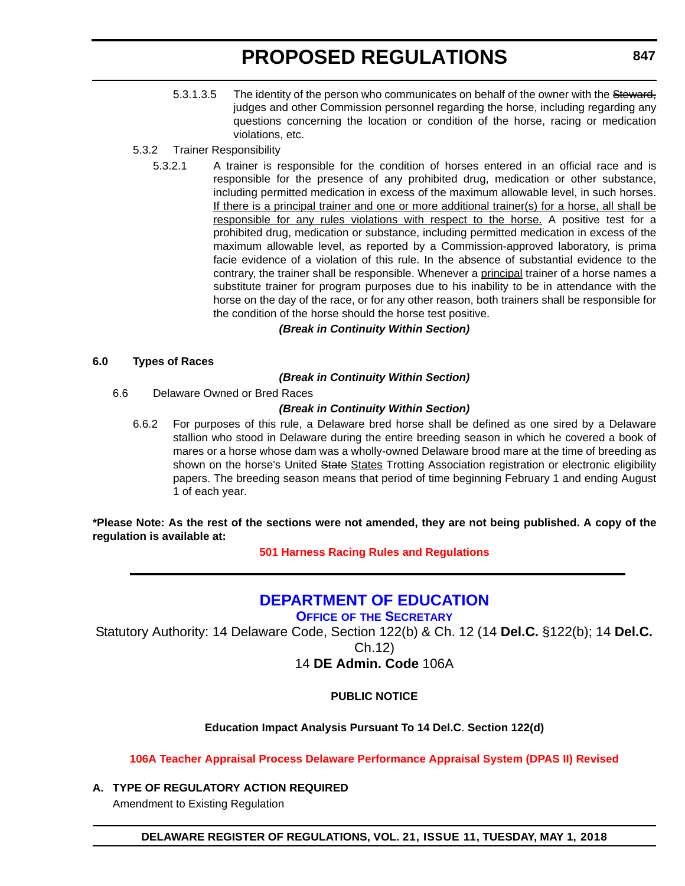5.3.1.3.5 The identity of the person who communicates on behalf of the owner with the ~~Steward,~~ judges and other Commission personnel regarding the horse, including regarding any questions concerning the location or condition of the horse, racing or medication violations, etc.

5.3.2 Trainer Responsibility

5.3.2.1 A trainer is responsible for the condition of horses entered in an official race and is responsible for the presence of any prohibited drug, medication or other substance, including permitted medication in excess of the maximum allowable level, in such horses. <u>If there is a principal trainer and one or more additional trainer(s) for a horse, all shall be responsible for any rules violations with respect to the horse.</u> A positive test for a prohibited drug, medication or substance, including permitted medication in excess of the maximum allowable level, as reported by a Commission-approved laboratory, is prima facie evidence of a violation of this rule. In the absence of substantial evidence to the contrary, the trainer shall be responsible. Whenever a <u>principal</u> trainer of a horse names a substitute trainer for program purposes due to his inability to be in attendance with the horse on the day of the race, or for any other reason, both trainers shall be responsible for the condition of the horse should the horse test positive.

***(Break in Continuity Within Section)***

**6.0 Types of Races**

***(Break in Continuity Within Section)***

6.6 Delaware Owned or Bred Races

***(Break in Continuity Within Section)***

6.6.2 For purposes of this rule, a Delaware bred horse shall be defined as one sired by a Delaware stallion who stood in Delaware during the entire breeding season in which he covered a book of mares or a horse whose dam was a wholly-owned Delaware brood mare at the time of breeding as shown on the horse's United ~~State~~ <u>States</u> Trotting Association registration or electronic eligibility papers. The breeding season means that period of time beginning February 1 and ending August 1 of each year.

**\*Please Note: As the rest of the sections were not amended, they are not being published. A copy of the regulation is available at:**

**501 Harness Racing Rules and Regulations**

---

## DEPARTMENT OF EDUCATION

### Office of the Secretary

Statutory Authority: 14 Delaware Code, Section 122(b) & Ch. 12 (14 **Del.C.** §122(b); 14 **Del.C.** Ch.12)

14 **DE Admin. Code** 106A

**PUBLIC NOTICE**

**Education Impact Analysis Pursuant To 14 Del.C. Section 122(d)**

**106A Teacher Appraisal Process Delaware Performance Appraisal System (DPAS II) Revised**

**A. TYPE OF REGULATORY ACTION REQUIRED**

Amendment to Existing Regulation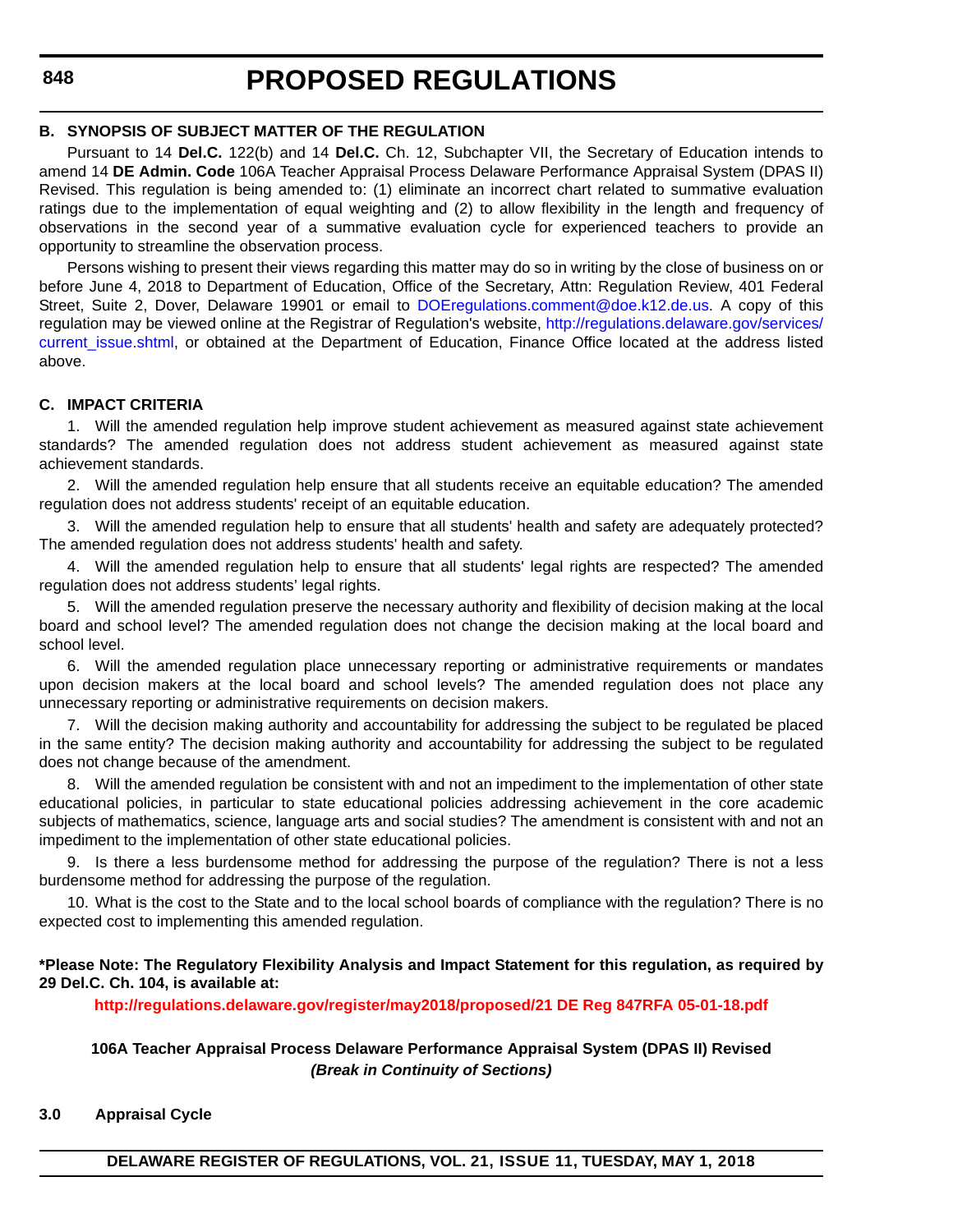### B. SYNOPSIS OF SUBJECT MATTER OF THE REGULATION

Pursuant to 14 **Del.C.** 122(b) and 14 **Del.C.** Ch. 12, Subchapter VII, the Secretary of Education intends to amend 14 **DE Admin. Code** 106A Teacher Appraisal Process Delaware Performance Appraisal System (DPAS II) Revised. This regulation is being amended to: (1) eliminate an incorrect chart related to summative evaluation ratings due to the implementation of equal weighting and (2) to allow flexibility in the length and frequency of observations in the second year of a summative evaluation cycle for experienced teachers to provide an opportunity to streamline the observation process.

Persons wishing to present their views regarding this matter may do so in writing by the close of business on or before June 4, 2018 to Department of Education, Office of the Secretary, Attn: Regulation Review, 401 Federal Street, Suite 2, Dover, Delaware 19901 or email to DOEregulations.comment@doe.k12.de.us. A copy of this regulation may be viewed online at the Registrar of Regulation's website, http://regulations.delaware.gov/services/current_issue.shtml, or obtained at the Department of Education, Finance Office located at the address listed above.

### C. IMPACT CRITERIA

1. Will the amended regulation help improve student achievement as measured against state achievement standards? The amended regulation does not address student achievement as measured against state achievement standards.

2. Will the amended regulation help ensure that all students receive an equitable education? The amended regulation does not address students' receipt of an equitable education.

3. Will the amended regulation help to ensure that all students' health and safety are adequately protected? The amended regulation does not address students' health and safety.

4. Will the amended regulation help to ensure that all students' legal rights are respected? The amended regulation does not address students' legal rights.

5. Will the amended regulation preserve the necessary authority and flexibility of decision making at the local board and school level? The amended regulation does not change the decision making at the local board and school level.

6. Will the amended regulation place unnecessary reporting or administrative requirements or mandates upon decision makers at the local board and school levels? The amended regulation does not place any unnecessary reporting or administrative requirements on decision makers.

7. Will the decision making authority and accountability for addressing the subject to be regulated be placed in the same entity? The decision making authority and accountability for addressing the subject to be regulated does not change because of the amendment.

8. Will the amended regulation be consistent with and not an impediment to the implementation of other state educational policies, in particular to state educational policies addressing achievement in the core academic subjects of mathematics, science, language arts and social studies? The amendment is consistent with and not an impediment to the implementation of other state educational policies.

9. Is there a less burdensome method for addressing the purpose of the regulation? There is not a less burdensome method for addressing the purpose of the regulation.

10. What is the cost to the State and to the local school boards of compliance with the regulation? There is no expected cost to implementing this amended regulation.

**\*Please Note: The Regulatory Flexibility Analysis and Impact Statement for this regulation, as required by 29 Del.C. Ch. 104, is available at:**

**http://regulations.delaware.gov/register/may2018/proposed/21 DE Reg 847RFA 05-01-18.pdf**

**106A Teacher Appraisal Process Delaware Performance Appraisal System (DPAS II) Revised**

***(Break in Continuity of Sections)***

**3.0 Appraisal Cycle**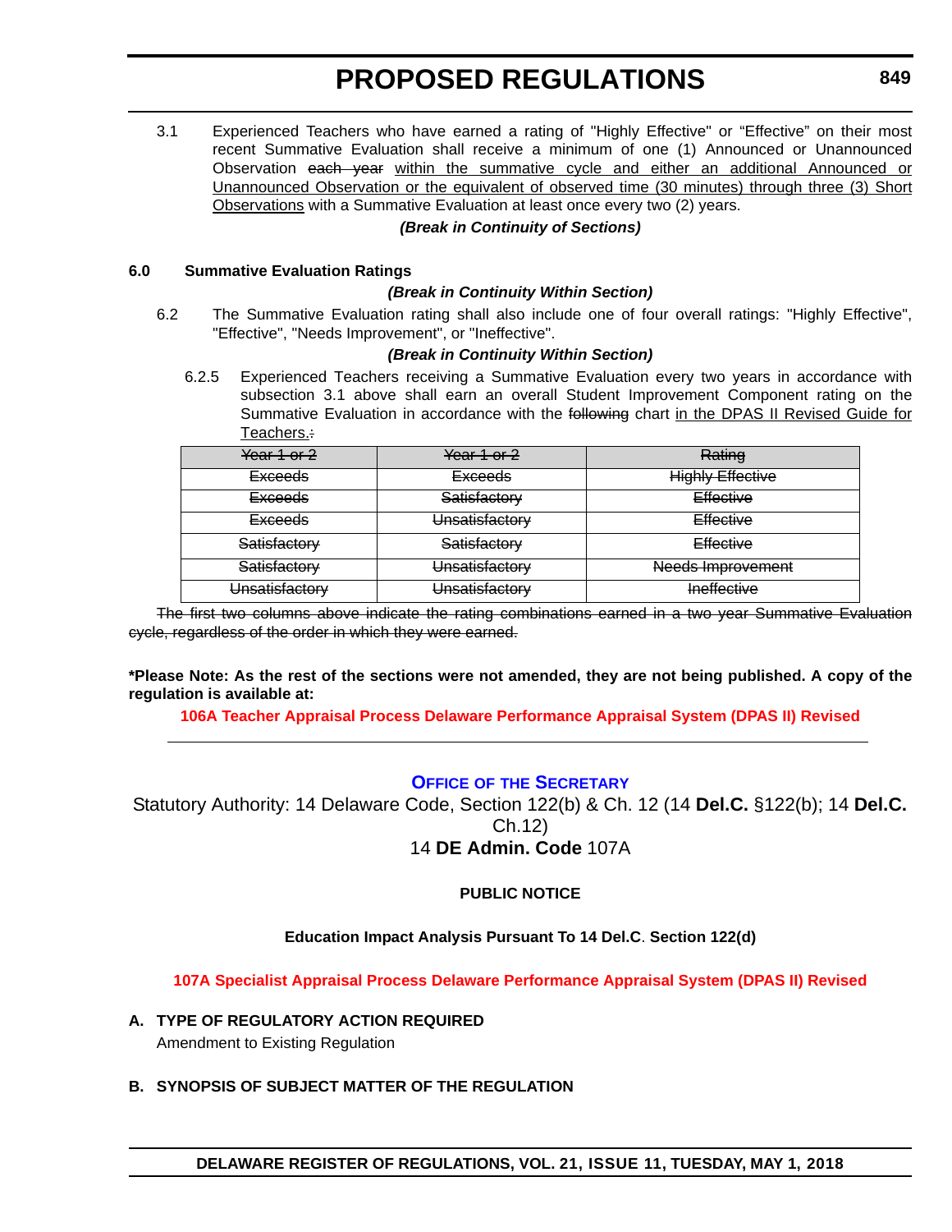# PROPOSED REGULATIONS

3.1 Experienced Teachers who have earned a rating of "Highly Effective" or "Effective" on their most recent Summative Evaluation shall receive a minimum of one (1) Announced or Unannounced Observation ~~each year~~ <u>within the summative cycle and either an additional Announced or Unannounced Observation or the equivalent of observed time (30 minutes) through three (3) Short Observations</u> with a Summative Evaluation at least once every two (2) years.

***(Break in Continuity of Sections)***

**6.0 Summative Evaluation Ratings**

***(Break in Continuity Within Section)***

6.2 The Summative Evaluation rating shall also include one of four overall ratings: "Highly Effective", "Effective", "Needs Improvement", or "Ineffective".

***(Break in Continuity Within Section)***

6.2.5 Experienced Teachers receiving a Summative Evaluation every two years in accordance with subsection 3.1 above shall earn an overall Student Improvement Component rating on the Summative Evaluation in accordance with the ~~following~~ chart <u>in the DPAS II Revised Guide for Teachers.</u>~~:~~

| ~~Year 1 or 2~~ | ~~Year 1 or 2~~ | ~~Rating~~ |
|---|---|---|
| ~~Exceeds~~ | ~~Exceeds~~ | ~~Highly Effective~~ |
| ~~Exceeds~~ | ~~Satisfactory~~ | ~~Effective~~ |
| ~~Exceeds~~ | ~~Unsatisfactory~~ | ~~Effective~~ |
| ~~Satisfactory~~ | ~~Satisfactory~~ | ~~Effective~~ |
| ~~Satisfactory~~ | ~~Unsatisfactory~~ | ~~Needs Improvement~~ |
| ~~Unsatisfactory~~ | ~~Unsatisfactory~~ | ~~Ineffective~~ |

~~The first two columns above indicate the rating combinations earned in a two year Summative Evaluation cycle, regardless of the order in which they were earned.~~

**\*Please Note: As the rest of the sections were not amended, they are not being published. A copy of the regulation is available at:**

**106A Teacher Appraisal Process Delaware Performance Appraisal System (DPAS II) Revised**

---

## OFFICE OF THE SECRETARY

Statutory Authority: 14 Delaware Code, Section 122(b) & Ch. 12 (14 **Del.C.** §122(b); 14 **Del.C.** Ch.12)
14 **DE Admin. Code** 107A

**PUBLIC NOTICE**

**Education Impact Analysis Pursuant To 14 Del.C. Section 122(d)**

**107A Specialist Appraisal Process Delaware Performance Appraisal System (DPAS II) Revised**

**A. TYPE OF REGULATORY ACTION REQUIRED**

Amendment to Existing Regulation

**B. SYNOPSIS OF SUBJECT MATTER OF THE REGULATION**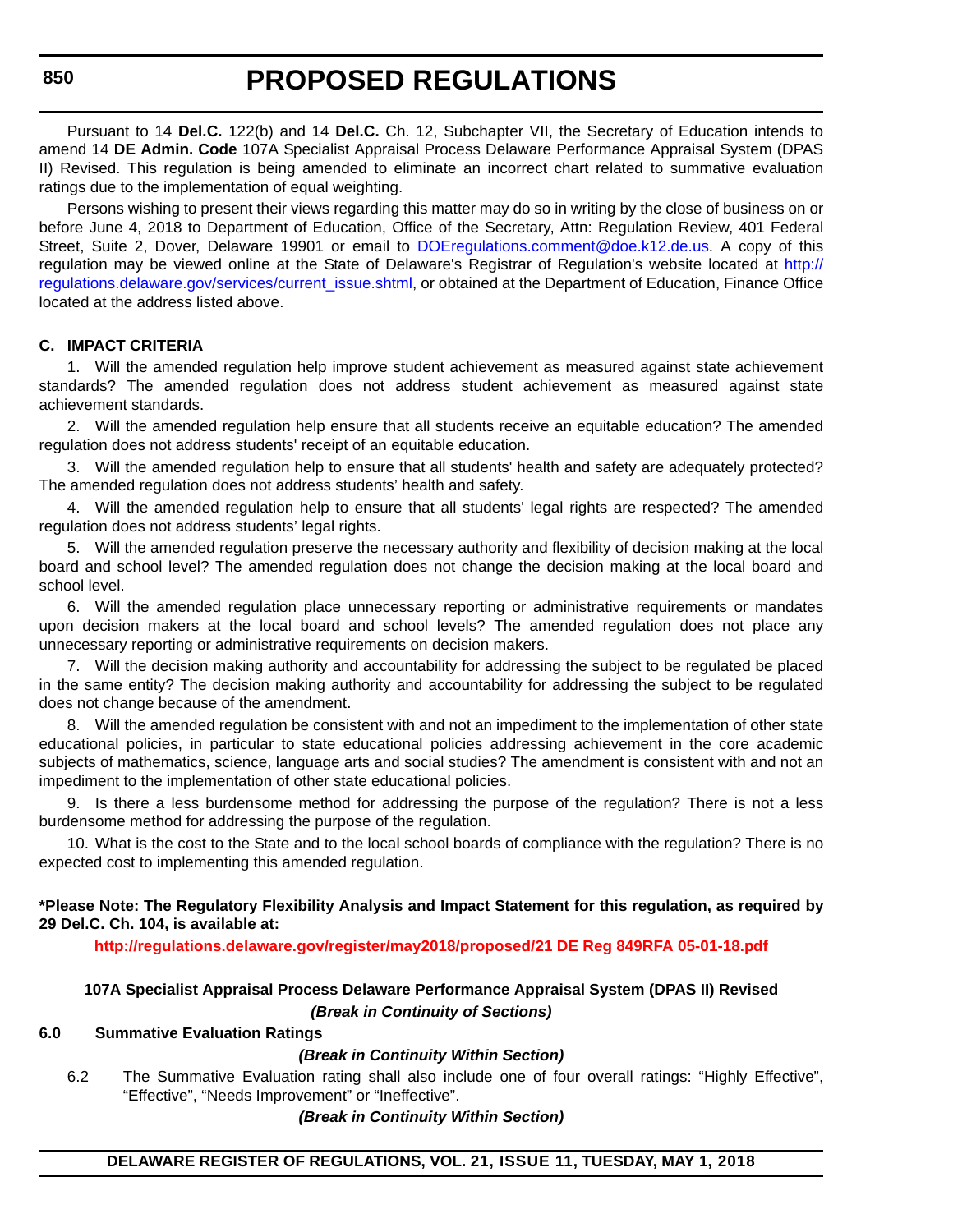Pursuant to 14 **Del.C.** 122(b) and 14 **Del.C.** Ch. 12, Subchapter VII, the Secretary of Education intends to amend 14 **DE Admin. Code** 107A Specialist Appraisal Process Delaware Performance Appraisal System (DPAS II) Revised. This regulation is being amended to eliminate an incorrect chart related to summative evaluation ratings due to the implementation of equal weighting.

Persons wishing to present their views regarding this matter may do so in writing by the close of business on or before June 4, 2018 to Department of Education, Office of the Secretary, Attn: Regulation Review, 401 Federal Street, Suite 2, Dover, Delaware 19901 or email to DOEregulations.comment@doe.k12.de.us. A copy of this regulation may be viewed online at the State of Delaware's Registrar of Regulation's website located at http://regulations.delaware.gov/services/current_issue.shtml, or obtained at the Department of Education, Finance Office located at the address listed above.

**C. IMPACT CRITERIA**

1. Will the amended regulation help improve student achievement as measured against state achievement standards? The amended regulation does not address student achievement as measured against state achievement standards.

2. Will the amended regulation help ensure that all students receive an equitable education? The amended regulation does not address students' receipt of an equitable education.

3. Will the amended regulation help to ensure that all students' health and safety are adequately protected? The amended regulation does not address students' health and safety.

4. Will the amended regulation help to ensure that all students' legal rights are respected? The amended regulation does not address students' legal rights.

5. Will the amended regulation preserve the necessary authority and flexibility of decision making at the local board and school level? The amended regulation does not change the decision making at the local board and school level.

6. Will the amended regulation place unnecessary reporting or administrative requirements or mandates upon decision makers at the local board and school levels? The amended regulation does not place any unnecessary reporting or administrative requirements on decision makers.

7. Will the decision making authority and accountability for addressing the subject to be regulated be placed in the same entity? The decision making authority and accountability for addressing the subject to be regulated does not change because of the amendment.

8. Will the amended regulation be consistent with and not an impediment to the implementation of other state educational policies, in particular to state educational policies addressing achievement in the core academic subjects of mathematics, science, language arts and social studies? The amendment is consistent with and not an impediment to the implementation of other state educational policies.

9. Is there a less burdensome method for addressing the purpose of the regulation? There is not a less burdensome method for addressing the purpose of the regulation.

10. What is the cost to the State and to the local school boards of compliance with the regulation? There is no expected cost to implementing this amended regulation.

**\*Please Note: The Regulatory Flexibility Analysis and Impact Statement for this regulation, as required by 29 Del.C. Ch. 104, is available at:**

**http://regulations.delaware.gov/register/may2018/proposed/21 DE Reg 849RFA 05-01-18.pdf**

**107A Specialist Appraisal Process Delaware Performance Appraisal System (DPAS II) Revised**

***(Break in Continuity of Sections)***

**6.0 Summative Evaluation Ratings**

***(Break in Continuity Within Section)***

6.2 The Summative Evaluation rating shall also include one of four overall ratings: “Highly Effective”, “Effective”, “Needs Improvement” or “Ineffective”.

***(Break in Continuity Within Section)***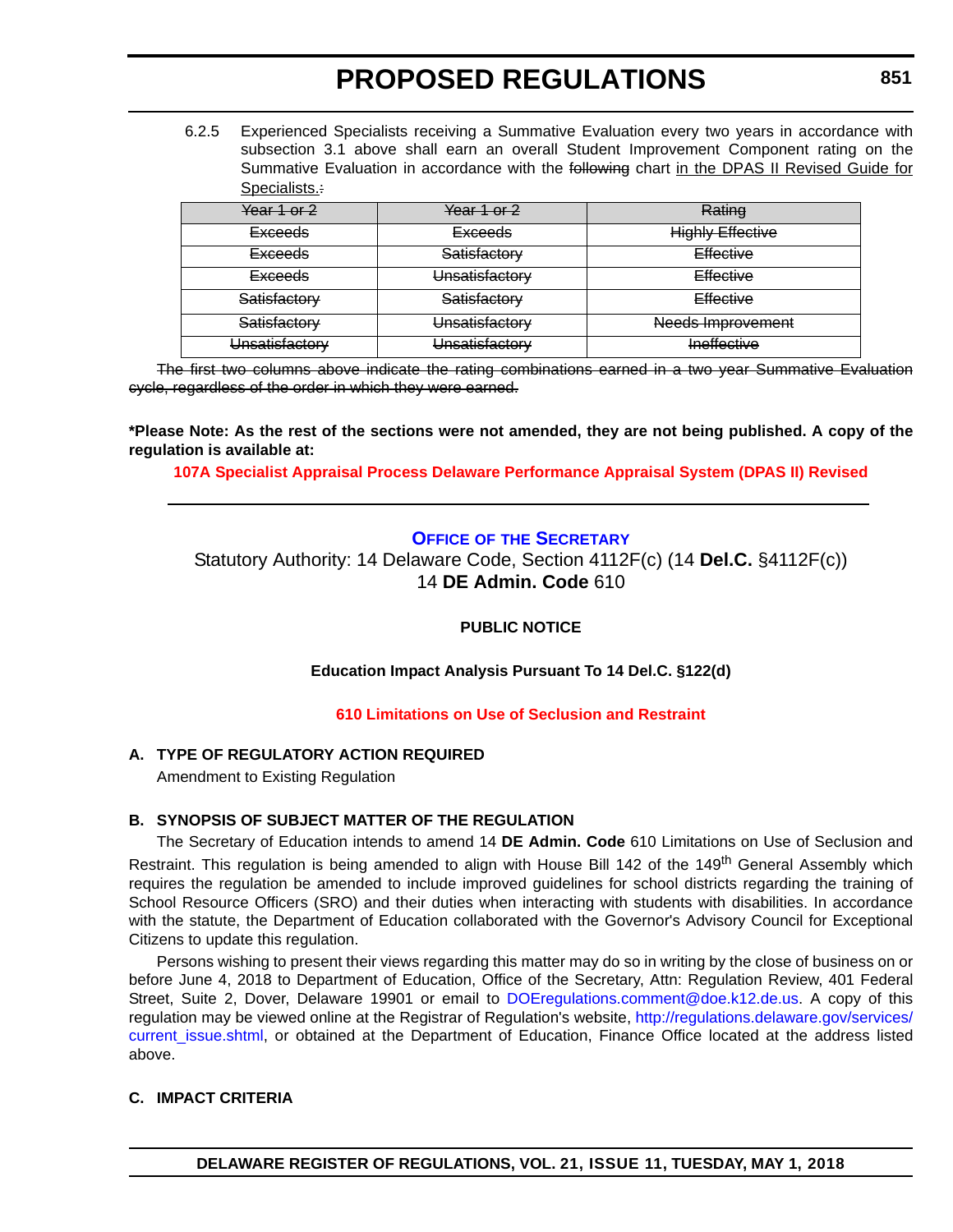6.2.5 Experienced Specialists receiving a Summative Evaluation every two years in accordance with subsection 3.1 above shall earn an overall Student Improvement Component rating on the Summative Evaluation in accordance with the ~~following~~ chart <u>in the DPAS II Revised Guide for Specialists.</u>~~:~~

| ~~Year 1 or 2~~ | ~~Year 1 or 2~~ | ~~Rating~~ |
|---|---|---|
| ~~Exceeds~~ | ~~Exceeds~~ | ~~Highly Effective~~ |
| ~~Exceeds~~ | ~~Satisfactory~~ | ~~Effective~~ |
| ~~Exceeds~~ | ~~Unsatisfactory~~ | ~~Effective~~ |
| ~~Satisfactory~~ | ~~Satisfactory~~ | ~~Effective~~ |
| ~~Satisfactory~~ | ~~Unsatisfactory~~ | ~~Needs Improvement~~ |
| ~~Unsatisfactory~~ | ~~Unsatisfactory~~ | ~~Ineffective~~ |

~~The first two columns above indicate the rating combinations earned in a two year Summative Evaluation cycle, regardless of the order in which they were earned.~~

**\*Please Note: As the rest of the sections were not amended, they are not being published. A copy of the regulation is available at:**

**107A Specialist Appraisal Process Delaware Performance Appraisal System (DPAS II) Revised**

---

## Office of the Secretary

Statutory Authority: 14 Delaware Code, Section 4112F(c) (14 **Del.C.** §4112F(c))
14 **DE Admin. Code** 610

**PUBLIC NOTICE**

**Education Impact Analysis Pursuant To 14 Del.C. §122(d)**

**610 Limitations on Use of Seclusion and Restraint**

**A. TYPE OF REGULATORY ACTION REQUIRED**

Amendment to Existing Regulation

**B. SYNOPSIS OF SUBJECT MATTER OF THE REGULATION**

The Secretary of Education intends to amend 14 **DE Admin. Code** 610 Limitations on Use of Seclusion and Restraint. This regulation is being amended to align with House Bill 142 of the 149th General Assembly which requires the regulation be amended to include improved guidelines for school districts regarding the training of School Resource Officers (SRO) and their duties when interacting with students with disabilities. In accordance with the statute, the Department of Education collaborated with the Governor's Advisory Council for Exceptional Citizens to update this regulation.

Persons wishing to present their views regarding this matter may do so in writing by the close of business on or before June 4, 2018 to Department of Education, Office of the Secretary, Attn: Regulation Review, 401 Federal Street, Suite 2, Dover, Delaware 19901 or email to DOEregulations.comment@doe.k12.de.us. A copy of this regulation may be viewed online at the Registrar of Regulation's website, http://regulations.delaware.gov/services/current_issue.shtml, or obtained at the Department of Education, Finance Office located at the address listed above.

**C. IMPACT CRITERIA**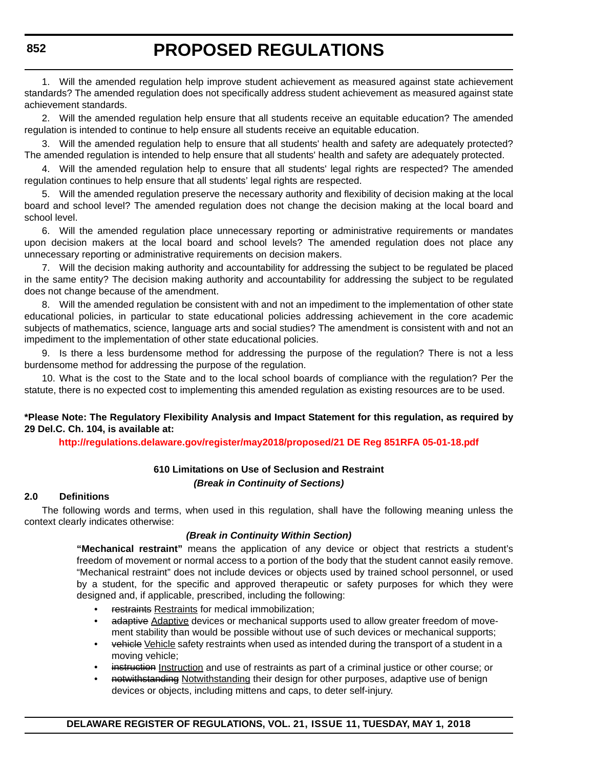1. Will the amended regulation help improve student achievement as measured against state achievement standards? The amended regulation does not specifically address student achievement as measured against state achievement standards.

2. Will the amended regulation help ensure that all students receive an equitable education? The amended regulation is intended to continue to help ensure all students receive an equitable education.

3. Will the amended regulation help to ensure that all students' health and safety are adequately protected? The amended regulation is intended to help ensure that all students' health and safety are adequately protected.

4. Will the amended regulation help to ensure that all students' legal rights are respected? The amended regulation continues to help ensure that all students' legal rights are respected.

5. Will the amended regulation preserve the necessary authority and flexibility of decision making at the local board and school level? The amended regulation does not change the decision making at the local board and school level.

6. Will the amended regulation place unnecessary reporting or administrative requirements or mandates upon decision makers at the local board and school levels? The amended regulation does not place any unnecessary reporting or administrative requirements on decision makers.

7. Will the decision making authority and accountability for addressing the subject to be regulated be placed in the same entity? The decision making authority and accountability for addressing the subject to be regulated does not change because of the amendment.

8. Will the amended regulation be consistent with and not an impediment to the implementation of other state educational policies, in particular to state educational policies addressing achievement in the core academic subjects of mathematics, science, language arts and social studies? The amendment is consistent with and not an impediment to the implementation of other state educational policies.

9. Is there a less burdensome method for addressing the purpose of the regulation? There is not a less burdensome method for addressing the purpose of the regulation.

10. What is the cost to the State and to the local school boards of compliance with the regulation? Per the statute, there is no expected cost to implementing this amended regulation as existing resources are to be used.

**\*Please Note: The Regulatory Flexibility Analysis and Impact Statement for this regulation, as required by 29 Del.C. Ch. 104, is available at:**

**http://regulations.delaware.gov/register/may2018/proposed/21 DE Reg 851RFA 05-01-18.pdf**

**610 Limitations on Use of Seclusion and Restraint**

***(Break in Continuity of Sections)***

**2.0 Definitions**

The following words and terms, when used in this regulation, shall have the following meaning unless the context clearly indicates otherwise:

***(Break in Continuity Within Section)***

**"Mechanical restraint"** means the application of any device or object that restricts a student's freedom of movement or normal access to a portion of the body that the student cannot easily remove. "Mechanical restraint" does not include devices or objects used by trained school personnel, or used by a student, for the specific and approved therapeutic or safety purposes for which they were designed and, if applicable, prescribed, including the following:

- ~~restraints~~ <u>Restraints</u> for medical immobilization;
- ~~adaptive~~ <u>Adaptive</u> devices or mechanical supports used to allow greater freedom of movement stability than would be possible without use of such devices or mechanical supports;
- ~~vehicle~~ <u>Vehicle</u> safety restraints when used as intended during the transport of a student in a moving vehicle;
- ~~instruction~~ <u>Instruction</u> and use of restraints as part of a criminal justice or other course; or
- ~~notwithstanding~~ <u>Notwithstanding</u> their design for other purposes, adaptive use of benign devices or objects, including mittens and caps, to deter self-injury.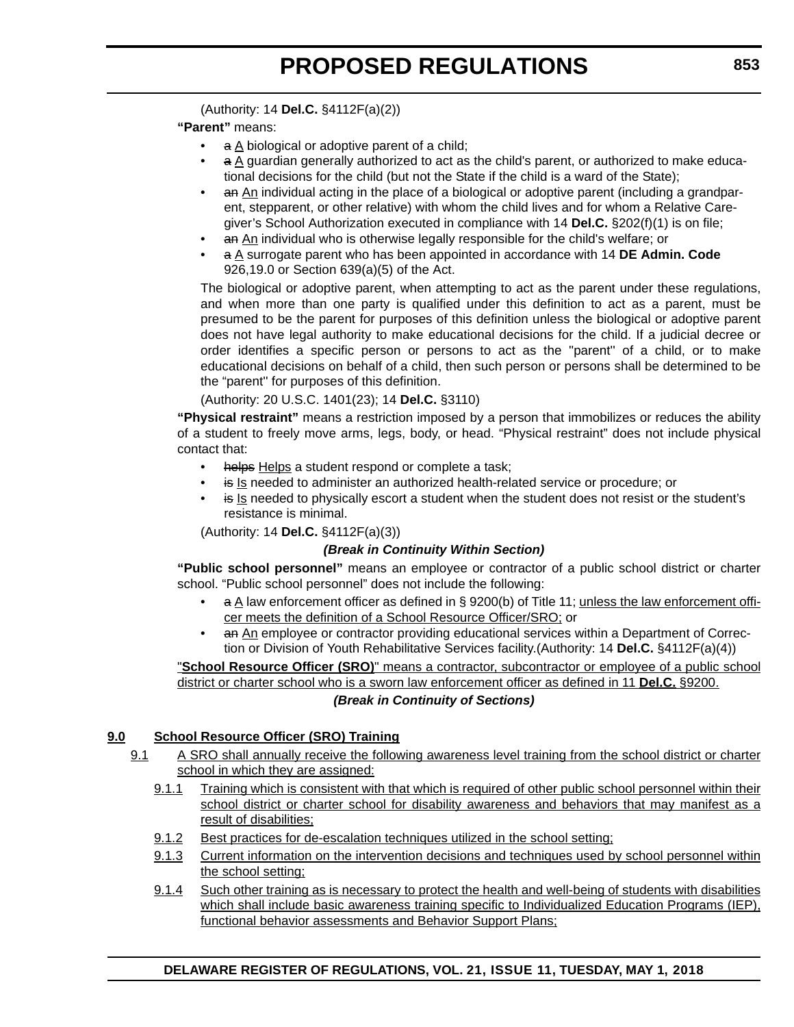(Authority: 14 **Del.C.** §4112F(a)(2))

**"Parent"** means:

- ~~a~~ A biological or adoptive parent of a child;
- ~~a~~ A guardian generally authorized to act as the child's parent, or authorized to make educational decisions for the child (but not the State if the child is a ward of the State);
- ~~an~~ An individual acting in the place of a biological or adoptive parent (including a grandparent, stepparent, or other relative) with whom the child lives and for whom a Relative Caregiver's School Authorization executed in compliance with 14 **Del.C.** §202(f)(1) is on file;
- ~~an~~ An individual who is otherwise legally responsible for the child's welfare; or
- ~~a~~ A surrogate parent who has been appointed in accordance with 14 **DE Admin. Code** 926,19.0 or Section 639(a)(5) of the Act.

The biological or adoptive parent, when attempting to act as the parent under these regulations, and when more than one party is qualified under this definition to act as a parent, must be presumed to be the parent for purposes of this definition unless the biological or adoptive parent does not have legal authority to make educational decisions for the child. If a judicial decree or order identifies a specific person or persons to act as the "parent" of a child, or to make educational decisions on behalf of a child, then such person or persons shall be determined to be the "parent" for purposes of this definition.

(Authority: 20 U.S.C. 1401(23); 14 **Del.C.** §3110)

**"Physical restraint"** means a restriction imposed by a person that immobilizes or reduces the ability of a student to freely move arms, legs, body, or head. "Physical restraint" does not include physical contact that:

- ~~helps~~ Helps a student respond or complete a task;
- ~~is~~ Is needed to administer an authorized health-related service or procedure; or
- ~~is~~ Is needed to physically escort a student when the student does not resist or the student's resistance is minimal.

(Authority: 14 **Del.C.** §4112F(a)(3))

***(Break in Continuity Within Section)***

**"Public school personnel"** means an employee or contractor of a public school district or charter school. "Public school personnel" does not include the following:

- ~~a~~ A law enforcement officer as defined in § 9200(b) of Title 11; unless the law enforcement officer meets the definition of a School Resource Officer/SRO; or
- ~~an~~ An employee or contractor providing educational services within a Department of Correction or Division of Youth Rehabilitative Services facility.(Authority: 14 **Del.C.** §4112F(a)(4))

"**School Resource Officer (SRO)**" means a contractor, subcontractor or employee of a public school district or charter school who is a sworn law enforcement officer as defined in 11 **Del.C.** §9200.

***(Break in Continuity of Sections)***

**9.0 School Resource Officer (SRO) Training**

9.1 A SRO shall annually receive the following awareness level training from the school district or charter school in which they are assigned:

9.1.1 Training which is consistent with that which is required of other public school personnel within their school district or charter school for disability awareness and behaviors that may manifest as a result of disabilities;

9.1.2 Best practices for de-escalation techniques utilized in the school setting;

9.1.3 Current information on the intervention decisions and techniques used by school personnel within the school setting;

9.1.4 Such other training as is necessary to protect the health and well-being of students with disabilities which shall include basic awareness training specific to Individualized Education Programs (IEP), functional behavior assessments and Behavior Support Plans;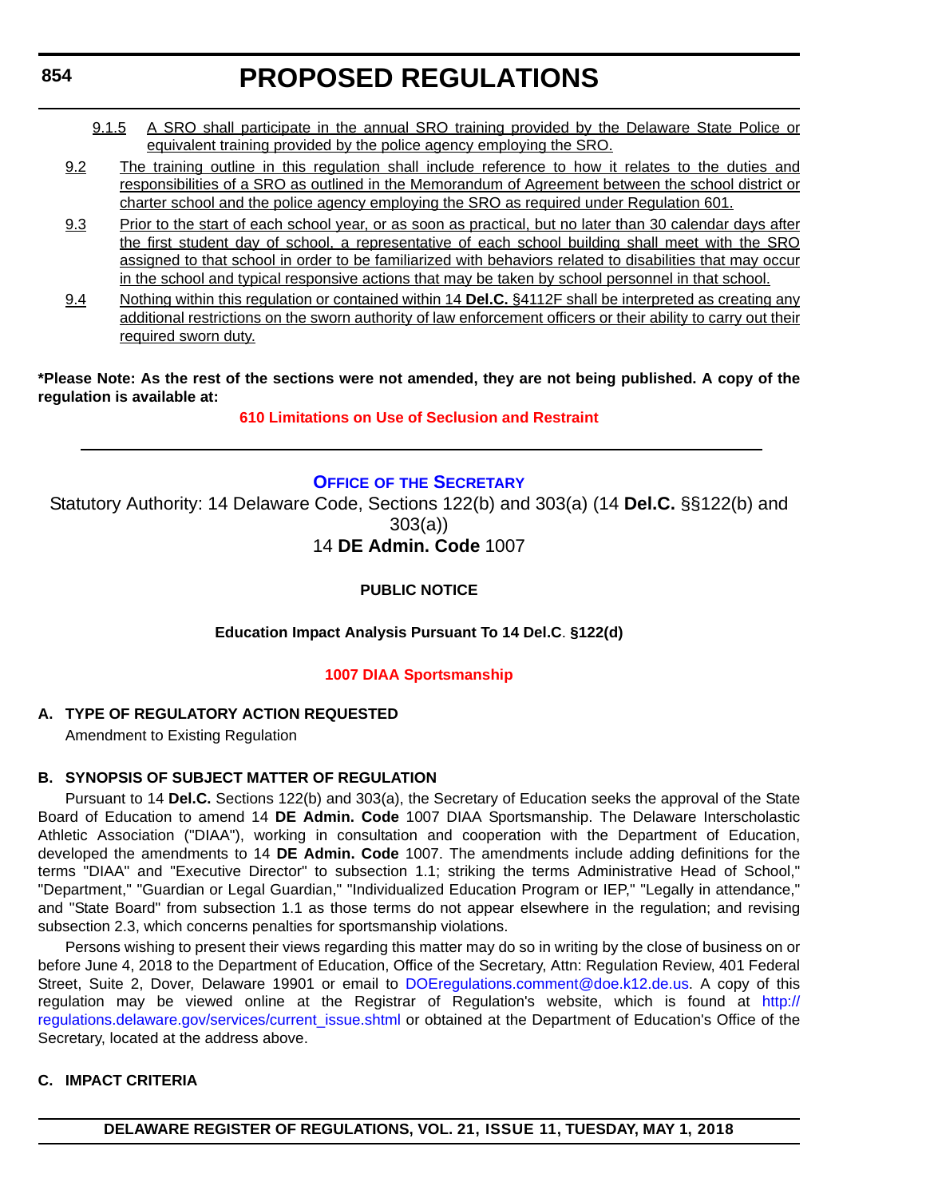9.1.5 A SRO shall participate in the annual SRO training provided by the Delaware State Police or equivalent training provided by the police agency employing the SRO.

9.2 The training outline in this regulation shall include reference to how it relates to the duties and responsibilities of a SRO as outlined in the Memorandum of Agreement between the school district or charter school and the police agency employing the SRO as required under Regulation 601.

9.3 Prior to the start of each school year, or as soon as practical, but no later than 30 calendar days after the first student day of school, a representative of each school building shall meet with the SRO assigned to that school in order to be familiarized with behaviors related to disabilities that may occur in the school and typical responsive actions that may be taken by school personnel in that school.

9.4 Nothing within this regulation or contained within 14 **Del.C.** §4112F shall be interpreted as creating any additional restrictions on the sworn authority of law enforcement officers or their ability to carry out their required sworn duty.

**\*Please Note: As the rest of the sections were not amended, they are not being published. A copy of the regulation is available at:**

**610 Limitations on Use of Seclusion and Restraint**

---

## OFFICE OF THE SECRETARY

Statutory Authority: 14 Delaware Code, Sections 122(b) and 303(a) (14 **Del.C.** §§122(b) and 303(a))
14 **DE Admin. Code** 1007

**PUBLIC NOTICE**

**Education Impact Analysis Pursuant To 14 Del.C. §122(d)**

**1007 DIAA Sportsmanship**

**A. TYPE OF REGULATORY ACTION REQUESTED**

Amendment to Existing Regulation

**B. SYNOPSIS OF SUBJECT MATTER OF REGULATION**

Pursuant to 14 **Del.C.** Sections 122(b) and 303(a), the Secretary of Education seeks the approval of the State Board of Education to amend 14 **DE Admin. Code** 1007 DIAA Sportsmanship. The Delaware Interscholastic Athletic Association ("DIAA"), working in consultation and cooperation with the Department of Education, developed the amendments to 14 **DE Admin. Code** 1007. The amendments include adding definitions for the terms "DIAA" and "Executive Director" to subsection 1.1; striking the terms Administrative Head of School," "Department," "Guardian or Legal Guardian," "Individualized Education Program or IEP," "Legally in attendance," and "State Board" from subsection 1.1 as those terms do not appear elsewhere in the regulation; and revising subsection 2.3, which concerns penalties for sportsmanship violations.

Persons wishing to present their views regarding this matter may do so in writing by the close of business on or before June 4, 2018 to the Department of Education, Office of the Secretary, Attn: Regulation Review, 401 Federal Street, Suite 2, Dover, Delaware 19901 or email to DOEregulations.comment@doe.k12.de.us. A copy of this regulation may be viewed online at the Registrar of Regulation's website, which is found at http://regulations.delaware.gov/services/current_issue.shtml or obtained at the Department of Education's Office of the Secretary, located at the address above.

**C. IMPACT CRITERIA**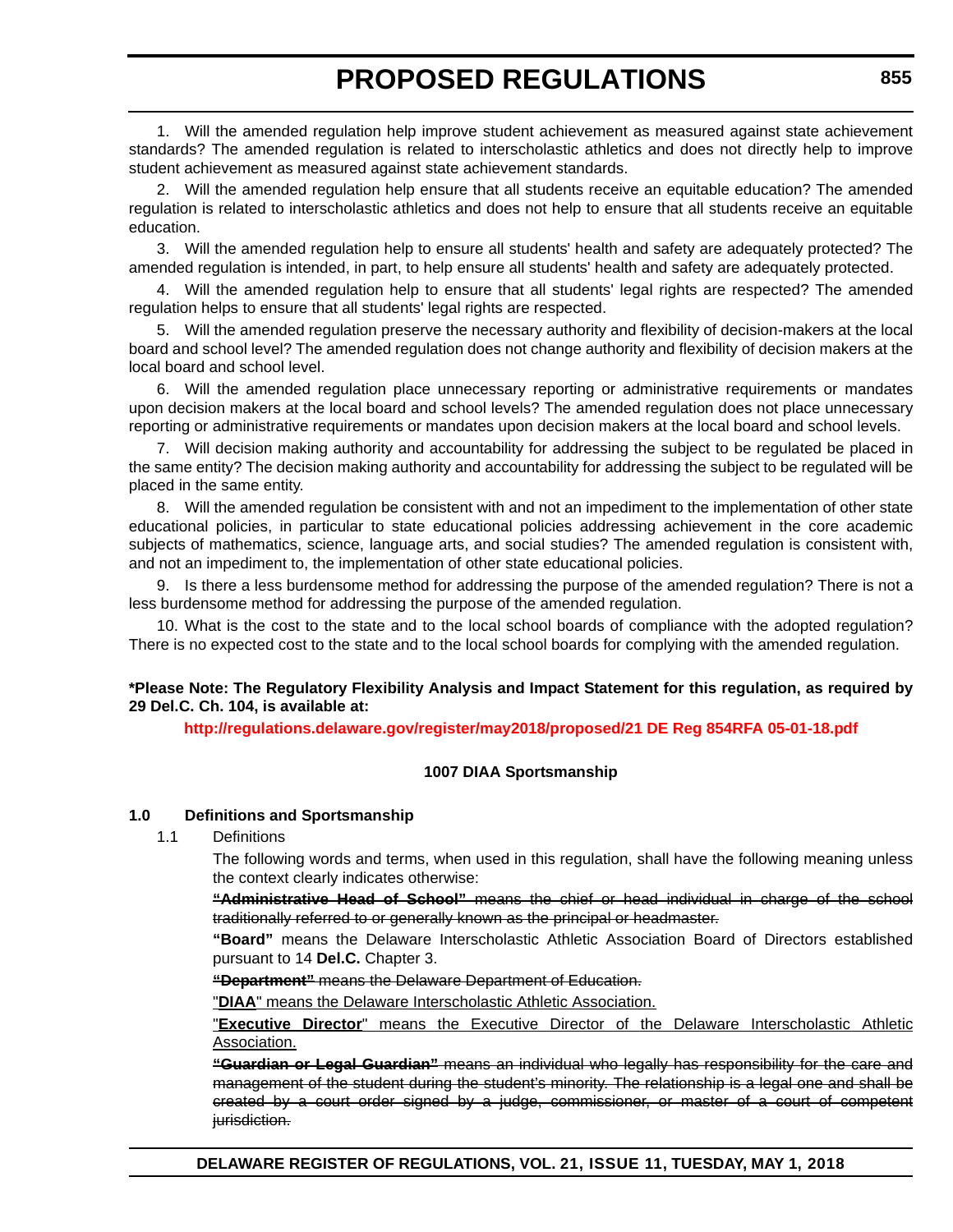1. Will the amended regulation help improve student achievement as measured against state achievement standards? The amended regulation is related to interscholastic athletics and does not directly help to improve student achievement as measured against state achievement standards.

2. Will the amended regulation help ensure that all students receive an equitable education? The amended regulation is related to interscholastic athletics and does not help to ensure that all students receive an equitable education.

3. Will the amended regulation help to ensure all students' health and safety are adequately protected? The amended regulation is intended, in part, to help ensure all students' health and safety are adequately protected.

4. Will the amended regulation help to ensure that all students' legal rights are respected? The amended regulation helps to ensure that all students' legal rights are respected.

5. Will the amended regulation preserve the necessary authority and flexibility of decision-makers at the local board and school level? The amended regulation does not change authority and flexibility of decision makers at the local board and school level.

6. Will the amended regulation place unnecessary reporting or administrative requirements or mandates upon decision makers at the local board and school levels? The amended regulation does not place unnecessary reporting or administrative requirements or mandates upon decision makers at the local board and school levels.

7. Will decision making authority and accountability for addressing the subject to be regulated be placed in the same entity? The decision making authority and accountability for addressing the subject to be regulated will be placed in the same entity.

8. Will the amended regulation be consistent with and not an impediment to the implementation of other state educational policies, in particular to state educational policies addressing achievement in the core academic subjects of mathematics, science, language arts, and social studies? The amended regulation is consistent with, and not an impediment to, the implementation of other state educational policies.

9. Is there a less burdensome method for addressing the purpose of the amended regulation? There is not a less burdensome method for addressing the purpose of the amended regulation.

10. What is the cost to the state and to the local school boards of compliance with the adopted regulation? There is no expected cost to the state and to the local school boards for complying with the amended regulation.

**\*Please Note: The Regulatory Flexibility Analysis and Impact Statement for this regulation, as required by 29 Del.C. Ch. 104, is available at:**

**http://regulations.delaware.gov/register/may2018/proposed/21 DE Reg 854RFA 05-01-18.pdf**

**1007 DIAA Sportsmanship**

**1.0 Definitions and Sportsmanship**

1.1 Definitions

The following words and terms, when used in this regulation, shall have the following meaning unless the context clearly indicates otherwise:

~~**"Administrative Head of School"** means the chief or head individual in charge of the school traditionally referred to or generally known as the principal or headmaster.~~

**"Board"** means the Delaware Interscholastic Athletic Association Board of Directors established pursuant to 14 **Del.C.** Chapter 3.

~~**"Department"** means the Delaware Department of Education.~~

<u>"**DIAA**" means the Delaware Interscholastic Athletic Association.</u>

<u>"**Executive Director**" means the Executive Director of the Delaware Interscholastic Athletic Association.</u>

~~**"Guardian or Legal Guardian"** means an individual who legally has responsibility for the care and management of the student during the student's minority. The relationship is a legal one and shall be created by a court order signed by a judge, commissioner, or master of a court of competent jurisdiction.~~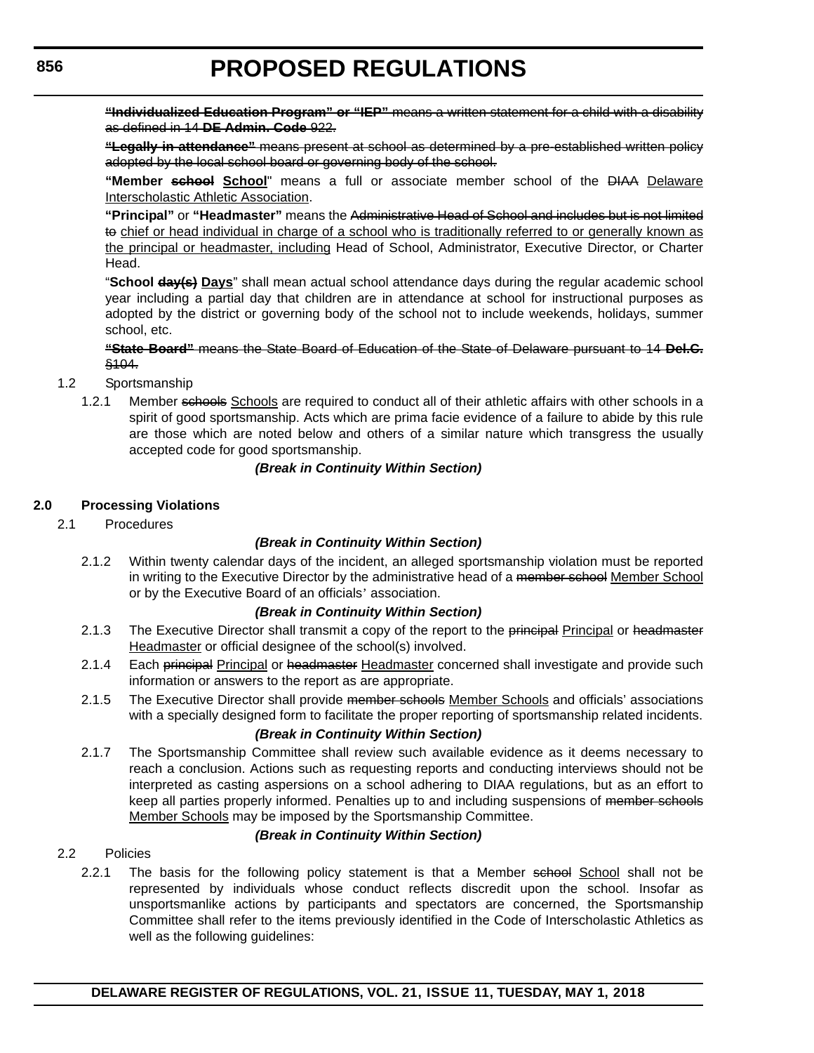~~**“Individualized Education Program” or “IEP”** means a written statement for a child with a disability as defined in 14 **DE Admin. Code** 922.~~

~~**“Legally in attendance”** means present at school as determined by a pre-established written policy adopted by the local school board or governing body of the school.~~

**“Member ~~school~~ <u>School</u>**" means a full or associate member school of the ~~DIAA~~ <u>Delaware Interscholastic Athletic Association</u>.

**“Principal”** or **“Headmaster”** means the ~~Administrative Head of School and includes but is not limited to~~ <u>chief or head individual in charge of a school who is traditionally referred to or generally known as the principal or headmaster, including</u> Head of School, Administrator, Executive Director, or Charter Head.

“**School ~~day(s)~~ <u>Days</u>**” shall mean actual school attendance days during the regular academic school year including a partial day that children are in attendance at school for instructional purposes as adopted by the district or governing body of the school not to include weekends, holidays, summer school, etc.

~~**“State Board”** means the State Board of Education of the State of Delaware pursuant to 14 **Del.C.** §104.~~

1.2 Sportsmanship

1.2.1 Member ~~schools~~ <u>Schools</u> are required to conduct all of their athletic affairs with other schools in a spirit of good sportsmanship. Acts which are prima facie evidence of a failure to abide by this rule are those which are noted below and others of a similar nature which transgress the usually accepted code for good sportsmanship.

***(Break in Continuity Within Section)***

**2.0 Processing Violations**

2.1 Procedures

***(Break in Continuity Within Section)***

2.1.2 Within twenty calendar days of the incident, an alleged sportsmanship violation must be reported in writing to the Executive Director by the administrative head of a ~~member school~~ <u>Member School</u> or by the Executive Board of an officials’ association.

***(Break in Continuity Within Section)***

2.1.3 The Executive Director shall transmit a copy of the report to the ~~principal~~ <u>Principal</u> or ~~headmaster~~ <u>Headmaster</u> or official designee of the school(s) involved.

2.1.4 Each ~~principal~~ <u>Principal</u> or ~~headmaster~~ <u>Headmaster</u> concerned shall investigate and provide such information or answers to the report as are appropriate.

2.1.5 The Executive Director shall provide ~~member schools~~ <u>Member Schools</u> and officials’ associations with a specially designed form to facilitate the proper reporting of sportsmanship related incidents.

***(Break in Continuity Within Section)***

2.1.7 The Sportsmanship Committee shall review such available evidence as it deems necessary to reach a conclusion. Actions such as requesting reports and conducting interviews should not be interpreted as casting aspersions on a school adhering to DIAA regulations, but as an effort to keep all parties properly informed. Penalties up to and including suspensions of ~~member schools~~ <u>Member Schools</u> may be imposed by the Sportsmanship Committee.

***(Break in Continuity Within Section)***

2.2 Policies

2.2.1 The basis for the following policy statement is that a Member ~~school~~ <u>School</u> shall not be represented by individuals whose conduct reflects discredit upon the school. Insofar as unsportsmanlike actions by participants and spectators are concerned, the Sportsmanship Committee shall refer to the items previously identified in the Code of Interscholastic Athletics as well as the following guidelines: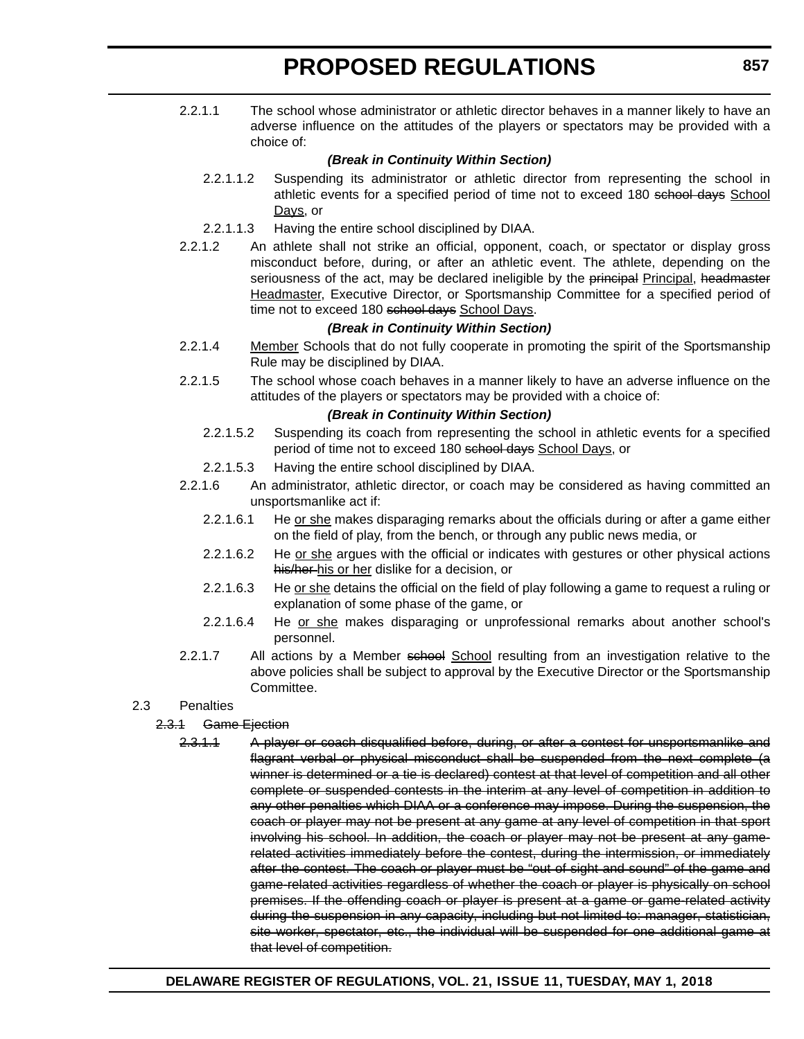2.2.1.1 The school whose administrator or athletic director behaves in a manner likely to have an adverse influence on the attitudes of the players or spectators may be provided with a choice of:

***(Break in Continuity Within Section)***

2.2.1.1.2 Suspending its administrator or athletic director from representing the school in athletic events for a specified period of time not to exceed 180 ~~school days~~ <u>School Days</u>, or

2.2.1.1.3 Having the entire school disciplined by DIAA.

2.2.1.2 An athlete shall not strike an official, opponent, coach, or spectator or display gross misconduct before, during, or after an athletic event. The athlete, depending on the seriousness of the act, may be declared ineligible by the ~~principal~~ <u>Principal</u>, ~~headmaster~~ <u>Headmaster</u>, Executive Director, or Sportsmanship Committee for a specified period of time not to exceed 180 ~~school days~~ <u>School Days</u>.

***(Break in Continuity Within Section)***

2.2.1.4 <u>Member</u> Schools that do not fully cooperate in promoting the spirit of the Sportsmanship Rule may be disciplined by DIAA.

2.2.1.5 The school whose coach behaves in a manner likely to have an adverse influence on the attitudes of the players or spectators may be provided with a choice of:

***(Break in Continuity Within Section)***

2.2.1.5.2 Suspending its coach from representing the school in athletic events for a specified period of time not to exceed 180 ~~school days~~ <u>School Days</u>, or

2.2.1.5.3 Having the entire school disciplined by DIAA.

2.2.1.6 An administrator, athletic director, or coach may be considered as having committed an unsportsmanlike act if:

2.2.1.6.1 He <u>or she</u> makes disparaging remarks about the officials during or after a game either on the field of play, from the bench, or through any public news media, or

2.2.1.6.2 He <u>or she</u> argues with the official or indicates with gestures or other physical actions ~~his/her~~ <u>his or her</u> dislike for a decision, or

2.2.1.6.3 He <u>or she</u> detains the official on the field of play following a game to request a ruling or explanation of some phase of the game, or

2.2.1.6.4 He <u>or she</u> makes disparaging or unprofessional remarks about another school's personnel.

2.2.1.7 All actions by a Member ~~school~~ <u>School</u> resulting from an investigation relative to the above policies shall be subject to approval by the Executive Director or the Sportsmanship Committee.

2.3 Penalties

~~2.3.1 Game Ejection~~

~~2.3.1.1 A player or coach disqualified before, during, or after a contest for unsportsmanlike and flagrant verbal or physical misconduct shall be suspended from the next complete (a winner is determined or a tie is declared) contest at that level of competition and all other complete or suspended contests in the interim at any level of competition in addition to any other penalties which DIAA or a conference may impose. During the suspension, the coach or player may not be present at any game at any level of competition in that sport involving his school. In addition, the coach or player may not be present at any game-related activities immediately before the contest, during the intermission, or immediately after the contest. The coach or player must be "out of sight and sound" of the game and game-related activities regardless of whether the coach or player is physically on school premises. If the offending coach or player is present at a game or game-related activity during the suspension in any capacity, including but not limited to: manager, statistician, site worker, spectator, etc., the individual will be suspended for one additional game at that level of competition.~~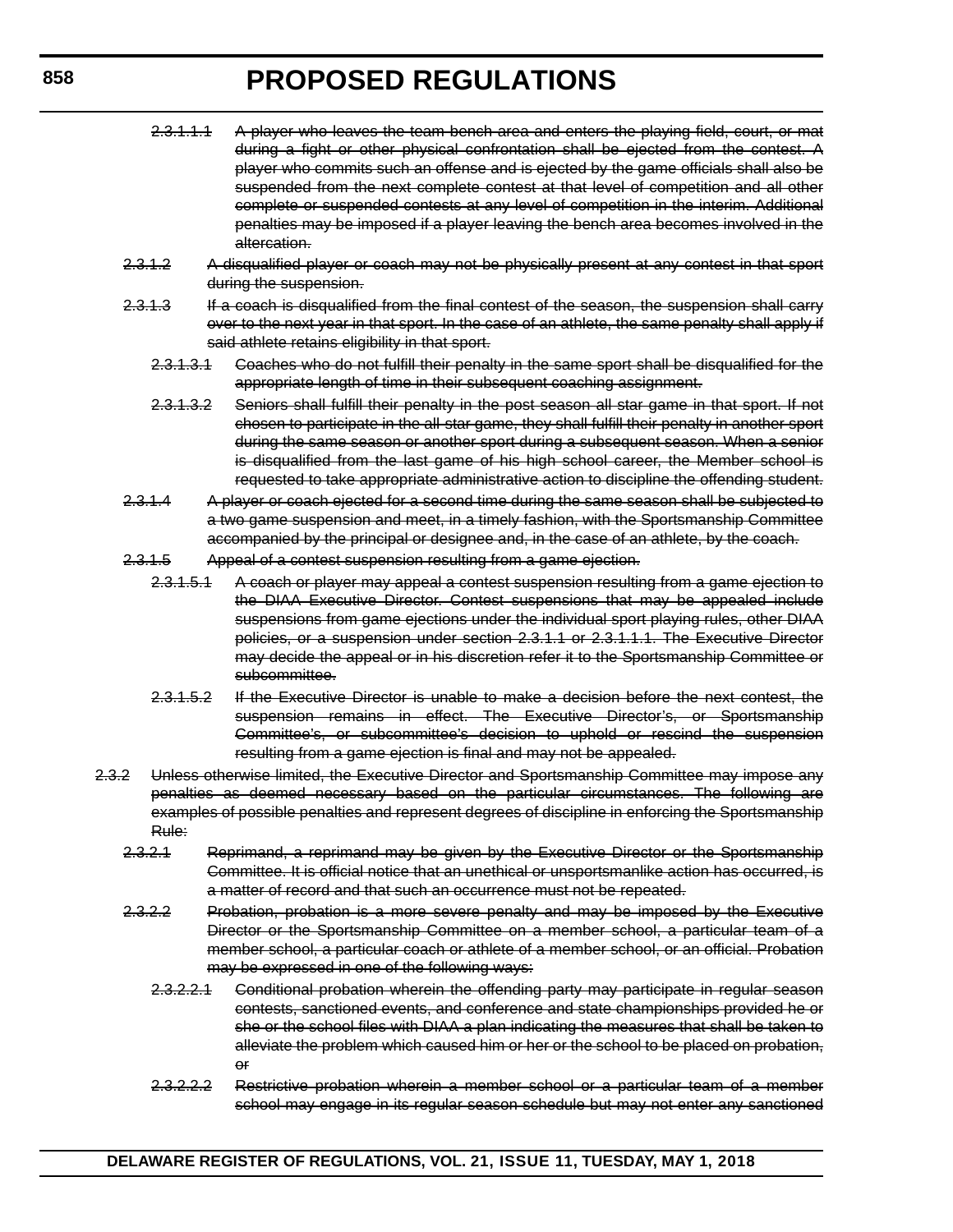~~2.3.1.1.1 A player who leaves the team bench area and enters the playing field, court, or mat during a fight or other physical confrontation shall be ejected from the contest. A player who commits such an offense and is ejected by the game officials shall also be suspended from the next complete contest at that level of competition and all other complete or suspended contests at any level of competition in the interim. Additional penalties may be imposed if a player leaving the bench area becomes involved in the altercation.~~

~~2.3.1.2 A disqualified player or coach may not be physically present at any contest in that sport during the suspension.~~

~~2.3.1.3 If a coach is disqualified from the final contest of the season, the suspension shall carry over to the next year in that sport. In the case of an athlete, the same penalty shall apply if said athlete retains eligibility in that sport.~~

~~2.3.1.3.1 Coaches who do not fulfill their penalty in the same sport shall be disqualified for the appropriate length of time in their subsequent coaching assignment.~~

~~2.3.1.3.2 Seniors shall fulfill their penalty in the post season all star game in that sport. If not chosen to participate in the all star game, they shall fulfill their penalty in another sport during the same season or another sport during a subsequent season. When a senior is disqualified from the last game of his high school career, the Member school is requested to take appropriate administrative action to discipline the offending student.~~

~~2.3.1.4 A player or coach ejected for a second time during the same season shall be subjected to a two game suspension and meet, in a timely fashion, with the Sportsmanship Committee accompanied by the principal or designee and, in the case of an athlete, by the coach.~~

~~2.3.1.5 Appeal of a contest suspension resulting from a game ejection.~~

~~2.3.1.5.1 A coach or player may appeal a contest suspension resulting from a game ejection to the DIAA Executive Director. Contest suspensions that may be appealed include suspensions from game ejections under the individual sport playing rules, other DIAA policies, or a suspension under section 2.3.1.1 or 2.3.1.1.1. The Executive Director may decide the appeal or in his discretion refer it to the Sportsmanship Committee or subcommittee.~~

~~2.3.1.5.2 If the Executive Director is unable to make a decision before the next contest, the suspension remains in effect. The Executive Director's, or Sportsmanship Committee's, or subcommittee's decision to uphold or rescind the suspension resulting from a game ejection is final and may not be appealed.~~

~~2.3.2 Unless otherwise limited, the Executive Director and Sportsmanship Committee may impose any penalties as deemed necessary based on the particular circumstances. The following are examples of possible penalties and represent degrees of discipline in enforcing the Sportsmanship Rule:~~

~~2.3.2.1 Reprimand, a reprimand may be given by the Executive Director or the Sportsmanship Committee. It is official notice that an unethical or unsportsmanlike action has occurred, is a matter of record and that such an occurrence must not be repeated.~~

~~2.3.2.2 Probation, probation is a more severe penalty and may be imposed by the Executive Director or the Sportsmanship Committee on a member school, a particular team of a member school, a particular coach or athlete of a member school, or an official. Probation may be expressed in one of the following ways:~~

~~2.3.2.2.1 Conditional probation wherein the offending party may participate in regular season contests, sanctioned events, and conference and state championships provided he or she or the school files with DIAA a plan indicating the measures that shall be taken to alleviate the problem which caused him or her or the school to be placed on probation, or~~

~~2.3.2.2.2 Restrictive probation wherein a member school or a particular team of a member school may engage in its regular season schedule but may not enter any sanctioned~~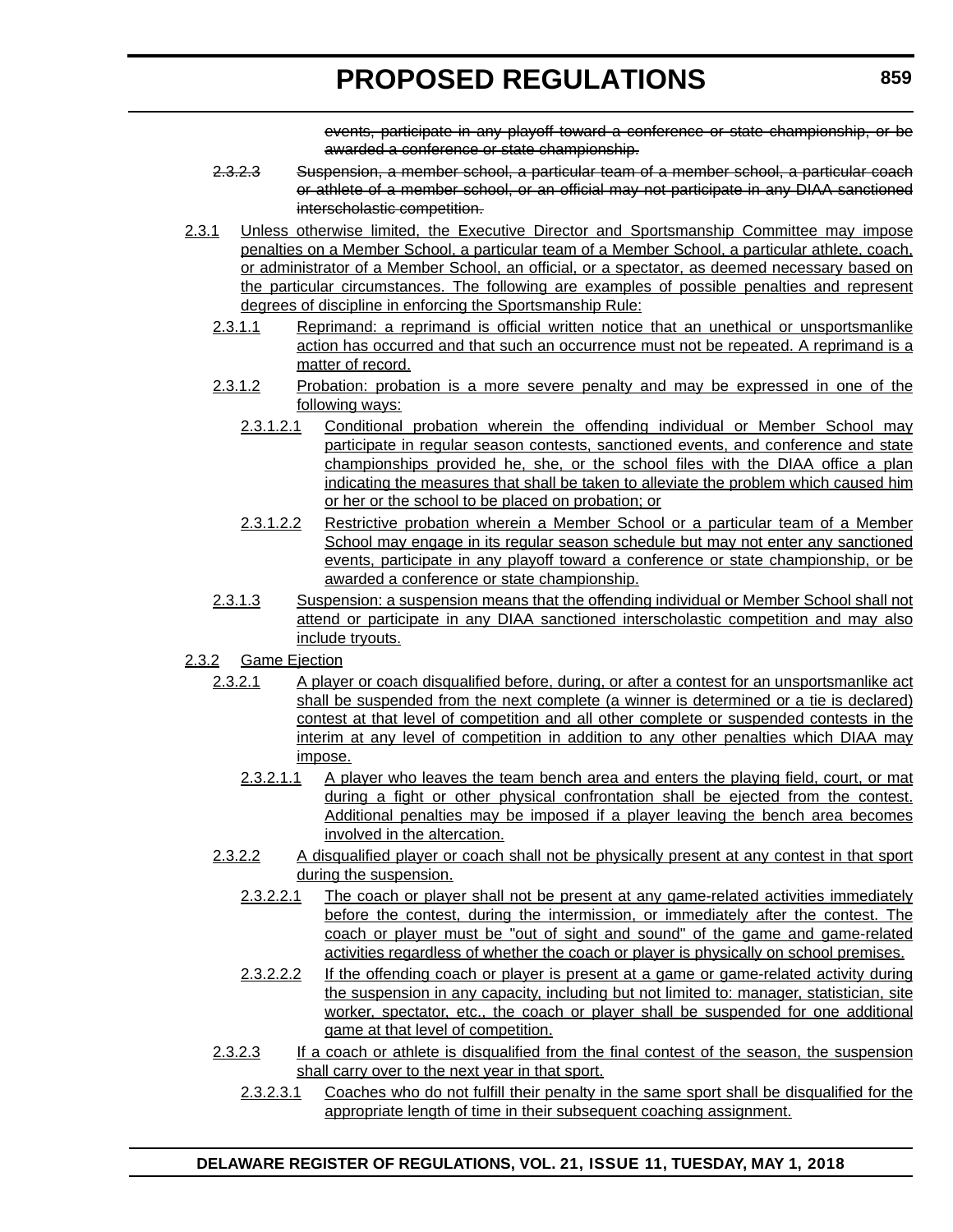~~events, participate in any playoff toward a conference or state championship, or be awarded a conference or state championship.~~

~~2.3.2.3 Suspension, a member school, a particular team of a member school, a particular coach or athlete of a member school, or an official may not participate in any DIAA sanctioned interscholastic competition.~~

<u>2.3.1 Unless otherwise limited, the Executive Director and Sportsmanship Committee may impose penalties on a Member School, a particular team of a Member School, a particular athlete, coach, or administrator of a Member School, an official, or a spectator, as deemed necessary based on the particular circumstances. The following are examples of possible penalties and represent degrees of discipline in enforcing the Sportsmanship Rule:</u>

<u>2.3.1.1 Reprimand: a reprimand is official written notice that an unethical or unsportsmanlike action has occurred and that such an occurrence must not be repeated. A reprimand is a matter of record.</u>

<u>2.3.1.2 Probation: probation is a more severe penalty and may be expressed in one of the following ways:</u>

<u>2.3.1.2.1 Conditional probation wherein the offending individual or Member School may participate in regular season contests, sanctioned events, and conference and state championships provided he, she, or the school files with the DIAA office a plan indicating the measures that shall be taken to alleviate the problem which caused him or her or the school to be placed on probation; or</u>

<u>2.3.1.2.2 Restrictive probation wherein a Member School or a particular team of a Member School may engage in its regular season schedule but may not enter any sanctioned events, participate in any playoff toward a conference or state championship, or be awarded a conference or state championship.</u>

<u>2.3.1.3 Suspension: a suspension means that the offending individual or Member School shall not attend or participate in any DIAA sanctioned interscholastic competition and may also include tryouts.</u>

<u>2.3.2 Game Ejection</u>

<u>2.3.2.1 A player or coach disqualified before, during, or after a contest for an unsportsmanlike act shall be suspended from the next complete (a winner is determined or a tie is declared) contest at that level of competition and all other complete or suspended contests in the interim at any level of competition in addition to any other penalties which DIAA may impose.</u>

<u>2.3.2.1.1 A player who leaves the team bench area and enters the playing field, court, or mat during a fight or other physical confrontation shall be ejected from the contest. Additional penalties may be imposed if a player leaving the bench area becomes involved in the altercation.</u>

<u>2.3.2.2 A disqualified player or coach shall not be physically present at any contest in that sport during the suspension.</u>

<u>2.3.2.2.1 The coach or player shall not be present at any game-related activities immediately before the contest, during the intermission, or immediately after the contest. The coach or player must be "out of sight and sound" of the game and game-related activities regardless of whether the coach or player is physically on school premises.</u>

<u>2.3.2.2.2 If the offending coach or player is present at a game or game-related activity during the suspension in any capacity, including but not limited to: manager, statistician, site worker, spectator, etc., the coach or player shall be suspended for one additional game at that level of competition.</u>

<u>2.3.2.3 If a coach or athlete is disqualified from the final contest of the season, the suspension shall carry over to the next year in that sport.</u>

<u>2.3.2.3.1 Coaches who do not fulfill their penalty in the same sport shall be disqualified for the appropriate length of time in their subsequent coaching assignment.</u>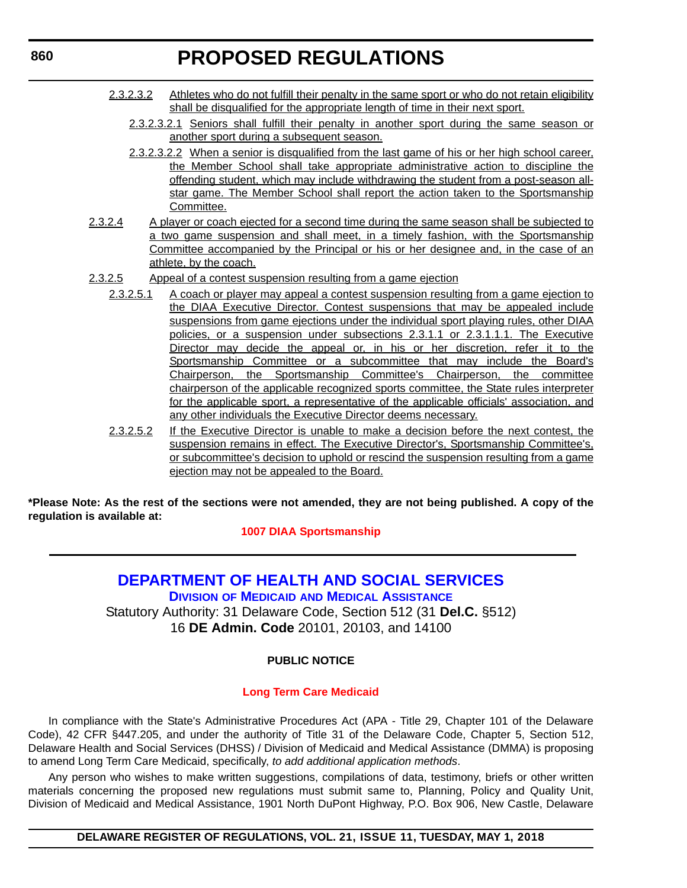2.3.2.3.2 Athletes who do not fulfill their penalty in the same sport or who do not retain eligibility shall be disqualified for the appropriate length of time in their next sport.

2.3.2.3.2.1 Seniors shall fulfill their penalty in another sport during the same season or another sport during a subsequent season.

2.3.2.3.2.2 When a senior is disqualified from the last game of his or her high school career, the Member School shall take appropriate administrative action to discipline the offending student, which may include withdrawing the student from a post-season all-star game. The Member School shall report the action taken to the Sportsmanship Committee.

2.3.2.4 A player or coach ejected for a second time during the same season shall be subjected to a two game suspension and shall meet, in a timely fashion, with the Sportsmanship Committee accompanied by the Principal or his or her designee and, in the case of an athlete, by the coach.

2.3.2.5 Appeal of a contest suspension resulting from a game ejection

2.3.2.5.1 A coach or player may appeal a contest suspension resulting from a game ejection to the DIAA Executive Director. Contest suspensions that may be appealed include suspensions from game ejections under the individual sport playing rules, other DIAA policies, or a suspension under subsections 2.3.1.1 or 2.3.1.1.1. The Executive Director may decide the appeal or, in his or her discretion, refer it to the Sportsmanship Committee or a subcommittee that may include the Board's Chairperson, the Sportsmanship Committee's Chairperson, the committee chairperson of the applicable recognized sports committee, the State rules interpreter for the applicable sport, a representative of the applicable officials' association, and any other individuals the Executive Director deems necessary.

2.3.2.5.2 If the Executive Director is unable to make a decision before the next contest, the suspension remains in effect. The Executive Director's, Sportsmanship Committee's, or subcommittee's decision to uphold or rescind the suspension resulting from a game ejection may not be appealed to the Board.

**\*Please Note: As the rest of the sections were not amended, they are not being published. A copy of the regulation is available at:**

**1007 DIAA Sportsmanship**

---

# DEPARTMENT OF HEALTH AND SOCIAL SERVICES

## Division of Medicaid and Medical Assistance

Statutory Authority: 31 Delaware Code, Section 512 (31 **Del.C.** §512)
16 **DE Admin. Code** 20101, 20103, and 14100

**PUBLIC NOTICE**

**Long Term Care Medicaid**

In compliance with the State's Administrative Procedures Act (APA - Title 29, Chapter 101 of the Delaware Code), 42 CFR §447.205, and under the authority of Title 31 of the Delaware Code, Chapter 5, Section 512, Delaware Health and Social Services (DHSS) / Division of Medicaid and Medical Assistance (DMMA) is proposing to amend Long Term Care Medicaid, specifically, *to add additional application methods*.

Any person who wishes to make written suggestions, compilations of data, testimony, briefs or other written materials concerning the proposed new regulations must submit same to, Planning, Policy and Quality Unit, Division of Medicaid and Medical Assistance, 1901 North DuPont Highway, P.O. Box 906, New Castle, Delaware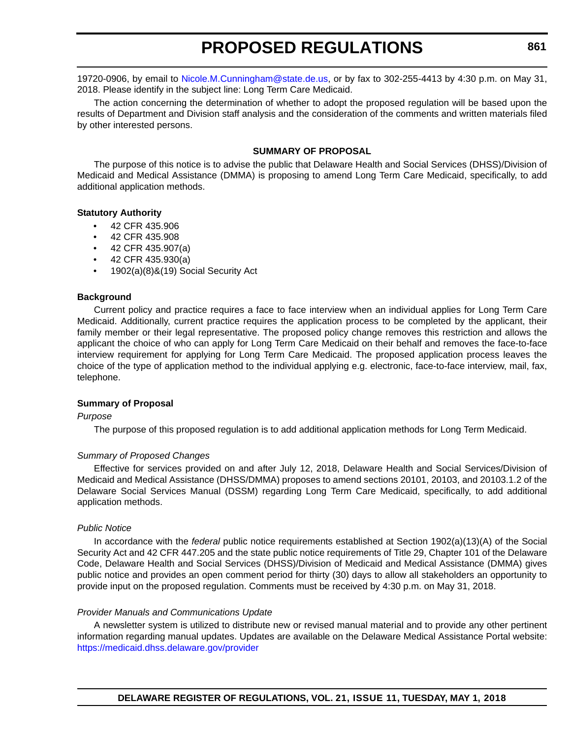19720-0906, by email to Nicole.M.Cunningham@state.de.us, or by fax to 302-255-4413 by 4:30 p.m. on May 31, 2018. Please identify in the subject line: Long Term Care Medicaid.

The action concerning the determination of whether to adopt the proposed regulation will be based upon the results of Department and Division staff analysis and the consideration of the comments and written materials filed by other interested persons.

## SUMMARY OF PROPOSAL

The purpose of this notice is to advise the public that Delaware Health and Social Services (DHSS)/Division of Medicaid and Medical Assistance (DMMA) is proposing to amend Long Term Care Medicaid, specifically, to add additional application methods.

**Statutory Authority**

- 42 CFR 435.906
- 42 CFR 435.908
- 42 CFR 435.907(a)
- 42 CFR 435.930(a)
- 1902(a)(8)&(19) Social Security Act

**Background**

Current policy and practice requires a face to face interview when an individual applies for Long Term Care Medicaid. Additionally, current practice requires the application process to be completed by the applicant, their family member or their legal representative. The proposed policy change removes this restriction and allows the applicant the choice of who can apply for Long Term Care Medicaid on their behalf and removes the face-to-face interview requirement for applying for Long Term Care Medicaid. The proposed application process leaves the choice of the type of application method to the individual applying e.g. electronic, face-to-face interview, mail, fax, telephone.

**Summary of Proposal**

*Purpose*

The purpose of this proposed regulation is to add additional application methods for Long Term Medicaid.

*Summary of Proposed Changes*

Effective for services provided on and after July 12, 2018, Delaware Health and Social Services/Division of Medicaid and Medical Assistance (DHSS/DMMA) proposes to amend sections 20101, 20103, and 20103.1.2 of the Delaware Social Services Manual (DSSM) regarding Long Term Care Medicaid, specifically, to add additional application methods.

*Public Notice*

In accordance with the *federal* public notice requirements established at Section 1902(a)(13)(A) of the Social Security Act and 42 CFR 447.205 and the state public notice requirements of Title 29, Chapter 101 of the Delaware Code, Delaware Health and Social Services (DHSS)/Division of Medicaid and Medical Assistance (DMMA) gives public notice and provides an open comment period for thirty (30) days to allow all stakeholders an opportunity to provide input on the proposed regulation. Comments must be received by 4:30 p.m. on May 31, 2018.

*Provider Manuals and Communications Update*

A newsletter system is utilized to distribute new or revised manual material and to provide any other pertinent information regarding manual updates. Updates are available on the Delaware Medical Assistance Portal website: https://medicaid.dhss.delaware.gov/provider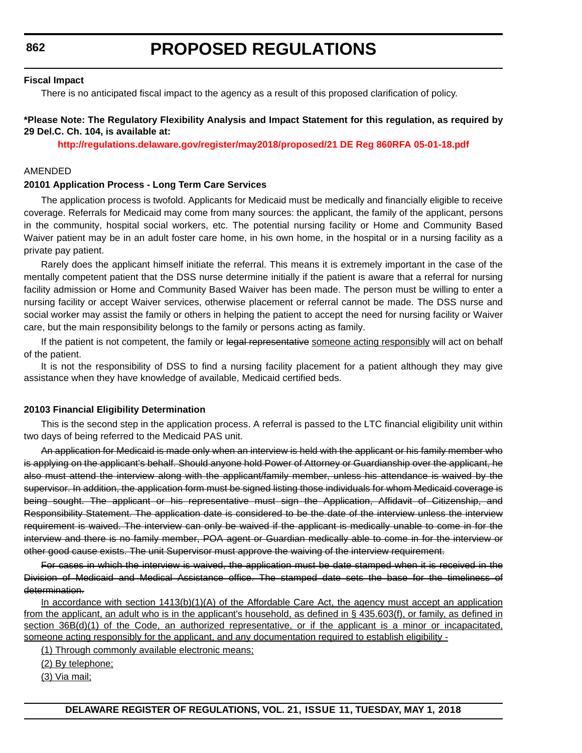**Fiscal Impact**

There is no anticipated fiscal impact to the agency as a result of this proposed clarification of policy.

**\*Please Note: The Regulatory Flexibility Analysis and Impact Statement for this regulation, as required by 29 Del.C. Ch. 104, is available at:**

**http://regulations.delaware.gov/register/may2018/proposed/21 DE Reg 860RFA 05-01-18.pdf**

AMENDED

**20101 Application Process - Long Term Care Services**

The application process is twofold. Applicants for Medicaid must be medically and financially eligible to receive coverage. Referrals for Medicaid may come from many sources: the applicant, the family of the applicant, persons in the community, hospital social workers, etc. The potential nursing facility or Home and Community Based Waiver patient may be in an adult foster care home, in his own home, in the hospital or in a nursing facility as a private pay patient.

Rarely does the applicant himself initiate the referral. This means it is extremely important in the case of the mentally competent patient that the DSS nurse determine initially if the patient is aware that a referral for nursing facility admission or Home and Community Based Waiver has been made. The person must be willing to enter a nursing facility or accept Waiver services, otherwise placement or referral cannot be made. The DSS nurse and social worker may assist the family or others in helping the patient to accept the need for nursing facility or Waiver care, but the main responsibility belongs to the family or persons acting as family.

If the patient is not competent, the family or ~~legal representative~~ <u>someone acting responsibly</u> will act on behalf of the patient.

It is not the responsibility of DSS to find a nursing facility placement for a patient although they may give assistance when they have knowledge of available, Medicaid certified beds.

**20103 Financial Eligibility Determination**

This is the second step in the application process. A referral is passed to the LTC financial eligibility unit within two days of being referred to the Medicaid PAS unit.

~~An application for Medicaid is made only when an interview is held with the applicant or his family member who is applying on the applicant's behalf. Should anyone hold Power of Attorney or Guardianship over the applicant, he also must attend the interview along with the applicant/family member, unless his attendance is waived by the supervisor. In addition, the application form must be signed listing those individuals for whom Medicaid coverage is being sought. The applicant or his representative must sign the Application, Affidavit of Citizenship, and Responsibility Statement. The application date is considered to be the date of the interview unless the interview requirement is waived. The interview can only be waived if the applicant is medically unable to come in for the interview and there is no family member, POA agent or Guardian medically able to come in for the interview or other good cause exists. The unit Supervisor must approve the waiving of the interview requirement.~~

~~For cases in which the interview is waived, the application must be date stamped when it is received in the Division of Medicaid and Medical Assistance office. The stamped date sets the base for the timeliness of determination.~~

<u>In accordance with section 1413(b)(1)(A) of the Affordable Care Act, the agency must accept an application from the applicant, an adult who is in the applicant's household, as defined in § 435.603(f), or family, as defined in section 36B(d)(1) of the Code, an authorized representative, or if the applicant is a minor or incapacitated, someone acting responsibly for the applicant, and any documentation required to establish eligibility -</u>

<u>(1) Through commonly available electronic means;</u>

<u>(2) By telephone;</u>

<u>(3) Via mail;</u>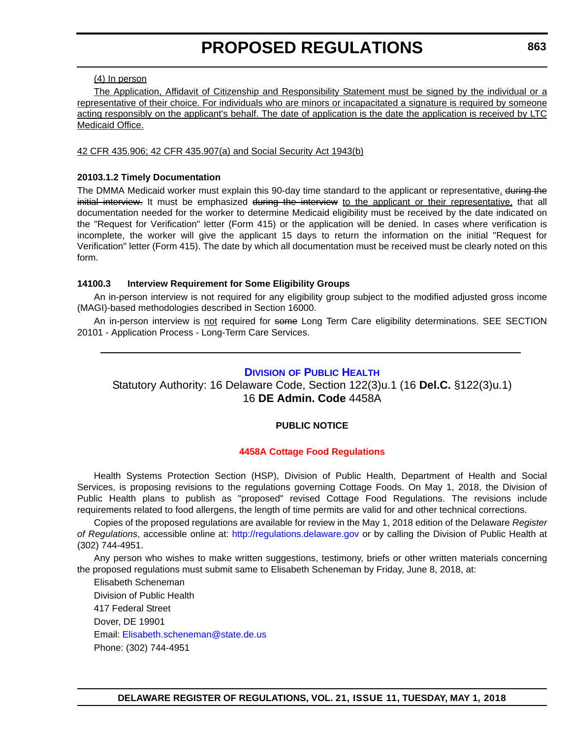<u>(4) In person</u>

<u>The Application, Affidavit of Citizenship and Responsibility Statement must be signed by the individual or a representative of their choice. For individuals who are minors or incapacitated a signature is required by someone acting responsibly on the applicant's behalf. The date of application is the date the application is received by LTC Medicaid Office.</u>

<u>42 CFR 435.906; 42 CFR 435.907(a) and Social Security Act 1943(b)</u>

**20103.1.2 Timely Documentation**

The DMMA Medicaid worker must explain this 90-day time standard to the applicant or representative<u>.</u> ~~during the initial interview.~~ It must be emphasized ~~during the interview~~ <u>to the applicant or their representative,</u> that all documentation needed for the worker to determine Medicaid eligibility must be received by the date indicated on the "Request for Verification" letter (Form 415) or the application will be denied. In cases where verification is incomplete, the worker will give the applicant 15 days to return the information on the initial "Request for Verification" letter (Form 415). The date by which all documentation must be received must be clearly noted on this form.

**14100.3 Interview Requirement for Some Eligibility Groups**

An in-person interview is not required for any eligibility group subject to the modified adjusted gross income (MAGI)-based methodologies described in Section 16000.

An in-person interview is <u>not</u> required for ~~some~~ Long Term Care eligibility determinations. SEE SECTION 20101 - Application Process - Long-Term Care Services.

---

## DIVISION OF PUBLIC HEALTH

Statutory Authority: 16 Delaware Code, Section 122(3)u.1 (16 **Del.C.** §122(3)u.1)
16 **DE Admin. Code** 4458A

**PUBLIC NOTICE**

**4458A Cottage Food Regulations**

Health Systems Protection Section (HSP), Division of Public Health, Department of Health and Social Services, is proposing revisions to the regulations governing Cottage Foods. On May 1, 2018, the Division of Public Health plans to publish as "proposed" revised Cottage Food Regulations. The revisions include requirements related to food allergens, the length of time permits are valid for and other technical corrections.

Copies of the proposed regulations are available for review in the May 1, 2018 edition of the Delaware *Register of Regulations*, accessible online at: http://regulations.delaware.gov or by calling the Division of Public Health at (302) 744-4951.

Any person who wishes to make written suggestions, testimony, briefs or other written materials concerning the proposed regulations must submit same to Elisabeth Scheneman by Friday, June 8, 2018, at:

Elisabeth Scheneman
Division of Public Health
417 Federal Street
Dover, DE 19901
Email: Elisabeth.scheneman@state.de.us
Phone: (302) 744-4951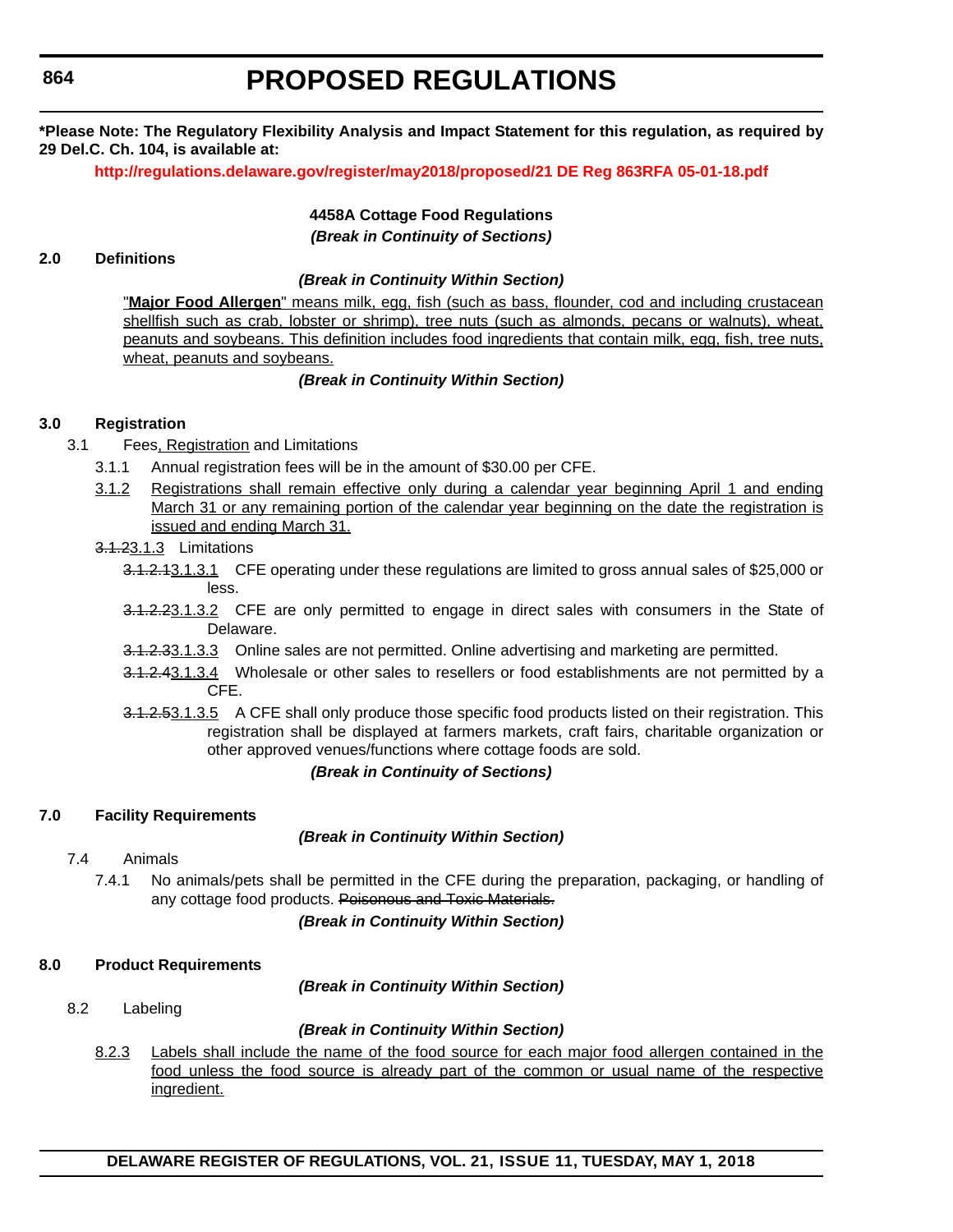**\*Please Note: The Regulatory Flexibility Analysis and Impact Statement for this regulation, as required by 29 Del.C. Ch. 104, is available at:**

**http://regulations.delaware.gov/register/may2018/proposed/21 DE Reg 863RFA 05-01-18.pdf**

**4458A Cottage Food Regulations**

***(Break in Continuity of Sections)***

**2.0 Definitions**

***(Break in Continuity Within Section)***

"**Major Food Allergen**" means milk, egg, fish (such as bass, flounder, cod and including crustacean shellfish such as crab, lobster or shrimp), tree nuts (such as almonds, pecans or walnuts), wheat, peanuts and soybeans. This definition includes food ingredients that contain milk, egg, fish, tree nuts, wheat, peanuts and soybeans.

***(Break in Continuity Within Section)***

**3.0 Registration**

3.1 Fees, Registration and Limitations

3.1.1 Annual registration fees will be in the amount of $30.00 per CFE.

3.1.2 Registrations shall remain effective only during a calendar year beginning April 1 and ending March 31 or any remaining portion of the calendar year beginning on the date the registration is issued and ending March 31.

~~3.1.2~~3.1.3 Limitations

~~3.1.2.1~~3.1.3.1 CFE operating under these regulations are limited to gross annual sales of $25,000 or less.

~~3.1.2.2~~3.1.3.2 CFE are only permitted to engage in direct sales with consumers in the State of Delaware.

~~3.1.2.3~~3.1.3.3 Online sales are not permitted. Online advertising and marketing are permitted.

~~3.1.2.4~~3.1.3.4 Wholesale or other sales to resellers or food establishments are not permitted by a CFE.

~~3.1.2.5~~3.1.3.5 A CFE shall only produce those specific food products listed on their registration. This registration shall be displayed at farmers markets, craft fairs, charitable organization or other approved venues/functions where cottage foods are sold.

***(Break in Continuity of Sections)***

**7.0 Facility Requirements**

***(Break in Continuity Within Section)***

7.4 Animals

7.4.1 No animals/pets shall be permitted in the CFE during the preparation, packaging, or handling of any cottage food products. ~~Poisonous and Toxic Materials.~~

***(Break in Continuity Within Section)***

**8.0 Product Requirements**

***(Break in Continuity Within Section)***

8.2 Labeling

***(Break in Continuity Within Section)***

8.2.3 Labels shall include the name of the food source for each major food allergen contained in the food unless the food source is already part of the common or usual name of the respective ingredient.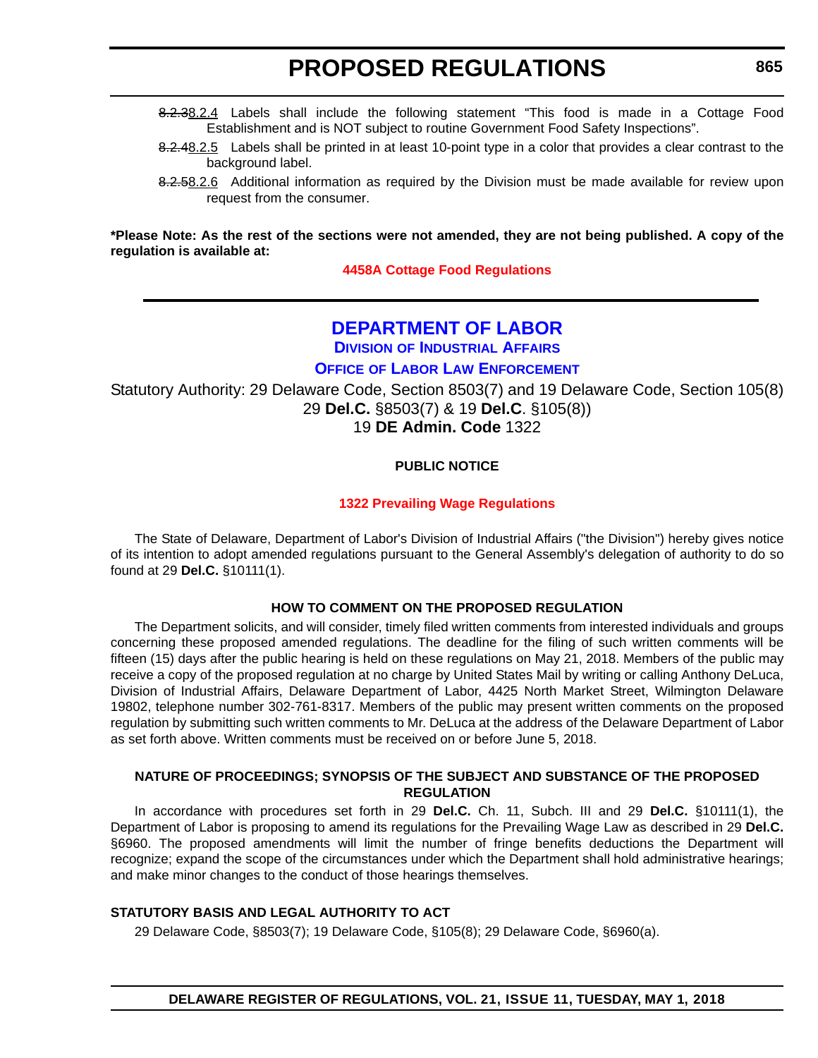~~8.2.3~~8.2.4 Labels shall include the following statement "This food is made in a Cottage Food Establishment and is NOT subject to routine Government Food Safety Inspections".

~~8.2.4~~8.2.5 Labels shall be printed in at least 10-point type in a color that provides a clear contrast to the background label.

~~8.2.5~~8.2.6 Additional information as required by the Division must be made available for review upon request from the consumer.

**\*Please Note: As the rest of the sections were not amended, they are not being published. A copy of the regulation is available at:**

**4458A Cottage Food Regulations**

---

# DEPARTMENT OF LABOR

## DIVISION OF INDUSTRIAL AFFAIRS

## OFFICE OF LABOR LAW ENFORCEMENT

Statutory Authority: 29 Delaware Code, Section 8503(7) and 19 Delaware Code, Section 105(8)
29 **Del.C.** §8503(7) & 19 **Del.C**. §105(8))
19 **DE Admin. Code** 1322

**PUBLIC NOTICE**

**1322 Prevailing Wage Regulations**

The State of Delaware, Department of Labor's Division of Industrial Affairs ("the Division") hereby gives notice of its intention to adopt amended regulations pursuant to the General Assembly's delegation of authority to do so found at 29 **Del.C.** §10111(1).

**HOW TO COMMENT ON THE PROPOSED REGULATION**

The Department solicits, and will consider, timely filed written comments from interested individuals and groups concerning these proposed amended regulations. The deadline for the filing of such written comments will be fifteen (15) days after the public hearing is held on these regulations on May 21, 2018. Members of the public may receive a copy of the proposed regulation at no charge by United States Mail by writing or calling Anthony DeLuca, Division of Industrial Affairs, Delaware Department of Labor, 4425 North Market Street, Wilmington Delaware 19802, telephone number 302-761-8317. Members of the public may present written comments on the proposed regulation by submitting such written comments to Mr. DeLuca at the address of the Delaware Department of Labor as set forth above. Written comments must be received on or before June 5, 2018.

**NATURE OF PROCEEDINGS; SYNOPSIS OF THE SUBJECT AND SUBSTANCE OF THE PROPOSED REGULATION**

In accordance with procedures set forth in 29 **Del.C.** Ch. 11, Subch. III and 29 **Del.C.** §10111(1), the Department of Labor is proposing to amend its regulations for the Prevailing Wage Law as described in 29 **Del.C.** §6960. The proposed amendments will limit the number of fringe benefits deductions the Department will recognize; expand the scope of the circumstances under which the Department shall hold administrative hearings; and make minor changes to the conduct of those hearings themselves.

**STATUTORY BASIS AND LEGAL AUTHORITY TO ACT**

29 Delaware Code, §8503(7); 19 Delaware Code, §105(8); 29 Delaware Code, §6960(a).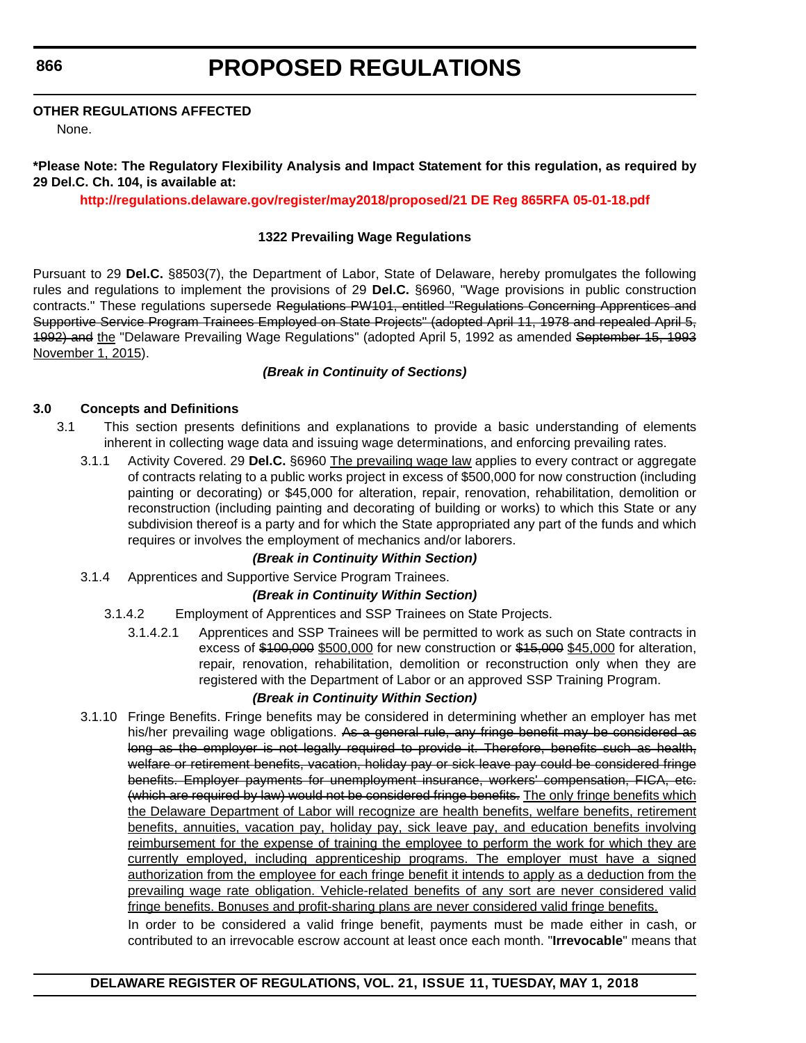**OTHER REGULATIONS AFFECTED**

None.

**\*Please Note: The Regulatory Flexibility Analysis and Impact Statement for this regulation, as required by 29 Del.C. Ch. 104, is available at:**

**http://regulations.delaware.gov/register/may2018/proposed/21 DE Reg 865RFA 05-01-18.pdf**

**1322 Prevailing Wage Regulations**

Pursuant to 29 **Del.C.** §8503(7), the Department of Labor, State of Delaware, hereby promulgates the following rules and regulations to implement the provisions of 29 **Del.C.** §6960, "Wage provisions in public construction contracts." These regulations supersede ~~Regulations PW101, entitled "Regulations Concerning Apprentices and Supportive Service Program Trainees Employed on State Projects" (adopted April 11, 1978 and repealed April 5, 1992) and~~ <u>the</u> "Delaware Prevailing Wage Regulations" (adopted April 5, 1992 as amended ~~September 15, 1993~~ <u>November 1, 2015</u>).

***(Break in Continuity of Sections)***

**3.0 Concepts and Definitions**

3.1 This section presents definitions and explanations to provide a basic understanding of elements inherent in collecting wage data and issuing wage determinations, and enforcing prevailing rates.

3.1.1 Activity Covered. 29 **Del.C.** §6960 <u>The prevailing wage law</u> applies to every contract or aggregate of contracts relating to a public works project in excess of $500,000 for now construction (including painting or decorating) or $45,000 for alteration, repair, renovation, rehabilitation, demolition or reconstruction (including painting and decorating of building or works) to which this State or any subdivision thereof is a party and for which the State appropriated any part of the funds and which requires or involves the employment of mechanics and/or laborers.

***(Break in Continuity Within Section)***

3.1.4 Apprentices and Supportive Service Program Trainees.

***(Break in Continuity Within Section)***

3.1.4.2 Employment of Apprentices and SSP Trainees on State Projects.

3.1.4.2.1 Apprentices and SSP Trainees will be permitted to work as such on State contracts in excess of ~~$100,000~~ <u>$500,000</u> for new construction or ~~$15,000~~ <u>$45,000</u> for alteration, repair, renovation, rehabilitation, demolition or reconstruction only when they are registered with the Department of Labor or an approved SSP Training Program.

***(Break in Continuity Within Section)***

3.1.10 Fringe Benefits. Fringe benefits may be considered in determining whether an employer has met his/her prevailing wage obligations. ~~As a general rule, any fringe benefit may be considered as long as the employer is not legally required to provide it. Therefore, benefits such as health, welfare or retirement benefits, vacation, holiday pay or sick leave pay could be considered fringe benefits. Employer payments for unemployment insurance, workers' compensation, FICA, etc. (which are required by law) would not be considered fringe benefits.~~ <u>The only fringe benefits which the Delaware Department of Labor will recognize are health benefits, welfare benefits, retirement benefits, annuities, vacation pay, holiday pay, sick leave pay, and education benefits involving reimbursement for the expense of training the employee to perform the work for which they are currently employed, including apprenticeship programs. The employer must have a signed authorization from the employee for each fringe benefit it intends to apply as a deduction from the prevailing wage rate obligation. Vehicle-related benefits of any sort are never considered valid fringe benefits. Bonuses and profit-sharing plans are never considered valid fringe benefits.</u>

In order to be considered a valid fringe benefit, payments must be made either in cash, or contributed to an irrevocable escrow account at least once each month. "**Irrevocable**" means that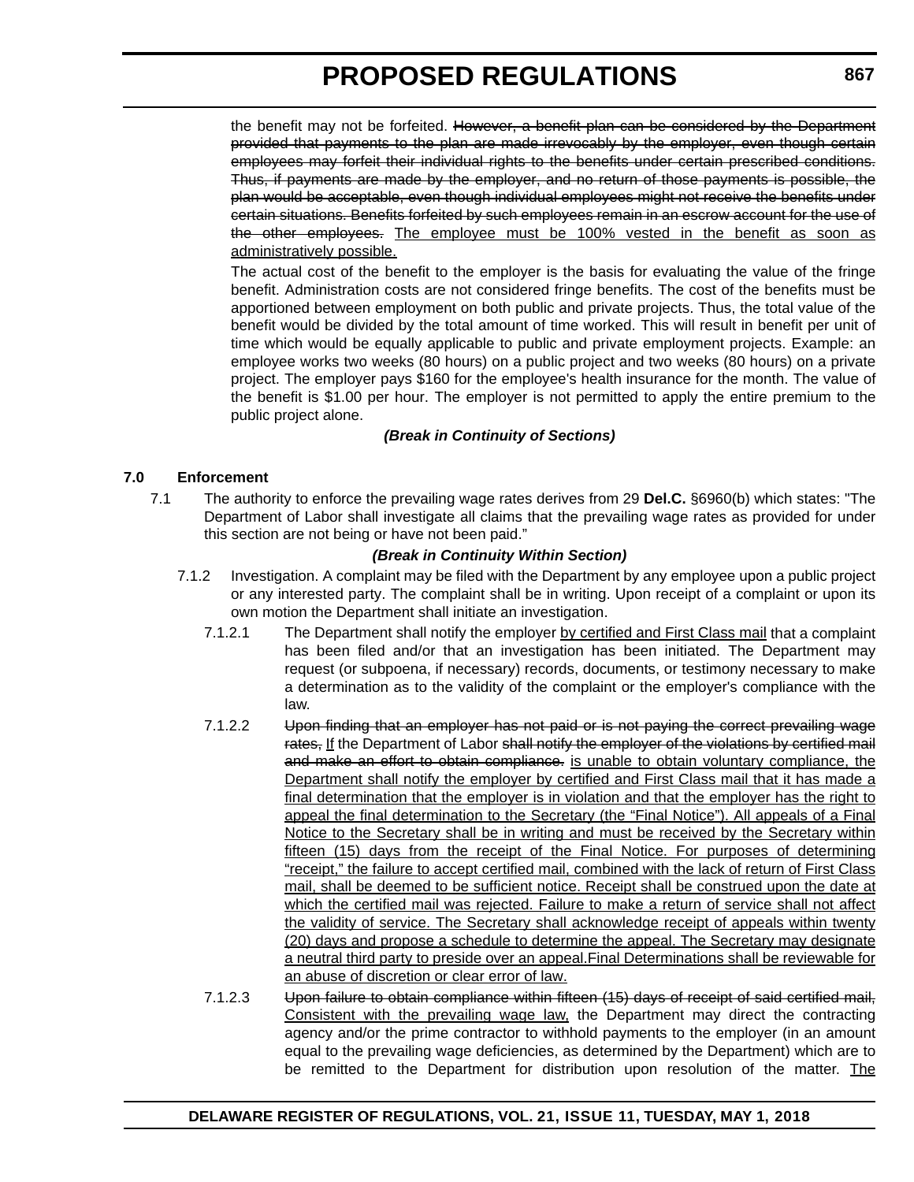the benefit may not be forfeited. ~~However, a benefit plan can be considered by the Department provided that payments to the plan are made irrevocably by the employer, even though certain employees may forfeit their individual rights to the benefits under certain prescribed conditions. Thus, if payments are made by the employer, and no return of those payments is possible, the plan would be acceptable, even though individual employees might not receive the benefits under certain situations. Benefits forfeited by such employees remain in an escrow account for the use of the other employees.~~ <u>The employee must be 100% vested in the benefit as soon as administratively possible.</u>

The actual cost of the benefit to the employer is the basis for evaluating the value of the fringe benefit. Administration costs are not considered fringe benefits. The cost of the benefits must be apportioned between employment on both public and private projects. Thus, the total value of the benefit would be divided by the total amount of time worked. This will result in benefit per unit of time which would be equally applicable to public and private employment projects. Example: an employee works two weeks (80 hours) on a public project and two weeks (80 hours) on a private project. The employer pays $160 for the employee's health insurance for the month. The value of the benefit is $1.00 per hour. The employer is not permitted to apply the entire premium to the public project alone.

***(Break in Continuity of Sections)***

**7.0 Enforcement**

7.1 The authority to enforce the prevailing wage rates derives from 29 **Del.C.** §6960(b) which states: "The Department of Labor shall investigate all claims that the prevailing wage rates as provided for under this section are not being or have not been paid."

***(Break in Continuity Within Section)***

7.1.2 Investigation. A complaint may be filed with the Department by any employee upon a public project or any interested party. The complaint shall be in writing. Upon receipt of a complaint or upon its own motion the Department shall initiate an investigation.

7.1.2.1 The Department shall notify the employer <u>by certified and First Class mail</u> that a complaint has been filed and/or that an investigation has been initiated. The Department may request (or subpoena, if necessary) records, documents, or testimony necessary to make a determination as to the validity of the complaint or the employer's compliance with the law.

7.1.2.2 ~~Upon finding that an employer has not paid or is not paying the correct prevailing wage rates,~~ <u>If</u> the Department of Labor ~~shall notify the employer of the violations by certified mail and make an effort to obtain compliance.~~ <u>is unable to obtain voluntary compliance, the Department shall notify the employer by certified and First Class mail that it has made a final determination that the employer is in violation and that the employer has the right to appeal the final determination to the Secretary (the "Final Notice"). All appeals of a Final Notice to the Secretary shall be in writing and must be received by the Secretary within fifteen (15) days from the receipt of the Final Notice. For purposes of determining "receipt," the failure to accept certified mail, combined with the lack of return of First Class mail, shall be deemed to be sufficient notice. Receipt shall be construed upon the date at which the certified mail was rejected. Failure to make a return of service shall not affect the validity of service. The Secretary shall acknowledge receipt of appeals within twenty (20) days and propose a schedule to determine the appeal. The Secretary may designate a neutral third party to preside over an appeal.Final Determinations shall be reviewable for an abuse of discretion or clear error of law.</u>

7.1.2.3 ~~Upon failure to obtain compliance within fifteen (15) days of receipt of said certified mail,~~ <u>Consistent with the prevailing wage law,</u> the Department may direct the contracting agency and/or the prime contractor to withhold payments to the employer (in an amount equal to the prevailing wage deficiencies, as determined by the Department) which are to be remitted to the Department for distribution upon resolution of the matter. <u>The</u>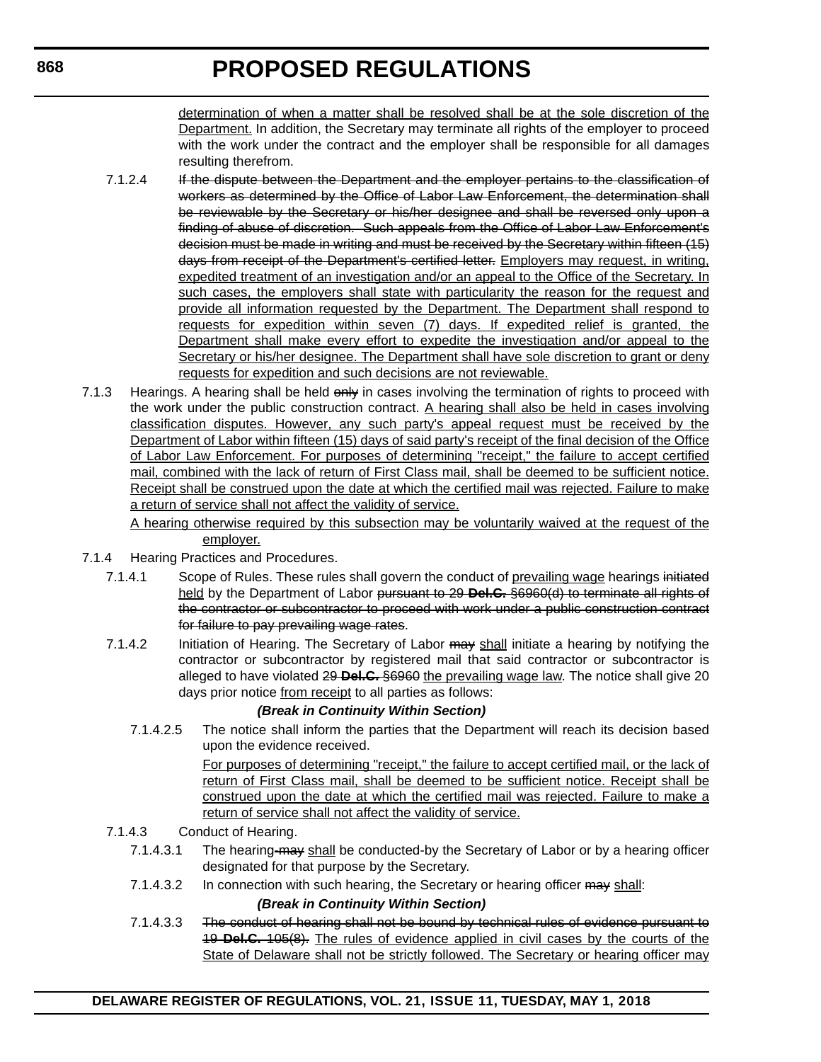determination of when a matter shall be resolved shall be at the sole discretion of the Department. In addition, the Secretary may terminate all rights of the employer to proceed with the work under the contract and the employer shall be responsible for all damages resulting therefrom.

7.1.2.4 ~~If the dispute between the Department and the employer pertains to the classification of workers as determined by the Office of Labor Law Enforcement, the determination shall be reviewable by the Secretary or his/her designee and shall be reversed only upon a finding of abuse of discretion. Such appeals from the Office of Labor Law Enforcement's decision must be made in writing and must be received by the Secretary within fifteen (15) days from receipt of the Department's certified letter.~~ Employers may request, in writing, expedited treatment of an investigation and/or an appeal to the Office of the Secretary. In such cases, the employers shall state with particularity the reason for the request and provide all information requested by the Department. The Department shall respond to requests for expedition within seven (7) days. If expedited relief is granted, the Department shall make every effort to expedite the investigation and/or appeal to the Secretary or his/her designee. The Department shall have sole discretion to grant or deny requests for expedition and such decisions are not reviewable.

7.1.3 Hearings. A hearing shall be held ~~only~~ in cases involving the termination of rights to proceed with the work under the public construction contract. A hearing shall also be held in cases involving classification disputes. However, any such party's appeal request must be received by the Department of Labor within fifteen (15) days of said party's receipt of the final decision of the Office of Labor Law Enforcement. For purposes of determining "receipt," the failure to accept certified mail, combined with the lack of return of First Class mail, shall be deemed to be sufficient notice. Receipt shall be construed upon the date at which the certified mail was rejected. Failure to make a return of service shall not affect the validity of service.

A hearing otherwise required by this subsection may be voluntarily waived at the request of the employer.

7.1.4 Hearing Practices and Procedures.

7.1.4.1 Scope of Rules. These rules shall govern the conduct of prevailing wage hearings ~~initiated~~ held by the Department of Labor ~~pursuant to 29 **Del.C.** §6960(d) to terminate all rights of the contractor or subcontractor to proceed with work under a public construction contract for failure to pay prevailing wage rates~~.

7.1.4.2 Initiation of Hearing. The Secretary of Labor ~~may~~ shall initiate a hearing by notifying the contractor or subcontractor by registered mail that said contractor or subcontractor is alleged to have violated ~~29 **Del.C.** §6960~~ the prevailing wage law. The notice shall give 20 days prior notice from receipt to all parties as follows:

***(Break in Continuity Within Section)***

7.1.4.2.5 The notice shall inform the parties that the Department will reach its decision based upon the evidence received.

For purposes of determining "receipt," the failure to accept certified mail, or the lack of return of First Class mail, shall be deemed to be sufficient notice. Receipt shall be construed upon the date at which the certified mail was rejected. Failure to make a return of service shall not affect the validity of service.

7.1.4.3 Conduct of Hearing.

7.1.4.3.1 The hearing ~~may~~ shall be conducted by the Secretary of Labor or by a hearing officer designated for that purpose by the Secretary.

7.1.4.3.2 In connection with such hearing, the Secretary or hearing officer ~~may~~ shall:

***(Break in Continuity Within Section)***

7.1.4.3.3 ~~The conduct of hearing shall not be bound by technical rules of evidence pursuant to 19 **Del.C.** 105(8).~~ The rules of evidence applied in civil cases by the courts of the State of Delaware shall not be strictly followed. The Secretary or hearing officer may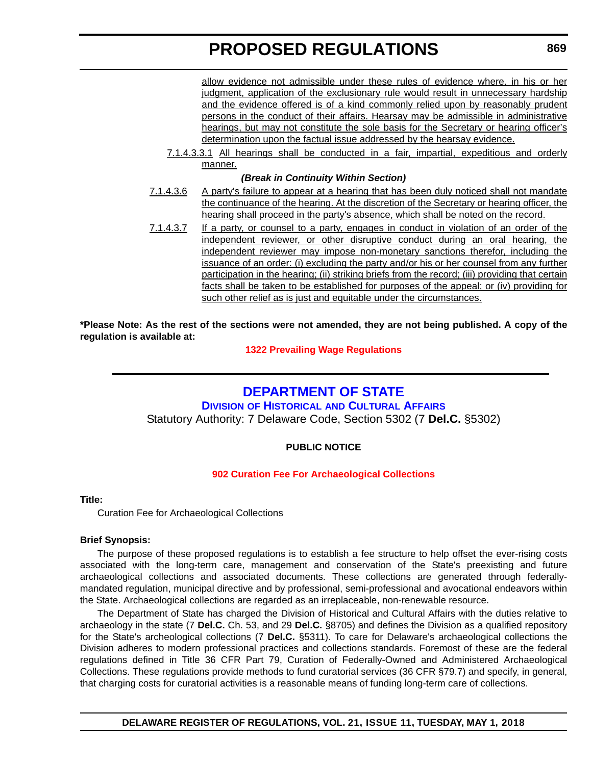allow evidence not admissible under these rules of evidence where, in his or her judgment, application of the exclusionary rule would result in unnecessary hardship and the evidence offered is of a kind commonly relied upon by reasonably prudent persons in the conduct of their affairs. Hearsay may be admissible in administrative hearings, but may not constitute the sole basis for the Secretary or hearing officer's determination upon the factual issue addressed by the hearsay evidence.

7.1.4.3.3.1 All hearings shall be conducted in a fair, impartial, expeditious and orderly manner.

***(Break in Continuity Within Section)***

7.1.4.3.6 A party's failure to appear at a hearing that has been duly noticed shall not mandate the continuance of the hearing. At the discretion of the Secretary or hearing officer, the hearing shall proceed in the party's absence, which shall be noted on the record.

7.1.4.3.7 If a party, or counsel to a party, engages in conduct in violation of an order of the independent reviewer, or other disruptive conduct during an oral hearing, the independent reviewer may impose non-monetary sanctions therefor, including the issuance of an order: (i) excluding the party and/or his or her counsel from any further participation in the hearing; (ii) striking briefs from the record; (iii) providing that certain facts shall be taken to be established for purposes of the appeal; or (iv) providing for such other relief as is just and equitable under the circumstances.

**\*Please Note: As the rest of the sections were not amended, they are not being published. A copy of the regulation is available at:**

**1322 Prevailing Wage Regulations**

---

# DEPARTMENT OF STATE

## Division of Historical and Cultural Affairs

Statutory Authority: 7 Delaware Code, Section 5302 (7 **Del.C.** §5302)

**PUBLIC NOTICE**

**902 Curation Fee For Archaeological Collections**

**Title:**

Curation Fee for Archaeological Collections

**Brief Synopsis:**

The purpose of these proposed regulations is to establish a fee structure to help offset the ever-rising costs associated with the long-term care, management and conservation of the State's preexisting and future archaeological collections and associated documents. These collections are generated through federally-mandated regulation, municipal directive and by professional, semi-professional and avocational endeavors within the State. Archaeological collections are regarded as an irreplaceable, non-renewable resource.

The Department of State has charged the Division of Historical and Cultural Affairs with the duties relative to archaeology in the state (7 **Del.C.** Ch. 53, and 29 **Del.C.** §8705) and defines the Division as a qualified repository for the State's archeological collections (7 **Del.C.** §5311). To care for Delaware's archaeological collections the Division adheres to modern professional practices and collections standards. Foremost of these are the federal regulations defined in Title 36 CFR Part 79, Curation of Federally-Owned and Administered Archaeological Collections. These regulations provide methods to fund curatorial services (36 CFR §79.7) and specify, in general, that charging costs for curatorial activities is a reasonable means of funding long-term care of collections.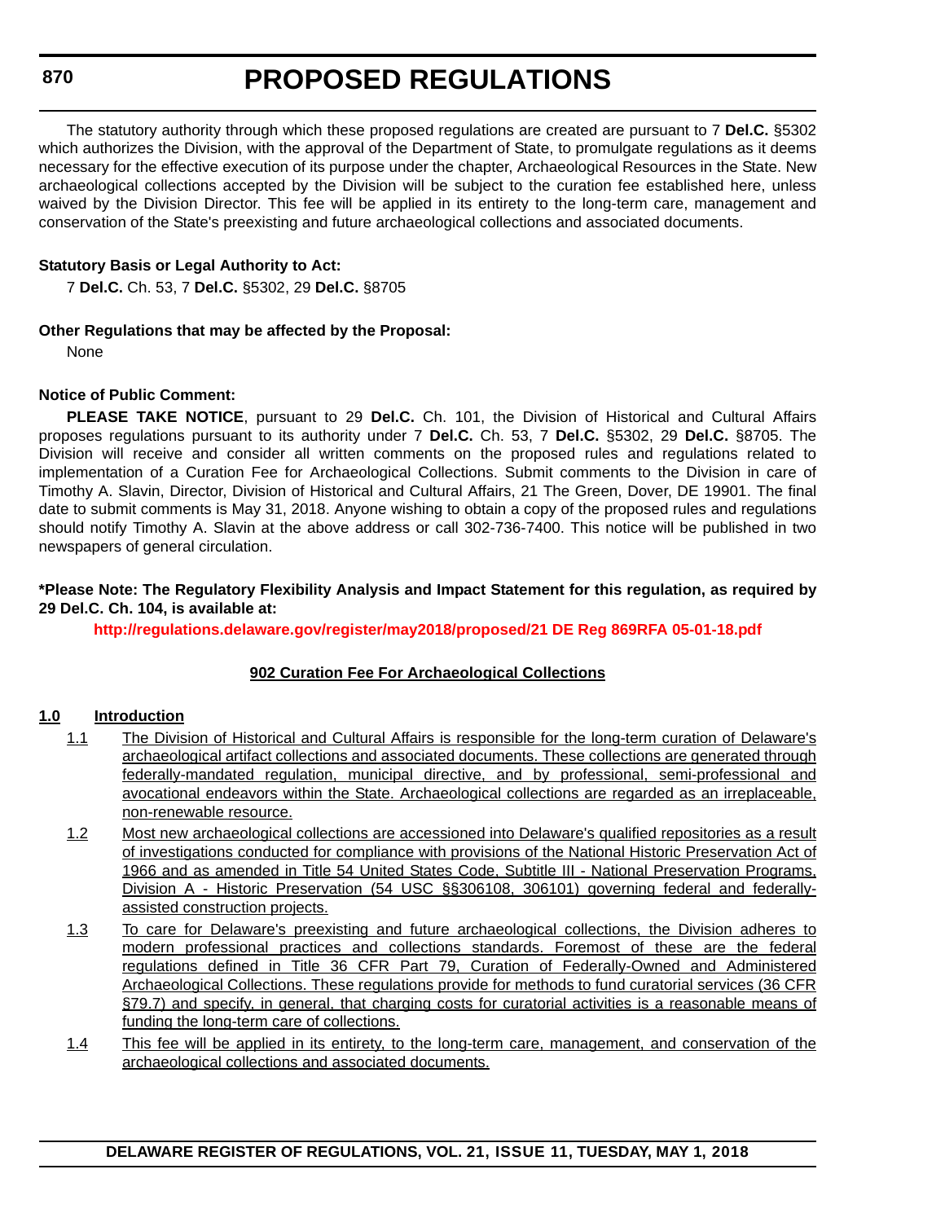The statutory authority through which these proposed regulations are created are pursuant to 7 **Del.C.** §5302 which authorizes the Division, with the approval of the Department of State, to promulgate regulations as it deems necessary for the effective execution of its purpose under the chapter, Archaeological Resources in the State. New archaeological collections accepted by the Division will be subject to the curation fee established here, unless waived by the Division Director. This fee will be applied in its entirety to the long-term care, management and conservation of the State's preexisting and future archaeological collections and associated documents.

**Statutory Basis or Legal Authority to Act:**

7 **Del.C.** Ch. 53, 7 **Del.C.** §5302, 29 **Del.C.** §8705

**Other Regulations that may be affected by the Proposal:**

None

**Notice of Public Comment:**

**PLEASE TAKE NOTICE**, pursuant to 29 **Del.C.** Ch. 101, the Division of Historical and Cultural Affairs proposes regulations pursuant to its authority under 7 **Del.C.** Ch. 53, 7 **Del.C.** §5302, 29 **Del.C.** §8705. The Division will receive and consider all written comments on the proposed rules and regulations related to implementation of a Curation Fee for Archaeological Collections. Submit comments to the Division in care of Timothy A. Slavin, Director, Division of Historical and Cultural Affairs, 21 The Green, Dover, DE 19901. The final date to submit comments is May 31, 2018. Anyone wishing to obtain a copy of the proposed rules and regulations should notify Timothy A. Slavin at the above address or call 302-736-7400. This notice will be published in two newspapers of general circulation.

**\*Please Note: The Regulatory Flexibility Analysis and Impact Statement for this regulation, as required by 29 Del.C. Ch. 104, is available at:**

**http://regulations.delaware.gov/register/may2018/proposed/21 DE Reg 869RFA 05-01-18.pdf**

**902 Curation Fee For Archaeological Collections**

**1.0 Introduction**

1.1 The Division of Historical and Cultural Affairs is responsible for the long-term curation of Delaware's archaeological artifact collections and associated documents. These collections are generated through federally-mandated regulation, municipal directive, and by professional, semi-professional and avocational endeavors within the State. Archaeological collections are regarded as an irreplaceable, non-renewable resource.

1.2 Most new archaeological collections are accessioned into Delaware's qualified repositories as a result of investigations conducted for compliance with provisions of the National Historic Preservation Act of 1966 and as amended in Title 54 United States Code, Subtitle III - National Preservation Programs, Division A - Historic Preservation (54 USC §§306108, 306101) governing federal and federally-assisted construction projects.

1.3 To care for Delaware's preexisting and future archaeological collections, the Division adheres to modern professional practices and collections standards. Foremost of these are the federal regulations defined in Title 36 CFR Part 79, Curation of Federally-Owned and Administered Archaeological Collections. These regulations provide for methods to fund curatorial services (36 CFR §79.7) and specify, in general, that charging costs for curatorial activities is a reasonable means of funding the long-term care of collections.

1.4 This fee will be applied in its entirety, to the long-term care, management, and conservation of the archaeological collections and associated documents.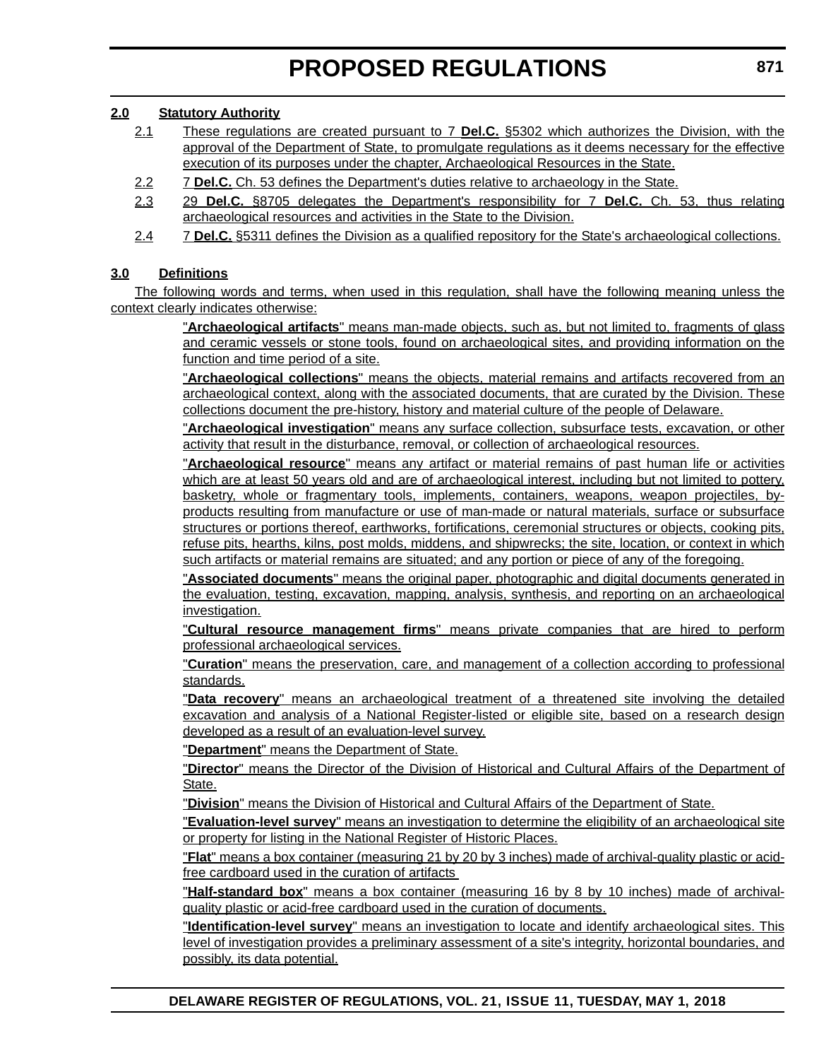**2.0 Statutory Authority**

2.1 These regulations are created pursuant to 7 **Del.C.** §5302 which authorizes the Division, with the approval of the Department of State, to promulgate regulations as it deems necessary for the effective execution of its purposes under the chapter, Archaeological Resources in the State.

2.2 7 **Del.C.** Ch. 53 defines the Department's duties relative to archaeology in the State.

2.3 29 **Del.C.** §8705 delegates the Department's responsibility for 7 **Del.C.** Ch. 53, thus relating archaeological resources and activities in the State to the Division.

2.4 7 **Del.C.** §5311 defines the Division as a qualified repository for the State's archaeological collections.

**3.0 Definitions**

The following words and terms, when used in this regulation, shall have the following meaning unless the context clearly indicates otherwise:

"**Archaeological artifacts**" means man-made objects, such as, but not limited to, fragments of glass and ceramic vessels or stone tools, found on archaeological sites, and providing information on the function and time period of a site.

"**Archaeological collections**" means the objects, material remains and artifacts recovered from an archaeological context, along with the associated documents, that are curated by the Division. These collections document the pre-history, history and material culture of the people of Delaware.

"**Archaeological investigation**" means any surface collection, subsurface tests, excavation, or other activity that result in the disturbance, removal, or collection of archaeological resources.

"**Archaeological resource**" means any artifact or material remains of past human life or activities which are at least 50 years old and are of archaeological interest, including but not limited to pottery, basketry, whole or fragmentary tools, implements, containers, weapons, weapon projectiles, by-products resulting from manufacture or use of man-made or natural materials, surface or subsurface structures or portions thereof, earthworks, fortifications, ceremonial structures or objects, cooking pits, refuse pits, hearths, kilns, post molds, middens, and shipwrecks; the site, location, or context in which such artifacts or material remains are situated; and any portion or piece of any of the foregoing.

"**Associated documents**" means the original paper, photographic and digital documents generated in the evaluation, testing, excavation, mapping, analysis, synthesis, and reporting on an archaeological investigation.

"**Cultural resource management firms**" means private companies that are hired to perform professional archaeological services.

"**Curation**" means the preservation, care, and management of a collection according to professional standards.

"**Data recovery**" means an archaeological treatment of a threatened site involving the detailed excavation and analysis of a National Register-listed or eligible site, based on a research design developed as a result of an evaluation-level survey.

"**Department**" means the Department of State.

"**Director**" means the Director of the Division of Historical and Cultural Affairs of the Department of State.

"**Division**" means the Division of Historical and Cultural Affairs of the Department of State.

"**Evaluation-level survey**" means an investigation to determine the eligibility of an archaeological site or property for listing in the National Register of Historic Places.

"**Flat**" means a box container (measuring 21 by 20 by 3 inches) made of archival-quality plastic or acid-free cardboard used in the curation of artifacts

"**Half-standard box**" means a box container (measuring 16 by 8 by 10 inches) made of archival-quality plastic or acid-free cardboard used in the curation of documents.

"**Identification-level survey**" means an investigation to locate and identify archaeological sites. This level of investigation provides a preliminary assessment of a site's integrity, horizontal boundaries, and possibly, its data potential.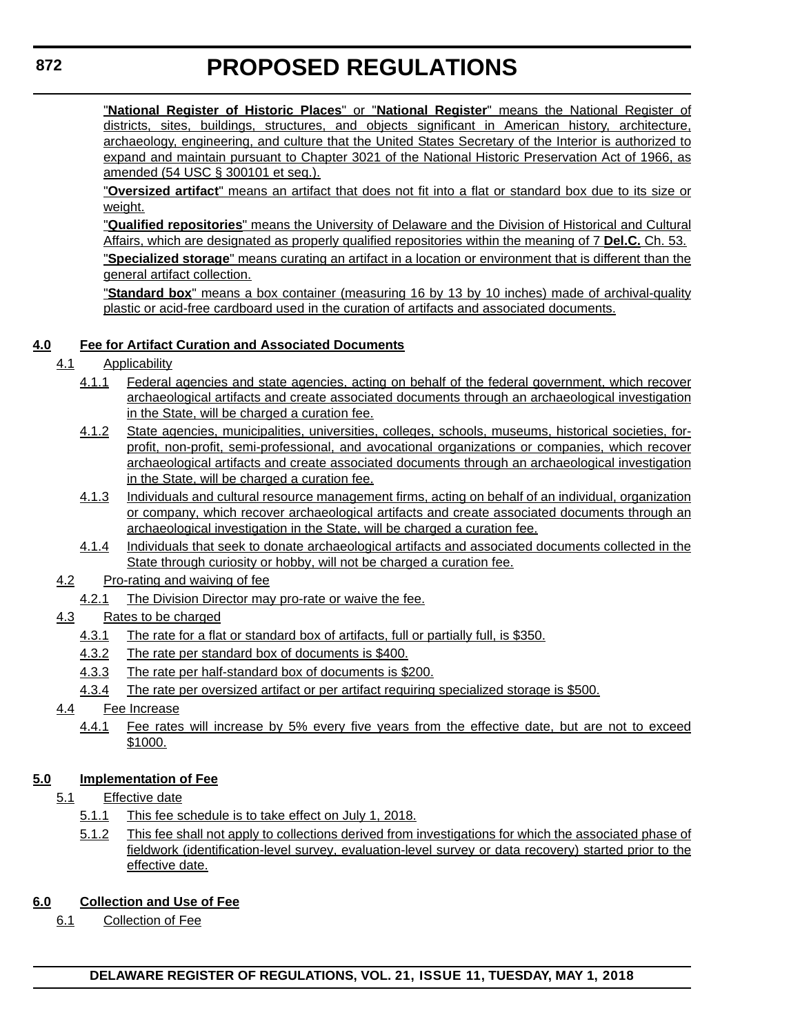"**National Register of Historic Places**" or "**National Register**" means the National Register of districts, sites, buildings, structures, and objects significant in American history, architecture, archaeology, engineering, and culture that the United States Secretary of the Interior is authorized to expand and maintain pursuant to Chapter 3021 of the National Historic Preservation Act of 1966, as amended (54 USC § 300101 et seq.).

"**Oversized artifact**" means an artifact that does not fit into a flat or standard box due to its size or weight.

"**Qualified repositories**" means the University of Delaware and the Division of Historical and Cultural Affairs, which are designated as properly qualified repositories within the meaning of 7 **Del.C.** Ch. 53.

"**Specialized storage**" means curating an artifact in a location or environment that is different than the general artifact collection.

"**Standard box**" means a box container (measuring 16 by 13 by 10 inches) made of archival-quality plastic or acid-free cardboard used in the curation of artifacts and associated documents.

**4.0 Fee for Artifact Curation and Associated Documents**

4.1 Applicability

4.1.1 Federal agencies and state agencies, acting on behalf of the federal government, which recover archaeological artifacts and create associated documents through an archaeological investigation in the State, will be charged a curation fee.

4.1.2 State agencies, municipalities, universities, colleges, schools, museums, historical societies, for-profit, non-profit, semi-professional, and avocational organizations or companies, which recover archaeological artifacts and create associated documents through an archaeological investigation in the State, will be charged a curation fee.

4.1.3 Individuals and cultural resource management firms, acting on behalf of an individual, organization or company, which recover archaeological artifacts and create associated documents through an archaeological investigation in the State, will be charged a curation fee.

4.1.4 Individuals that seek to donate archaeological artifacts and associated documents collected in the State through curiosity or hobby, will not be charged a curation fee.

4.2 Pro-rating and waiving of fee

4.2.1 The Division Director may pro-rate or waive the fee.

4.3 Rates to be charged

4.3.1 The rate for a flat or standard box of artifacts, full or partially full, is $350.

4.3.2 The rate per standard box of documents is $400.

4.3.3 The rate per half-standard box of documents is $200.

4.3.4 The rate per oversized artifact or per artifact requiring specialized storage is $500.

4.4 Fee Increase

4.4.1 Fee rates will increase by 5% every five years from the effective date, but are not to exceed $1000.

**5.0 Implementation of Fee**

5.1 Effective date

5.1.1 This fee schedule is to take effect on July 1, 2018.

5.1.2 This fee shall not apply to collections derived from investigations for which the associated phase of fieldwork (identification-level survey, evaluation-level survey or data recovery) started prior to the effective date.

**6.0 Collection and Use of Fee**

6.1 Collection of Fee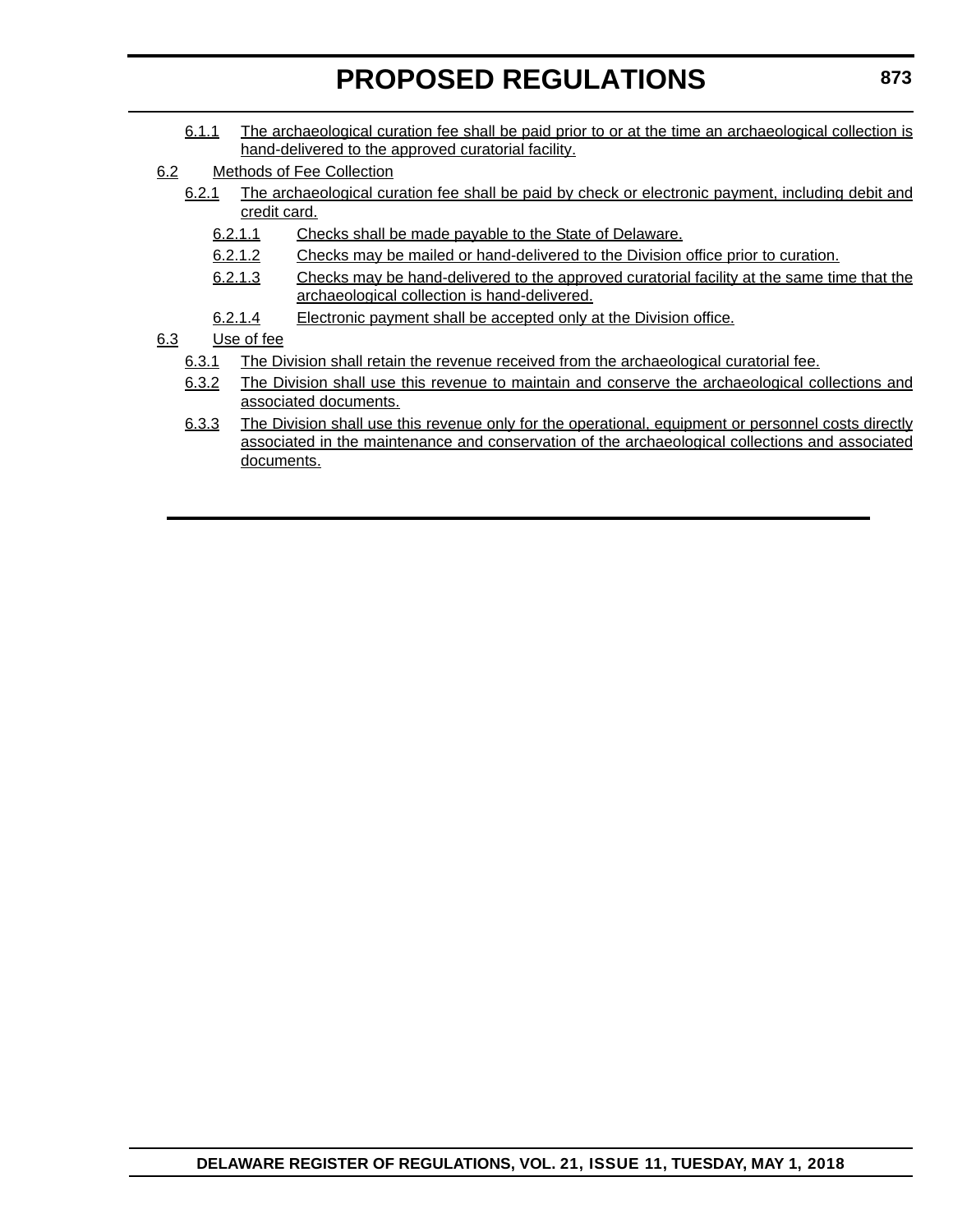6.1.1 The archaeological curation fee shall be paid prior to or at the time an archaeological collection is hand-delivered to the approved curatorial facility.

6.2 Methods of Fee Collection

6.2.1 The archaeological curation fee shall be paid by check or electronic payment, including debit and credit card.

6.2.1.1 Checks shall be made payable to the State of Delaware.

6.2.1.2 Checks may be mailed or hand-delivered to the Division office prior to curation.

6.2.1.3 Checks may be hand-delivered to the approved curatorial facility at the same time that the archaeological collection is hand-delivered.

6.2.1.4 Electronic payment shall be accepted only at the Division office.

6.3 Use of fee

6.3.1 The Division shall retain the revenue received from the archaeological curatorial fee.

6.3.2 The Division shall use this revenue to maintain and conserve the archaeological collections and associated documents.

6.3.3 The Division shall use this revenue only for the operational, equipment or personnel costs directly associated in the maintenance and conservation of the archaeological collections and associated documents.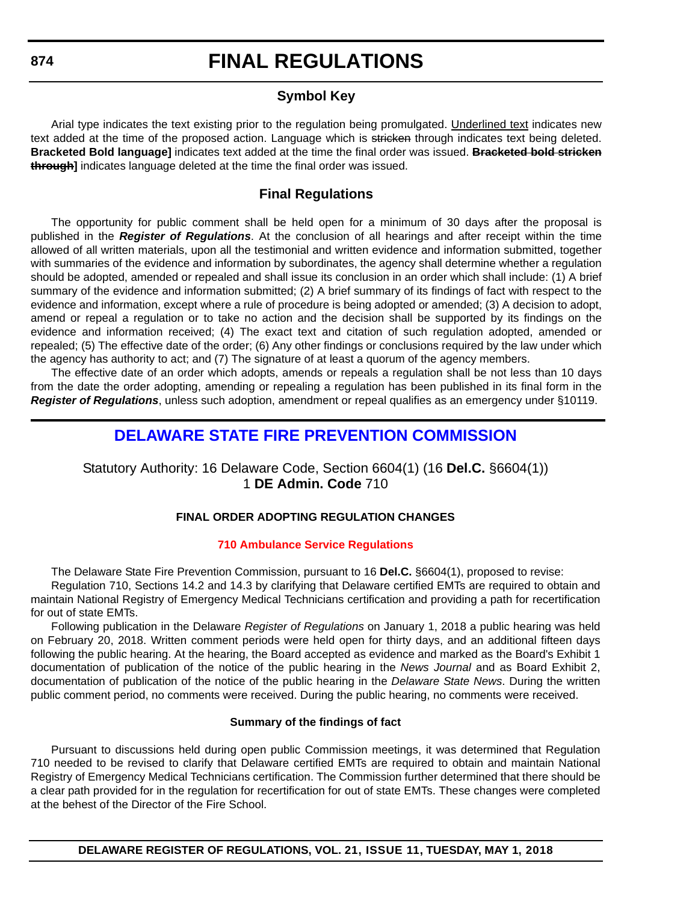# FINAL REGULATIONS

## Symbol Key

Arial type indicates the text existing prior to the regulation being promulgated. <u>Underlined text</u> indicates new text added at the time of the proposed action. Language which is ~~stricken~~ through indicates text being deleted. **Bracketed Bold language]** indicates text added at the time the final order was issued. **~~Bracketed bold stricken through~~]** indicates language deleted at the time the final order was issued.

## Final Regulations

The opportunity for public comment shall be held open for a minimum of 30 days after the proposal is published in the ***Register of Regulations***. At the conclusion of all hearings and after receipt within the time allowed of all written materials, upon all the testimonial and written evidence and information submitted, together with summaries of the evidence and information by subordinates, the agency shall determine whether a regulation should be adopted, amended or repealed and shall issue its conclusion in an order which shall include: (1) A brief summary of the evidence and information submitted; (2) A brief summary of its findings of fact with respect to the evidence and information, except where a rule of procedure is being adopted or amended; (3) A decision to adopt, amend or repeal a regulation or to take no action and the decision shall be supported by its findings on the evidence and information received; (4) The exact text and citation of such regulation adopted, amended or repealed; (5) The effective date of the order; (6) Any other findings or conclusions required by the law under which the agency has authority to act; and (7) The signature of at least a quorum of the agency members.

The effective date of an order which adopts, amends or repeals a regulation shall be not less than 10 days from the date the order adopting, amending or repealing a regulation has been published in its final form in the ***Register of Regulations***, unless such adoption, amendment or repeal qualifies as an emergency under §10119.

## DELAWARE STATE FIRE PREVENTION COMMISSION

Statutory Authority: 16 Delaware Code, Section 6604(1) (16 **Del.C.** §6604(1))
1 **DE Admin. Code** 710

### FINAL ORDER ADOPTING REGULATION CHANGES

#### 710 Ambulance Service Regulations

The Delaware State Fire Prevention Commission, pursuant to 16 **Del.C.** §6604(1), proposed to revise:

Regulation 710, Sections 14.2 and 14.3 by clarifying that Delaware certified EMTs are required to obtain and maintain National Registry of Emergency Medical Technicians certification and providing a path for recertification for out of state EMTs.

Following publication in the Delaware *Register of Regulations* on January 1, 2018 a public hearing was held on February 20, 2018. Written comment periods were held open for thirty days, and an additional fifteen days following the public hearing. At the hearing, the Board accepted as evidence and marked as the Board's Exhibit 1 documentation of publication of the notice of the public hearing in the *News Journal* and as Board Exhibit 2, documentation of publication of the notice of the public hearing in the *Delaware State News*. During the written public comment period, no comments were received. During the public hearing, no comments were received.

#### Summary of the findings of fact

Pursuant to discussions held during open public Commission meetings, it was determined that Regulation 710 needed to be revised to clarify that Delaware certified EMTs are required to obtain and maintain National Registry of Emergency Medical Technicians certification. The Commission further determined that there should be a clear path provided for in the regulation for recertification for out of state EMTs. These changes were completed at the behest of the Director of the Fire School.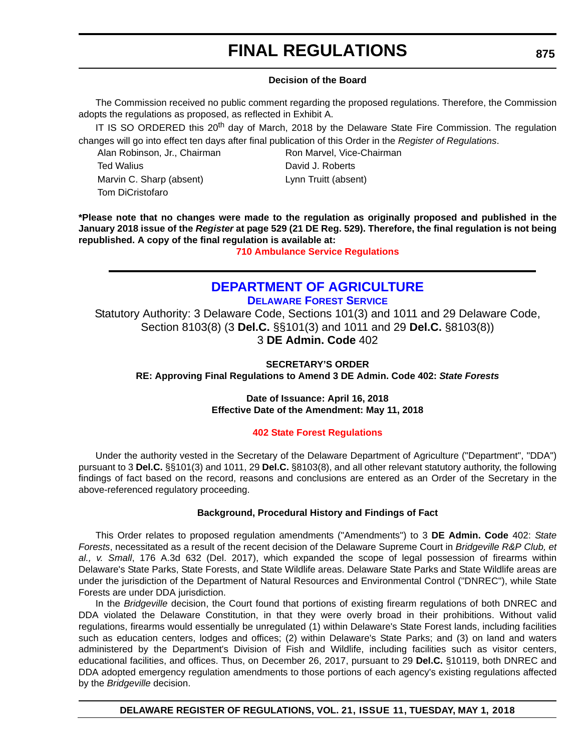**Decision of the Board**

The Commission received no public comment regarding the proposed regulations. Therefore, the Commission adopts the regulations as proposed, as reflected in Exhibit A.

IT IS SO ORDERED this 20th day of March, 2018 by the Delaware State Fire Commission. The regulation changes will go into effect ten days after final publication of this Order in the *Register of Regulations*.

Alan Robinson, Jr., Chairman
Ron Marvel, Vice-Chairman
Ted Walius
David J. Roberts
Marvin C. Sharp (absent)
Lynn Truitt (absent)
Tom DiCristofaro

**\*Please note that no changes were made to the regulation as originally proposed and published in the January 2018 issue of the *Register* at page 529 (21 DE Reg. 529). Therefore, the final regulation is not being republished. A copy of the final regulation is available at:**

**710 Ambulance Service Regulations**

---

# DEPARTMENT OF AGRICULTURE

## DELAWARE FOREST SERVICE

Statutory Authority: 3 Delaware Code, Sections 101(3) and 1011 and 29 Delaware Code, Section 8103(8) (3 **Del.C.** §§101(3) and 1011 and 29 **Del.C.** §8103(8))
3 **DE Admin. Code** 402

**SECRETARY'S ORDER**
**RE: Approving Final Regulations to Amend 3 DE Admin. Code 402: *State Forests***

**Date of Issuance: April 16, 2018**
**Effective Date of the Amendment: May 11, 2018**

**402 State Forest Regulations**

Under the authority vested in the Secretary of the Delaware Department of Agriculture ("Department", "DDA") pursuant to 3 **Del.C.** §§101(3) and 1011, 29 **Del.C.** §8103(8), and all other relevant statutory authority, the following findings of fact based on the record, reasons and conclusions are entered as an Order of the Secretary in the above-referenced regulatory proceeding.

**Background, Procedural History and Findings of Fact**

This Order relates to proposed regulation amendments ("Amendments") to 3 **DE Admin. Code** 402: *State Forests*, necessitated as a result of the recent decision of the Delaware Supreme Court in *Bridgeville R&P Club, et al., v. Small*, 176 A.3d 632 (Del. 2017), which expanded the scope of legal possession of firearms within Delaware's State Parks, State Forests, and State Wildlife areas. Delaware State Parks and State Wildlife areas are under the jurisdiction of the Department of Natural Resources and Environmental Control ("DNREC"), while State Forests are under DDA jurisdiction.

In the *Bridgeville* decision, the Court found that portions of existing firearm regulations of both DNREC and DDA violated the Delaware Constitution, in that they were overly broad in their prohibitions. Without valid regulations, firearms would essentially be unregulated (1) within Delaware's State Forest lands, including facilities such as education centers, lodges and offices; (2) within Delaware's State Parks; and (3) on land and waters administered by the Department's Division of Fish and Wildlife, including facilities such as visitor centers, educational facilities, and offices. Thus, on December 26, 2017, pursuant to 29 **Del.C.** §10119, both DNREC and DDA adopted emergency regulation amendments to those portions of each agency's existing regulations affected by the *Bridgeville* decision.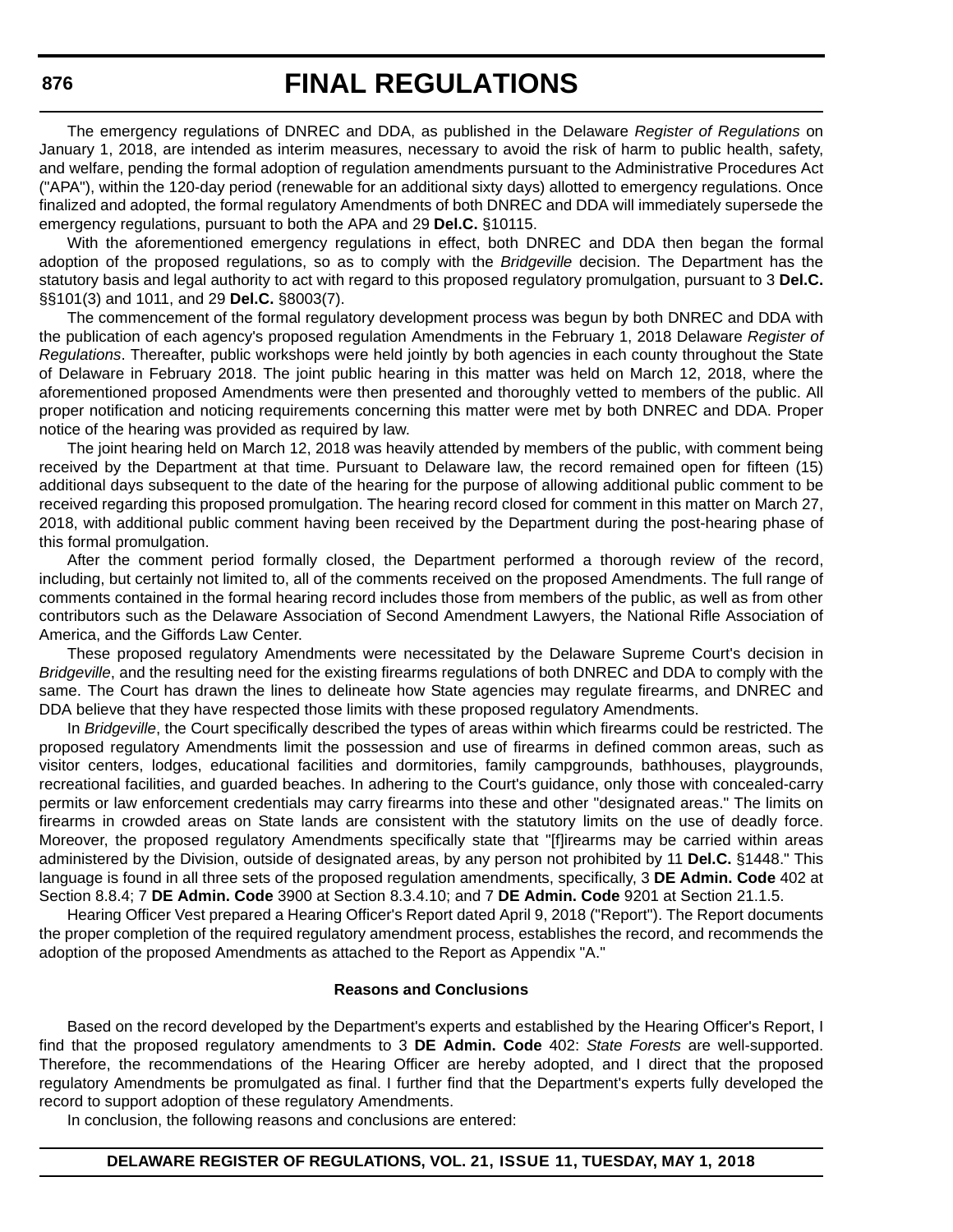The emergency regulations of DNREC and DDA, as published in the Delaware *Register of Regulations* on January 1, 2018, are intended as interim measures, necessary to avoid the risk of harm to public health, safety, and welfare, pending the formal adoption of regulation amendments pursuant to the Administrative Procedures Act ("APA"), within the 120-day period (renewable for an additional sixty days) allotted to emergency regulations. Once finalized and adopted, the formal regulatory Amendments of both DNREC and DDA will immediately supersede the emergency regulations, pursuant to both the APA and 29 **Del.C.** §10115.

With the aforementioned emergency regulations in effect, both DNREC and DDA then began the formal adoption of the proposed regulations, so as to comply with the *Bridgeville* decision. The Department has the statutory basis and legal authority to act with regard to this proposed regulatory promulgation, pursuant to 3 **Del.C.** §§101(3) and 1011, and 29 **Del.C.** §8003(7).

The commencement of the formal regulatory development process was begun by both DNREC and DDA with the publication of each agency's proposed regulation Amendments in the February 1, 2018 Delaware *Register of Regulations*. Thereafter, public workshops were held jointly by both agencies in each county throughout the State of Delaware in February 2018. The joint public hearing in this matter was held on March 12, 2018, where the aforementioned proposed Amendments were then presented and thoroughly vetted to members of the public. All proper notification and noticing requirements concerning this matter were met by both DNREC and DDA. Proper notice of the hearing was provided as required by law.

The joint hearing held on March 12, 2018 was heavily attended by members of the public, with comment being received by the Department at that time. Pursuant to Delaware law, the record remained open for fifteen (15) additional days subsequent to the date of the hearing for the purpose of allowing additional public comment to be received regarding this proposed promulgation. The hearing record closed for comment in this matter on March 27, 2018, with additional public comment having been received by the Department during the post-hearing phase of this formal promulgation.

After the comment period formally closed, the Department performed a thorough review of the record, including, but certainly not limited to, all of the comments received on the proposed Amendments. The full range of comments contained in the formal hearing record includes those from members of the public, as well as from other contributors such as the Delaware Association of Second Amendment Lawyers, the National Rifle Association of America, and the Giffords Law Center.

These proposed regulatory Amendments were necessitated by the Delaware Supreme Court's decision in *Bridgeville*, and the resulting need for the existing firearms regulations of both DNREC and DDA to comply with the same. The Court has drawn the lines to delineate how State agencies may regulate firearms, and DNREC and DDA believe that they have respected those limits with these proposed regulatory Amendments.

In *Bridgeville*, the Court specifically described the types of areas within which firearms could be restricted. The proposed regulatory Amendments limit the possession and use of firearms in defined common areas, such as visitor centers, lodges, educational facilities and dormitories, family campgrounds, bathhouses, playgrounds, recreational facilities, and guarded beaches. In adhering to the Court's guidance, only those with concealed-carry permits or law enforcement credentials may carry firearms into these and other "designated areas." The limits on firearms in crowded areas on State lands are consistent with the statutory limits on the use of deadly force. Moreover, the proposed regulatory Amendments specifically state that "[f]irearms may be carried within areas administered by the Division, outside of designated areas, by any person not prohibited by 11 **Del.C.** §1448." This language is found in all three sets of the proposed regulation amendments, specifically, 3 **DE Admin. Code** 402 at Section 8.8.4; 7 **DE Admin. Code** 3900 at Section 8.3.4.10; and 7 **DE Admin. Code** 9201 at Section 21.1.5.

Hearing Officer Vest prepared a Hearing Officer's Report dated April 9, 2018 ("Report"). The Report documents the proper completion of the required regulatory amendment process, establishes the record, and recommends the adoption of the proposed Amendments as attached to the Report as Appendix "A."

**Reasons and Conclusions**

Based on the record developed by the Department's experts and established by the Hearing Officer's Report, I find that the proposed regulatory amendments to 3 **DE Admin. Code** 402: *State Forests* are well-supported. Therefore, the recommendations of the Hearing Officer are hereby adopted, and I direct that the proposed regulatory Amendments be promulgated as final. I further find that the Department's experts fully developed the record to support adoption of these regulatory Amendments.

In conclusion, the following reasons and conclusions are entered: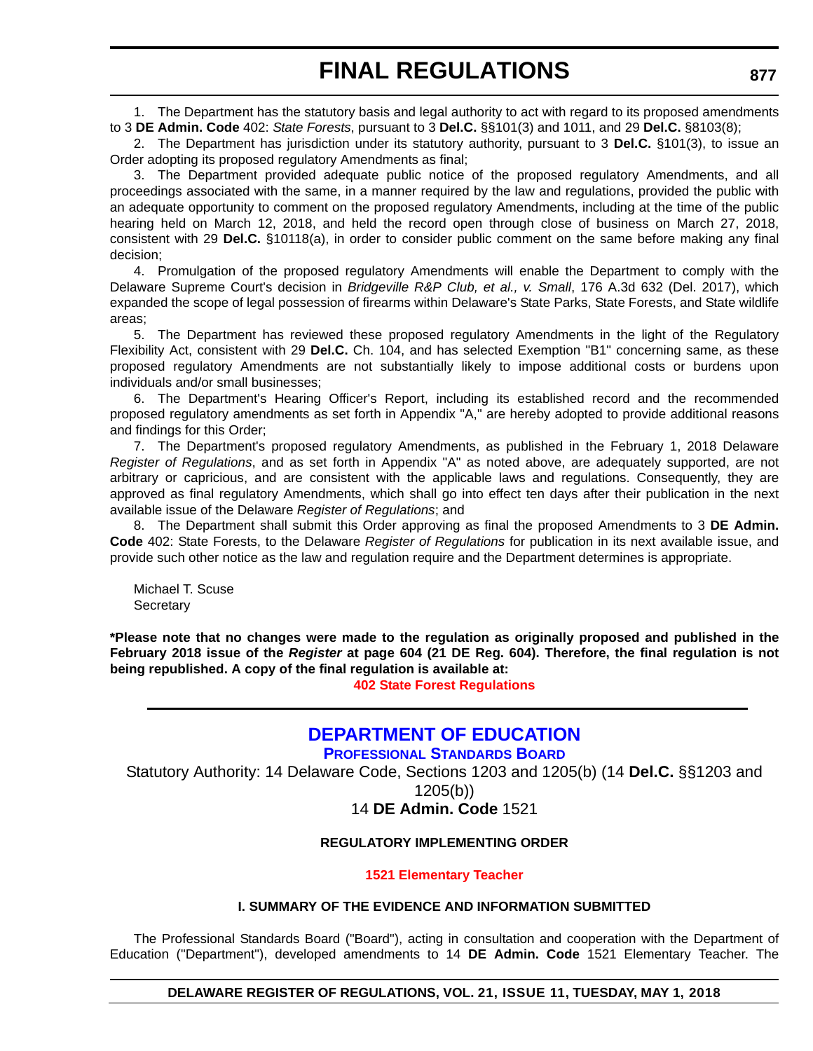1. The Department has the statutory basis and legal authority to act with regard to its proposed amendments to 3 **DE Admin. Code** 402: *State Forests*, pursuant to 3 **Del.C.** §§101(3) and 1011, and 29 **Del.C.** §8103(8);

2. The Department has jurisdiction under its statutory authority, pursuant to 3 **Del.C.** §101(3), to issue an Order adopting its proposed regulatory Amendments as final;

3. The Department provided adequate public notice of the proposed regulatory Amendments, and all proceedings associated with the same, in a manner required by the law and regulations, provided the public with an adequate opportunity to comment on the proposed regulatory Amendments, including at the time of the public hearing held on March 12, 2018, and held the record open through close of business on March 27, 2018, consistent with 29 **Del.C.** §10118(a), in order to consider public comment on the same before making any final decision;

4. Promulgation of the proposed regulatory Amendments will enable the Department to comply with the Delaware Supreme Court's decision in *Bridgeville R&P Club, et al., v. Small*, 176 A.3d 632 (Del. 2017), which expanded the scope of legal possession of firearms within Delaware's State Parks, State Forests, and State wildlife areas;

5. The Department has reviewed these proposed regulatory Amendments in the light of the Regulatory Flexibility Act, consistent with 29 **Del.C.** Ch. 104, and has selected Exemption "B1" concerning same, as these proposed regulatory Amendments are not substantially likely to impose additional costs or burdens upon individuals and/or small businesses;

6. The Department's Hearing Officer's Report, including its established record and the recommended proposed regulatory amendments as set forth in Appendix "A," are hereby adopted to provide additional reasons and findings for this Order;

7. The Department's proposed regulatory Amendments, as published in the February 1, 2018 Delaware *Register of Regulations*, and as set forth in Appendix "A" as noted above, are adequately supported, are not arbitrary or capricious, and are consistent with the applicable laws and regulations. Consequently, they are approved as final regulatory Amendments, which shall go into effect ten days after their publication in the next available issue of the Delaware *Register of Regulations*; and

8. The Department shall submit this Order approving as final the proposed Amendments to 3 **DE Admin. Code** 402: State Forests, to the Delaware *Register of Regulations* for publication in its next available issue, and provide such other notice as the law and regulation require and the Department determines is appropriate.

Michael T. Scuse
Secretary

**\*Please note that no changes were made to the regulation as originally proposed and published in the February 2018 issue of the *Register* at page 604 (21 DE Reg. 604). Therefore, the final regulation is not being republished. A copy of the final regulation is available at:**

**402 State Forest Regulations**

---

## DEPARTMENT OF EDUCATION

### PROFESSIONAL STANDARDS BOARD

Statutory Authority: 14 Delaware Code, Sections 1203 and 1205(b) (14 **Del.C.** §§1203 and 1205(b))

14 **DE Admin. Code** 1521

#### REGULATORY IMPLEMENTING ORDER

**1521 Elementary Teacher**

#### I. SUMMARY OF THE EVIDENCE AND INFORMATION SUBMITTED

The Professional Standards Board ("Board"), acting in consultation and cooperation with the Department of Education ("Department"), developed amendments to 14 **DE Admin. Code** 1521 Elementary Teacher. The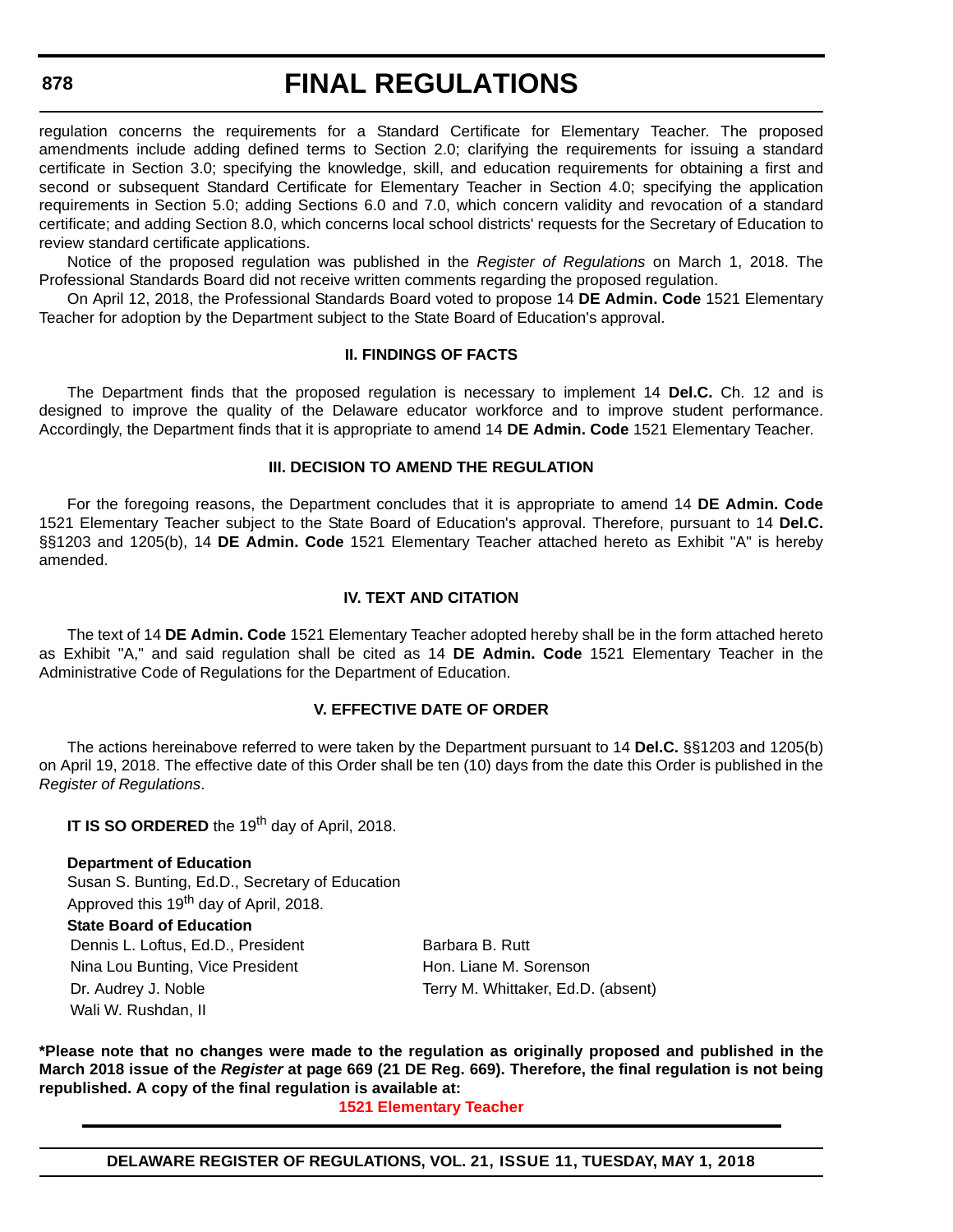regulation concerns the requirements for a Standard Certificate for Elementary Teacher. The proposed amendments include adding defined terms to Section 2.0; clarifying the requirements for issuing a standard certificate in Section 3.0; specifying the knowledge, skill, and education requirements for obtaining a first and second or subsequent Standard Certificate for Elementary Teacher in Section 4.0; specifying the application requirements in Section 5.0; adding Sections 6.0 and 7.0, which concern validity and revocation of a standard certificate; and adding Section 8.0, which concerns local school districts' requests for the Secretary of Education to review standard certificate applications.

Notice of the proposed regulation was published in the *Register of Regulations* on March 1, 2018. The Professional Standards Board did not receive written comments regarding the proposed regulation.

On April 12, 2018, the Professional Standards Board voted to propose 14 **DE Admin. Code** 1521 Elementary Teacher for adoption by the Department subject to the State Board of Education's approval.

### II. FINDINGS OF FACTS

The Department finds that the proposed regulation is necessary to implement 14 **Del.C.** Ch. 12 and is designed to improve the quality of the Delaware educator workforce and to improve student performance. Accordingly, the Department finds that it is appropriate to amend 14 **DE Admin. Code** 1521 Elementary Teacher.

### III. DECISION TO AMEND THE REGULATION

For the foregoing reasons, the Department concludes that it is appropriate to amend 14 **DE Admin. Code** 1521 Elementary Teacher subject to the State Board of Education's approval. Therefore, pursuant to 14 **Del.C.** §§1203 and 1205(b), 14 **DE Admin. Code** 1521 Elementary Teacher attached hereto as Exhibit "A" is hereby amended.

### IV. TEXT AND CITATION

The text of 14 **DE Admin. Code** 1521 Elementary Teacher adopted hereby shall be in the form attached hereto as Exhibit "A," and said regulation shall be cited as 14 **DE Admin. Code** 1521 Elementary Teacher in the Administrative Code of Regulations for the Department of Education.

### V. EFFECTIVE DATE OF ORDER

The actions hereinabove referred to were taken by the Department pursuant to 14 **Del.C.** §§1203 and 1205(b) on April 19, 2018. The effective date of this Order shall be ten (10) days from the date this Order is published in the *Register of Regulations*.

**IT IS SO ORDERED** the 19th day of April, 2018.

**Department of Education**
Susan S. Bunting, Ed.D., Secretary of Education
Approved this 19th day of April, 2018.

**State Board of Education**

Dennis L. Loftus, Ed.D., President
Nina Lou Bunting, Vice President
Dr. Audrey J. Noble
Wali W. Rushdan, II
Barbara B. Rutt
Hon. Liane M. Sorenson
Terry M. Whittaker, Ed.D. (absent)

**\*Please note that no changes were made to the regulation as originally proposed and published in the March 2018 issue of the *Register* at page 669 (21 DE Reg. 669). Therefore, the final regulation is not being republished. A copy of the final regulation is available at:**

**1521 Elementary Teacher**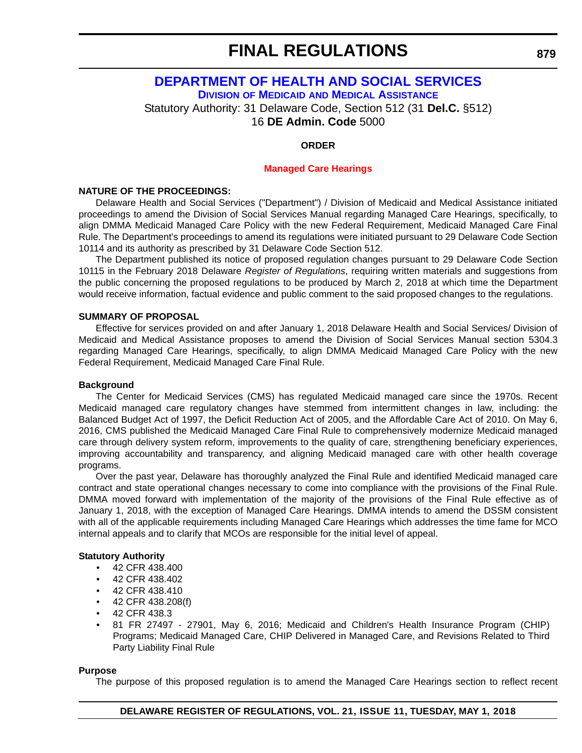# FINAL REGULATIONS

## DEPARTMENT OF HEALTH AND SOCIAL SERVICES

### DIVISION OF MEDICAID AND MEDICAL ASSISTANCE

Statutory Authority: 31 Delaware Code, Section 512 (31 **Del.C.** §512)
16 **DE Admin. Code** 5000

**ORDER**

**Managed Care Hearings**

**NATURE OF THE PROCEEDINGS:**

Delaware Health and Social Services ("Department") / Division of Medicaid and Medical Assistance initiated proceedings to amend the Division of Social Services Manual regarding Managed Care Hearings, specifically, to align DMMA Medicaid Managed Care Policy with the new Federal Requirement, Medicaid Managed Care Final Rule. The Department's proceedings to amend its regulations were initiated pursuant to 29 Delaware Code Section 10114 and its authority as prescribed by 31 Delaware Code Section 512.

The Department published its notice of proposed regulation changes pursuant to 29 Delaware Code Section 10115 in the February 2018 Delaware *Register of Regulations*, requiring written materials and suggestions from the public concerning the proposed regulations to be produced by March 2, 2018 at which time the Department would receive information, factual evidence and public comment to the said proposed changes to the regulations.

**SUMMARY OF PROPOSAL**

Effective for services provided on and after January 1, 2018 Delaware Health and Social Services/ Division of Medicaid and Medical Assistance proposes to amend the Division of Social Services Manual section 5304.3 regarding Managed Care Hearings, specifically, to align DMMA Medicaid Managed Care Policy with the new Federal Requirement, Medicaid Managed Care Final Rule.

**Background**

The Center for Medicaid Services (CMS) has regulated Medicaid managed care since the 1970s. Recent Medicaid managed care regulatory changes have stemmed from intermittent changes in law, including: the Balanced Budget Act of 1997, the Deficit Reduction Act of 2005, and the Affordable Care Act of 2010. On May 6, 2016, CMS published the Medicaid Managed Care Final Rule to comprehensively modernize Medicaid managed care through delivery system reform, improvements to the quality of care, strengthening beneficiary experiences, improving accountability and transparency, and aligning Medicaid managed care with other health coverage programs.

Over the past year, Delaware has thoroughly analyzed the Final Rule and identified Medicaid managed care contract and state operational changes necessary to come into compliance with the provisions of the Final Rule. DMMA moved forward with implementation of the majority of the provisions of the Final Rule effective as of January 1, 2018, with the exception of Managed Care Hearings. DMMA intends to amend the DSSM consistent with all of the applicable requirements including Managed Care Hearings which addresses the time fame for MCO internal appeals and to clarify that MCOs are responsible for the initial level of appeal.

**Statutory Authority**

- 42 CFR 438.400
- 42 CFR 438.402
- 42 CFR 438.410
- 42 CFR 438.208(f)
- 42 CFR 438.3
- 81 FR 27497 - 27901, May 6, 2016; Medicaid and Children's Health Insurance Program (CHIP) Programs; Medicaid Managed Care, CHIP Delivered in Managed Care, and Revisions Related to Third Party Liability Final Rule

**Purpose**

The purpose of this proposed regulation is to amend the Managed Care Hearings section to reflect recent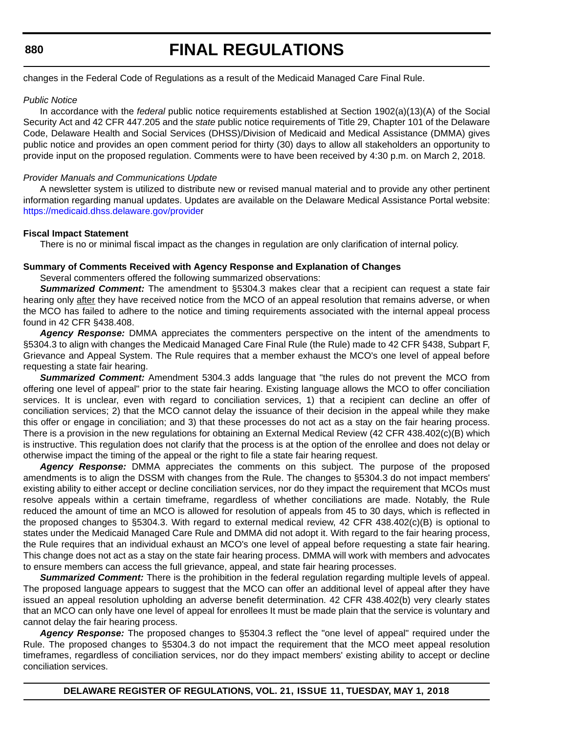changes in the Federal Code of Regulations as a result of the Medicaid Managed Care Final Rule.

*Public Notice*

In accordance with the *federal* public notice requirements established at Section 1902(a)(13)(A) of the Social Security Act and 42 CFR 447.205 and the *state* public notice requirements of Title 29, Chapter 101 of the Delaware Code, Delaware Health and Social Services (DHSS)/Division of Medicaid and Medical Assistance (DMMA) gives public notice and provides an open comment period for thirty (30) days to allow all stakeholders an opportunity to provide input on the proposed regulation. Comments were to have been received by 4:30 p.m. on March 2, 2018.

*Provider Manuals and Communications Update*

A newsletter system is utilized to distribute new or revised manual material and to provide any other pertinent information regarding manual updates. Updates are available on the Delaware Medical Assistance Portal website: https://medicaid.dhss.delaware.gov/provider

**Fiscal Impact Statement**

There is no or minimal fiscal impact as the changes in regulation are only clarification of internal policy.

**Summary of Comments Received with Agency Response and Explanation of Changes**

Several commenters offered the following summarized observations:

***Summarized Comment:*** The amendment to §5304.3 makes clear that a recipient can request a state fair hearing only after they have received notice from the MCO of an appeal resolution that remains adverse, or when the MCO has failed to adhere to the notice and timing requirements associated with the internal appeal process found in 42 CFR §438.408.

***Agency Response:*** DMMA appreciates the commenters perspective on the intent of the amendments to §5304.3 to align with changes the Medicaid Managed Care Final Rule (the Rule) made to 42 CFR §438, Subpart F, Grievance and Appeal System. The Rule requires that a member exhaust the MCO's one level of appeal before requesting a state fair hearing.

***Summarized Comment:*** Amendment 5304.3 adds language that "the rules do not prevent the MCO from offering one level of appeal" prior to the state fair hearing. Existing language allows the MCO to offer conciliation services. It is unclear, even with regard to conciliation services, 1) that a recipient can decline an offer of conciliation services; 2) that the MCO cannot delay the issuance of their decision in the appeal while they make this offer or engage in conciliation; and 3) that these processes do not act as a stay on the fair hearing process. There is a provision in the new regulations for obtaining an External Medical Review (42 CFR 438.402(c)(B) which is instructive. This regulation does not clarify that the process is at the option of the enrollee and does not delay or otherwise impact the timing of the appeal or the right to file a state fair hearing request.

***Agency Response:*** DMMA appreciates the comments on this subject. The purpose of the proposed amendments is to align the DSSM with changes from the Rule. The changes to §5304.3 do not impact members' existing ability to either accept or decline conciliation services, nor do they impact the requirement that MCOs must resolve appeals within a certain timeframe, regardless of whether conciliations are made. Notably, the Rule reduced the amount of time an MCO is allowed for resolution of appeals from 45 to 30 days, which is reflected in the proposed changes to §5304.3. With regard to external medical review, 42 CFR 438.402(c)(B) is optional to states under the Medicaid Managed Care Rule and DMMA did not adopt it. With regard to the fair hearing process, the Rule requires that an individual exhaust an MCO's one level of appeal before requesting a state fair hearing. This change does not act as a stay on the state fair hearing process. DMMA will work with members and advocates to ensure members can access the full grievance, appeal, and state fair hearing processes.

***Summarized Comment:*** There is the prohibition in the federal regulation regarding multiple levels of appeal. The proposed language appears to suggest that the MCO can offer an additional level of appeal after they have issued an appeal resolution upholding an adverse benefit determination. 42 CFR 438.402(b) very clearly states that an MCO can only have one level of appeal for enrollees It must be made plain that the service is voluntary and cannot delay the fair hearing process.

***Agency Response:*** The proposed changes to §5304.3 reflect the "one level of appeal" required under the Rule. The proposed changes to §5304.3 do not impact the requirement that the MCO meet appeal resolution timeframes, regardless of conciliation services, nor do they impact members' existing ability to accept or decline conciliation services.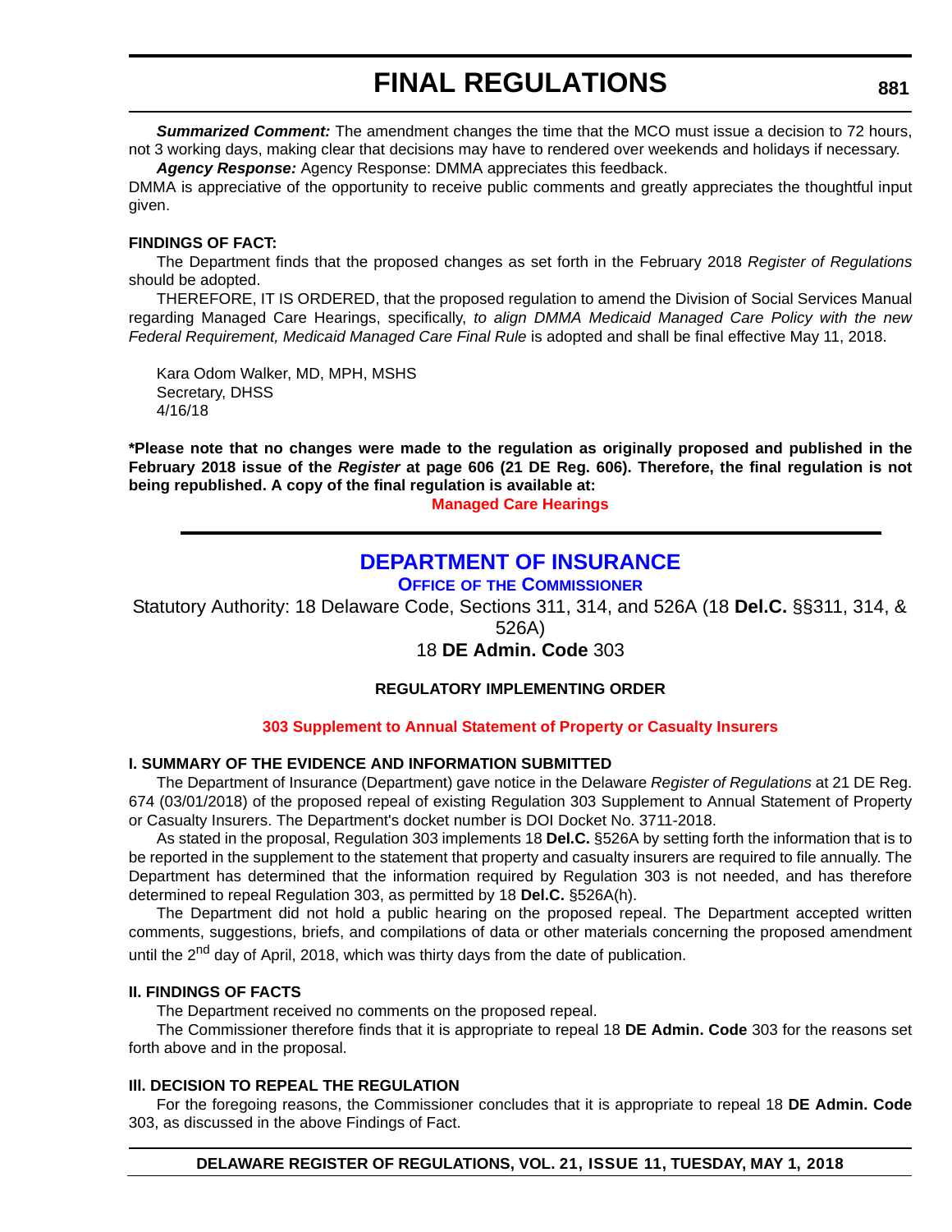***Summarized Comment:*** The amendment changes the time that the MCO must issue a decision to 72 hours, not 3 working days, making clear that decisions may have to rendered over weekends and holidays if necessary.

***Agency Response:*** Agency Response: DMMA appreciates this feedback.

DMMA is appreciative of the opportunity to receive public comments and greatly appreciates the thoughtful input given.

**FINDINGS OF FACT:**

The Department finds that the proposed changes as set forth in the February 2018 *Register of Regulations* should be adopted.

THEREFORE, IT IS ORDERED, that the proposed regulation to amend the Division of Social Services Manual regarding Managed Care Hearings, specifically, *to align DMMA Medicaid Managed Care Policy with the new Federal Requirement, Medicaid Managed Care Final Rule* is adopted and shall be final effective May 11, 2018.

Kara Odom Walker, MD, MPH, MSHS
Secretary, DHSS
4/16/18

**\*Please note that no changes were made to the regulation as originally proposed and published in the February 2018 issue of the *Register* at page 606 (21 DE Reg. 606). Therefore, the final regulation is not being republished. A copy of the final regulation is available at:**

**Managed Care Hearings**

## DEPARTMENT OF INSURANCE

### OFFICE OF THE COMMISSIONER

Statutory Authority: 18 Delaware Code, Sections 311, 314, and 526A (18 **Del.C.** §§311, 314, & 526A)

18 **DE Admin. Code** 303

**REGULATORY IMPLEMENTING ORDER**

**303 Supplement to Annual Statement of Property or Casualty Insurers**

**I. SUMMARY OF THE EVIDENCE AND INFORMATION SUBMITTED**

The Department of Insurance (Department) gave notice in the Delaware *Register of Regulations* at 21 DE Reg. 674 (03/01/2018) of the proposed repeal of existing Regulation 303 Supplement to Annual Statement of Property or Casualty Insurers. The Department's docket number is DOI Docket No. 3711-2018.

As stated in the proposal, Regulation 303 implements 18 **Del.C.** §526A by setting forth the information that is to be reported in the supplement to the statement that property and casualty insurers are required to file annually. The Department has determined that the information required by Regulation 303 is not needed, and has therefore determined to repeal Regulation 303, as permitted by 18 **Del.C.** §526A(h).

The Department did not hold a public hearing on the proposed repeal. The Department accepted written comments, suggestions, briefs, and compilations of data or other materials concerning the proposed amendment until the 2nd day of April, 2018, which was thirty days from the date of publication.

**II. FINDINGS OF FACTS**

The Department received no comments on the proposed repeal.

The Commissioner therefore finds that it is appropriate to repeal 18 **DE Admin. Code** 303 for the reasons set forth above and in the proposal.

**III. DECISION TO REPEAL THE REGULATION**

For the foregoing reasons, the Commissioner concludes that it is appropriate to repeal 18 **DE Admin. Code** 303, as discussed in the above Findings of Fact.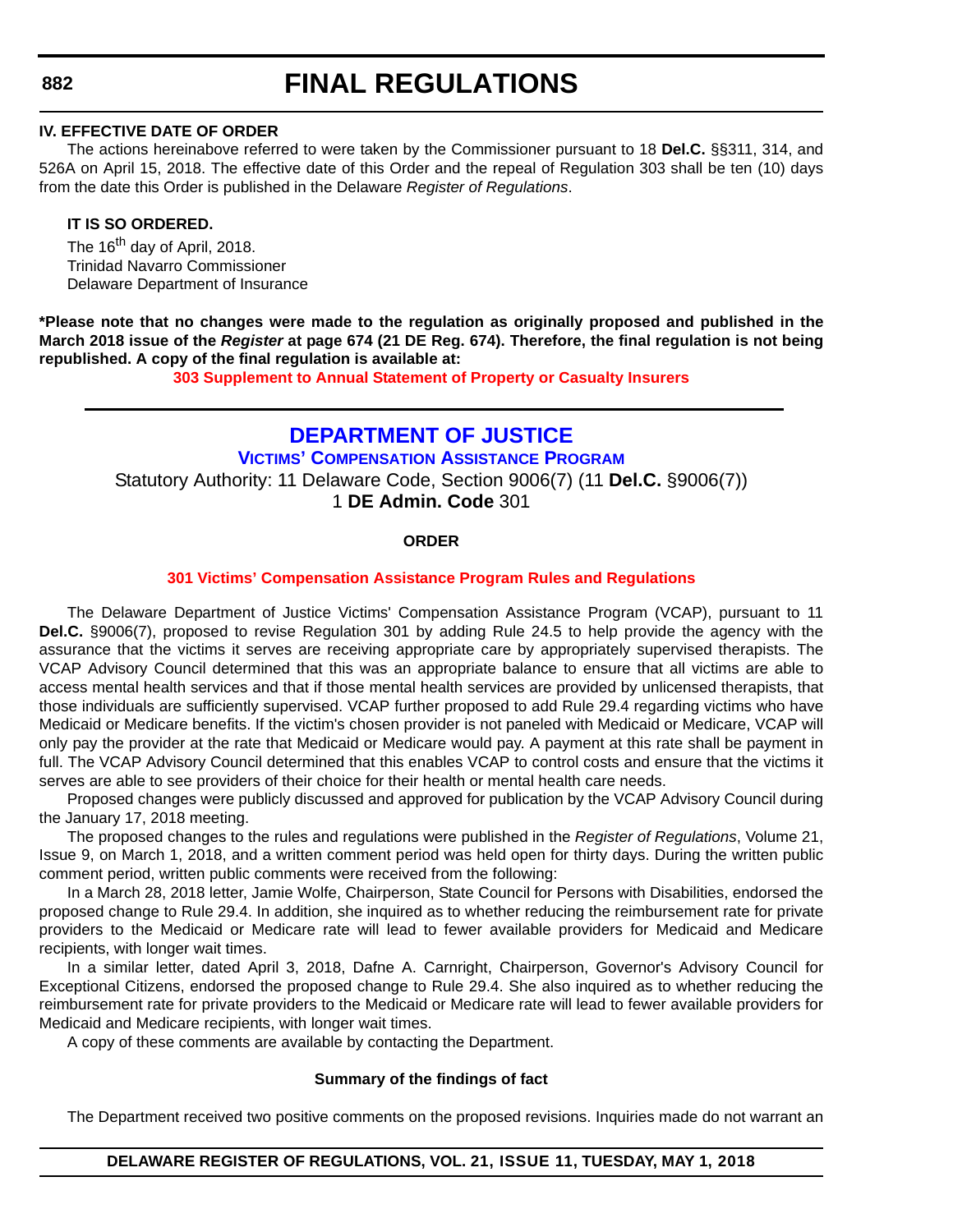### IV. EFFECTIVE DATE OF ORDER

The actions hereinabove referred to were taken by the Commissioner pursuant to 18 **Del.C.** §§311, 314, and 526A on April 15, 2018. The effective date of this Order and the repeal of Regulation 303 shall be ten (10) days from the date this Order is published in the Delaware *Register of Regulations*.

**IT IS SO ORDERED.**

The 16th day of April, 2018.
Trinidad Navarro Commissioner
Delaware Department of Insurance

**\*Please note that no changes were made to the regulation as originally proposed and published in the March 2018 issue of the *Register* at page 674 (21 DE Reg. 674). Therefore, the final regulation is not being republished. A copy of the final regulation is available at:**

**303 Supplement to Annual Statement of Property or Casualty Insurers**

---

## DEPARTMENT OF JUSTICE

### VICTIMS' COMPENSATION ASSISTANCE PROGRAM

Statutory Authority: 11 Delaware Code, Section 9006(7) (11 **Del.C.** §9006(7))
1 **DE Admin. Code** 301

**ORDER**

**301 Victims' Compensation Assistance Program Rules and Regulations**

The Delaware Department of Justice Victims' Compensation Assistance Program (VCAP), pursuant to 11 **Del.C.** §9006(7), proposed to revise Regulation 301 by adding Rule 24.5 to help provide the agency with the assurance that the victims it serves are receiving appropriate care by appropriately supervised therapists. The VCAP Advisory Council determined that this was an appropriate balance to ensure that all victims are able to access mental health services and that if those mental health services are provided by unlicensed therapists, that those individuals are sufficiently supervised. VCAP further proposed to add Rule 29.4 regarding victims who have Medicaid or Medicare benefits. If the victim's chosen provider is not paneled with Medicaid or Medicare, VCAP will only pay the provider at the rate that Medicaid or Medicare would pay. A payment at this rate shall be payment in full. The VCAP Advisory Council determined that this enables VCAP to control costs and ensure that the victims it serves are able to see providers of their choice for their health or mental health care needs.

Proposed changes were publicly discussed and approved for publication by the VCAP Advisory Council during the January 17, 2018 meeting.

The proposed changes to the rules and regulations were published in the *Register of Regulations*, Volume 21, Issue 9, on March 1, 2018, and a written comment period was held open for thirty days. During the written public comment period, written public comments were received from the following:

In a March 28, 2018 letter, Jamie Wolfe, Chairperson, State Council for Persons with Disabilities, endorsed the proposed change to Rule 29.4. In addition, she inquired as to whether reducing the reimbursement rate for private providers to the Medicaid or Medicare rate will lead to fewer available providers for Medicaid and Medicare recipients, with longer wait times.

In a similar letter, dated April 3, 2018, Dafne A. Carnright, Chairperson, Governor's Advisory Council for Exceptional Citizens, endorsed the proposed change to Rule 29.4. She also inquired as to whether reducing the reimbursement rate for private providers to the Medicaid or Medicare rate will lead to fewer available providers for Medicaid and Medicare recipients, with longer wait times.

A copy of these comments are available by contacting the Department.

**Summary of the findings of fact**

The Department received two positive comments on the proposed revisions. Inquiries made do not warrant an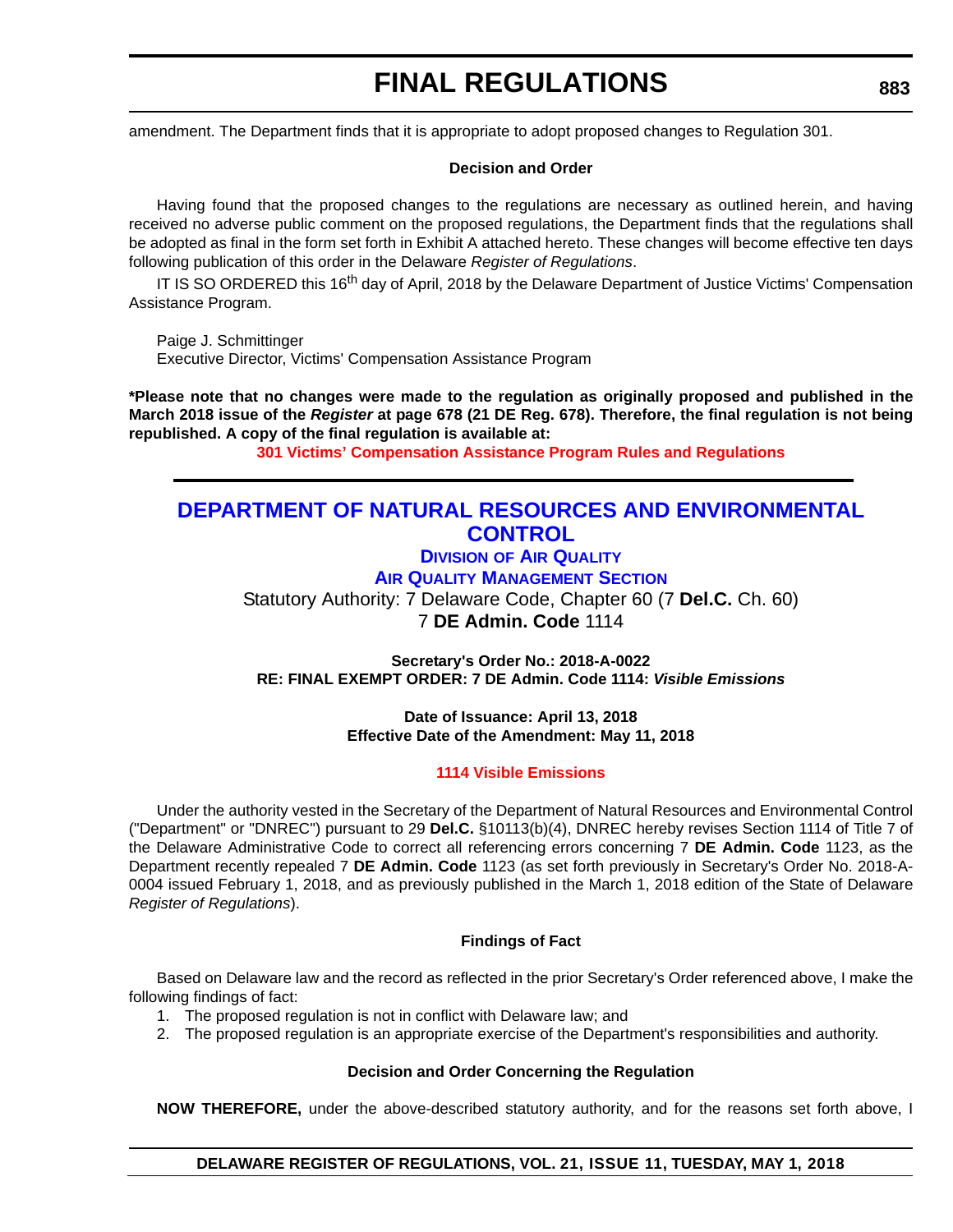amendment. The Department finds that it is appropriate to adopt proposed changes to Regulation 301.

**Decision and Order**

Having found that the proposed changes to the regulations are necessary as outlined herein, and having received no adverse public comment on the proposed regulations, the Department finds that the regulations shall be adopted as final in the form set forth in Exhibit A attached hereto. These changes will become effective ten days following publication of this order in the Delaware *Register of Regulations*.

IT IS SO ORDERED this 16th day of April, 2018 by the Delaware Department of Justice Victims' Compensation Assistance Program.

Paige J. Schmittinger
Executive Director, Victims' Compensation Assistance Program

**\*Please note that no changes were made to the regulation as originally proposed and published in the March 2018 issue of the *Register* at page 678 (21 DE Reg. 678). Therefore, the final regulation is not being republished. A copy of the final regulation is available at:**

**301 Victims' Compensation Assistance Program Rules and Regulations**

---

# DEPARTMENT OF NATURAL RESOURCES AND ENVIRONMENTAL CONTROL

## Division of Air Quality

## Air Quality Management Section

Statutory Authority: 7 Delaware Code, Chapter 60 (7 **Del.C.** Ch. 60)
7 **DE Admin. Code** 1114

**Secretary's Order No.: 2018-A-0022**
**RE: FINAL EXEMPT ORDER: 7 DE Admin. Code 1114: *Visible Emissions***

**Date of Issuance: April 13, 2018**
**Effective Date of the Amendment: May 11, 2018**

**1114 Visible Emissions**

Under the authority vested in the Secretary of the Department of Natural Resources and Environmental Control ("Department" or "DNREC") pursuant to 29 **Del.C.** §10113(b)(4), DNREC hereby revises Section 1114 of Title 7 of the Delaware Administrative Code to correct all referencing errors concerning 7 **DE Admin. Code** 1123, as the Department recently repealed 7 **DE Admin. Code** 1123 (as set forth previously in Secretary's Order No. 2018-A-0004 issued February 1, 2018, and as previously published in the March 1, 2018 edition of the State of Delaware *Register of Regulations*).

**Findings of Fact**

Based on Delaware law and the record as reflected in the prior Secretary's Order referenced above, I make the following findings of fact:

1. The proposed regulation is not in conflict with Delaware law; and
2. The proposed regulation is an appropriate exercise of the Department's responsibilities and authority.

**Decision and Order Concerning the Regulation**

**NOW THEREFORE,** under the above-described statutory authority, and for the reasons set forth above, I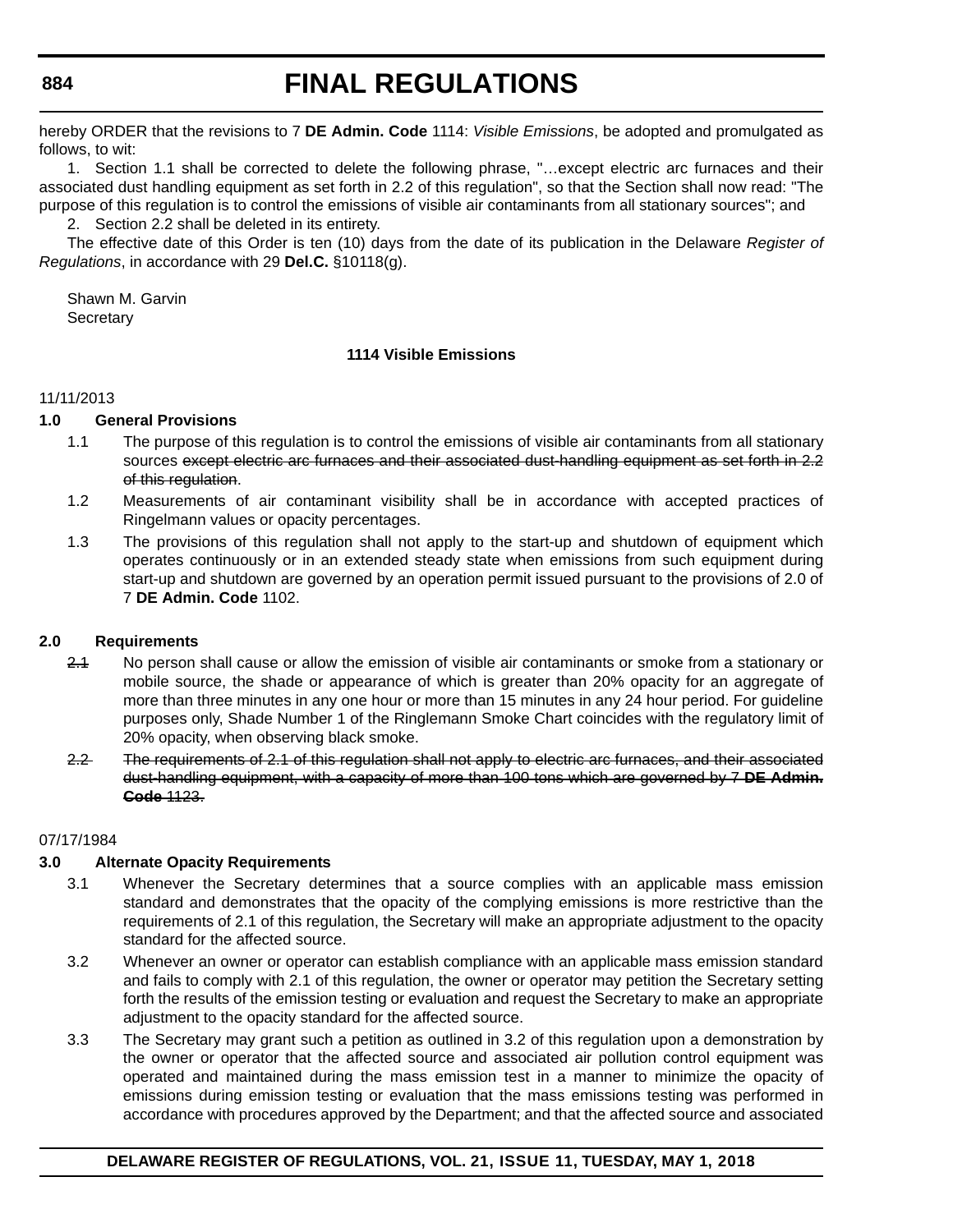hereby ORDER that the revisions to 7 **DE Admin. Code** 1114: *Visible Emissions*, be adopted and promulgated as follows, to wit:

1. Section 1.1 shall be corrected to delete the following phrase, "…except electric arc furnaces and their associated dust handling equipment as set forth in 2.2 of this regulation", so that the Section shall now read: "The purpose of this regulation is to control the emissions of visible air contaminants from all stationary sources"; and

2. Section 2.2 shall be deleted in its entirety.

The effective date of this Order is ten (10) days from the date of its publication in the Delaware *Register of Regulations*, in accordance with 29 **Del.C.** §10118(g).

Shawn M. Garvin
Secretary

**1114 Visible Emissions**

11/11/2013

**1.0 General Provisions**

1.1 The purpose of this regulation is to control the emissions of visible air contaminants from all stationary sources ~~except electric arc furnaces and their associated dust-handling equipment as set forth in 2.2 of this regulation~~.

1.2 Measurements of air contaminant visibility shall be in accordance with accepted practices of Ringelmann values or opacity percentages.

1.3 The provisions of this regulation shall not apply to the start-up and shutdown of equipment which operates continuously or in an extended steady state when emissions from such equipment during start-up and shutdown are governed by an operation permit issued pursuant to the provisions of 2.0 of 7 **DE Admin. Code** 1102.

**2.0 Requirements**

~~2.1~~ No person shall cause or allow the emission of visible air contaminants or smoke from a stationary or mobile source, the shade or appearance of which is greater than 20% opacity for an aggregate of more than three minutes in any one hour or more than 15 minutes in any 24 hour period. For guideline purposes only, Shade Number 1 of the Ringlemann Smoke Chart coincides with the regulatory limit of 20% opacity, when observing black smoke.

~~2.2 The requirements of 2.1 of this regulation shall not apply to electric arc furnaces, and their associated dust-handling equipment, with a capacity of more than 100 tons which are governed by 7 **DE Admin. Code** 1123.~~

07/17/1984

**3.0 Alternate Opacity Requirements**

3.1 Whenever the Secretary determines that a source complies with an applicable mass emission standard and demonstrates that the opacity of the complying emissions is more restrictive than the requirements of 2.1 of this regulation, the Secretary will make an appropriate adjustment to the opacity standard for the affected source.

3.2 Whenever an owner or operator can establish compliance with an applicable mass emission standard and fails to comply with 2.1 of this regulation, the owner or operator may petition the Secretary setting forth the results of the emission testing or evaluation and request the Secretary to make an appropriate adjustment to the opacity standard for the affected source.

3.3 The Secretary may grant such a petition as outlined in 3.2 of this regulation upon a demonstration by the owner or operator that the affected source and associated air pollution control equipment was operated and maintained during the mass emission test in a manner to minimize the opacity of emissions during emission testing or evaluation that the mass emissions testing was performed in accordance with procedures approved by the Department; and that the affected source and associated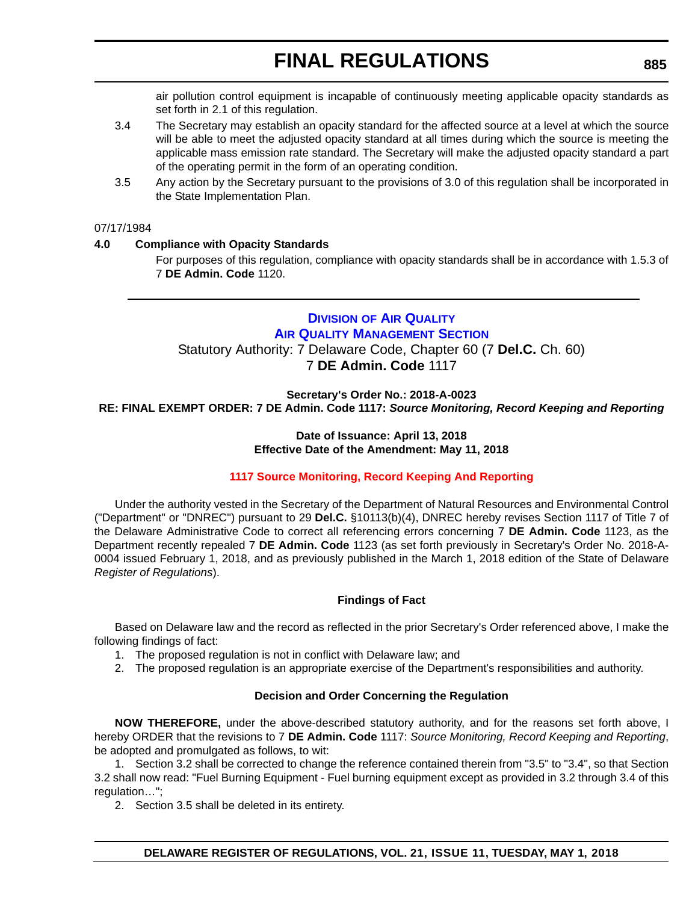air pollution control equipment is incapable of continuously meeting applicable opacity standards as set forth in 2.1 of this regulation.

3.4 The Secretary may establish an opacity standard for the affected source at a level at which the source will be able to meet the adjusted opacity standard at all times during which the source is meeting the applicable mass emission rate standard. The Secretary will make the adjusted opacity standard a part of the operating permit in the form of an operating condition.

3.5 Any action by the Secretary pursuant to the provisions of 3.0 of this regulation shall be incorporated in the State Implementation Plan.

07/17/1984

**4.0 Compliance with Opacity Standards**

For purposes of this regulation, compliance with opacity standards shall be in accordance with 1.5.3 of 7 **DE Admin. Code** 1120.

---

## Division of Air Quality
## Air Quality Management Section

Statutory Authority: 7 Delaware Code, Chapter 60 (7 **Del.C.** Ch. 60)
7 **DE Admin. Code** 1117

**Secretary's Order No.: 2018-A-0023**
**RE: FINAL EXEMPT ORDER: 7 DE Admin. Code 1117:** ***Source Monitoring, Record Keeping and Reporting***

**Date of Issuance: April 13, 2018**
**Effective Date of the Amendment: May 11, 2018**

**1117 Source Monitoring, Record Keeping And Reporting**

Under the authority vested in the Secretary of the Department of Natural Resources and Environmental Control ("Department" or "DNREC") pursuant to 29 **Del.C.** §10113(b)(4), DNREC hereby revises Section 1117 of Title 7 of the Delaware Administrative Code to correct all referencing errors concerning 7 **DE Admin. Code** 1123, as the Department recently repealed 7 **DE Admin. Code** 1123 (as set forth previously in Secretary's Order No. 2018-A-0004 issued February 1, 2018, and as previously published in the March 1, 2018 edition of the State of Delaware *Register of Regulations*).

**Findings of Fact**

Based on Delaware law and the record as reflected in the prior Secretary's Order referenced above, I make the following findings of fact:

1. The proposed regulation is not in conflict with Delaware law; and
2. The proposed regulation is an appropriate exercise of the Department's responsibilities and authority.

**Decision and Order Concerning the Regulation**

**NOW THEREFORE,** under the above-described statutory authority, and for the reasons set forth above, I hereby ORDER that the revisions to 7 **DE Admin. Code** 1117: *Source Monitoring, Record Keeping and Reporting*, be adopted and promulgated as follows, to wit:

1. Section 3.2 shall be corrected to change the reference contained therein from "3.5" to "3.4", so that Section 3.2 shall now read: "Fuel Burning Equipment - Fuel burning equipment except as provided in 3.2 through 3.4 of this regulation…";
2. Section 3.5 shall be deleted in its entirety.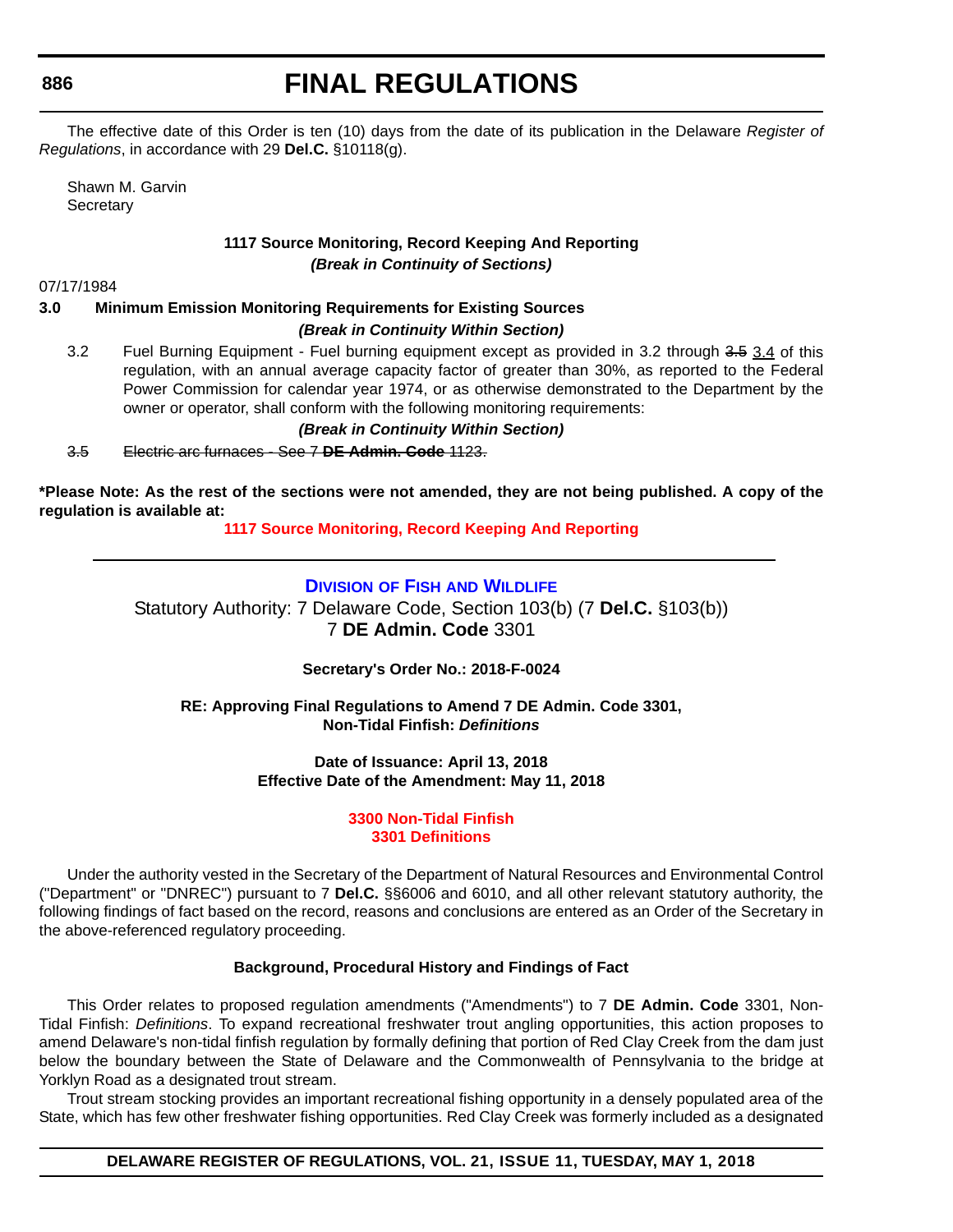The effective date of this Order is ten (10) days from the date of its publication in the Delaware *Register of Regulations*, in accordance with 29 **Del.C.** §10118(g).

Shawn M. Garvin
Secretary

**1117 Source Monitoring, Record Keeping And Reporting**

***(Break in Continuity of Sections)***

07/17/1984

**3.0 Minimum Emission Monitoring Requirements for Existing Sources**

***(Break in Continuity Within Section)***

3.2 Fuel Burning Equipment - Fuel burning equipment except as provided in 3.2 through ~~3.5~~ <u>3.4</u> of this regulation, with an annual average capacity factor of greater than 30%, as reported to the Federal Power Commission for calendar year 1974, or as otherwise demonstrated to the Department by the owner or operator, shall conform with the following monitoring requirements:

***(Break in Continuity Within Section)***

~~3.5 Electric arc furnaces - See 7 **DE Admin. Code** 1123.~~

**\*Please Note: As the rest of the sections were not amended, they are not being published. A copy of the regulation is available at:**

**1117 Source Monitoring, Record Keeping And Reporting**

---

**DIVISION OF FISH AND WILDLIFE**

Statutory Authority: 7 Delaware Code, Section 103(b) (7 **Del.C.** §103(b))
7 **DE Admin. Code** 3301

**Secretary's Order No.: 2018-F-0024**

**RE: Approving Final Regulations to Amend 7 DE Admin. Code 3301, Non-Tidal Finfish: *Definitions***

**Date of Issuance: April 13, 2018**
**Effective Date of the Amendment: May 11, 2018**

**3300 Non-Tidal Finfish**
**3301 Definitions**

Under the authority vested in the Secretary of the Department of Natural Resources and Environmental Control ("Department" or "DNREC") pursuant to 7 **Del.C.** §§6006 and 6010, and all other relevant statutory authority, the following findings of fact based on the record, reasons and conclusions are entered as an Order of the Secretary in the above-referenced regulatory proceeding.

**Background, Procedural History and Findings of Fact**

This Order relates to proposed regulation amendments ("Amendments") to 7 **DE Admin. Code** 3301, Non-Tidal Finfish: *Definitions*. To expand recreational freshwater trout angling opportunities, this action proposes to amend Delaware's non-tidal finfish regulation by formally defining that portion of Red Clay Creek from the dam just below the boundary between the State of Delaware and the Commonwealth of Pennsylvania to the bridge at Yorklyn Road as a designated trout stream.

Trout stream stocking provides an important recreational fishing opportunity in a densely populated area of the State, which has few other freshwater fishing opportunities. Red Clay Creek was formerly included as a designated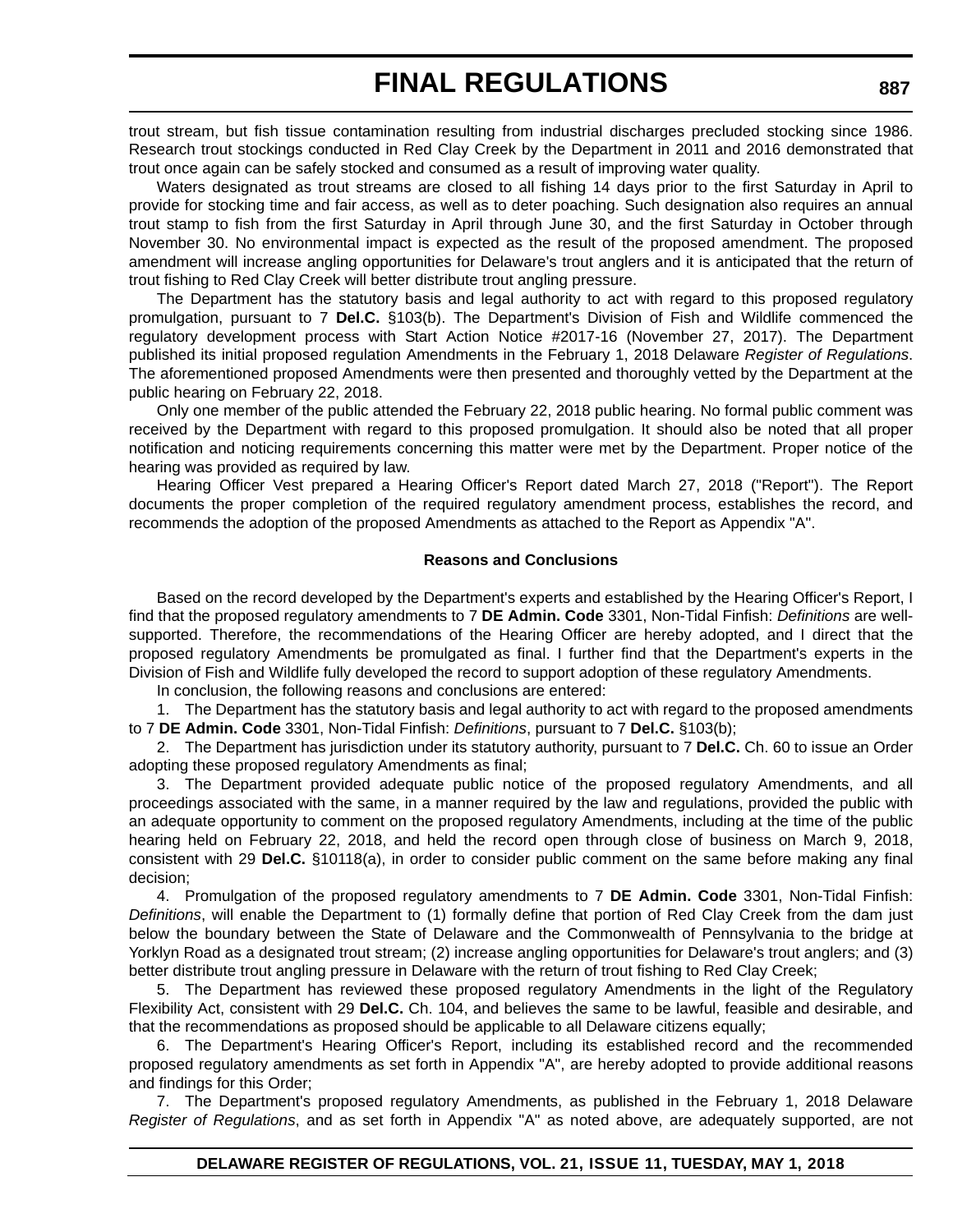trout stream, but fish tissue contamination resulting from industrial discharges precluded stocking since 1986. Research trout stockings conducted in Red Clay Creek by the Department in 2011 and 2016 demonstrated that trout once again can be safely stocked and consumed as a result of improving water quality.

Waters designated as trout streams are closed to all fishing 14 days prior to the first Saturday in April to provide for stocking time and fair access, as well as to deter poaching. Such designation also requires an annual trout stamp to fish from the first Saturday in April through June 30, and the first Saturday in October through November 30. No environmental impact is expected as the result of the proposed amendment. The proposed amendment will increase angling opportunities for Delaware's trout anglers and it is anticipated that the return of trout fishing to Red Clay Creek will better distribute trout angling pressure.

The Department has the statutory basis and legal authority to act with regard to this proposed regulatory promulgation, pursuant to 7 **Del.C.** §103(b). The Department's Division of Fish and Wildlife commenced the regulatory development process with Start Action Notice #2017-16 (November 27, 2017). The Department published its initial proposed regulation Amendments in the February 1, 2018 Delaware *Register of Regulations*. The aforementioned proposed Amendments were then presented and thoroughly vetted by the Department at the public hearing on February 22, 2018.

Only one member of the public attended the February 22, 2018 public hearing. No formal public comment was received by the Department with regard to this proposed promulgation. It should also be noted that all proper notification and noticing requirements concerning this matter were met by the Department. Proper notice of the hearing was provided as required by law.

Hearing Officer Vest prepared a Hearing Officer's Report dated March 27, 2018 ("Report"). The Report documents the proper completion of the required regulatory amendment process, establishes the record, and recommends the adoption of the proposed Amendments as attached to the Report as Appendix "A".

**Reasons and Conclusions**

Based on the record developed by the Department's experts and established by the Hearing Officer's Report, I find that the proposed regulatory amendments to 7 **DE Admin. Code** 3301, Non-Tidal Finfish: *Definitions* are well-supported. Therefore, the recommendations of the Hearing Officer are hereby adopted, and I direct that the proposed regulatory Amendments be promulgated as final. I further find that the Department's experts in the Division of Fish and Wildlife fully developed the record to support adoption of these regulatory Amendments.

In conclusion, the following reasons and conclusions are entered:

1. The Department has the statutory basis and legal authority to act with regard to the proposed amendments to 7 **DE Admin. Code** 3301, Non-Tidal Finfish: *Definitions*, pursuant to 7 **Del.C.** §103(b);

2. The Department has jurisdiction under its statutory authority, pursuant to 7 **Del.C.** Ch. 60 to issue an Order adopting these proposed regulatory Amendments as final;

3. The Department provided adequate public notice of the proposed regulatory Amendments, and all proceedings associated with the same, in a manner required by the law and regulations, provided the public with an adequate opportunity to comment on the proposed regulatory Amendments, including at the time of the public hearing held on February 22, 2018, and held the record open through close of business on March 9, 2018, consistent with 29 **Del.C.** §10118(a), in order to consider public comment on the same before making any final decision;

4. Promulgation of the proposed regulatory amendments to 7 **DE Admin. Code** 3301, Non-Tidal Finfish: *Definitions*, will enable the Department to (1) formally define that portion of Red Clay Creek from the dam just below the boundary between the State of Delaware and the Commonwealth of Pennsylvania to the bridge at Yorklyn Road as a designated trout stream; (2) increase angling opportunities for Delaware's trout anglers; and (3) better distribute trout angling pressure in Delaware with the return of trout fishing to Red Clay Creek;

5. The Department has reviewed these proposed regulatory Amendments in the light of the Regulatory Flexibility Act, consistent with 29 **Del.C.** Ch. 104, and believes the same to be lawful, feasible and desirable, and that the recommendations as proposed should be applicable to all Delaware citizens equally;

6. The Department's Hearing Officer's Report, including its established record and the recommended proposed regulatory amendments as set forth in Appendix "A", are hereby adopted to provide additional reasons and findings for this Order;

7. The Department's proposed regulatory Amendments, as published in the February 1, 2018 Delaware *Register of Regulations*, and as set forth in Appendix "A" as noted above, are adequately supported, are not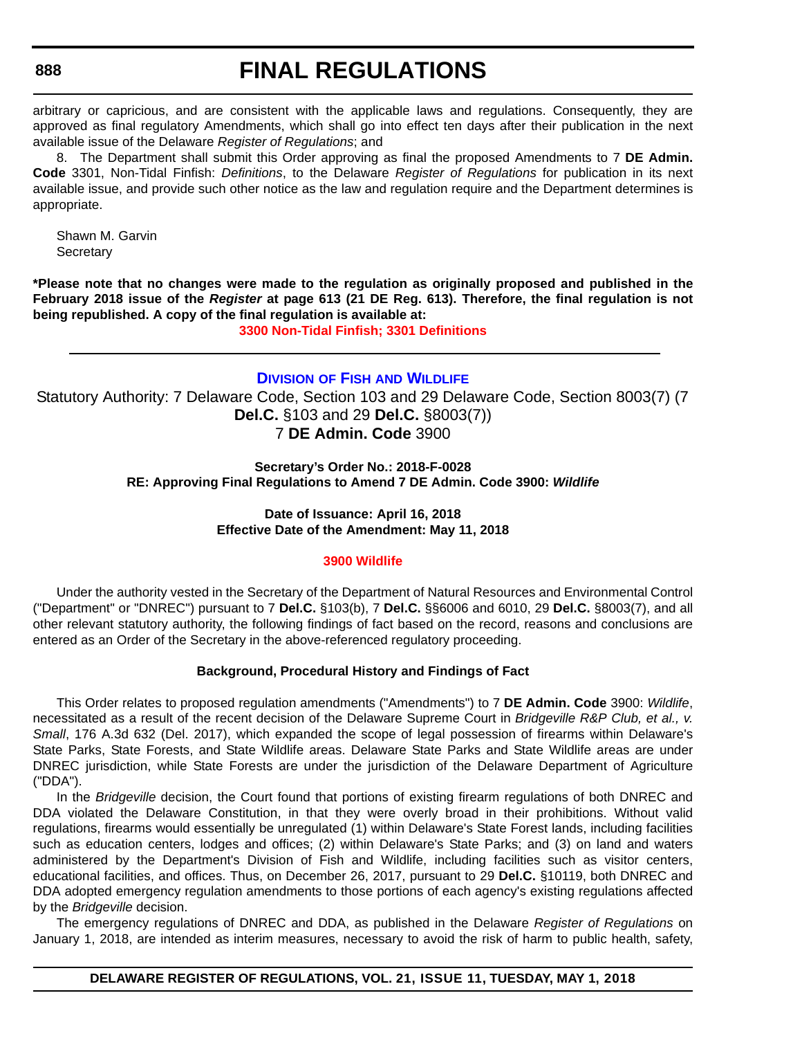arbitrary or capricious, and are consistent with the applicable laws and regulations. Consequently, they are approved as final regulatory Amendments, which shall go into effect ten days after their publication in the next available issue of the Delaware *Register of Regulations*; and

8. The Department shall submit this Order approving as final the proposed Amendments to 7 **DE Admin. Code** 3301, Non-Tidal Finfish: *Definitions*, to the Delaware *Register of Regulations* for publication in its next available issue, and provide such other notice as the law and regulation require and the Department determines is appropriate.

Shawn M. Garvin
Secretary

**\*Please note that no changes were made to the regulation as originally proposed and published in the February 2018 issue of the *Register* at page 613 (21 DE Reg. 613). Therefore, the final regulation is not being republished. A copy of the final regulation is available at:**

**3300 Non-Tidal Finfish; 3301 Definitions**

---

## Division of Fish and Wildlife

Statutory Authority: 7 Delaware Code, Section 103 and 29 Delaware Code, Section 8003(7) (7 **Del.C.** §103 and 29 **Del.C.** §8003(7))
7 **DE Admin. Code** 3900

**Secretary's Order No.: 2018-F-0028**
**RE: Approving Final Regulations to Amend 7 DE Admin. Code 3900: *Wildlife***

**Date of Issuance: April 16, 2018**
**Effective Date of the Amendment: May 11, 2018**

**3900 Wildlife**

Under the authority vested in the Secretary of the Department of Natural Resources and Environmental Control ("Department" or "DNREC") pursuant to 7 **Del.C.** §103(b), 7 **Del.C.** §§6006 and 6010, 29 **Del.C.** §8003(7), and all other relevant statutory authority, the following findings of fact based on the record, reasons and conclusions are entered as an Order of the Secretary in the above-referenced regulatory proceeding.

**Background, Procedural History and Findings of Fact**

This Order relates to proposed regulation amendments ("Amendments") to 7 **DE Admin. Code** 3900: *Wildlife*, necessitated as a result of the recent decision of the Delaware Supreme Court in *Bridgeville R&P Club, et al., v. Small*, 176 A.3d 632 (Del. 2017), which expanded the scope of legal possession of firearms within Delaware's State Parks, State Forests, and State Wildlife areas. Delaware State Parks and State Wildlife areas are under DNREC jurisdiction, while State Forests are under the jurisdiction of the Delaware Department of Agriculture ("DDA").

In the *Bridgeville* decision, the Court found that portions of existing firearm regulations of both DNREC and DDA violated the Delaware Constitution, in that they were overly broad in their prohibitions. Without valid regulations, firearms would essentially be unregulated (1) within Delaware's State Forest lands, including facilities such as education centers, lodges and offices; (2) within Delaware's State Parks; and (3) on land and waters administered by the Department's Division of Fish and Wildlife, including facilities such as visitor centers, educational facilities, and offices. Thus, on December 26, 2017, pursuant to 29 **Del.C.** §10119, both DNREC and DDA adopted emergency regulation amendments to those portions of each agency's existing regulations affected by the *Bridgeville* decision.

The emergency regulations of DNREC and DDA, as published in the Delaware *Register of Regulations* on January 1, 2018, are intended as interim measures, necessary to avoid the risk of harm to public health, safety,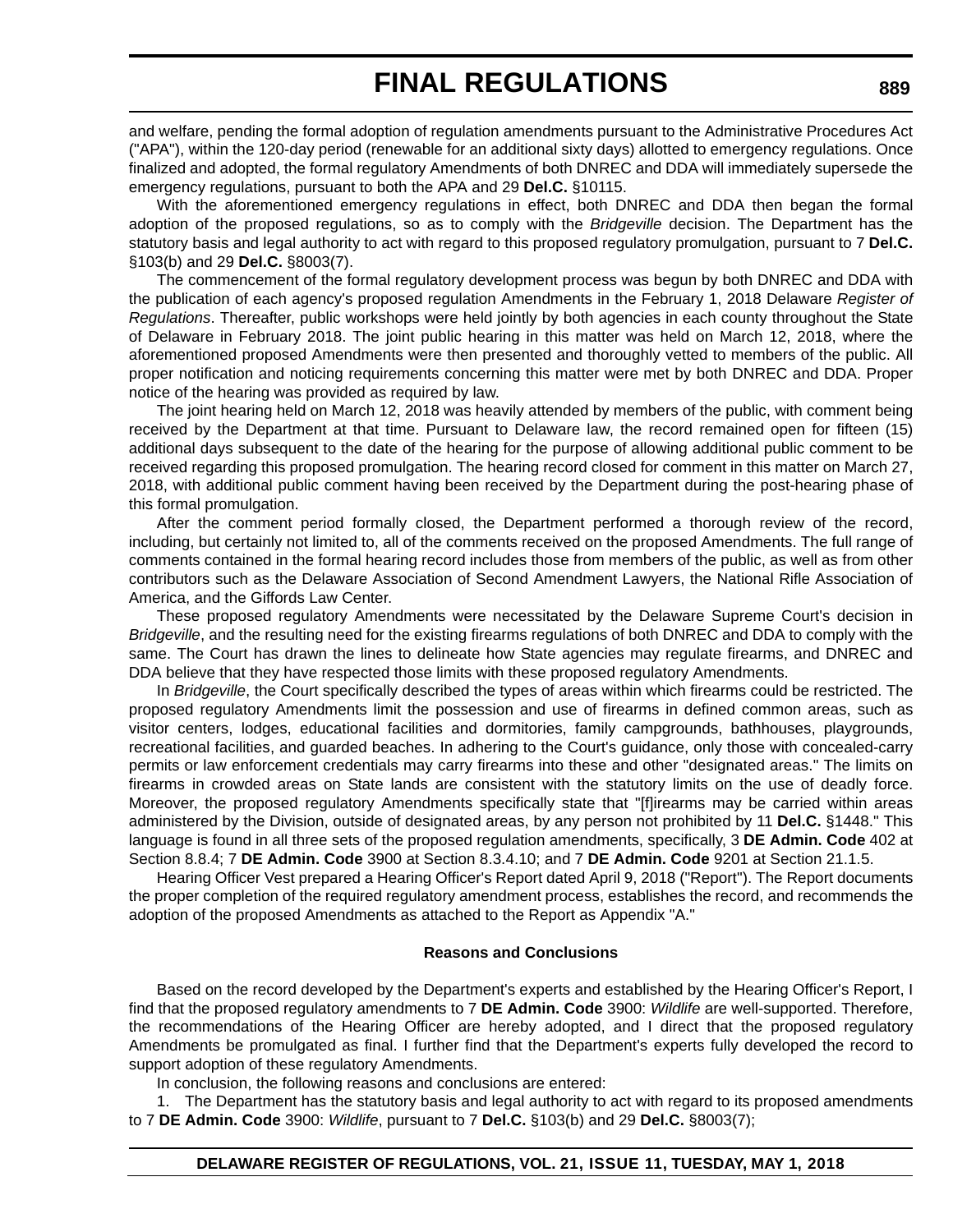and welfare, pending the formal adoption of regulation amendments pursuant to the Administrative Procedures Act ("APA"), within the 120-day period (renewable for an additional sixty days) allotted to emergency regulations. Once finalized and adopted, the formal regulatory Amendments of both DNREC and DDA will immediately supersede the emergency regulations, pursuant to both the APA and 29 **Del.C.** §10115.

With the aforementioned emergency regulations in effect, both DNREC and DDA then began the formal adoption of the proposed regulations, so as to comply with the *Bridgeville* decision. The Department has the statutory basis and legal authority to act with regard to this proposed regulatory promulgation, pursuant to 7 **Del.C.** §103(b) and 29 **Del.C.** §8003(7).

The commencement of the formal regulatory development process was begun by both DNREC and DDA with the publication of each agency's proposed regulation Amendments in the February 1, 2018 Delaware *Register of Regulations*. Thereafter, public workshops were held jointly by both agencies in each county throughout the State of Delaware in February 2018. The joint public hearing in this matter was held on March 12, 2018, where the aforementioned proposed Amendments were then presented and thoroughly vetted to members of the public. All proper notification and noticing requirements concerning this matter were met by both DNREC and DDA. Proper notice of the hearing was provided as required by law.

The joint hearing held on March 12, 2018 was heavily attended by members of the public, with comment being received by the Department at that time. Pursuant to Delaware law, the record remained open for fifteen (15) additional days subsequent to the date of the hearing for the purpose of allowing additional public comment to be received regarding this proposed promulgation. The hearing record closed for comment in this matter on March 27, 2018, with additional public comment having been received by the Department during the post-hearing phase of this formal promulgation.

After the comment period formally closed, the Department performed a thorough review of the record, including, but certainly not limited to, all of the comments received on the proposed Amendments. The full range of comments contained in the formal hearing record includes those from members of the public, as well as from other contributors such as the Delaware Association of Second Amendment Lawyers, the National Rifle Association of America, and the Giffords Law Center.

These proposed regulatory Amendments were necessitated by the Delaware Supreme Court's decision in *Bridgeville*, and the resulting need for the existing firearms regulations of both DNREC and DDA to comply with the same. The Court has drawn the lines to delineate how State agencies may regulate firearms, and DNREC and DDA believe that they have respected those limits with these proposed regulatory Amendments.

In *Bridgeville*, the Court specifically described the types of areas within which firearms could be restricted. The proposed regulatory Amendments limit the possession and use of firearms in defined common areas, such as visitor centers, lodges, educational facilities and dormitories, family campgrounds, bathhouses, playgrounds, recreational facilities, and guarded beaches. In adhering to the Court's guidance, only those with concealed-carry permits or law enforcement credentials may carry firearms into these and other "designated areas." The limits on firearms in crowded areas on State lands are consistent with the statutory limits on the use of deadly force. Moreover, the proposed regulatory Amendments specifically state that "[f]irearms may be carried within areas administered by the Division, outside of designated areas, by any person not prohibited by 11 **Del.C.** §1448." This language is found in all three sets of the proposed regulation amendments, specifically, 3 **DE Admin. Code** 402 at Section 8.8.4; 7 **DE Admin. Code** 3900 at Section 8.3.4.10; and 7 **DE Admin. Code** 9201 at Section 21.1.5.

Hearing Officer Vest prepared a Hearing Officer's Report dated April 9, 2018 ("Report"). The Report documents the proper completion of the required regulatory amendment process, establishes the record, and recommends the adoption of the proposed Amendments as attached to the Report as Appendix "A."

**Reasons and Conclusions**

Based on the record developed by the Department's experts and established by the Hearing Officer's Report, I find that the proposed regulatory amendments to 7 **DE Admin. Code** 3900: *Wildlife* are well-supported. Therefore, the recommendations of the Hearing Officer are hereby adopted, and I direct that the proposed regulatory Amendments be promulgated as final. I further find that the Department's experts fully developed the record to support adoption of these regulatory Amendments.

In conclusion, the following reasons and conclusions are entered:

1. The Department has the statutory basis and legal authority to act with regard to its proposed amendments to 7 **DE Admin. Code** 3900: *Wildlife*, pursuant to 7 **Del.C.** §103(b) and 29 **Del.C.** §8003(7);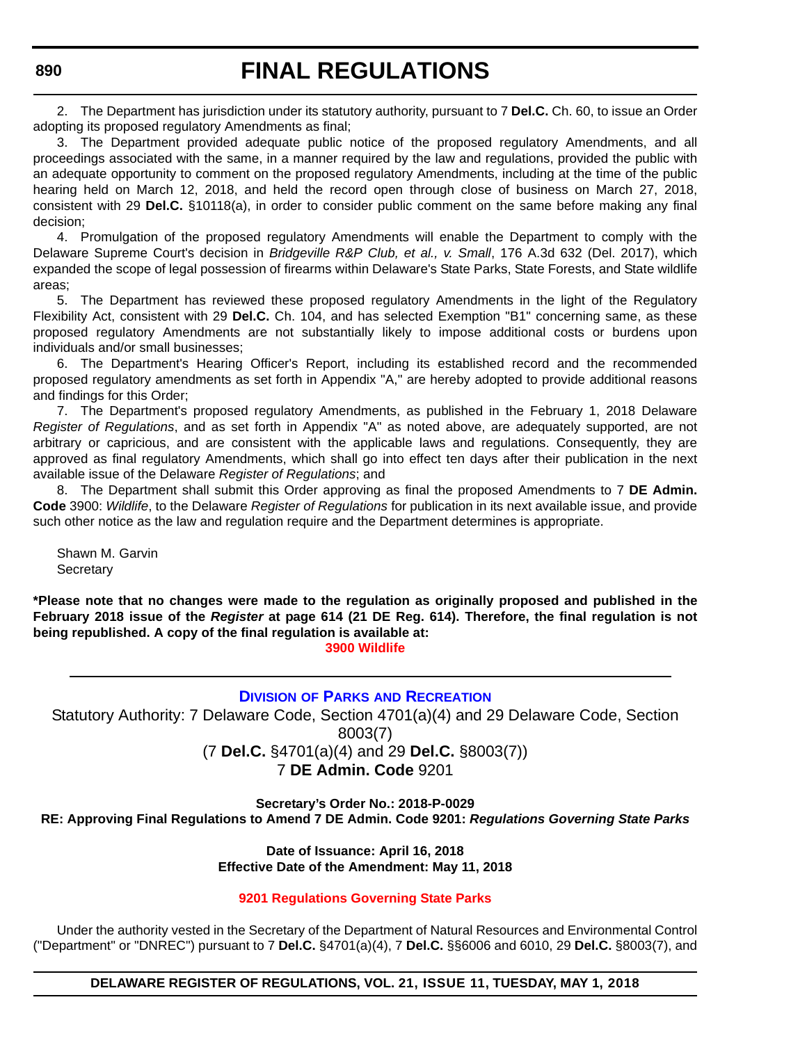2. The Department has jurisdiction under its statutory authority, pursuant to 7 **Del.C.** Ch. 60, to issue an Order adopting its proposed regulatory Amendments as final;

3. The Department provided adequate public notice of the proposed regulatory Amendments, and all proceedings associated with the same, in a manner required by the law and regulations, provided the public with an adequate opportunity to comment on the proposed regulatory Amendments, including at the time of the public hearing held on March 12, 2018, and held the record open through close of business on March 27, 2018, consistent with 29 **Del.C.** §10118(a), in order to consider public comment on the same before making any final decision;

4. Promulgation of the proposed regulatory Amendments will enable the Department to comply with the Delaware Supreme Court's decision in *Bridgeville R&P Club, et al., v. Small*, 176 A.3d 632 (Del. 2017), which expanded the scope of legal possession of firearms within Delaware's State Parks, State Forests, and State wildlife areas;

5. The Department has reviewed these proposed regulatory Amendments in the light of the Regulatory Flexibility Act, consistent with 29 **Del.C.** Ch. 104, and has selected Exemption "B1" concerning same, as these proposed regulatory Amendments are not substantially likely to impose additional costs or burdens upon individuals and/or small businesses;

6. The Department's Hearing Officer's Report, including its established record and the recommended proposed regulatory amendments as set forth in Appendix "A," are hereby adopted to provide additional reasons and findings for this Order;

7. The Department's proposed regulatory Amendments, as published in the February 1, 2018 Delaware *Register of Regulations*, and as set forth in Appendix "A" as noted above, are adequately supported, are not arbitrary or capricious, and are consistent with the applicable laws and regulations. Consequently, they are approved as final regulatory Amendments, which shall go into effect ten days after their publication in the next available issue of the Delaware *Register of Regulations*; and

8. The Department shall submit this Order approving as final the proposed Amendments to 7 **DE Admin. Code** 3900: *Wildlife*, to the Delaware *Register of Regulations* for publication in its next available issue, and provide such other notice as the law and regulation require and the Department determines is appropriate.

Shawn M. Garvin
Secretary

**\*Please note that no changes were made to the regulation as originally proposed and published in the February 2018 issue of the *Register* at page 614 (21 DE Reg. 614). Therefore, the final regulation is not being republished. A copy of the final regulation is available at:**

**3900 Wildlife**

---

## Division of Parks and Recreation

Statutory Authority: 7 Delaware Code, Section 4701(a)(4) and 29 Delaware Code, Section 8003(7)
(7 **Del.C.** §4701(a)(4) and 29 **Del.C.** §8003(7))
7 **DE Admin. Code** 9201

**Secretary's Order No.: 2018-P-0029**
**RE: Approving Final Regulations to Amend 7 DE Admin. Code 9201: *Regulations Governing State Parks***

**Date of Issuance: April 16, 2018**
**Effective Date of the Amendment: May 11, 2018**

**9201 Regulations Governing State Parks**

Under the authority vested in the Secretary of the Department of Natural Resources and Environmental Control ("Department" or "DNREC") pursuant to 7 **Del.C.** §4701(a)(4), 7 **Del.C.** §§6006 and 6010, 29 **Del.C.** §8003(7), and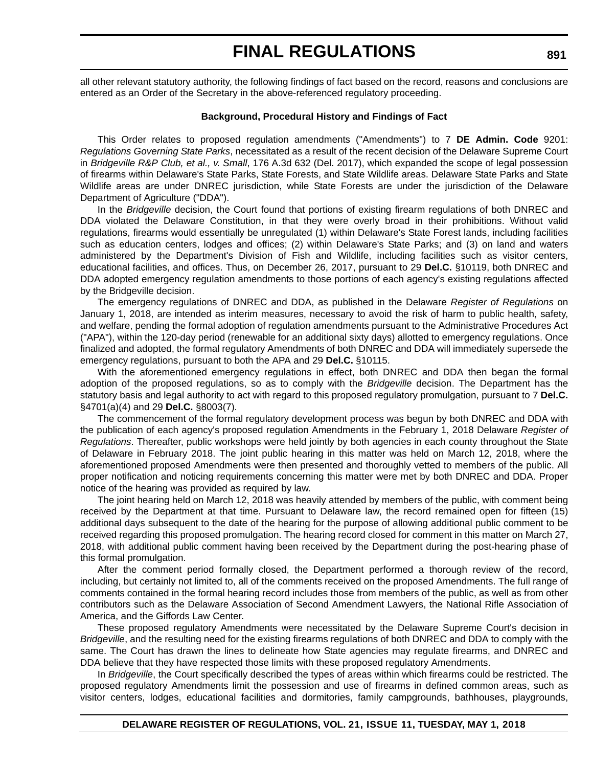all other relevant statutory authority, the following findings of fact based on the record, reasons and conclusions are entered as an Order of the Secretary in the above-referenced regulatory proceeding.

**Background, Procedural History and Findings of Fact**

This Order relates to proposed regulation amendments ("Amendments") to 7 **DE Admin. Code** 9201: *Regulations Governing State Parks*, necessitated as a result of the recent decision of the Delaware Supreme Court in *Bridgeville R&P Club, et al., v. Small*, 176 A.3d 632 (Del. 2017), which expanded the scope of legal possession of firearms within Delaware's State Parks, State Forests, and State Wildlife areas. Delaware State Parks and State Wildlife areas are under DNREC jurisdiction, while State Forests are under the jurisdiction of the Delaware Department of Agriculture ("DDA").

In the *Bridgeville* decision, the Court found that portions of existing firearm regulations of both DNREC and DDA violated the Delaware Constitution, in that they were overly broad in their prohibitions. Without valid regulations, firearms would essentially be unregulated (1) within Delaware's State Forest lands, including facilities such as education centers, lodges and offices; (2) within Delaware's State Parks; and (3) on land and waters administered by the Department's Division of Fish and Wildlife, including facilities such as visitor centers, educational facilities, and offices. Thus, on December 26, 2017, pursuant to 29 **Del.C.** §10119, both DNREC and DDA adopted emergency regulation amendments to those portions of each agency's existing regulations affected by the Bridgeville decision.

The emergency regulations of DNREC and DDA, as published in the Delaware *Register of Regulations* on January 1, 2018, are intended as interim measures, necessary to avoid the risk of harm to public health, safety, and welfare, pending the formal adoption of regulation amendments pursuant to the Administrative Procedures Act ("APA"), within the 120-day period (renewable for an additional sixty days) allotted to emergency regulations. Once finalized and adopted, the formal regulatory Amendments of both DNREC and DDA will immediately supersede the emergency regulations, pursuant to both the APA and 29 **Del.C.** §10115.

With the aforementioned emergency regulations in effect, both DNREC and DDA then began the formal adoption of the proposed regulations, so as to comply with the *Bridgeville* decision. The Department has the statutory basis and legal authority to act with regard to this proposed regulatory promulgation, pursuant to 7 **Del.C.** §4701(a)(4) and 29 **Del.C.** §8003(7).

The commencement of the formal regulatory development process was begun by both DNREC and DDA with the publication of each agency's proposed regulation Amendments in the February 1, 2018 Delaware *Register of Regulations*. Thereafter, public workshops were held jointly by both agencies in each county throughout the State of Delaware in February 2018. The joint public hearing in this matter was held on March 12, 2018, where the aforementioned proposed Amendments were then presented and thoroughly vetted to members of the public. All proper notification and noticing requirements concerning this matter were met by both DNREC and DDA. Proper notice of the hearing was provided as required by law.

The joint hearing held on March 12, 2018 was heavily attended by members of the public, with comment being received by the Department at that time. Pursuant to Delaware law, the record remained open for fifteen (15) additional days subsequent to the date of the hearing for the purpose of allowing additional public comment to be received regarding this proposed promulgation. The hearing record closed for comment in this matter on March 27, 2018, with additional public comment having been received by the Department during the post-hearing phase of this formal promulgation.

After the comment period formally closed, the Department performed a thorough review of the record, including, but certainly not limited to, all of the comments received on the proposed Amendments. The full range of comments contained in the formal hearing record includes those from members of the public, as well as from other contributors such as the Delaware Association of Second Amendment Lawyers, the National Rifle Association of America, and the Giffords Law Center.

These proposed regulatory Amendments were necessitated by the Delaware Supreme Court's decision in *Bridgeville*, and the resulting need for the existing firearms regulations of both DNREC and DDA to comply with the same. The Court has drawn the lines to delineate how State agencies may regulate firearms, and DNREC and DDA believe that they have respected those limits with these proposed regulatory Amendments.

In *Bridgeville*, the Court specifically described the types of areas within which firearms could be restricted. The proposed regulatory Amendments limit the possession and use of firearms in defined common areas, such as visitor centers, lodges, educational facilities and dormitories, family campgrounds, bathhouses, playgrounds,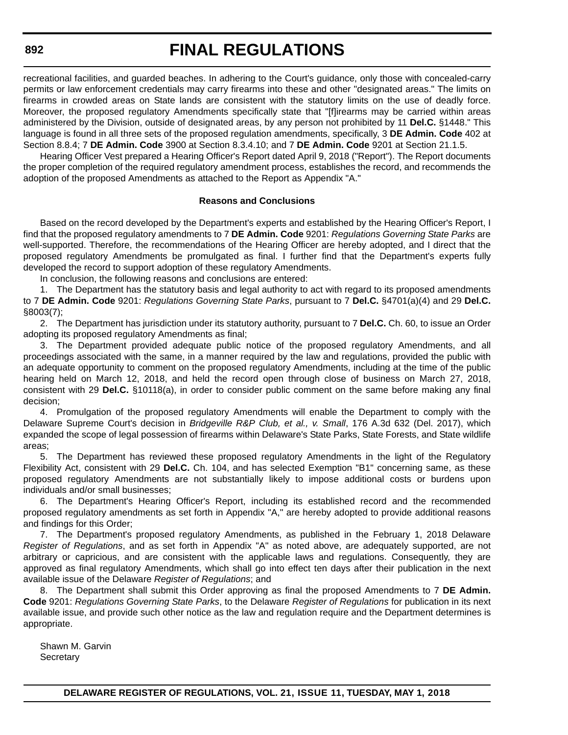recreational facilities, and guarded beaches. In adhering to the Court's guidance, only those with concealed-carry permits or law enforcement credentials may carry firearms into these and other "designated areas." The limits on firearms in crowded areas on State lands are consistent with the statutory limits on the use of deadly force. Moreover, the proposed regulatory Amendments specifically state that "[f]irearms may be carried within areas administered by the Division, outside of designated areas, by any person not prohibited by 11 **Del.C.** §1448." This language is found in all three sets of the proposed regulation amendments, specifically, 3 **DE Admin. Code** 402 at Section 8.8.4; 7 **DE Admin. Code** 3900 at Section 8.3.4.10; and 7 **DE Admin. Code** 9201 at Section 21.1.5.

Hearing Officer Vest prepared a Hearing Officer's Report dated April 9, 2018 ("Report"). The Report documents the proper completion of the required regulatory amendment process, establishes the record, and recommends the adoption of the proposed Amendments as attached to the Report as Appendix "A."

**Reasons and Conclusions**

Based on the record developed by the Department's experts and established by the Hearing Officer's Report, I find that the proposed regulatory amendments to 7 **DE Admin. Code** 9201: *Regulations Governing State Parks* are well-supported. Therefore, the recommendations of the Hearing Officer are hereby adopted, and I direct that the proposed regulatory Amendments be promulgated as final. I further find that the Department's experts fully developed the record to support adoption of these regulatory Amendments.

In conclusion, the following reasons and conclusions are entered:

1. The Department has the statutory basis and legal authority to act with regard to its proposed amendments to 7 **DE Admin. Code** 9201: *Regulations Governing State Parks*, pursuant to 7 **Del.C.** §4701(a)(4) and 29 **Del.C.** §8003(7);

2. The Department has jurisdiction under its statutory authority, pursuant to 7 **Del.C.** Ch. 60, to issue an Order adopting its proposed regulatory Amendments as final;

3. The Department provided adequate public notice of the proposed regulatory Amendments, and all proceedings associated with the same, in a manner required by the law and regulations, provided the public with an adequate opportunity to comment on the proposed regulatory Amendments, including at the time of the public hearing held on March 12, 2018, and held the record open through close of business on March 27, 2018, consistent with 29 **Del.C.** §10118(a), in order to consider public comment on the same before making any final decision;

4. Promulgation of the proposed regulatory Amendments will enable the Department to comply with the Delaware Supreme Court's decision in *Bridgeville R&P Club, et al., v. Small*, 176 A.3d 632 (Del. 2017), which expanded the scope of legal possession of firearms within Delaware's State Parks, State Forests, and State wildlife areas;

5. The Department has reviewed these proposed regulatory Amendments in the light of the Regulatory Flexibility Act, consistent with 29 **Del.C.** Ch. 104, and has selected Exemption "B1" concerning same, as these proposed regulatory Amendments are not substantially likely to impose additional costs or burdens upon individuals and/or small businesses;

6. The Department's Hearing Officer's Report, including its established record and the recommended proposed regulatory amendments as set forth in Appendix "A," are hereby adopted to provide additional reasons and findings for this Order;

7. The Department's proposed regulatory Amendments, as published in the February 1, 2018 Delaware *Register of Regulations*, and as set forth in Appendix "A" as noted above, are adequately supported, are not arbitrary or capricious, and are consistent with the applicable laws and regulations. Consequently, they are approved as final regulatory Amendments, which shall go into effect ten days after their publication in the next available issue of the Delaware *Register of Regulations*; and

8. The Department shall submit this Order approving as final the proposed Amendments to 7 **DE Admin. Code** 9201: *Regulations Governing State Parks*, to the Delaware *Register of Regulations* for publication in its next available issue, and provide such other notice as the law and regulation require and the Department determines is appropriate.

Shawn M. Garvin
Secretary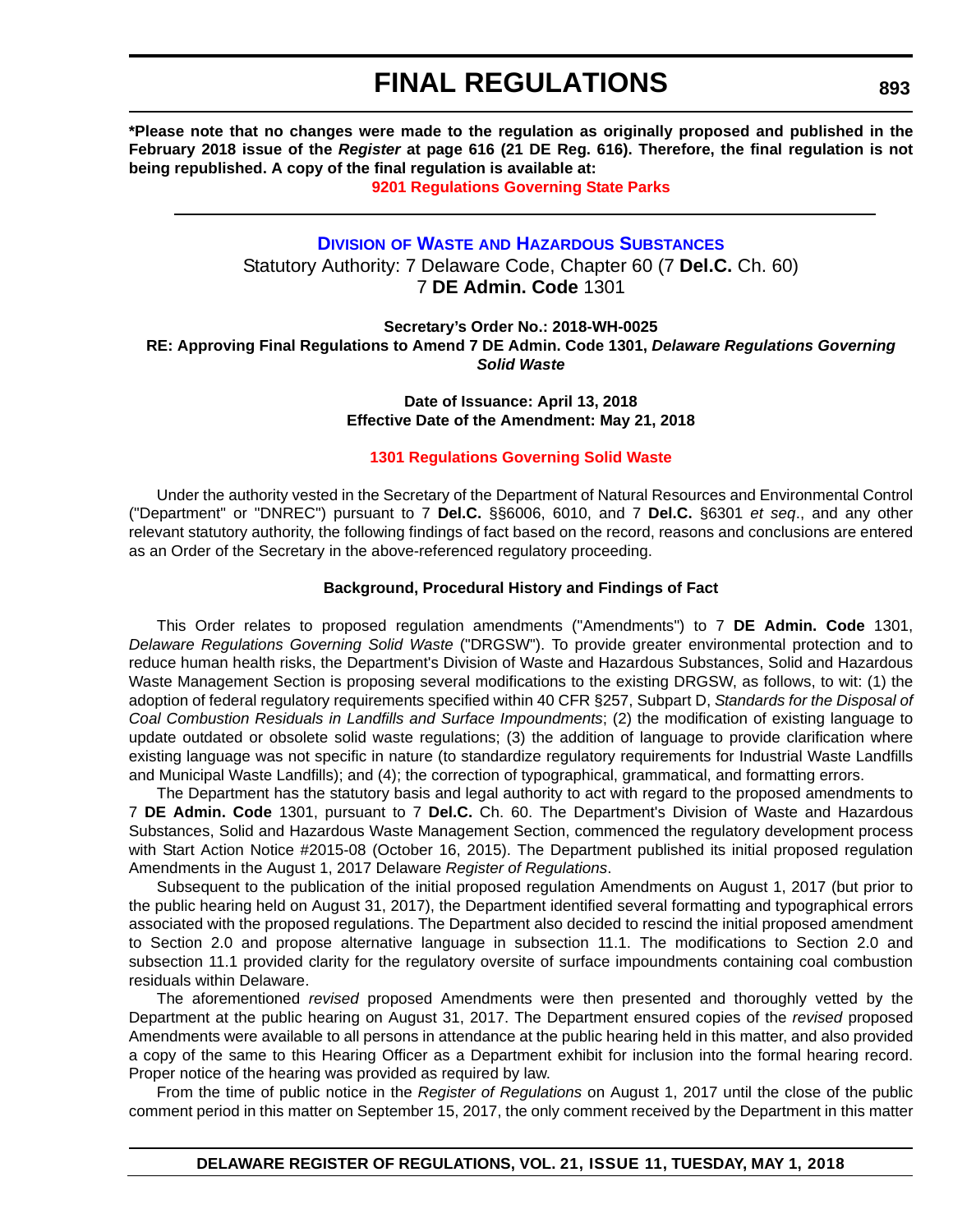**\*Please note that no changes were made to the regulation as originally proposed and published in the February 2018 issue of the *Register* at page 616 (21 DE Reg. 616). Therefore, the final regulation is not being republished. A copy of the final regulation is available at:**

**9201 Regulations Governing State Parks**

---

## Division of Waste and Hazardous Substances

Statutory Authority: 7 Delaware Code, Chapter 60 (7 **Del.C.** Ch. 60)
7 **DE Admin. Code** 1301

**Secretary's Order No.: 2018-WH-0025**
**RE: Approving Final Regulations to Amend 7 DE Admin. Code 1301, *Delaware Regulations Governing Solid Waste***

**Date of Issuance: April 13, 2018**
**Effective Date of the Amendment: May 21, 2018**

**1301 Regulations Governing Solid Waste**

Under the authority vested in the Secretary of the Department of Natural Resources and Environmental Control ("Department" or "DNREC") pursuant to 7 **Del.C.** §§6006, 6010, and 7 **Del.C.** §6301 *et seq*., and any other relevant statutory authority, the following findings of fact based on the record, reasons and conclusions are entered as an Order of the Secretary in the above-referenced regulatory proceeding.

**Background, Procedural History and Findings of Fact**

This Order relates to proposed regulation amendments ("Amendments") to 7 **DE Admin. Code** 1301, *Delaware Regulations Governing Solid Waste* ("DRGSW"). To provide greater environmental protection and to reduce human health risks, the Department's Division of Waste and Hazardous Substances, Solid and Hazardous Waste Management Section is proposing several modifications to the existing DRGSW, as follows, to wit: (1) the adoption of federal regulatory requirements specified within 40 CFR §257, Subpart D, *Standards for the Disposal of Coal Combustion Residuals in Landfills and Surface Impoundments*; (2) the modification of existing language to update outdated or obsolete solid waste regulations; (3) the addition of language to provide clarification where existing language was not specific in nature (to standardize regulatory requirements for Industrial Waste Landfills and Municipal Waste Landfills); and (4); the correction of typographical, grammatical, and formatting errors.

The Department has the statutory basis and legal authority to act with regard to the proposed amendments to 7 **DE Admin. Code** 1301, pursuant to 7 **Del.C.** Ch. 60. The Department's Division of Waste and Hazardous Substances, Solid and Hazardous Waste Management Section, commenced the regulatory development process with Start Action Notice #2015-08 (October 16, 2015). The Department published its initial proposed regulation Amendments in the August 1, 2017 Delaware *Register of Regulations*.

Subsequent to the publication of the initial proposed regulation Amendments on August 1, 2017 (but prior to the public hearing held on August 31, 2017), the Department identified several formatting and typographical errors associated with the proposed regulations. The Department also decided to rescind the initial proposed amendment to Section 2.0 and propose alternative language in subsection 11.1. The modifications to Section 2.0 and subsection 11.1 provided clarity for the regulatory oversite of surface impoundments containing coal combustion residuals within Delaware.

The aforementioned *revised* proposed Amendments were then presented and thoroughly vetted by the Department at the public hearing on August 31, 2017. The Department ensured copies of the *revised* proposed Amendments were available to all persons in attendance at the public hearing held in this matter, and also provided a copy of the same to this Hearing Officer as a Department exhibit for inclusion into the formal hearing record. Proper notice of the hearing was provided as required by law.

From the time of public notice in the *Register of Regulations* on August 1, 2017 until the close of the public comment period in this matter on September 15, 2017, the only comment received by the Department in this matter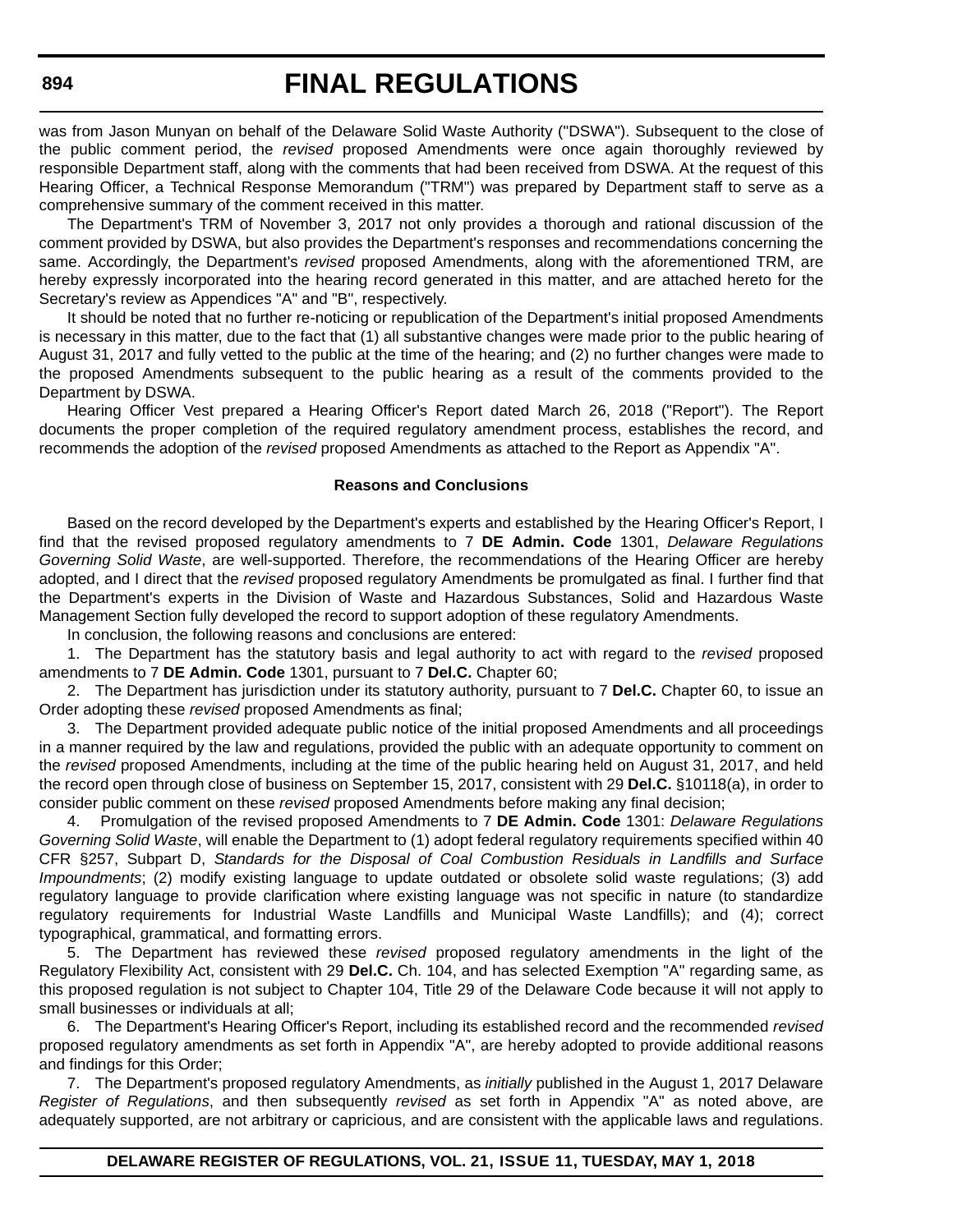was from Jason Munyan on behalf of the Delaware Solid Waste Authority ("DSWA"). Subsequent to the close of the public comment period, the *revised* proposed Amendments were once again thoroughly reviewed by responsible Department staff, along with the comments that had been received from DSWA. At the request of this Hearing Officer, a Technical Response Memorandum ("TRM") was prepared by Department staff to serve as a comprehensive summary of the comment received in this matter.

The Department's TRM of November 3, 2017 not only provides a thorough and rational discussion of the comment provided by DSWA, but also provides the Department's responses and recommendations concerning the same. Accordingly, the Department's *revised* proposed Amendments, along with the aforementioned TRM, are hereby expressly incorporated into the hearing record generated in this matter, and are attached hereto for the Secretary's review as Appendices "A" and "B", respectively.

It should be noted that no further re-noticing or republication of the Department's initial proposed Amendments is necessary in this matter, due to the fact that (1) all substantive changes were made prior to the public hearing of August 31, 2017 and fully vetted to the public at the time of the hearing; and (2) no further changes were made to the proposed Amendments subsequent to the public hearing as a result of the comments provided to the Department by DSWA.

Hearing Officer Vest prepared a Hearing Officer's Report dated March 26, 2018 ("Report"). The Report documents the proper completion of the required regulatory amendment process, establishes the record, and recommends the adoption of the *revised* proposed Amendments as attached to the Report as Appendix "A".

**Reasons and Conclusions**

Based on the record developed by the Department's experts and established by the Hearing Officer's Report, I find that the revised proposed regulatory amendments to 7 **DE Admin. Code** 1301, *Delaware Regulations Governing Solid Waste*, are well-supported. Therefore, the recommendations of the Hearing Officer are hereby adopted, and I direct that the *revised* proposed regulatory Amendments be promulgated as final. I further find that the Department's experts in the Division of Waste and Hazardous Substances, Solid and Hazardous Waste Management Section fully developed the record to support adoption of these regulatory Amendments.

In conclusion, the following reasons and conclusions are entered:

1. The Department has the statutory basis and legal authority to act with regard to the *revised* proposed amendments to 7 **DE Admin. Code** 1301, pursuant to 7 **Del.C.** Chapter 60;

2. The Department has jurisdiction under its statutory authority, pursuant to 7 **Del.C.** Chapter 60, to issue an Order adopting these *revised* proposed Amendments as final;

3. The Department provided adequate public notice of the initial proposed Amendments and all proceedings in a manner required by the law and regulations, provided the public with an adequate opportunity to comment on the *revised* proposed Amendments, including at the time of the public hearing held on August 31, 2017, and held the record open through close of business on September 15, 2017, consistent with 29 **Del.C.** §10118(a), in order to consider public comment on these *revised* proposed Amendments before making any final decision;

4. Promulgation of the revised proposed Amendments to 7 **DE Admin. Code** 1301: *Delaware Regulations Governing Solid Waste*, will enable the Department to (1) adopt federal regulatory requirements specified within 40 CFR §257, Subpart D, *Standards for the Disposal of Coal Combustion Residuals in Landfills and Surface Impoundments*; (2) modify existing language to update outdated or obsolete solid waste regulations; (3) add regulatory language to provide clarification where existing language was not specific in nature (to standardize regulatory requirements for Industrial Waste Landfills and Municipal Waste Landfills); and (4); correct typographical, grammatical, and formatting errors.

5. The Department has reviewed these *revised* proposed regulatory amendments in the light of the Regulatory Flexibility Act, consistent with 29 **Del.C.** Ch. 104, and has selected Exemption "A" regarding same, as this proposed regulation is not subject to Chapter 104, Title 29 of the Delaware Code because it will not apply to small businesses or individuals at all;

6. The Department's Hearing Officer's Report, including its established record and the recommended *revised* proposed regulatory amendments as set forth in Appendix "A", are hereby adopted to provide additional reasons and findings for this Order;

7. The Department's proposed regulatory Amendments, as *initially* published in the August 1, 2017 Delaware *Register of Regulations*, and then subsequently *revised* as set forth in Appendix "A" as noted above, are adequately supported, are not arbitrary or capricious, and are consistent with the applicable laws and regulations.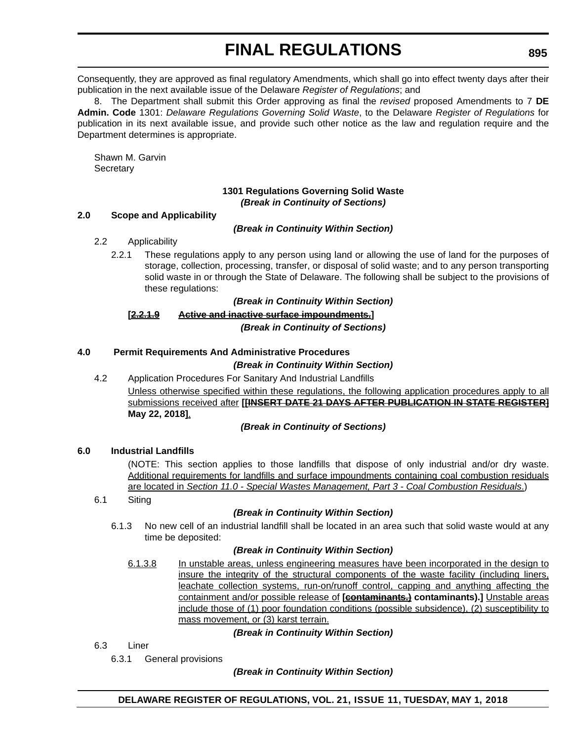Consequently, they are approved as final regulatory Amendments, which shall go into effect twenty days after their publication in the next available issue of the Delaware *Register of Regulations*; and

8. The Department shall submit this Order approving as final the *revised* proposed Amendments to 7 **DE Admin. Code** 1301: *Delaware Regulations Governing Solid Waste*, to the Delaware *Register of Regulations* for publication in its next available issue, and provide such other notice as the law and regulation require and the Department determines is appropriate.

Shawn M. Garvin
Secretary

**1301 Regulations Governing Solid Waste**

***(Break in Continuity of Sections)***

**2.0 Scope and Applicability**

***(Break in Continuity Within Section)***

2.2 Applicability

2.2.1 These regulations apply to any person using land or allowing the use of land for the purposes of storage, collection, processing, transfer, or disposal of solid waste; and to any person transporting solid waste in or through the State of Delaware. The following shall be subject to the provisions of these regulations:

***(Break in Continuity Within Section)***

**[~~2.2.1.9 Active and inactive surface impoundments.~~]**

***(Break in Continuity of Sections)***

**4.0 Permit Requirements And Administrative Procedures**

***(Break in Continuity Within Section)***

4.2 Application Procedures For Sanitary And Industrial Landfills

<u>Unless otherwise specified within these regulations, the following application procedures apply to all submissions received after</u> **[~~[INSERT DATE 21 DAYS AFTER PUBLICATION IN STATE REGISTER]~~ May 22, 2018]**<u>.</u>

***(Break in Continuity of Sections)***

**6.0 Industrial Landfills**

(NOTE: This section applies to those landfills that dispose of only industrial and/or dry waste. <u>Additional requirements for landfills and surface impoundments containing coal combustion residuals are located in *Section 11.0 - Special Wastes Management, Part 3 - Coal Combustion Residuals*.</u>)

6.1 Siting

***(Break in Continuity Within Section)***

6.1.3 No new cell of an industrial landfill shall be located in an area such that solid waste would at any time be deposited:

***(Break in Continuity Within Section)***

<u>6.1.3.8 In unstable areas, unless engineering measures have been incorporated in the design to insure the integrity of the structural components of the waste facility (including liners, leachate collection systems, run-on/runoff control, capping and anything affecting the containment and/or possible release of</u> **[~~contaminants.)~~ contaminants).]** <u>Unstable areas include those of (1) poor foundation conditions (possible subsidence), (2) susceptibility to mass movement, or (3) karst terrain.</u>

***(Break in Continuity Within Section)***

6.3 Liner

6.3.1 General provisions

***(Break in Continuity Within Section)***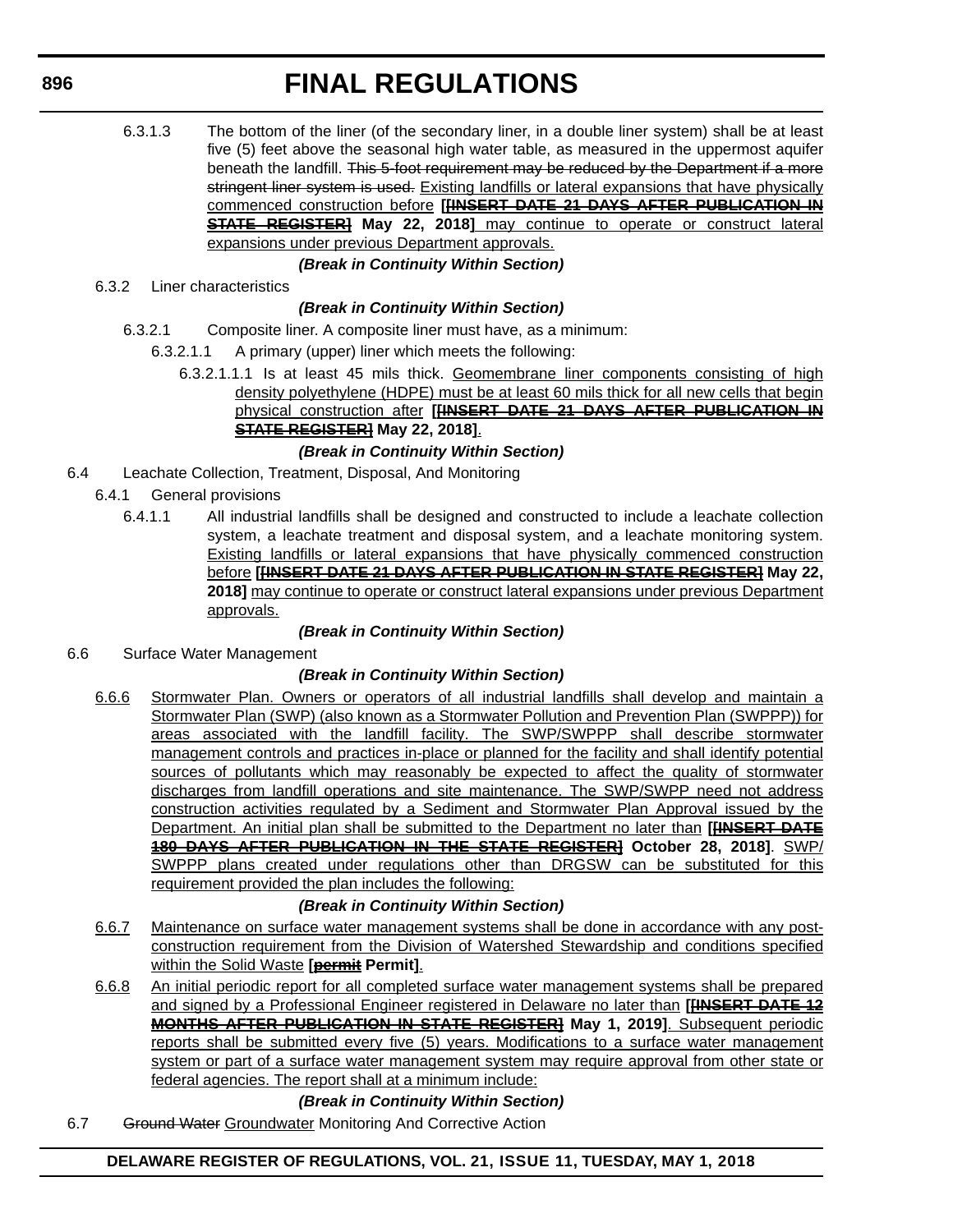6.3.1.3 The bottom of the liner (of the secondary liner, in a double liner system) shall be at least five (5) feet above the seasonal high water table, as measured in the uppermost aquifer beneath the landfill. ~~This 5-foot requirement may be reduced by the Department if a more stringent liner system is used.~~ Existing landfills or lateral expansions that have physically commenced construction before **[~~[INSERT DATE 21 DAYS AFTER PUBLICATION IN STATE REGISTER]~~ May 22, 2018]** may continue to operate or construct lateral expansions under previous Department approvals.

***(Break in Continuity Within Section)***

6.3.2 Liner characteristics

***(Break in Continuity Within Section)***

6.3.2.1 Composite liner. A composite liner must have, as a minimum:

6.3.2.1.1 A primary (upper) liner which meets the following:

6.3.2.1.1.1 Is at least 45 mils thick. Geomembrane liner components consisting of high density polyethylene (HDPE) must be at least 60 mils thick for all new cells that begin physical construction after **[~~[INSERT DATE 21 DAYS AFTER PUBLICATION IN STATE REGISTER]~~ May 22, 2018]**.

***(Break in Continuity Within Section)***

6.4 Leachate Collection, Treatment, Disposal, And Monitoring

6.4.1 General provisions

6.4.1.1 All industrial landfills shall be designed and constructed to include a leachate collection system, a leachate treatment and disposal system, and a leachate monitoring system. Existing landfills or lateral expansions that have physically commenced construction before **[~~[INSERT DATE 21 DAYS AFTER PUBLICATION IN STATE REGISTER]~~ May 22, 2018]** may continue to operate or construct lateral expansions under previous Department approvals.

***(Break in Continuity Within Section)***

6.6 Surface Water Management

***(Break in Continuity Within Section)***

6.6.6 Stormwater Plan. Owners or operators of all industrial landfills shall develop and maintain a Stormwater Plan (SWP) (also known as a Stormwater Pollution and Prevention Plan (SWPPP)) for areas associated with the landfill facility. The SWP/SWPPP shall describe stormwater management controls and practices in-place or planned for the facility and shall identify potential sources of pollutants which may reasonably be expected to affect the quality of stormwater discharges from landfill operations and site maintenance. The SWP/SWPP need not address construction activities regulated by a Sediment and Stormwater Plan Approval issued by the Department. An initial plan shall be submitted to the Department no later than **[~~[INSERT DATE 180 DAYS AFTER PUBLICATION IN THE STATE REGISTER]~~ October 28, 2018]**. SWP/SWPPP plans created under regulations other than DRGSW can be substituted for this requirement provided the plan includes the following:

***(Break in Continuity Within Section)***

6.6.7 Maintenance on surface water management systems shall be done in accordance with any post-construction requirement from the Division of Watershed Stewardship and conditions specified within the Solid Waste **[~~permit~~ Permit]**.

6.6.8 An initial periodic report for all completed surface water management systems shall be prepared and signed by a Professional Engineer registered in Delaware no later than **[~~[INSERT DATE 12 MONTHS AFTER PUBLICATION IN STATE REGISTER]~~ May 1, 2019]**. Subsequent periodic reports shall be submitted every five (5) years. Modifications to a surface water management system or part of a surface water management system may require approval from other state or federal agencies. The report shall at a minimum include:

***(Break in Continuity Within Section)***

6.7 ~~Ground Water~~ Groundwater Monitoring And Corrective Action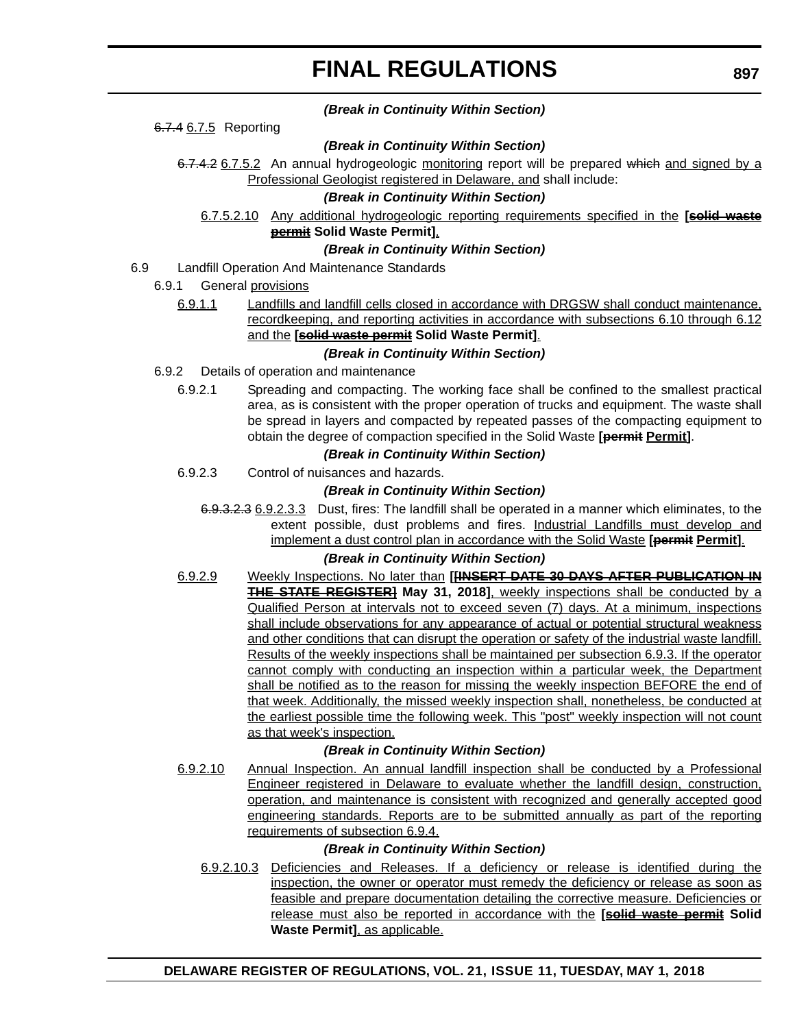*(Break in Continuity Within Section)*

~~6.7.4~~ <u>6.7.5</u> Reporting

*(Break in Continuity Within Section)*

~~6.7.4.2~~ <u>6.7.5.2</u> An annual hydrogeologic <u>monitoring</u> report will be prepared ~~which~~ <u>and signed by a Professional Geologist registered in Delaware, and</u> shall include:

*(Break in Continuity Within Section)*

<u>6.7.5.2.10 Any additional hydrogeologic reporting requirements specified in the</u> **[~~solid waste permit~~ Solid Waste Permit]**<u>.</u>

*(Break in Continuity Within Section)*

6.9 Landfill Operation And Maintenance Standards

6.9.1 General <u>provisions</u>

<u>6.9.1.1 Landfills and landfill cells closed in accordance with DRGSW shall conduct maintenance, recordkeeping, and reporting activities in accordance with subsections 6.10 through 6.12 and the</u> **[~~solid waste permit~~ Solid Waste Permit]**<u>.</u>

*(Break in Continuity Within Section)*

6.9.2 Details of operation and maintenance

6.9.2.1 Spreading and compacting. The working face shall be confined to the smallest practical area, as is consistent with the proper operation of trucks and equipment. The waste shall be spread in layers and compacted by repeated passes of the compacting equipment to obtain the degree of compaction specified in the Solid Waste **[~~permit~~ <u>Permit</u>]**.

*(Break in Continuity Within Section)*

6.9.2.3 Control of nuisances and hazards.

*(Break in Continuity Within Section)*

~~6.9.3.2.3~~ <u>6.9.2.3.3</u> Dust, fires: The landfill shall be operated in a manner which eliminates, to the extent possible, dust problems and fires. <u>Industrial Landfills must develop and implement a dust control plan in accordance with the Solid Waste</u> **[~~permit~~ <u>Permit</u>]**<u>.</u>

*(Break in Continuity Within Section)*

<u>6.9.2.9 Weekly Inspections. No later than</u> **[~~[INSERT DATE 30 DAYS AFTER PUBLICATION IN THE STATE REGISTER]~~ May 31, 2018]**<u>, weekly inspections shall be conducted by a Qualified Person at intervals not to exceed seven (7) days. At a minimum, inspections shall include observations for any appearance of actual or potential structural weakness and other conditions that can disrupt the operation or safety of the industrial waste landfill. Results of the weekly inspections shall be maintained per subsection 6.9.3. If the operator cannot comply with conducting an inspection within a particular week, the Department shall be notified as to the reason for missing the weekly inspection BEFORE the end of that week. Additionally, the missed weekly inspection shall, nonetheless, be conducted at the earliest possible time the following week. This "post" weekly inspection will not count as that week's inspection.</u>

*(Break in Continuity Within Section)*

<u>6.9.2.10 Annual Inspection. An annual landfill inspection shall be conducted by a Professional Engineer registered in Delaware to evaluate whether the landfill design, construction, operation, and maintenance is consistent with recognized and generally accepted good engineering standards. Reports are to be submitted annually as part of the reporting requirements of subsection 6.9.4.</u>

*(Break in Continuity Within Section)*

<u>6.9.2.10.3 Deficiencies and Releases. If a deficiency or release is identified during the inspection, the owner or operator must remedy the deficiency or release as soon as feasible and prepare documentation detailing the corrective measure. Deficiencies or release must also be reported in accordance with the</u> **[~~solid waste permit~~ Solid Waste Permit]**<u>, as applicable.</u>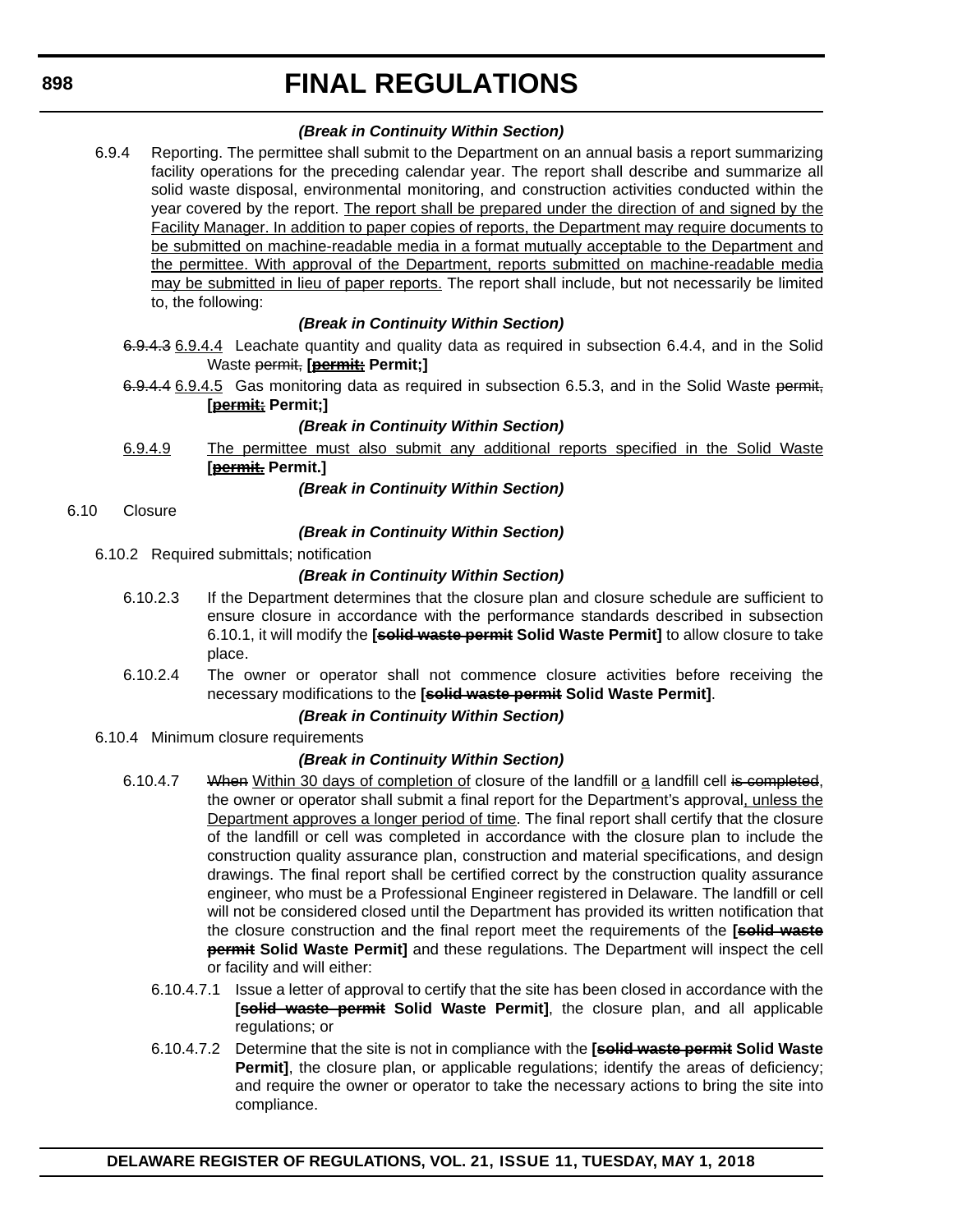*(Break in Continuity Within Section)*

6.9.4 Reporting. The permittee shall submit to the Department on an annual basis a report summarizing facility operations for the preceding calendar year. The report shall describe and summarize all solid waste disposal, environmental monitoring, and construction activities conducted within the year covered by the report. <u>The report shall be prepared under the direction of and signed by the Facility Manager. In addition to paper copies of reports, the Department may require documents to be submitted on machine-readable media in a format mutually acceptable to the Department and the permittee. With approval of the Department, reports submitted on machine-readable media may be submitted in lieu of paper reports.</u> The report shall include, but not necessarily be limited to, the following:

*(Break in Continuity Within Section)*

~~6.9.4.3~~ <u>6.9.4.4</u> Leachate quantity and quality data as required in subsection 6.4.4, and in the Solid Waste ~~permit,~~ **[~~<u>permit;</u>~~ Permit;]**

~~6.9.4.4~~ <u>6.9.4.5</u> Gas monitoring data as required in subsection 6.5.3, and in the Solid Waste ~~permit,~~ **[~~<u>permit;</u>~~ Permit;]**

*(Break in Continuity Within Section)*

<u>6.9.4.9</u> <u>The permittee must also submit any additional reports specified in the Solid Waste</u> **[~~<u>permit.</u>~~ Permit.]**

*(Break in Continuity Within Section)*

6.10 Closure

*(Break in Continuity Within Section)*

6.10.2 Required submittals; notification

*(Break in Continuity Within Section)*

6.10.2.3 If the Department determines that the closure plan and closure schedule are sufficient to ensure closure in accordance with the performance standards described in subsection 6.10.1, it will modify the **[~~solid waste permit~~ Solid Waste Permit]** to allow closure to take place.

6.10.2.4 The owner or operator shall not commence closure activities before receiving the necessary modifications to the **[~~solid waste permit~~ Solid Waste Permit]**.

*(Break in Continuity Within Section)*

6.10.4 Minimum closure requirements

*(Break in Continuity Within Section)*

6.10.4.7 ~~When~~ <u>Within 30 days of completion of</u> closure of the landfill or <u>a</u> landfill cell ~~is completed~~, the owner or operator shall submit a final report for the Department's approval<u>, unless the Department approves a longer period of time</u>. The final report shall certify that the closure of the landfill or cell was completed in accordance with the closure plan to include the construction quality assurance plan, construction and material specifications, and design drawings. The final report shall be certified correct by the construction quality assurance engineer, who must be a Professional Engineer registered in Delaware. The landfill or cell will not be considered closed until the Department has provided its written notification that the closure construction and the final report meet the requirements of the **[~~solid waste permit~~ Solid Waste Permit]** and these regulations. The Department will inspect the cell or facility and will either:

6.10.4.7.1 Issue a letter of approval to certify that the site has been closed in accordance with the **[~~solid waste permit~~ Solid Waste Permit]**, the closure plan, and all applicable regulations; or

6.10.4.7.2 Determine that the site is not in compliance with the **[~~solid waste permit~~ Solid Waste Permit]**, the closure plan, or applicable regulations; identify the areas of deficiency; and require the owner or operator to take the necessary actions to bring the site into compliance.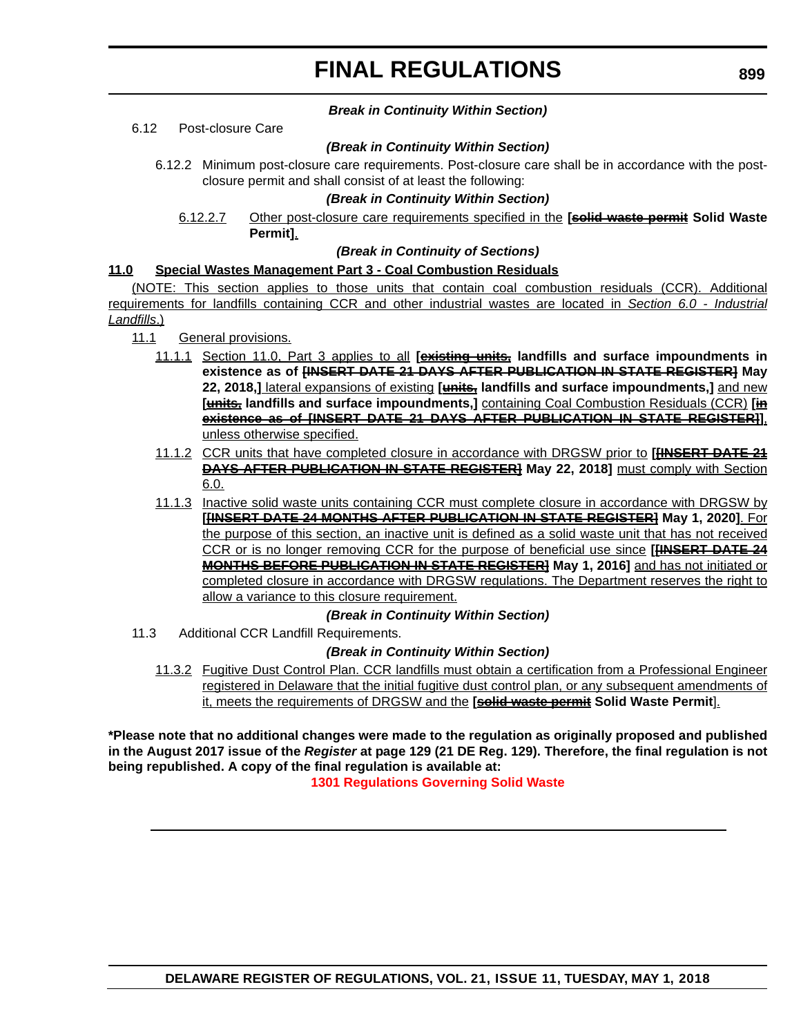***Break in Continuity Within Section)***

6.12 Post-closure Care

***(Break in Continuity Within Section)***

6.12.2 Minimum post-closure care requirements. Post-closure care shall be in accordance with the post-closure permit and shall consist of at least the following:

***(Break in Continuity Within Section)***

6.12.2.7 Other post-closure care requirements specified in the **[~~solid waste permit~~ Solid Waste Permit]**.

***(Break in Continuity of Sections)***

**11.0 Special Wastes Management Part 3 - Coal Combustion Residuals**

(NOTE: This section applies to those units that contain coal combustion residuals (CCR). Additional requirements for landfills containing CCR and other industrial wastes are located in *Section 6.0 - Industrial Landfills*.)

11.1 General provisions.

11.1.1 Section 11.0, Part 3 applies to all **[~~existing units,~~ landfills and surface impoundments in existence as of ~~[INSERT DATE 21 DAYS AFTER PUBLICATION IN STATE REGISTER]~~ May 22, 2018,]** lateral expansions of existing **[~~units,~~ landfills and surface impoundments,]** and new **[~~units,~~ landfills and surface impoundments,]** containing Coal Combustion Residuals (CCR) **[~~in existence as of [INSERT DATE 21 DAYS AFTER PUBLICATION IN STATE REGISTER]~~]**, unless otherwise specified.

11.1.2 CCR units that have completed closure in accordance with DRGSW prior to **[~~[INSERT DATE 21 DAYS AFTER PUBLICATION IN STATE REGISTER]~~ May 22, 2018]** must comply with Section 6.0.

11.1.3 Inactive solid waste units containing CCR must complete closure in accordance with DRGSW by **[~~[INSERT DATE 24 MONTHS AFTER PUBLICATION IN STATE REGISTER]~~ May 1, 2020]**. For the purpose of this section, an inactive unit is defined as a solid waste unit that has not received CCR or is no longer removing CCR for the purpose of beneficial use since **[~~[INSERT DATE 24 MONTHS BEFORE PUBLICATION IN STATE REGISTER]~~ May 1, 2016]** and has not initiated or completed closure in accordance with DRGSW regulations. The Department reserves the right to allow a variance to this closure requirement.

***(Break in Continuity Within Section)***

11.3 Additional CCR Landfill Requirements.

***(Break in Continuity Within Section)***

11.3.2 Fugitive Dust Control Plan. CCR landfills must obtain a certification from a Professional Engineer registered in Delaware that the initial fugitive dust control plan, or any subsequent amendments of it, meets the requirements of DRGSW and the **[~~solid waste permit~~ Solid Waste Permit]**.

**\*Please note that no additional changes were made to the regulation as originally proposed and published in the August 2017 issue of the *Register* at page 129 (21 DE Reg. 129). Therefore, the final regulation is not being republished. A copy of the final regulation is available at:**

**1301 Regulations Governing Solid Waste**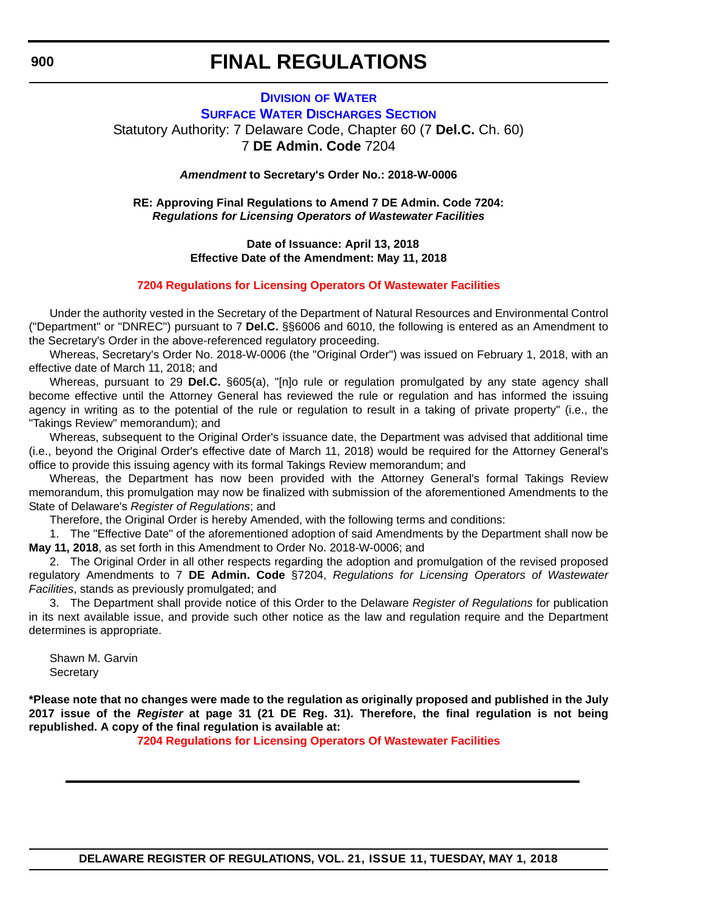# FINAL REGULATIONS

## DIVISION OF WATER

### SURFACE WATER DISCHARGES SECTION

Statutory Authority: 7 Delaware Code, Chapter 60 (7 **Del.C.** Ch. 60)
7 **DE Admin. Code** 7204

***Amendment* to Secretary's Order No.: 2018-W-0006**

**RE: Approving Final Regulations to Amend 7 DE Admin. Code 7204:**
***Regulations for Licensing Operators of Wastewater Facilities***

**Date of Issuance: April 13, 2018**
**Effective Date of the Amendment: May 11, 2018**

**7204 Regulations for Licensing Operators Of Wastewater Facilities**

Under the authority vested in the Secretary of the Department of Natural Resources and Environmental Control ("Department" or "DNREC") pursuant to 7 **Del.C.** §§6006 and 6010, the following is entered as an Amendment to the Secretary's Order in the above-referenced regulatory proceeding.

Whereas, Secretary's Order No. 2018-W-0006 (the "Original Order") was issued on February 1, 2018, with an effective date of March 11, 2018; and

Whereas, pursuant to 29 **Del.C.** §605(a), "[n]o rule or regulation promulgated by any state agency shall become effective until the Attorney General has reviewed the rule or regulation and has informed the issuing agency in writing as to the potential of the rule or regulation to result in a taking of private property" (i.e., the "Takings Review" memorandum); and

Whereas, subsequent to the Original Order's issuance date, the Department was advised that additional time (i.e., beyond the Original Order's effective date of March 11, 2018) would be required for the Attorney General's office to provide this issuing agency with its formal Takings Review memorandum; and

Whereas, the Department has now been provided with the Attorney General's formal Takings Review memorandum, this promulgation may now be finalized with submission of the aforementioned Amendments to the State of Delaware's *Register of Regulations*; and

Therefore, the Original Order is hereby Amended, with the following terms and conditions:

1. The "Effective Date" of the aforementioned adoption of said Amendments by the Department shall now be **May 11, 2018**, as set forth in this Amendment to Order No. 2018-W-0006; and

2. The Original Order in all other respects regarding the adoption and promulgation of the revised proposed regulatory Amendments to 7 **DE Admin. Code** §7204, *Regulations for Licensing Operators of Wastewater Facilities*, stands as previously promulgated; and

3. The Department shall provide notice of this Order to the Delaware *Register of Regulations* for publication in its next available issue, and provide such other notice as the law and regulation require and the Department determines is appropriate.

Shawn M. Garvin
Secretary

**\*Please note that no changes were made to the regulation as originally proposed and published in the July 2017 issue of the *Register* at page 31 (21 DE Reg. 31). Therefore, the final regulation is not being republished. A copy of the final regulation is available at:**

**7204 Regulations for Licensing Operators Of Wastewater Facilities**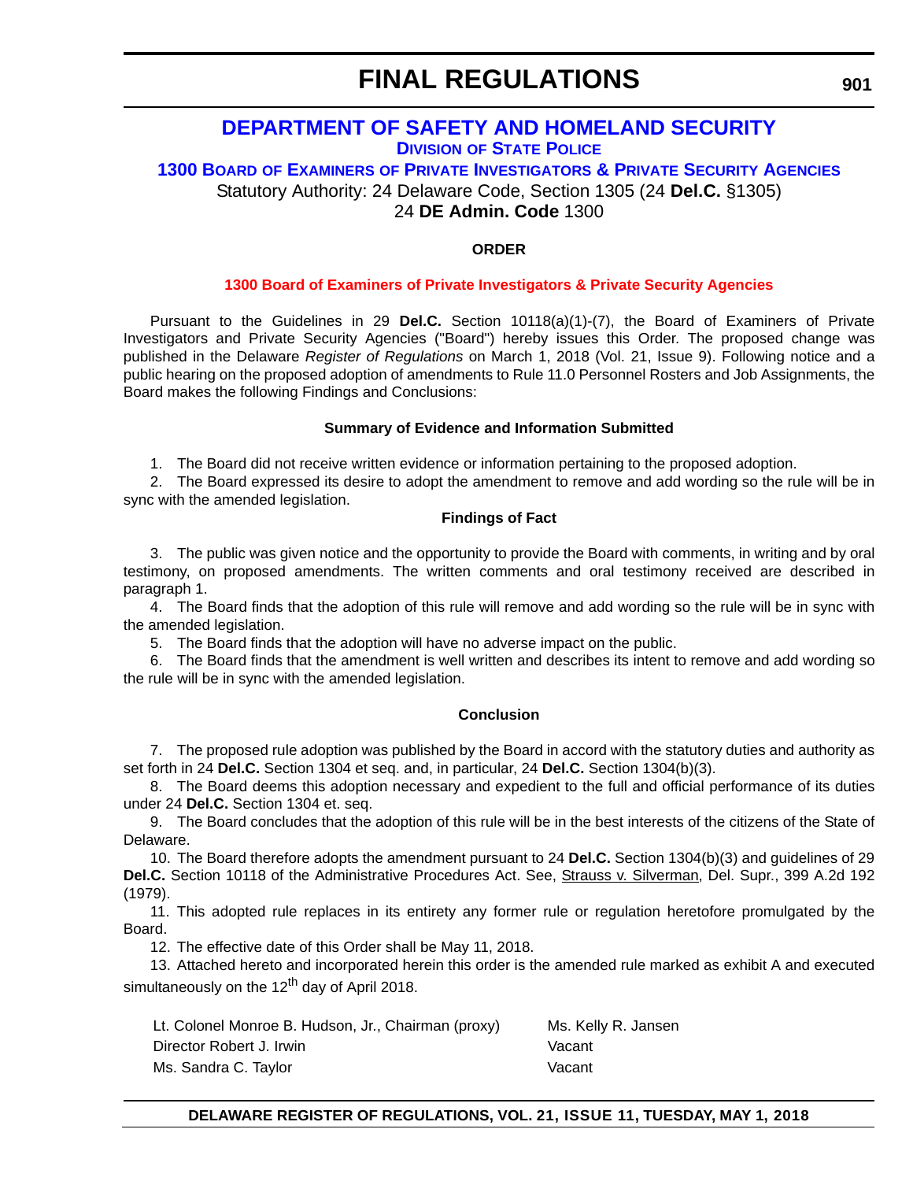# FINAL REGULATIONS

## DEPARTMENT OF SAFETY AND HOMELAND SECURITY

### DIVISION OF STATE POLICE

### 1300 BOARD OF EXAMINERS OF PRIVATE INVESTIGATORS & PRIVATE SECURITY AGENCIES

Statutory Authority: 24 Delaware Code, Section 1305 (24 **Del.C.** §1305)
24 **DE Admin. Code** 1300

**ORDER**

**1300 Board of Examiners of Private Investigators & Private Security Agencies**

Pursuant to the Guidelines in 29 **Del.C.** Section 10118(a)(1)-(7), the Board of Examiners of Private Investigators and Private Security Agencies ("Board") hereby issues this Order. The proposed change was published in the Delaware *Register of Regulations* on March 1, 2018 (Vol. 21, Issue 9). Following notice and a public hearing on the proposed adoption of amendments to Rule 11.0 Personnel Rosters and Job Assignments, the Board makes the following Findings and Conclusions:

**Summary of Evidence and Information Submitted**

1. The Board did not receive written evidence or information pertaining to the proposed adoption.
2. The Board expressed its desire to adopt the amendment to remove and add wording so the rule will be in sync with the amended legislation.

**Findings of Fact**

3. The public was given notice and the opportunity to provide the Board with comments, in writing and by oral testimony, on proposed amendments. The written comments and oral testimony received are described in paragraph 1.
4. The Board finds that the adoption of this rule will remove and add wording so the rule will be in sync with the amended legislation.
5. The Board finds that the adoption will have no adverse impact on the public.
6. The Board finds that the amendment is well written and describes its intent to remove and add wording so the rule will be in sync with the amended legislation.

**Conclusion**

7. The proposed rule adoption was published by the Board in accord with the statutory duties and authority as set forth in 24 **Del.C.** Section 1304 et seq. and, in particular, 24 **Del.C.** Section 1304(b)(3).
8. The Board deems this adoption necessary and expedient to the full and official performance of its duties under 24 **Del.C.** Section 1304 et. seq.
9. The Board concludes that the adoption of this rule will be in the best interests of the citizens of the State of Delaware.
10. The Board therefore adopts the amendment pursuant to 24 **Del.C.** Section 1304(b)(3) and guidelines of 29 **Del.C.** Section 10118 of the Administrative Procedures Act. See, Strauss v. Silverman, Del. Supr., 399 A.2d 192 (1979).
11. This adopted rule replaces in its entirety any former rule or regulation heretofore promulgated by the Board.
12. The effective date of this Order shall be May 11, 2018.
13. Attached hereto and incorporated herein this order is the amended rule marked as exhibit A and executed simultaneously on the 12th day of April 2018.

| | |
|---|---|
| Lt. Colonel Monroe B. Hudson, Jr., Chairman (proxy) | Ms. Kelly R. Jansen |
| Director Robert J. Irwin | Vacant |
| Ms. Sandra C. Taylor | Vacant |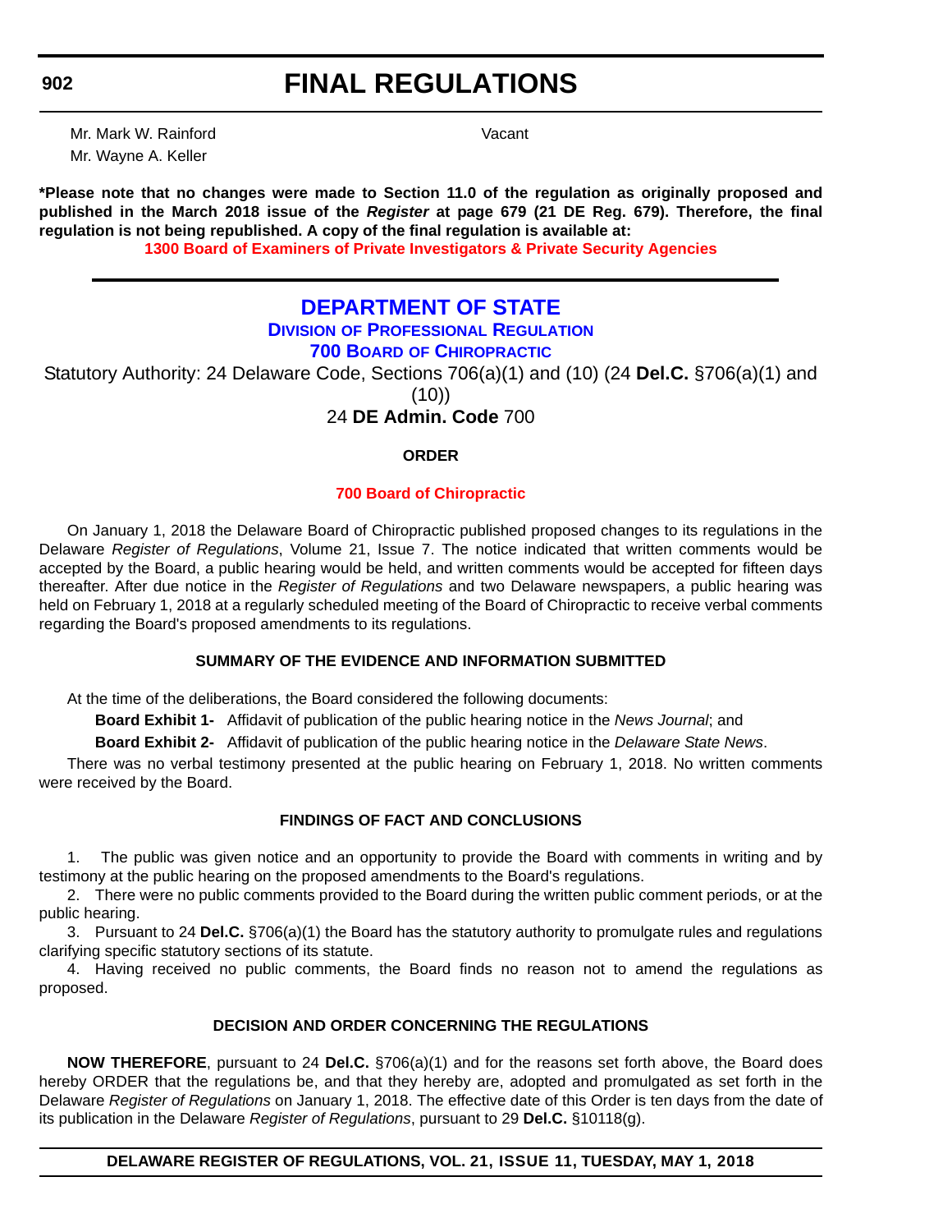Mr. Mark W. Rainford Vacant

Mr. Wayne A. Keller

**\*Please note that no changes were made to Section 11.0 of the regulation as originally proposed and published in the March 2018 issue of the *Register* at page 679 (21 DE Reg. 679). Therefore, the final regulation is not being republished. A copy of the final regulation is available at:**

**1300 Board of Examiners of Private Investigators & Private Security Agencies**

---

# DEPARTMENT OF STATE

## DIVISION OF PROFESSIONAL REGULATION

## 700 BOARD OF CHIROPRACTIC

Statutory Authority: 24 Delaware Code, Sections 706(a)(1) and (10) (24 **Del.C.** §706(a)(1) and (10))

24 **DE Admin. Code** 700

**ORDER**

**700 Board of Chiropractic**

On January 1, 2018 the Delaware Board of Chiropractic published proposed changes to its regulations in the Delaware *Register of Regulations*, Volume 21, Issue 7. The notice indicated that written comments would be accepted by the Board, a public hearing would be held, and written comments would be accepted for fifteen days thereafter. After due notice in the *Register of Regulations* and two Delaware newspapers, a public hearing was held on February 1, 2018 at a regularly scheduled meeting of the Board of Chiropractic to receive verbal comments regarding the Board's proposed amendments to its regulations.

**SUMMARY OF THE EVIDENCE AND INFORMATION SUBMITTED**

At the time of the deliberations, the Board considered the following documents:

**Board Exhibit 1-** Affidavit of publication of the public hearing notice in the *News Journal*; and

**Board Exhibit 2-** Affidavit of publication of the public hearing notice in the *Delaware State News*.

There was no verbal testimony presented at the public hearing on February 1, 2018. No written comments were received by the Board.

**FINDINGS OF FACT AND CONCLUSIONS**

1. The public was given notice and an opportunity to provide the Board with comments in writing and by testimony at the public hearing on the proposed amendments to the Board's regulations.

2. There were no public comments provided to the Board during the written public comment periods, or at the public hearing.

3. Pursuant to 24 **Del.C.** §706(a)(1) the Board has the statutory authority to promulgate rules and regulations clarifying specific statutory sections of its statute.

4. Having received no public comments, the Board finds no reason not to amend the regulations as proposed.

**DECISION AND ORDER CONCERNING THE REGULATIONS**

**NOW THEREFORE**, pursuant to 24 **Del.C.** §706(a)(1) and for the reasons set forth above, the Board does hereby ORDER that the regulations be, and that they hereby are, adopted and promulgated as set forth in the Delaware *Register of Regulations* on January 1, 2018. The effective date of this Order is ten days from the date of its publication in the Delaware *Register of Regulations*, pursuant to 29 **Del.C.** §10118(g).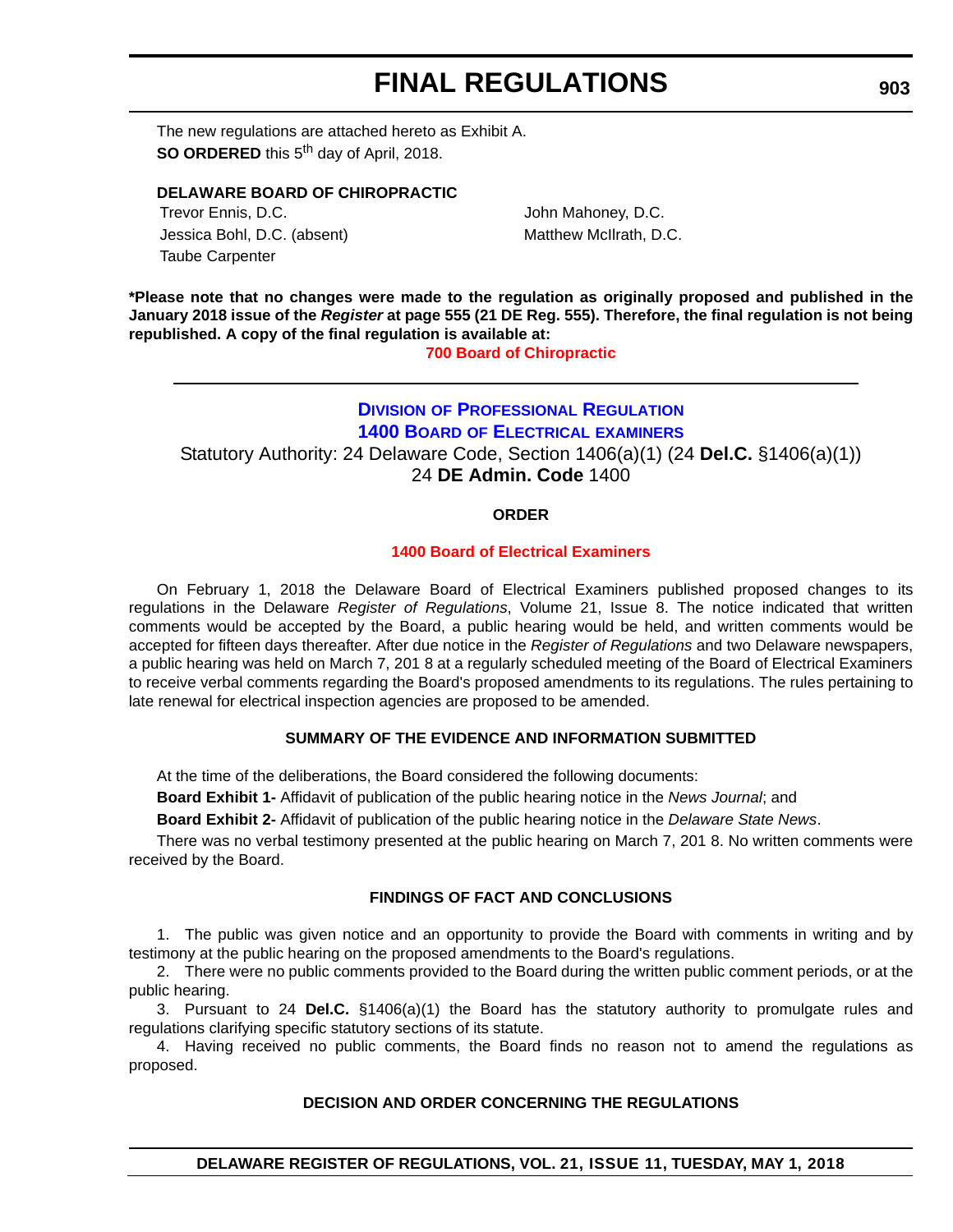The new regulations are attached hereto as Exhibit A.

**SO ORDERED** this 5th day of April, 2018.

**DELAWARE BOARD OF CHIROPRACTIC**

Trevor Ennis, D.C.
Jessica Bohl, D.C. (absent)
Taube Carpenter
John Mahoney, D.C.
Matthew McIlrath, D.C.

**\*Please note that no changes were made to the regulation as originally proposed and published in the January 2018 issue of the *Register* at page 555 (21 DE Reg. 555). Therefore, the final regulation is not being republished. A copy of the final regulation is available at:**

**700 Board of Chiropractic**

---

## Division of Professional Regulation
## 1400 Board of Electrical Examiners

Statutory Authority: 24 Delaware Code, Section 1406(a)(1) (24 **Del.C.** §1406(a)(1))
24 **DE Admin. Code** 1400

### ORDER

**1400 Board of Electrical Examiners**

On February 1, 2018 the Delaware Board of Electrical Examiners published proposed changes to its regulations in the Delaware *Register of Regulations*, Volume 21, Issue 8. The notice indicated that written comments would be accepted by the Board, a public hearing would be held, and written comments would be accepted for fifteen days thereafter. After due notice in the *Register of Regulations* and two Delaware newspapers, a public hearing was held on March 7, 201 8 at a regularly scheduled meeting of the Board of Electrical Examiners to receive verbal comments regarding the Board's proposed amendments to its regulations. The rules pertaining to late renewal for electrical inspection agencies are proposed to be amended.

### SUMMARY OF THE EVIDENCE AND INFORMATION SUBMITTED

At the time of the deliberations, the Board considered the following documents:

**Board Exhibit 1-** Affidavit of publication of the public hearing notice in the *News Journal*; and

**Board Exhibit 2-** Affidavit of publication of the public hearing notice in the *Delaware State News*.

There was no verbal testimony presented at the public hearing on March 7, 201 8. No written comments were received by the Board.

### FINDINGS OF FACT AND CONCLUSIONS

1. The public was given notice and an opportunity to provide the Board with comments in writing and by testimony at the public hearing on the proposed amendments to the Board's regulations.
2. There were no public comments provided to the Board during the written public comment periods, or at the public hearing.
3. Pursuant to 24 **Del.C.** §1406(a)(1) the Board has the statutory authority to promulgate rules and regulations clarifying specific statutory sections of its statute.
4. Having received no public comments, the Board finds no reason not to amend the regulations as proposed.

### DECISION AND ORDER CONCERNING THE REGULATIONS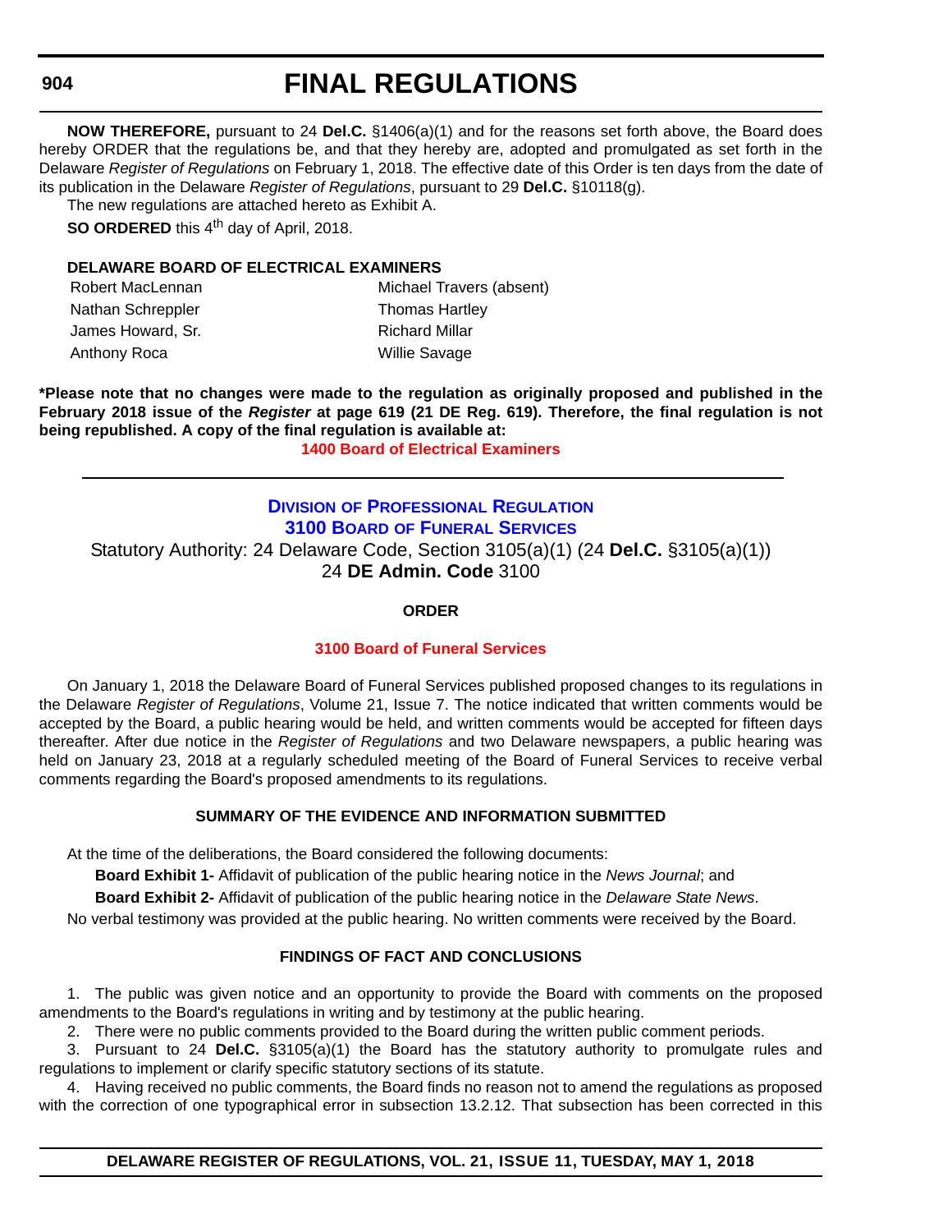**NOW THEREFORE,** pursuant to 24 **Del.C.** §1406(a)(1) and for the reasons set forth above, the Board does hereby ORDER that the regulations be, and that they hereby are, adopted and promulgated as set forth in the Delaware *Register of Regulations* on February 1, 2018. The effective date of this Order is ten days from the date of its publication in the Delaware *Register of Regulations*, pursuant to 29 **Del.C.** §10118(g).

The new regulations are attached hereto as Exhibit A.

**SO ORDERED** this 4th day of April, 2018.

**DELAWARE BOARD OF ELECTRICAL EXAMINERS**

| | |
|---|---|
| Robert MacLennan | Michael Travers (absent) |
| Nathan Schreppler | Thomas Hartley |
| James Howard, Sr. | Richard Millar |
| Anthony Roca | Willie Savage |

**\*Please note that no changes were made to the regulation as originally proposed and published in the February 2018 issue of the *Register* at page 619 (21 DE Reg. 619). Therefore, the final regulation is not being republished. A copy of the final regulation is available at:**

**1400 Board of Electrical Examiners**

---

## Division of Professional Regulation
## 3100 Board of Funeral Services

Statutory Authority: 24 Delaware Code, Section 3105(a)(1) (24 **Del.C.** §3105(a)(1))
24 **DE Admin. Code** 3100

### ORDER

**3100 Board of Funeral Services**

On January 1, 2018 the Delaware Board of Funeral Services published proposed changes to its regulations in the Delaware *Register of Regulations*, Volume 21, Issue 7. The notice indicated that written comments would be accepted by the Board, a public hearing would be held, and written comments would be accepted for fifteen days thereafter. After due notice in the *Register of Regulations* and two Delaware newspapers, a public hearing was held on January 23, 2018 at a regularly scheduled meeting of the Board of Funeral Services to receive verbal comments regarding the Board's proposed amendments to its regulations.

### SUMMARY OF THE EVIDENCE AND INFORMATION SUBMITTED

At the time of the deliberations, the Board considered the following documents:

**Board Exhibit 1-** Affidavit of publication of the public hearing notice in the *News Journal*; and

**Board Exhibit 2-** Affidavit of publication of the public hearing notice in the *Delaware State News*.

No verbal testimony was provided at the public hearing. No written comments were received by the Board.

### FINDINGS OF FACT AND CONCLUSIONS

1. The public was given notice and an opportunity to provide the Board with comments on the proposed amendments to the Board's regulations in writing and by testimony at the public hearing.

2. There were no public comments provided to the Board during the written public comment periods.

3. Pursuant to 24 **Del.C.** §3105(a)(1) the Board has the statutory authority to promulgate rules and regulations to implement or clarify specific statutory sections of its statute.

4. Having received no public comments, the Board finds no reason not to amend the regulations as proposed with the correction of one typographical error in subsection 13.2.12. That subsection has been corrected in this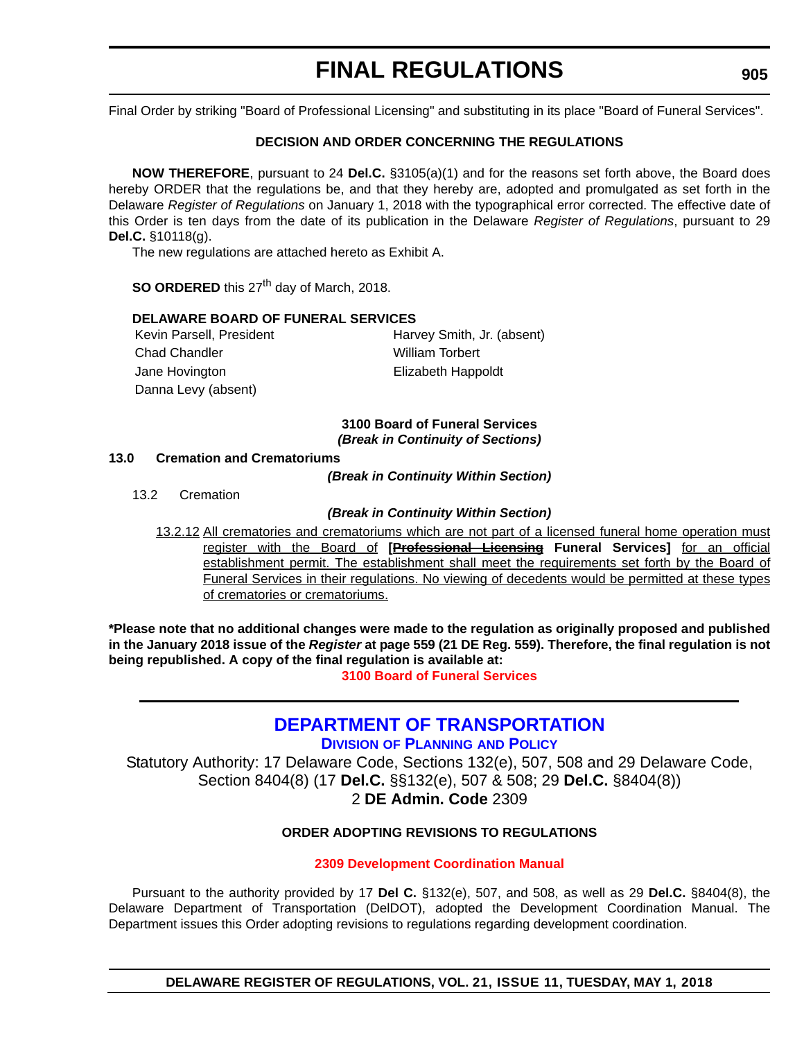Final Order by striking "Board of Professional Licensing" and substituting in its place "Board of Funeral Services".

**DECISION AND ORDER CONCERNING THE REGULATIONS**

**NOW THEREFORE**, pursuant to 24 **Del.C.** §3105(a)(1) and for the reasons set forth above, the Board does hereby ORDER that the regulations be, and that they hereby are, adopted and promulgated as set forth in the Delaware *Register of Regulations* on January 1, 2018 with the typographical error corrected. The effective date of this Order is ten days from the date of its publication in the Delaware *Register of Regulations*, pursuant to 29 **Del.C.** §10118(g).

The new regulations are attached hereto as Exhibit A.

**SO ORDERED** this 27th day of March, 2018.

**DELAWARE BOARD OF FUNERAL SERVICES**

Kevin Parsell, President
Chad Chandler
Jane Hovington
Danna Levy (absent)
Harvey Smith, Jr. (absent)
William Torbert
Elizabeth Happoldt

**3100 Board of Funeral Services**
***(Break in Continuity of Sections)***

**13.0 Cremation and Crematoriums**

***(Break in Continuity Within Section)***

13.2 Cremation

***(Break in Continuity Within Section)***

<u>13.2.12</u> <u>All crematories and crematoriums which are not part of a licensed funeral home operation must register with the Board of</u> **[~~Professional Licensing~~ Funeral Services]** <u>for an official establishment permit. The establishment shall meet the requirements set forth by the Board of Funeral Services in their regulations. No viewing of decedents would be permitted at these types of crematories or crematoriums.</u>

**\*Please note that no additional changes were made to the regulation as originally proposed and published in the January 2018 issue of the *Register* at page 559 (21 DE Reg. 559). Therefore, the final regulation is not being republished. A copy of the final regulation is available at:**

**3100 Board of Funeral Services**

---

## DEPARTMENT OF TRANSPORTATION

### Division of Planning and Policy

Statutory Authority: 17 Delaware Code, Sections 132(e), 507, 508 and 29 Delaware Code, Section 8404(8) (17 **Del.C.** §§132(e), 507 & 508; 29 **Del.C.** §8404(8))
2 **DE Admin. Code** 2309

**ORDER ADOPTING REVISIONS TO REGULATIONS**

**2309 Development Coordination Manual**

Pursuant to the authority provided by 17 **Del C.** §132(e), 507, and 508, as well as 29 **Del.C.** §8404(8), the Delaware Department of Transportation (DelDOT), adopted the Development Coordination Manual. The Department issues this Order adopting revisions to regulations regarding development coordination.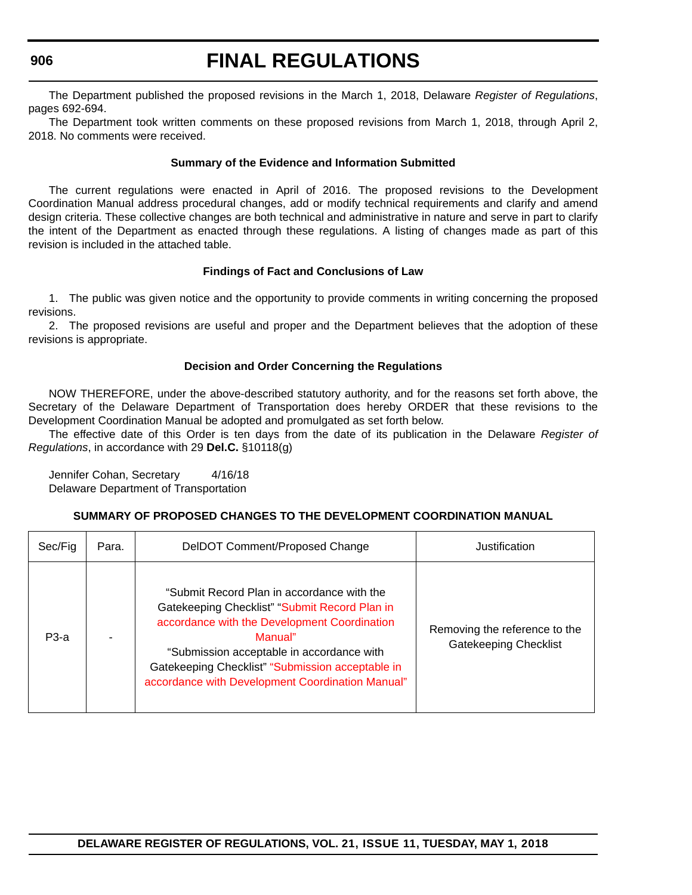The Department published the proposed revisions in the March 1, 2018, Delaware *Register of Regulations*, pages 692-694.

The Department took written comments on these proposed revisions from March 1, 2018, through April 2, 2018. No comments were received.

**Summary of the Evidence and Information Submitted**

The current regulations were enacted in April of 2016. The proposed revisions to the Development Coordination Manual address procedural changes, add or modify technical requirements and clarify and amend design criteria. These collective changes are both technical and administrative in nature and serve in part to clarify the intent of the Department as enacted through these regulations. A listing of changes made as part of this revision is included in the attached table.

**Findings of Fact and Conclusions of Law**

1. The public was given notice and the opportunity to provide comments in writing concerning the proposed revisions.

2. The proposed revisions are useful and proper and the Department believes that the adoption of these revisions is appropriate.

**Decision and Order Concerning the Regulations**

NOW THEREFORE, under the above-described statutory authority, and for the reasons set forth above, the Secretary of the Delaware Department of Transportation does hereby ORDER that these revisions to the Development Coordination Manual be adopted and promulgated as set forth below.

The effective date of this Order is ten days from the date of its publication in the Delaware *Register of Regulations*, in accordance with 29 **Del.C.** §10118(g)

Jennifer Cohan, Secretary 4/16/18
Delaware Department of Transportation

**SUMMARY OF PROPOSED CHANGES TO THE DEVELOPMENT COORDINATION MANUAL**

| Sec/Fig | Para. | DelDOT Comment/Proposed Change | Justification |
|---|---|---|---|
| P3-a | - | "Submit Record Plan in accordance with the Gatekeeping Checklist" "Submit Record Plan in accordance with the Development Coordination Manual" "Submission acceptable in accordance with Gatekeeping Checklist" "Submission acceptable in accordance with Development Coordination Manual" | Removing the reference to the Gatekeeping Checklist |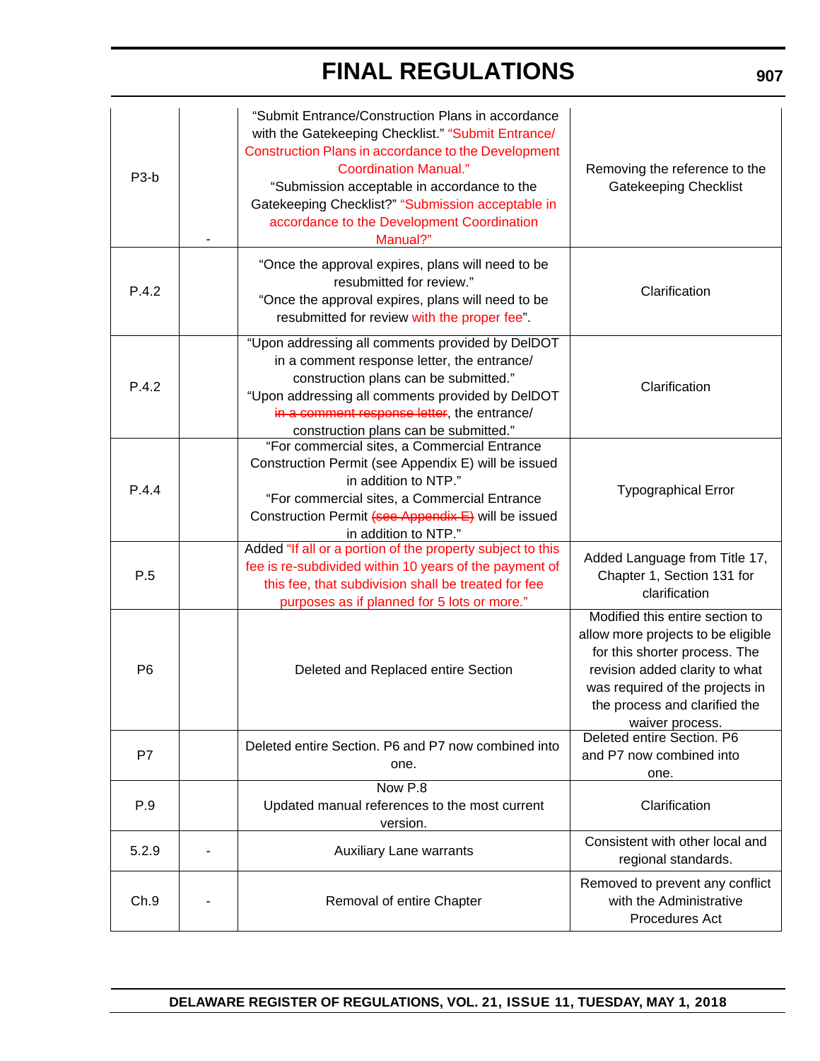| P3-b | - | “Submit Entrance/Construction Plans in accordance with the Gatekeeping Checklist.” “Submit Entrance/ Construction Plans in accordance to the Development Coordination Manual.” “Submission acceptable in accordance to the Gatekeeping Checklist?” “Submission acceptable in accordance to the Development Coordination Manual?” | Removing the reference to the Gatekeeping Checklist |
|---|---|---|---|
| P.4.2 | | “Once the approval expires, plans will need to be resubmitted for review.” “Once the approval expires, plans will need to be resubmitted for review with the proper fee”. | Clarification |
| P.4.2 | | “Upon addressing all comments provided by DelDOT in a comment response letter, the entrance/ construction plans can be submitted.” “Upon addressing all comments provided by DelDOT ~~in a comment response letter~~, the entrance/ construction plans can be submitted.” | Clarification |
| P.4.4 | | “For commercial sites, a Commercial Entrance Construction Permit (see Appendix E) will be issued in addition to NTP.” “For commercial sites, a Commercial Entrance Construction Permit ~~(see Appendix E)~~ will be issued in addition to NTP.” | Typographical Error |
| P.5 | | Added “If all or a portion of the property subject to this fee is re-subdivided within 10 years of the payment of this fee, that subdivision shall be treated for fee purposes as if planned for 5 lots or more.” | Added Language from Title 17, Chapter 1, Section 131 for clarification |
| P6 | | Deleted and Replaced entire Section | Modified this entire section to allow more projects to be eligible for this shorter process. The revision added clarity to what was required of the projects in the process and clarified the waiver process. |
| P7 | | Deleted entire Section. P6 and P7 now combined into one. | Deleted entire Section. P6 and P7 now combined into one. |
| P.9 | | Now P.8 Updated manual references to the most current version. | Clarification |
| 5.2.9 | - | Auxiliary Lane warrants | Consistent with other local and regional standards. |
| Ch.9 | - | Removal of entire Chapter | Removed to prevent any conflict with the Administrative Procedures Act |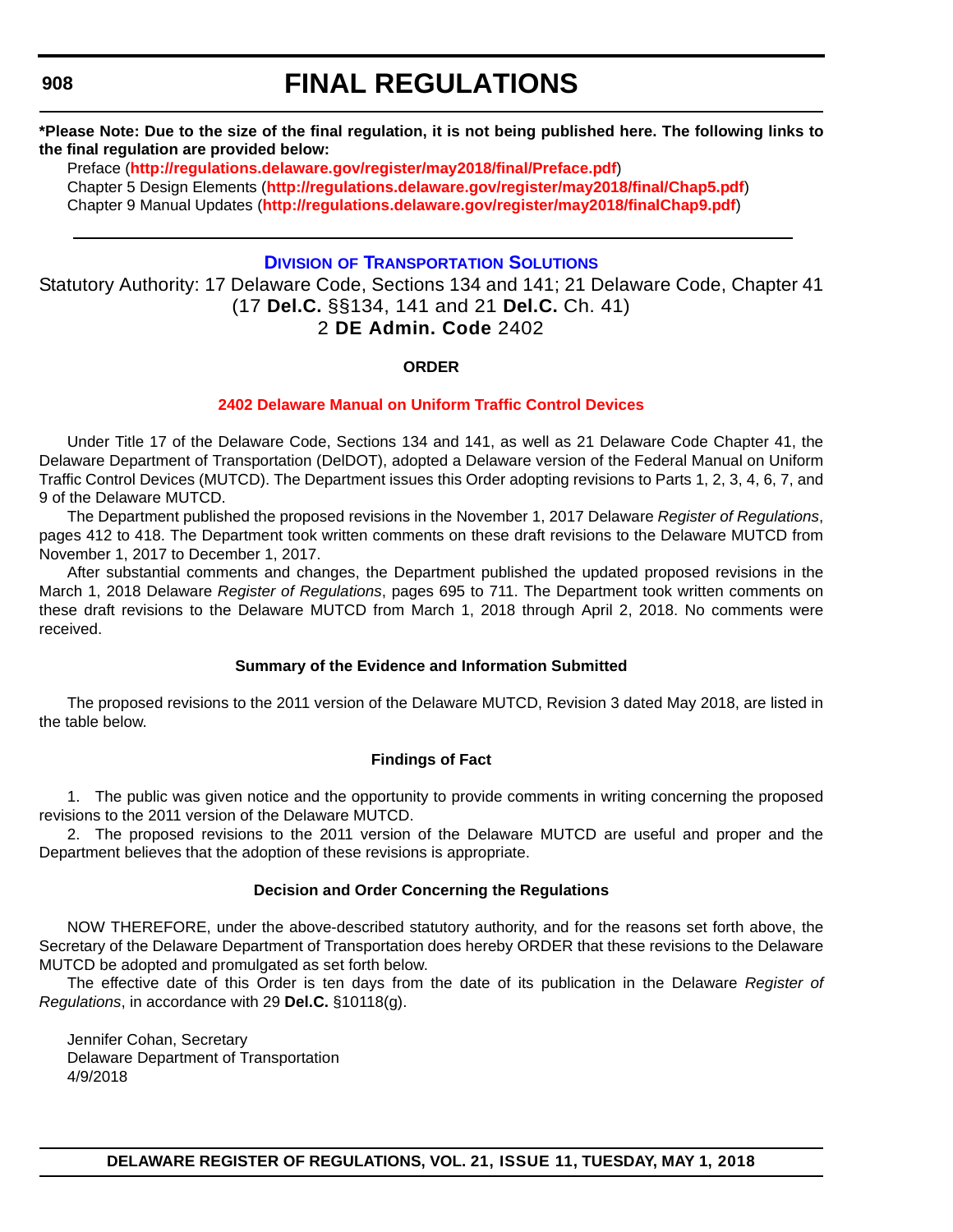**\*Please Note: Due to the size of the final regulation, it is not being published here. The following links to the final regulation are provided below:**

Preface (**http://regulations.delaware.gov/register/may2018/final/Preface.pdf**)
Chapter 5 Design Elements (**http://regulations.delaware.gov/register/may2018/final/Chap5.pdf**)
Chapter 9 Manual Updates (**http://regulations.delaware.gov/register/may2018/finalChap9.pdf**)

---

## DIVISION OF TRANSPORTATION SOLUTIONS

Statutory Authority: 17 Delaware Code, Sections 134 and 141; 21 Delaware Code, Chapter 41 (17 **Del.C.** §§134, 141 and 21 **Del.C.** Ch. 41)
2 **DE Admin. Code** 2402

### ORDER

### 2402 Delaware Manual on Uniform Traffic Control Devices

Under Title 17 of the Delaware Code, Sections 134 and 141, as well as 21 Delaware Code Chapter 41, the Delaware Department of Transportation (DelDOT), adopted a Delaware version of the Federal Manual on Uniform Traffic Control Devices (MUTCD). The Department issues this Order adopting revisions to Parts 1, 2, 3, 4, 6, 7, and 9 of the Delaware MUTCD.

The Department published the proposed revisions in the November 1, 2017 Delaware *Register of Regulations*, pages 412 to 418. The Department took written comments on these draft revisions to the Delaware MUTCD from November 1, 2017 to December 1, 2017.

After substantial comments and changes, the Department published the updated proposed revisions in the March 1, 2018 Delaware *Register of Regulations*, pages 695 to 711. The Department took written comments on these draft revisions to the Delaware MUTCD from March 1, 2018 through April 2, 2018. No comments were received.

### Summary of the Evidence and Information Submitted

The proposed revisions to the 2011 version of the Delaware MUTCD, Revision 3 dated May 2018, are listed in the table below.

### Findings of Fact

1. The public was given notice and the opportunity to provide comments in writing concerning the proposed revisions to the 2011 version of the Delaware MUTCD.
2. The proposed revisions to the 2011 version of the Delaware MUTCD are useful and proper and the Department believes that the adoption of these revisions is appropriate.

### Decision and Order Concerning the Regulations

NOW THEREFORE, under the above-described statutory authority, and for the reasons set forth above, the Secretary of the Delaware Department of Transportation does hereby ORDER that these revisions to the Delaware MUTCD be adopted and promulgated as set forth below.

The effective date of this Order is ten days from the date of its publication in the Delaware *Register of Regulations*, in accordance with 29 **Del.C.** §10118(g).

Jennifer Cohan, Secretary
Delaware Department of Transportation
4/9/2018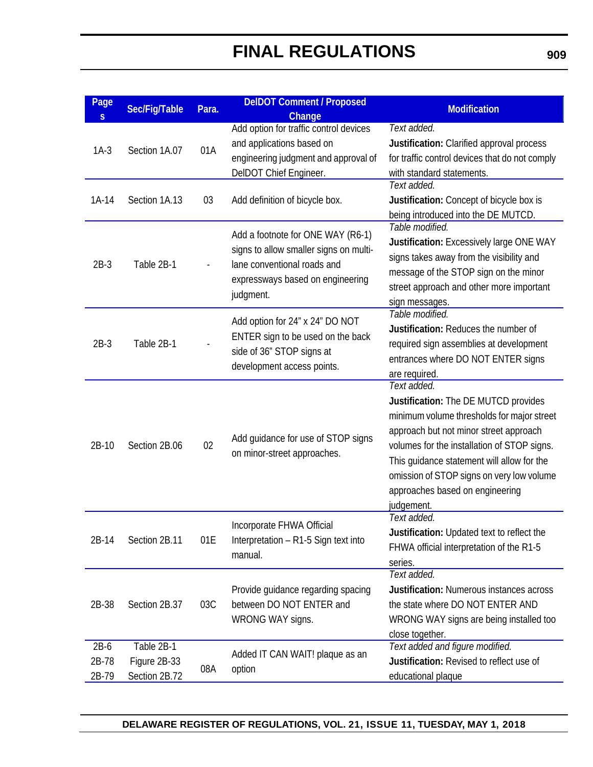# FINAL REGULATIONS

| Pages | Sec/Fig/Table | Para. | DelDOT Comment / Proposed Change | Modification |
|---|---|---|---|---|
| 1A-3 | Section 1A.07 | 01A | Add option for traffic control devices and applications based on engineering judgment and approval of DelDOT Chief Engineer. | *Text added.* **Justification:** Clarified approval process for traffic control devices that do not comply with standard statements. |
| 1A-14 | Section 1A.13 | 03 | Add definition of bicycle box. | *Text added.* **Justification:** Concept of bicycle box is being introduced into the DE MUTCD. |
| 2B-3 | Table 2B-1 | - | Add a footnote for ONE WAY (R6-1) signs to allow smaller signs on multi-lane conventional roads and expressways based on engineering judgment. | *Table modified.* **Justification:** Excessively large ONE WAY signs takes away from the visibility and message of the STOP sign on the minor street approach and other more important sign messages. |
| 2B-3 | Table 2B-1 | - | Add option for 24" x 24" DO NOT ENTER sign to be used on the back side of 36" STOP signs at development access points. | *Table modified.* **Justification:** Reduces the number of required sign assemblies at development entrances where DO NOT ENTER signs are required. |
| 2B-10 | Section 2B.06 | 02 | Add guidance for use of STOP signs on minor-street approaches. | *Text added.* **Justification:** The DE MUTCD provides minimum volume thresholds for major street approach but not minor street approach volumes for the installation of STOP signs. This guidance statement will allow for the omission of STOP signs on very low volume approaches based on engineering judgement. |
| 2B-14 | Section 2B.11 | 01E | Incorporate FHWA Official Interpretation – R1-5 Sign text into manual. | *Text added.* **Justification:** Updated text to reflect the FHWA official interpretation of the R1-5 series. |
| 2B-38 | Section 2B.37 | 03C | Provide guidance regarding spacing between DO NOT ENTER and WRONG WAY signs. | *Text added.* **Justification:** Numerous instances across the state where DO NOT ENTER AND WRONG WAY signs are being installed too close together. |
| 2B-6<br>2B-78<br>2B-79 | Table 2B-1<br>Figure 2B-33<br>Section 2B.72 | 08A | Added IT CAN WAIT! plaque as an option | *Text added and figure modified.* **Justification:** Revised to reflect use of educational plaque |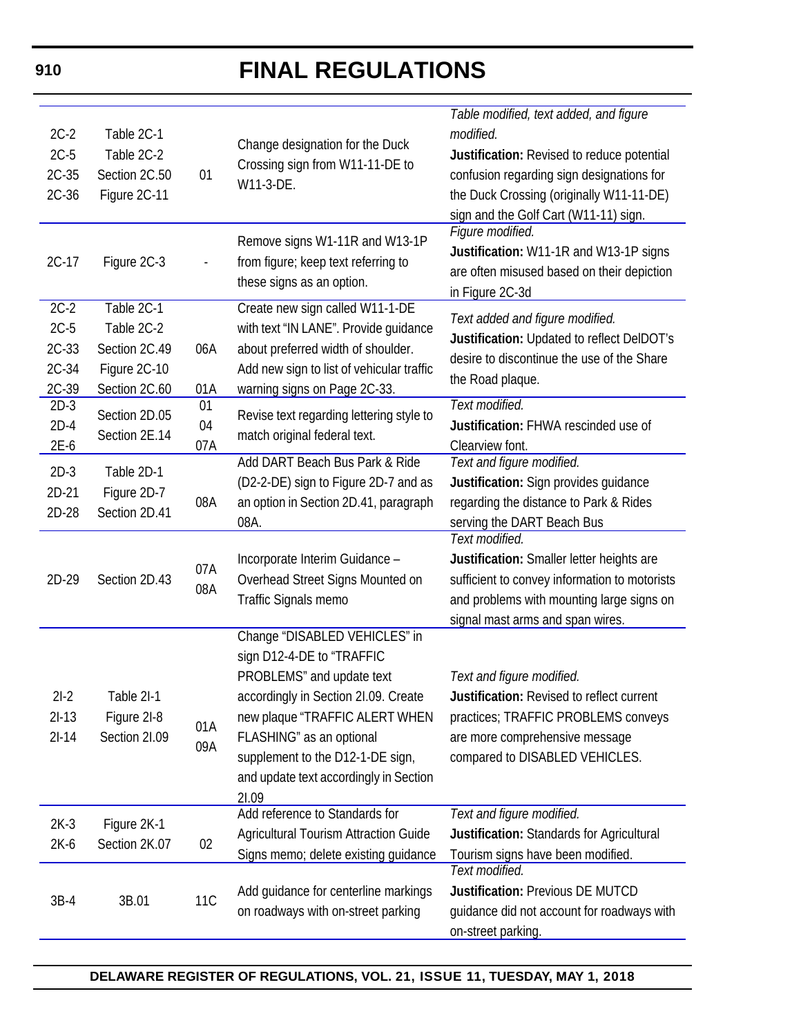# FINAL REGULATIONS

| | | | | |
|---|---|---|---|---|
| 2C-2<br>2C-5<br>2C-35<br>2C-36 | Table 2C-1<br>Table 2C-2<br>Section 2C.50<br>Figure 2C-11 | 01 | Change designation for the Duck Crossing sign from W11-11-DE to W11-3-DE. | *Table modified, text added, and figure modified.*<br>**Justification:** Revised to reduce potential confusion regarding sign designations for the Duck Crossing (originally W11-11-DE) sign and the Golf Cart (W11-11) sign. |
| 2C-17 | Figure 2C-3 | - | Remove signs W1-11R and W13-1P from figure; keep text referring to these signs as an option. | *Figure modified.*<br>**Justification:** W11-1R and W13-1P signs are often misused based on their depiction in Figure 2C-3d |
| 2C-2<br>2C-5<br>2C-33<br>2C-34<br>2C-39 | Table 2C-1<br>Table 2C-2<br>Section 2C.49<br>Figure 2C-10<br>Section 2C.60 | 06A<br><br>01A | Create new sign called W11-1-DE with text "IN LANE". Provide guidance about preferred width of shoulder. Add new sign to list of vehicular traffic warning signs on Page 2C-33. | *Text added and figure modified.*<br>**Justification:** Updated to reflect DelDOT's desire to discontinue the use of the Share the Road plaque. |
| 2D-3<br>2D-4<br>2E-6 | Section 2D.05<br>Section 2E.14 | 01<br>04<br>07A | Revise text regarding lettering style to match original federal text. | *Text modified.*<br>**Justification:** FHWA rescinded use of Clearview font. |
| 2D-3<br>2D-21<br>2D-28 | Table 2D-1<br>Figure 2D-7<br>Section 2D.41 | 08A | Add DART Beach Bus Park & Ride (D2-2-DE) sign to Figure 2D-7 and as an option in Section 2D.41, paragraph 08A. | *Text and figure modified.*<br>**Justification:** Sign provides guidance regarding the distance to Park & Rides serving the DART Beach Bus |
| 2D-29 | Section 2D.43 | 07A<br>08A | Incorporate Interim Guidance – Overhead Street Signs Mounted on Traffic Signals memo | *Text modified.*<br>**Justification:** Smaller letter heights are sufficient to convey information to motorists and problems with mounting large signs on signal mast arms and span wires. |
| 2I-2<br>2I-13<br>2I-14 | Table 2I-1<br>Figure 2I-8<br>Section 2I.09 | 01A<br>09A | Change "DISABLED VEHICLES" in sign D12-4-DE to "TRAFFIC PROBLEMS" and update text accordingly in Section 2I.09. Create new plaque "TRAFFIC ALERT WHEN FLASHING" as an optional supplement to the D12-1-DE sign, and update text accordingly in Section 2I.09 | *Text and figure modified.*<br>**Justification:** Revised to reflect current practices; TRAFFIC PROBLEMS conveys are more comprehensive message compared to DISABLED VEHICLES. |
| 2K-3<br>2K-6 | Figure 2K-1<br>Section 2K.07 | 02 | Add reference to Standards for Agricultural Tourism Attraction Guide Signs memo; delete existing guidance | *Text and figure modified.*<br>**Justification:** Standards for Agricultural Tourism signs have been modified. |
| 3B-4 | 3B.01 | 11C | Add guidance for centerline markings on roadways with on-street parking | *Text modified.*<br>**Justification:** Previous DE MUTCD guidance did not account for roadways with on-street parking. |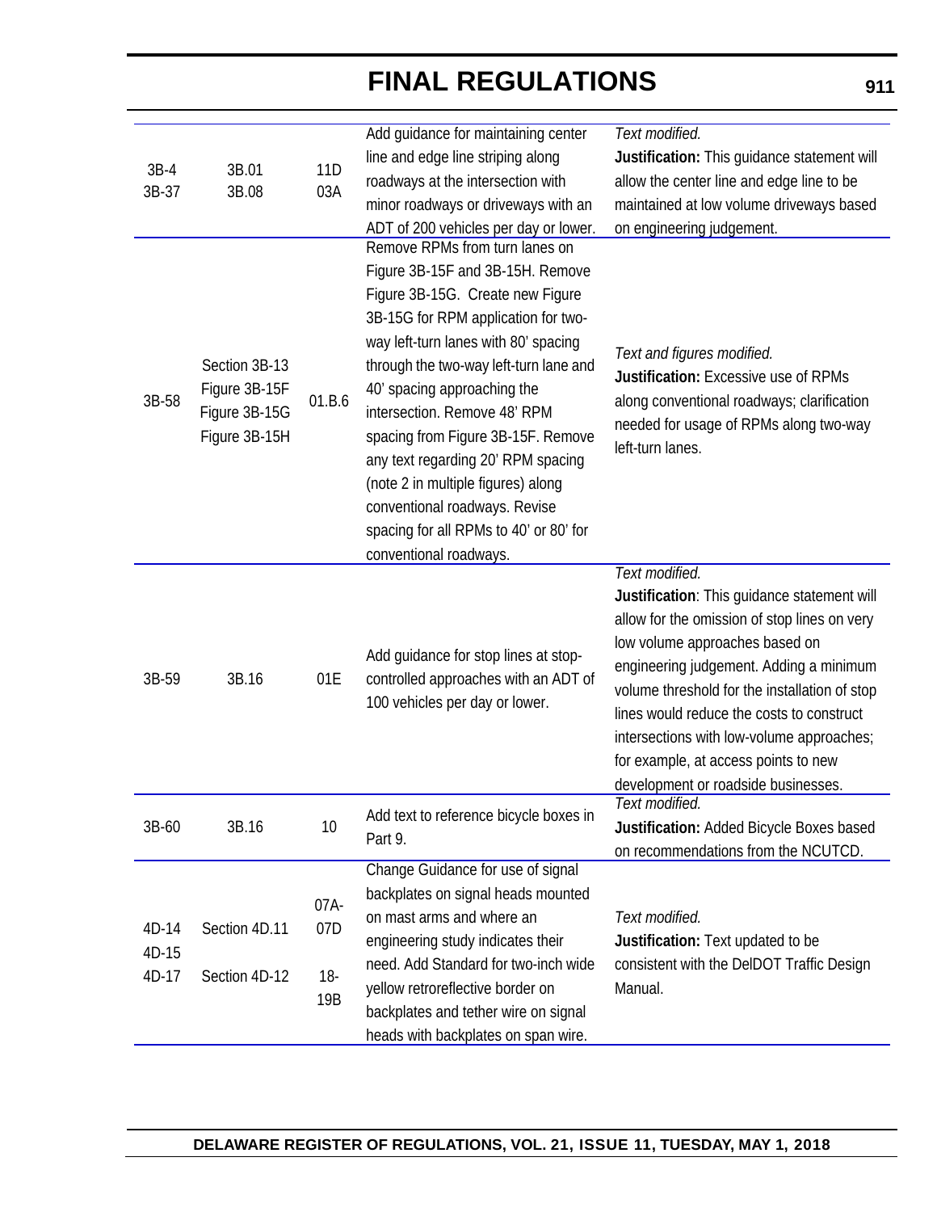| | | | | |
|---|---|---|---|---|
| 3B-4<br>3B-37 | 3B.01<br>3B.08 | 11D<br>03A | Add guidance for maintaining center line and edge line striping along roadways at the intersection with minor roadways or driveways with an ADT of 200 vehicles per day or lower. | *Text modified.*<br>**Justification:** This guidance statement will allow the center line and edge line to be maintained at low volume driveways based on engineering judgement. |
| 3B-58 | Section 3B-13<br>Figure 3B-15F<br>Figure 3B-15G<br>Figure 3B-15H | 01.B.6 | Remove RPMs from turn lanes on Figure 3B-15F and 3B-15H. Remove Figure 3B-15G. Create new Figure 3B-15G for RPM application for two-way left-turn lanes with 80' spacing through the two-way left-turn lane and 40' spacing approaching the intersection. Remove 48' RPM spacing from Figure 3B-15F. Remove any text regarding 20' RPM spacing (note 2 in multiple figures) along conventional roadways. Revise spacing for all RPMs to 40' or 80' for conventional roadways. | *Text and figures modified.*<br>**Justification:** Excessive use of RPMs along conventional roadways; clarification needed for usage of RPMs along two-way left-turn lanes. |
| 3B-59 | 3B.16 | 01E | Add guidance for stop lines at stop-controlled approaches with an ADT of 100 vehicles per day or lower. | *Text modified.*<br>**Justification**: This guidance statement will allow for the omission of stop lines on very low volume approaches based on engineering judgement. Adding a minimum volume threshold for the installation of stop lines would reduce the costs to construct intersections with low-volume approaches; for example, at access points to new development or roadside businesses. |
| 3B-60 | 3B.16 | 10 | Add text to reference bicycle boxes in Part 9. | *Text modified.*<br>**Justification:** Added Bicycle Boxes based on recommendations from the NCUTCD. |
| 4D-14<br>4D-15<br>4D-17 | Section 4D.11<br>Section 4D-12 | 07A-07D<br>18-19B | Change Guidance for use of signal backplates on signal heads mounted on mast arms and where an engineering study indicates their need. Add Standard for two-inch wide yellow retroreflective border on backplates and tether wire on signal heads with backplates on span wire. | *Text modified.*<br>**Justification:** Text updated to be consistent with the DelDOT Traffic Design Manual. |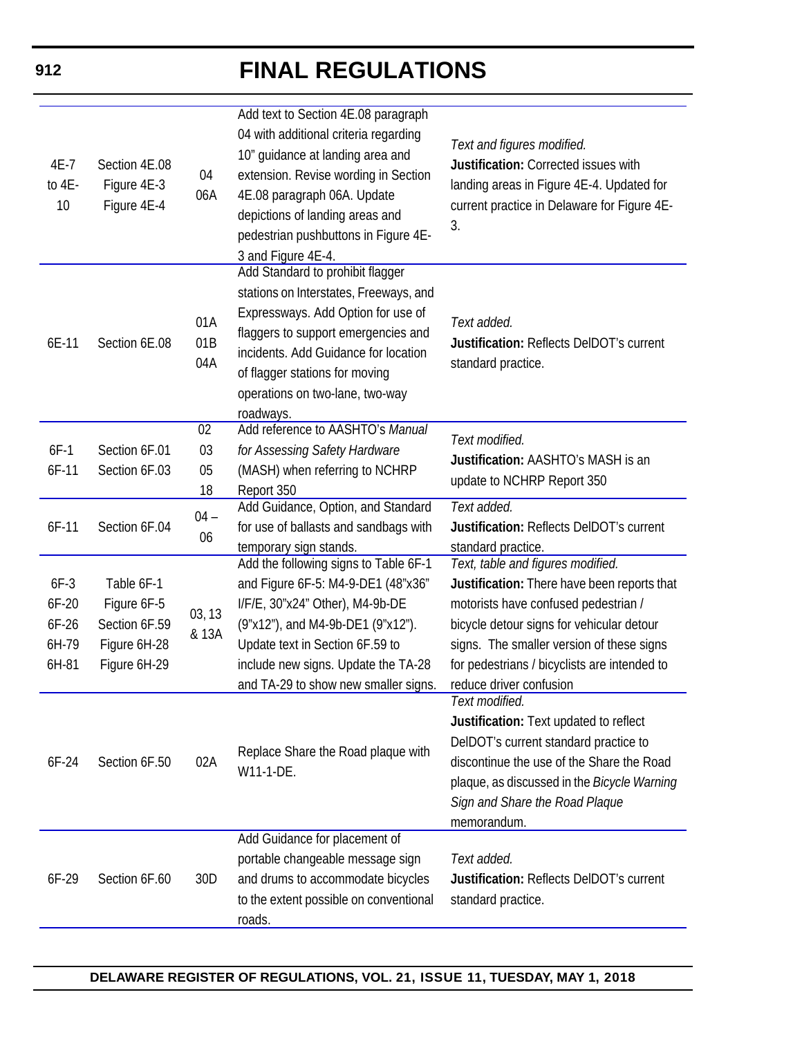# FINAL REGULATIONS

| | | | | |
|---|---|---|---|---|
| 4E-7 to 4E-10 | Section 4E.08 Figure 4E-3 Figure 4E-4 | 04 06A | Add text to Section 4E.08 paragraph 04 with additional criteria regarding 10" guidance at landing area and extension. Revise wording in Section 4E.08 paragraph 06A. Update depictions of landing areas and pedestrian pushbuttons in Figure 4E-3 and Figure 4E-4. | *Text and figures modified.* **Justification:** Corrected issues with landing areas in Figure 4E-4. Updated for current practice in Delaware for Figure 4E-3. |
| 6E-11 | Section 6E.08 | 01A 01B 04A | Add Standard to prohibit flagger stations on Interstates, Freeways, and Expressways. Add Option for use of flaggers to support emergencies and incidents. Add Guidance for location of flagger stations for moving operations on two-lane, two-way roadways. | *Text added.* **Justification:** Reflects DelDOT's current standard practice. |
| 6F-1 6F-11 | Section 6F.01 Section 6F.03 | 02 03 05 18 | Add reference to AASHTO's *Manual for Assessing Safety Hardware* (MASH) when referring to NCHRP Report 350 | *Text modified.* **Justification:** AASHTO's MASH is an update to NCHRP Report 350 |
| 6F-11 | Section 6F.04 | 04 – 06 | Add Guidance, Option, and Standard for use of ballasts and sandbags with temporary sign stands. | *Text added.* **Justification:** Reflects DelDOT's current standard practice. |
| 6F-3 6F-20 6F-26 6H-79 6H-81 | Table 6F-1 Figure 6F-5 Section 6F.59 Figure 6H-28 Figure 6H-29 | 03, 13 & 13A | Add the following signs to Table 6F-1 and Figure 6F-5: M4-9-DE1 (48"x36" I/F/E, 30"x24" Other), M4-9b-DE (9"x12"), and M4-9b-DE1 (9"x12"). Update text in Section 6F.59 to include new signs. Update the TA-28 and TA-29 to show new smaller signs. | *Text, table and figures modified.* **Justification:** There have been reports that motorists have confused pedestrian / bicycle detour signs for vehicular detour signs. The smaller version of these signs for pedestrians / bicyclists are intended to reduce driver confusion |
| 6F-24 | Section 6F.50 | 02A | Replace Share the Road plaque with W11-1-DE. | *Text modified.* **Justification:** Text updated to reflect DelDOT's current standard practice to discontinue the use of the Share the Road plaque, as discussed in the *Bicycle Warning Sign and Share the Road Plaque* memorandum. |
| 6F-29 | Section 6F.60 | 30D | Add Guidance for placement of portable changeable message sign and drums to accommodate bicycles to the extent possible on conventional roads. | *Text added.* **Justification:** Reflects DelDOT's current standard practice. |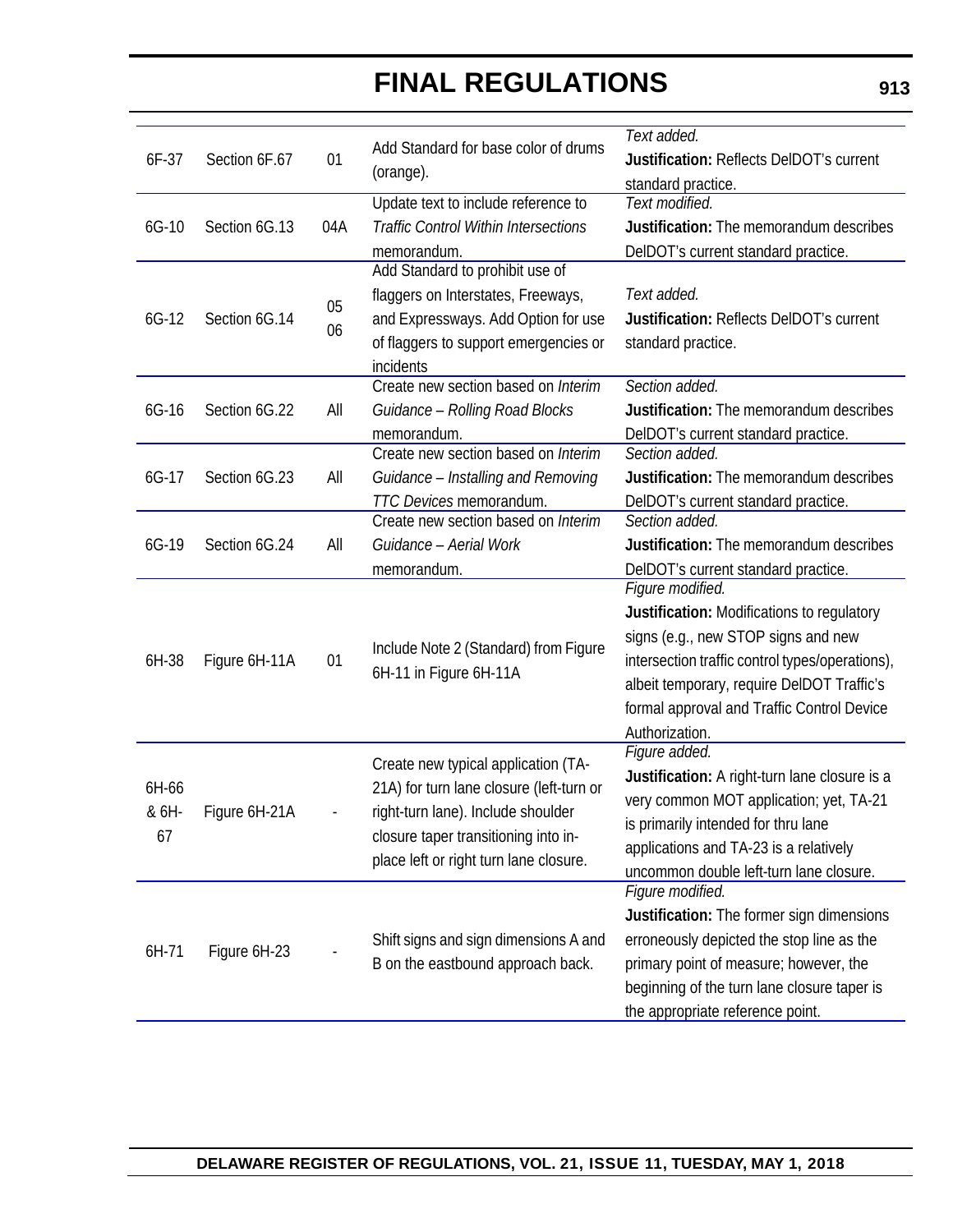| | | | | |
|---|---|---|---|---|
| 6F-37 | Section 6F.67 | 01 | Add Standard for base color of drums (orange). | *Text added.* **Justification:** Reflects DelDOT's current standard practice. |
| 6G-10 | Section 6G.13 | 04A | Update text to include reference to *Traffic Control Within Intersections* memorandum. | *Text modified.* **Justification:** The memorandum describes DelDOT's current standard practice. |
| 6G-12 | Section 6G.14 | 05<br>06 | Add Standard to prohibit use of flaggers on Interstates, Freeways, and Expressways. Add Option for use of flaggers to support emergencies or incidents | *Text added.* **Justification:** Reflects DelDOT's current standard practice. |
| 6G-16 | Section 6G.22 | All | Create new section based on *Interim Guidance – Rolling Road Blocks* memorandum. | *Section added.* **Justification:** The memorandum describes DelDOT's current standard practice. |
| 6G-17 | Section 6G.23 | All | Create new section based on *Interim Guidance – Installing and Removing TTC Devices* memorandum. | *Section added.* **Justification:** The memorandum describes DelDOT's current standard practice. |
| 6G-19 | Section 6G.24 | All | Create new section based on *Interim Guidance – Aerial Work* memorandum. | *Section added.* **Justification:** The memorandum describes DelDOT's current standard practice. |
| 6H-38 | Figure 6H-11A | 01 | Include Note 2 (Standard) from Figure 6H-11 in Figure 6H-11A | *Figure modified.* **Justification:** Modifications to regulatory signs (e.g., new STOP signs and new intersection traffic control types/operations), albeit temporary, require DelDOT Traffic's formal approval and Traffic Control Device Authorization. |
| 6H-66 & 6H-67 | Figure 6H-21A | - | Create new typical application (TA-21A) for turn lane closure (left-turn or right-turn lane). Include shoulder closure taper transitioning into in-place left or right turn lane closure. | *Figure added.* **Justification:** A right-turn lane closure is a very common MOT application; yet, TA-21 is primarily intended for thru lane applications and TA-23 is a relatively uncommon double left-turn lane closure. |
| 6H-71 | Figure 6H-23 | - | Shift signs and sign dimensions A and B on the eastbound approach back. | *Figure modified.* **Justification:** The former sign dimensions erroneously depicted the stop line as the primary point of measure; however, the beginning of the turn lane closure taper is the appropriate reference point. |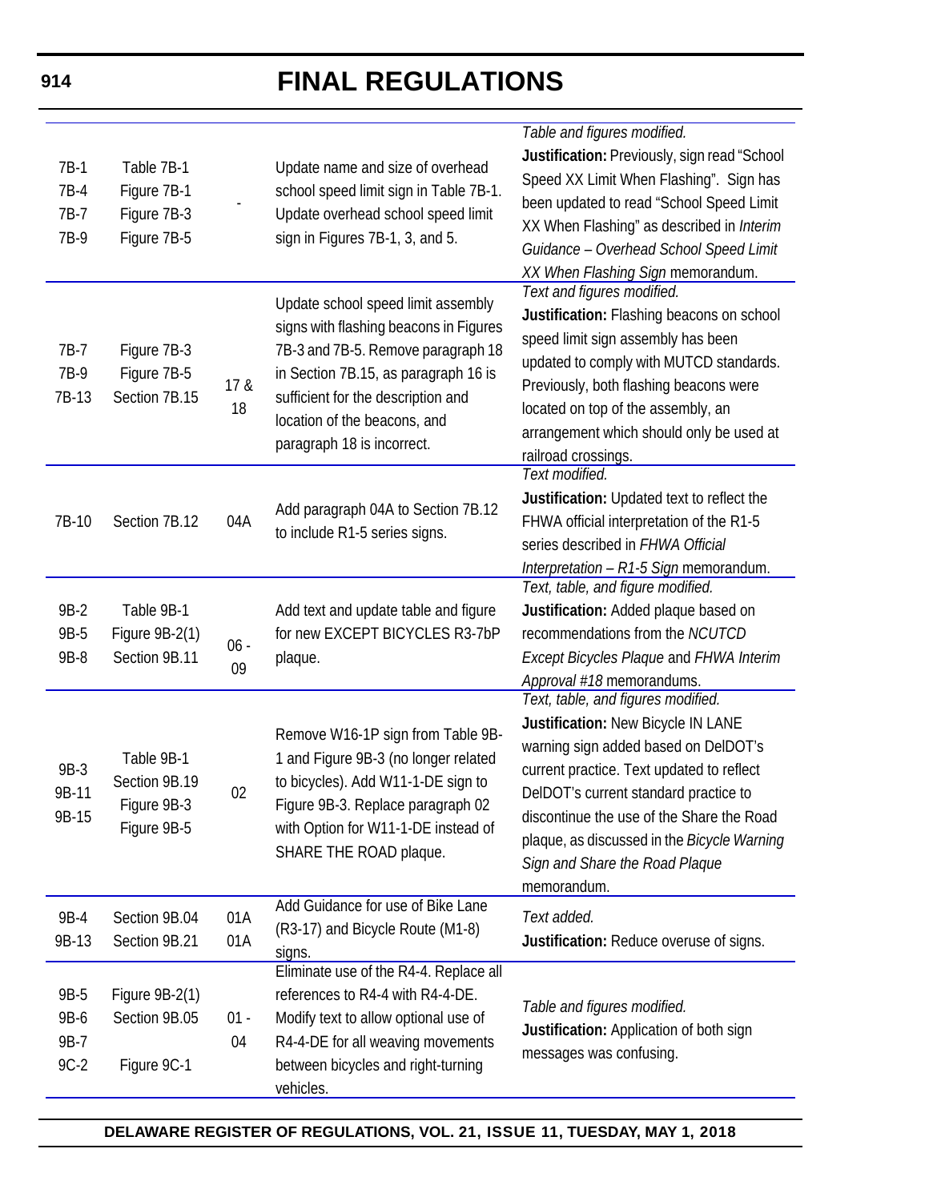| | | | | |
|---|---|---|---|---|
| 7B-1<br>7B-4<br>7B-7<br>7B-9 | Table 7B-1<br>Figure 7B-1<br>Figure 7B-3<br>Figure 7B-5 | - | Update name and size of overhead school speed limit sign in Table 7B-1. Update overhead school speed limit sign in Figures 7B-1, 3, and 5. | *Table and figures modified.*<br>**Justification:** Previously, sign read "School Speed XX Limit When Flashing". Sign has been updated to read "School Speed Limit XX When Flashing" as described in *Interim Guidance – Overhead School Speed Limit XX When Flashing Sign* memorandum. |
| 7B-7<br>7B-9<br>7B-13 | Figure 7B-3<br>Figure 7B-5<br>Section 7B.15 | 17 & 18 | Update school speed limit assembly signs with flashing beacons in Figures 7B-3 and 7B-5. Remove paragraph 18 in Section 7B.15, as paragraph 16 is sufficient for the description and location of the beacons, and paragraph 18 is incorrect. | *Text and figures modified.*<br>**Justification:** Flashing beacons on school speed limit sign assembly has been updated to comply with MUTCD standards. Previously, both flashing beacons were located on top of the assembly, an arrangement which should only be used at railroad crossings. |
| 7B-10 | Section 7B.12 | 04A | Add paragraph 04A to Section 7B.12 to include R1-5 series signs. | *Text modified.*<br>**Justification:** Updated text to reflect the FHWA official interpretation of the R1-5 series described in *FHWA Official Interpretation – R1-5 Sign* memorandum. |
| 9B-2<br>9B-5<br>9B-8 | Table 9B-1<br>Figure 9B-2(1)<br>Section 9B.11 | 06 - 09 | Add text and update table and figure for new EXCEPT BICYCLES R3-7bP plaque. | *Text, table, and figure modified.*<br>**Justification:** Added plaque based on recommendations from the *NCUTCD Except Bicycles Plaque* and *FHWA Interim Approval #18* memorandums. |
| 9B-3<br>9B-11<br>9B-15 | Table 9B-1<br>Section 9B.19<br>Figure 9B-3<br>Figure 9B-5 | 02 | Remove W16-1P sign from Table 9B-1 and Figure 9B-3 (no longer related to bicycles). Add W11-1-DE sign to Figure 9B-3. Replace paragraph 02 with Option for W11-1-DE instead of SHARE THE ROAD plaque. | *Text, table, and figures modified.*<br>**Justification:** New Bicycle IN LANE warning sign added based on DelDOT's current practice. Text updated to reflect DelDOT's current standard practice to discontinue the use of the Share the Road plaque, as discussed in the *Bicycle Warning Sign and Share the Road Plaque* memorandum. |
| 9B-4<br>9B-13 | Section 9B.04<br>Section 9B.21 | 01A<br>01A | Add Guidance for use of Bike Lane (R3-17) and Bicycle Route (M1-8) signs. | *Text added.*<br>**Justification:** Reduce overuse of signs. |
| 9B-5<br>9B-6<br>9B-7<br>9C-2 | Figure 9B-2(1)<br>Section 9B.05<br><br>Figure 9C-1 | 01 - 04 | Eliminate use of the R4-4. Replace all references to R4-4 with R4-4-DE. Modify text to allow optional use of R4-4-DE for all weaving movements between bicycles and right-turning vehicles. | *Table and figures modified.*<br>**Justification:** Application of both sign messages was confusing. |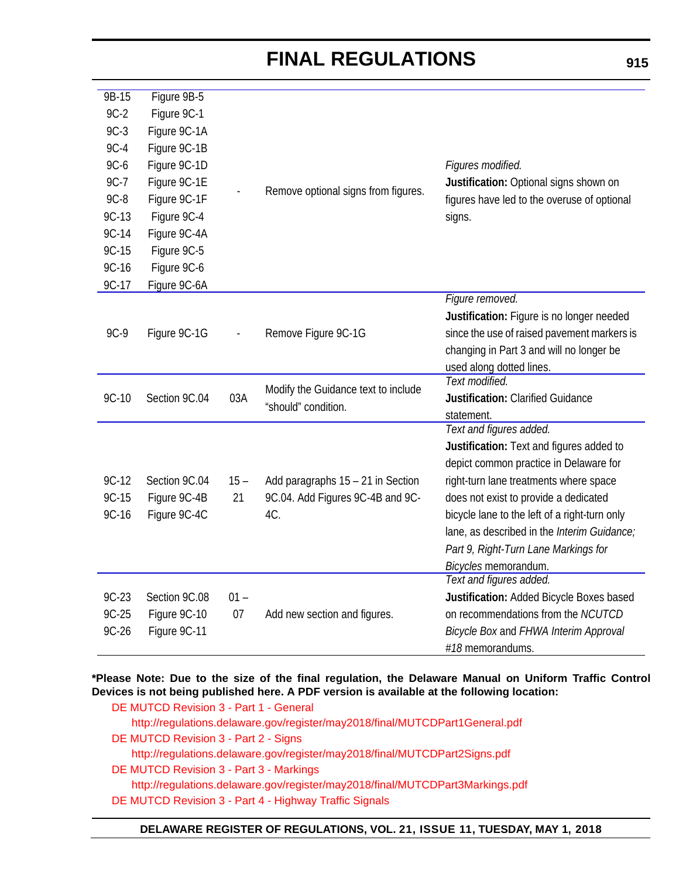| | | | | |
|---|---|---|---|---|
| 9B-15<br>9C-2<br>9C-3<br>9C-4<br>9C-6<br>9C-7<br>9C-8<br>9C-13<br>9C-14<br>9C-15<br>9C-16<br>9C-17 | Figure 9B-5<br>Figure 9C-1<br>Figure 9C-1A<br>Figure 9C-1B<br>Figure 9C-1D<br>Figure 9C-1E<br>Figure 9C-1F<br>Figure 9C-4<br>Figure 9C-4A<br>Figure 9C-5<br>Figure 9C-6<br>Figure 9C-6A | - | Remove optional signs from figures. | *Figures modified.*<br>**Justification:** Optional signs shown on figures have led to the overuse of optional signs. |
| 9C-9 | Figure 9C-1G | - | Remove Figure 9C-1G | *Figure removed.*<br>**Justification:** Figure is no longer needed since the use of raised pavement markers is changing in Part 3 and will no longer be used along dotted lines. |
| 9C-10 | Section 9C.04 | 03A | Modify the Guidance text to include "should" condition. | *Text modified.*<br>**Justification:** Clarified Guidance statement. |
| 9C-12<br>9C-15<br>9C-16 | Section 9C.04<br>Figure 9C-4B<br>Figure 9C-4C | 15 – 21 | Add paragraphs 15 – 21 in Section 9C.04. Add Figures 9C-4B and 9C-4C. | *Text and figures added.*<br>**Justification:** Text and figures added to depict common practice in Delaware for right-turn lane treatments where space does not exist to provide a dedicated bicycle lane to the left of a right-turn only lane, as described in the *Interim Guidance; Part 9, Right-Turn Lane Markings for Bicycles* memorandum. |
| 9C-23<br>9C-25<br>9C-26 | Section 9C.08<br>Figure 9C-10<br>Figure 9C-11 | 01 – 07 | Add new section and figures. | *Text and figures added.*<br>**Justification:** Added Bicycle Boxes based on recommendations from the *NCUTCD Bicycle Box* and *FHWA Interim Approval #18* memorandums. |

**\*Please Note: Due to the size of the final regulation, the Delaware Manual on Uniform Traffic Control Devices is not being published here. A PDF version is available at the following location:**

DE MUTCD Revision 3 - Part 1 - General
http://regulations.delaware.gov/register/may2018/final/MUTCDPart1General.pdf

DE MUTCD Revision 3 - Part 2 - Signs
http://regulations.delaware.gov/register/may2018/final/MUTCDPart2Signs.pdf

DE MUTCD Revision 3 - Part 3 - Markings
http://regulations.delaware.gov/register/may2018/final/MUTCDPart3Markings.pdf

DE MUTCD Revision 3 - Part 4 - Highway Traffic Signals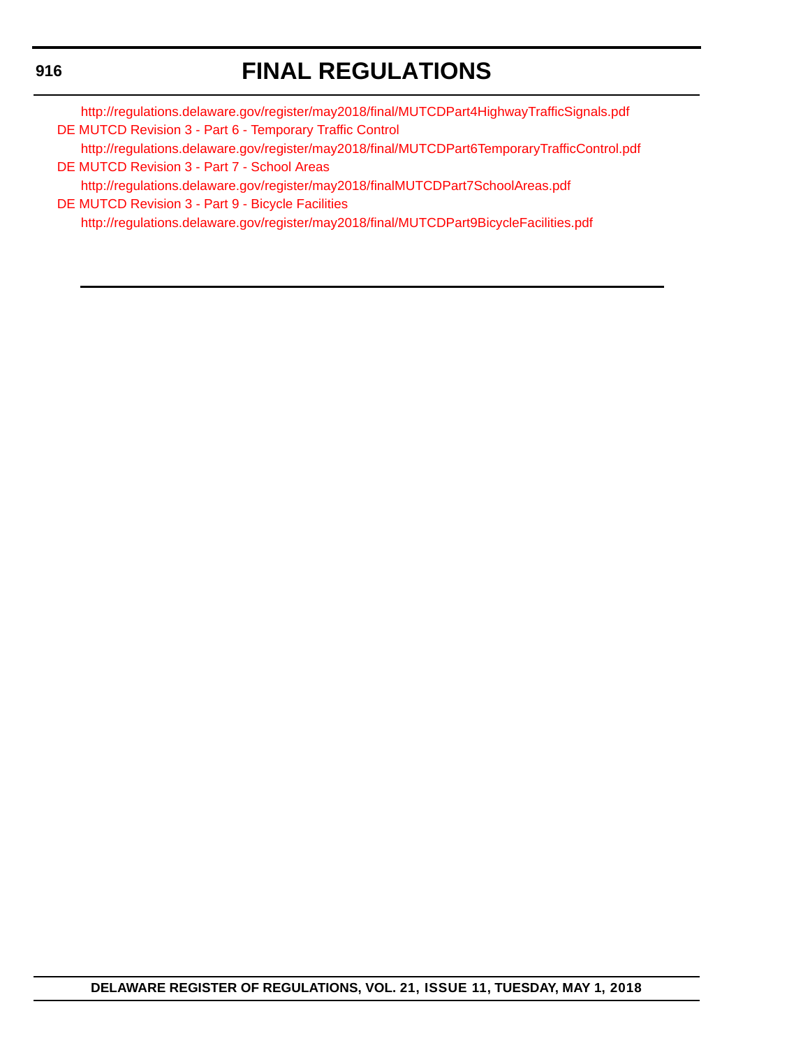http://regulations.delaware.gov/register/may2018/final/MUTCDPart4HighwayTrafficSignals.pdf

DE MUTCD Revision 3 - Part 6 - Temporary Traffic Control

http://regulations.delaware.gov/register/may2018/final/MUTCDPart6TemporaryTrafficControl.pdf

DE MUTCD Revision 3 - Part 7 - School Areas

http://regulations.delaware.gov/register/may2018/finalMUTCDPart7SchoolAreas.pdf

DE MUTCD Revision 3 - Part 9 - Bicycle Facilities

http://regulations.delaware.gov/register/may2018/final/MUTCDPart9BicycleFacilities.pdf

---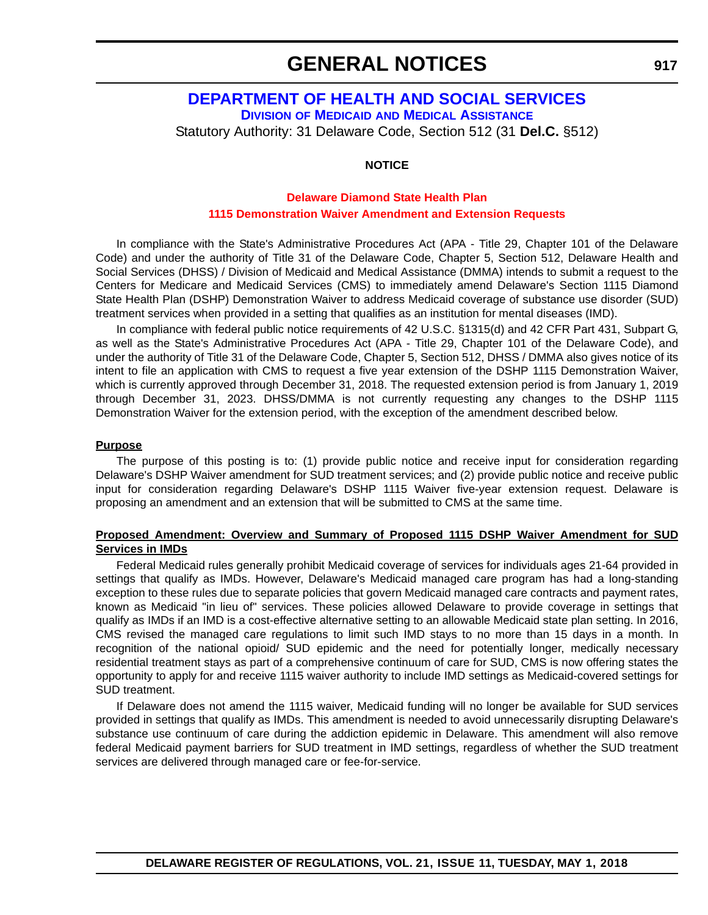# GENERAL NOTICES

## DEPARTMENT OF HEALTH AND SOCIAL SERVICES

### Division of Medicaid and Medical Assistance

Statutory Authority: 31 Delaware Code, Section 512 (31 **Del.C.** §512)

**NOTICE**

**Delaware Diamond State Health Plan**

**1115 Demonstration Waiver Amendment and Extension Requests**

In compliance with the State's Administrative Procedures Act (APA - Title 29, Chapter 101 of the Delaware Code) and under the authority of Title 31 of the Delaware Code, Chapter 5, Section 512, Delaware Health and Social Services (DHSS) / Division of Medicaid and Medical Assistance (DMMA) intends to submit a request to the Centers for Medicare and Medicaid Services (CMS) to immediately amend Delaware's Section 1115 Diamond State Health Plan (DSHP) Demonstration Waiver to address Medicaid coverage of substance use disorder (SUD) treatment services when provided in a setting that qualifies as an institution for mental diseases (IMD).

In compliance with federal public notice requirements of 42 U.S.C. §1315(d) and 42 CFR Part 431, Subpart G, as well as the State's Administrative Procedures Act (APA - Title 29, Chapter 101 of the Delaware Code), and under the authority of Title 31 of the Delaware Code, Chapter 5, Section 512, DHSS / DMMA also gives notice of its intent to file an application with CMS to request a five year extension of the DSHP 1115 Demonstration Waiver, which is currently approved through December 31, 2018. The requested extension period is from January 1, 2019 through December 31, 2023. DHSS/DMMA is not currently requesting any changes to the DSHP 1115 Demonstration Waiver for the extension period, with the exception of the amendment described below.

**Purpose**

The purpose of this posting is to: (1) provide public notice and receive input for consideration regarding Delaware's DSHP Waiver amendment for SUD treatment services; and (2) provide public notice and receive public input for consideration regarding Delaware's DSHP 1115 Waiver five-year extension request. Delaware is proposing an amendment and an extension that will be submitted to CMS at the same time.

**Proposed Amendment: Overview and Summary of Proposed 1115 DSHP Waiver Amendment for SUD Services in IMDs**

Federal Medicaid rules generally prohibit Medicaid coverage of services for individuals ages 21-64 provided in settings that qualify as IMDs. However, Delaware's Medicaid managed care program has had a long-standing exception to these rules due to separate policies that govern Medicaid managed care contracts and payment rates, known as Medicaid "in lieu of" services. These policies allowed Delaware to provide coverage in settings that qualify as IMDs if an IMD is a cost-effective alternative setting to an allowable Medicaid state plan setting. In 2016, CMS revised the managed care regulations to limit such IMD stays to no more than 15 days in a month. In recognition of the national opioid/ SUD epidemic and the need for potentially longer, medically necessary residential treatment stays as part of a comprehensive continuum of care for SUD, CMS is now offering states the opportunity to apply for and receive 1115 waiver authority to include IMD settings as Medicaid-covered settings for SUD treatment.

If Delaware does not amend the 1115 waiver, Medicaid funding will no longer be available for SUD services provided in settings that qualify as IMDs. This amendment is needed to avoid unnecessarily disrupting Delaware's substance use continuum of care during the addiction epidemic in Delaware. This amendment will also remove federal Medicaid payment barriers for SUD treatment in IMD settings, regardless of whether the SUD treatment services are delivered through managed care or fee-for-service.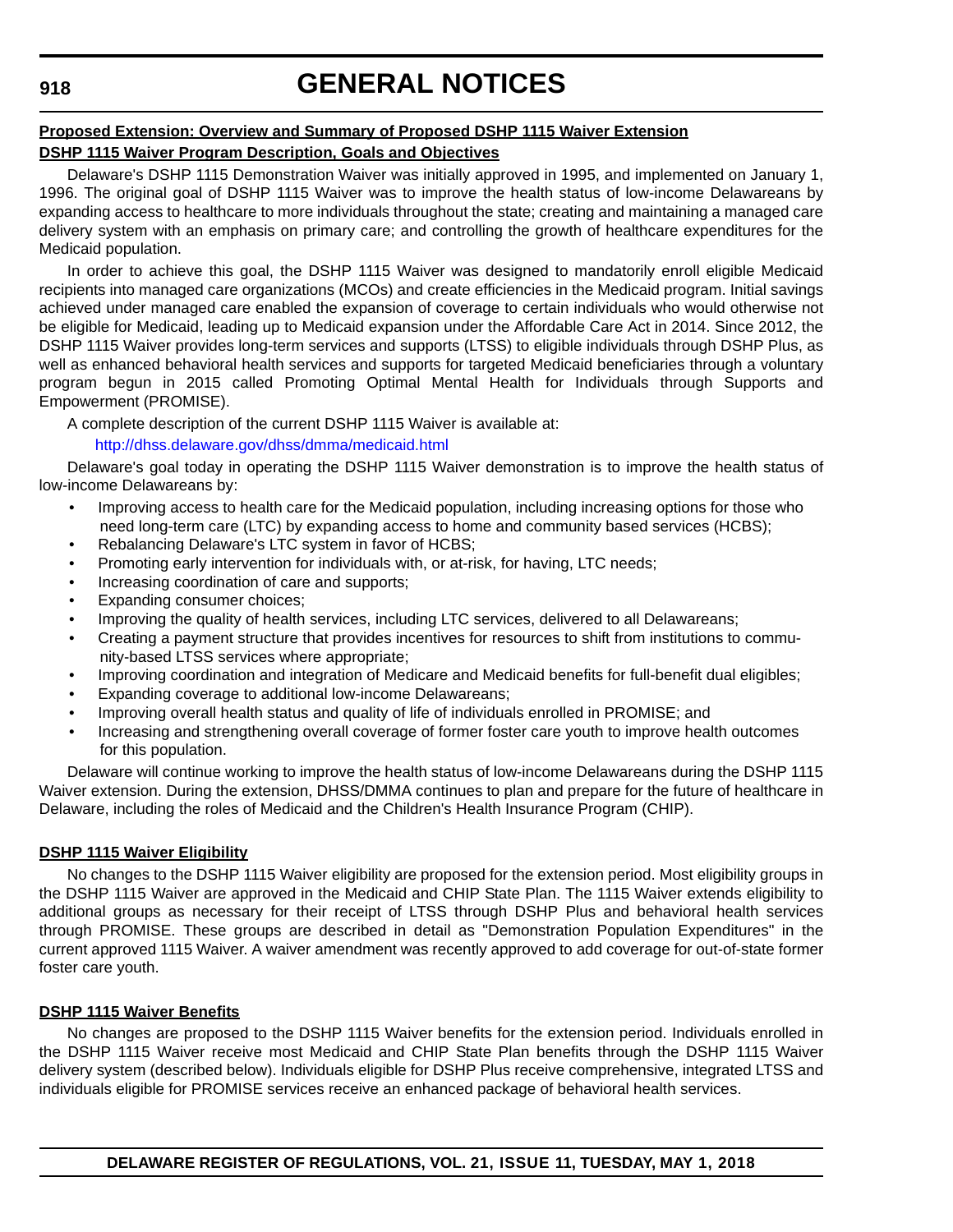**Proposed Extension: Overview and Summary of Proposed DSHP 1115 Waiver Extension**

**DSHP 1115 Waiver Program Description, Goals and Objectives**

Delaware's DSHP 1115 Demonstration Waiver was initially approved in 1995, and implemented on January 1, 1996. The original goal of DSHP 1115 Waiver was to improve the health status of low-income Delawareans by expanding access to healthcare to more individuals throughout the state; creating and maintaining a managed care delivery system with an emphasis on primary care; and controlling the growth of healthcare expenditures for the Medicaid population.

In order to achieve this goal, the DSHP 1115 Waiver was designed to mandatorily enroll eligible Medicaid recipients into managed care organizations (MCOs) and create efficiencies in the Medicaid program. Initial savings achieved under managed care enabled the expansion of coverage to certain individuals who would otherwise not be eligible for Medicaid, leading up to Medicaid expansion under the Affordable Care Act in 2014. Since 2012, the DSHP 1115 Waiver provides long-term services and supports (LTSS) to eligible individuals through DSHP Plus, as well as enhanced behavioral health services and supports for targeted Medicaid beneficiaries through a voluntary program begun in 2015 called Promoting Optimal Mental Health for Individuals through Supports and Empowerment (PROMISE).

A complete description of the current DSHP 1115 Waiver is available at:

http://dhss.delaware.gov/dhss/dmma/medicaid.html

Delaware's goal today in operating the DSHP 1115 Waiver demonstration is to improve the health status of low-income Delawareans by:

- Improving access to health care for the Medicaid population, including increasing options for those who need long-term care (LTC) by expanding access to home and community based services (HCBS);
- Rebalancing Delaware's LTC system in favor of HCBS;
- Promoting early intervention for individuals with, or at-risk, for having, LTC needs;
- Increasing coordination of care and supports;
- Expanding consumer choices;
- Improving the quality of health services, including LTC services, delivered to all Delawareans;
- Creating a payment structure that provides incentives for resources to shift from institutions to community-based LTSS services where appropriate;
- Improving coordination and integration of Medicare and Medicaid benefits for full-benefit dual eligibles;
- Expanding coverage to additional low-income Delawareans;
- Improving overall health status and quality of life of individuals enrolled in PROMISE; and
- Increasing and strengthening overall coverage of former foster care youth to improve health outcomes for this population.

Delaware will continue working to improve the health status of low-income Delawareans during the DSHP 1115 Waiver extension. During the extension, DHSS/DMMA continues to plan and prepare for the future of healthcare in Delaware, including the roles of Medicaid and the Children's Health Insurance Program (CHIP).

**DSHP 1115 Waiver Eligibility**

No changes to the DSHP 1115 Waiver eligibility are proposed for the extension period. Most eligibility groups in the DSHP 1115 Waiver are approved in the Medicaid and CHIP State Plan. The 1115 Waiver extends eligibility to additional groups as necessary for their receipt of LTSS through DSHP Plus and behavioral health services through PROMISE. These groups are described in detail as "Demonstration Population Expenditures" in the current approved 1115 Waiver. A waiver amendment was recently approved to add coverage for out-of-state former foster care youth.

**DSHP 1115 Waiver Benefits**

No changes are proposed to the DSHP 1115 Waiver benefits for the extension period. Individuals enrolled in the DSHP 1115 Waiver receive most Medicaid and CHIP State Plan benefits through the DSHP 1115 Waiver delivery system (described below). Individuals eligible for DSHP Plus receive comprehensive, integrated LTSS and individuals eligible for PROMISE services receive an enhanced package of behavioral health services.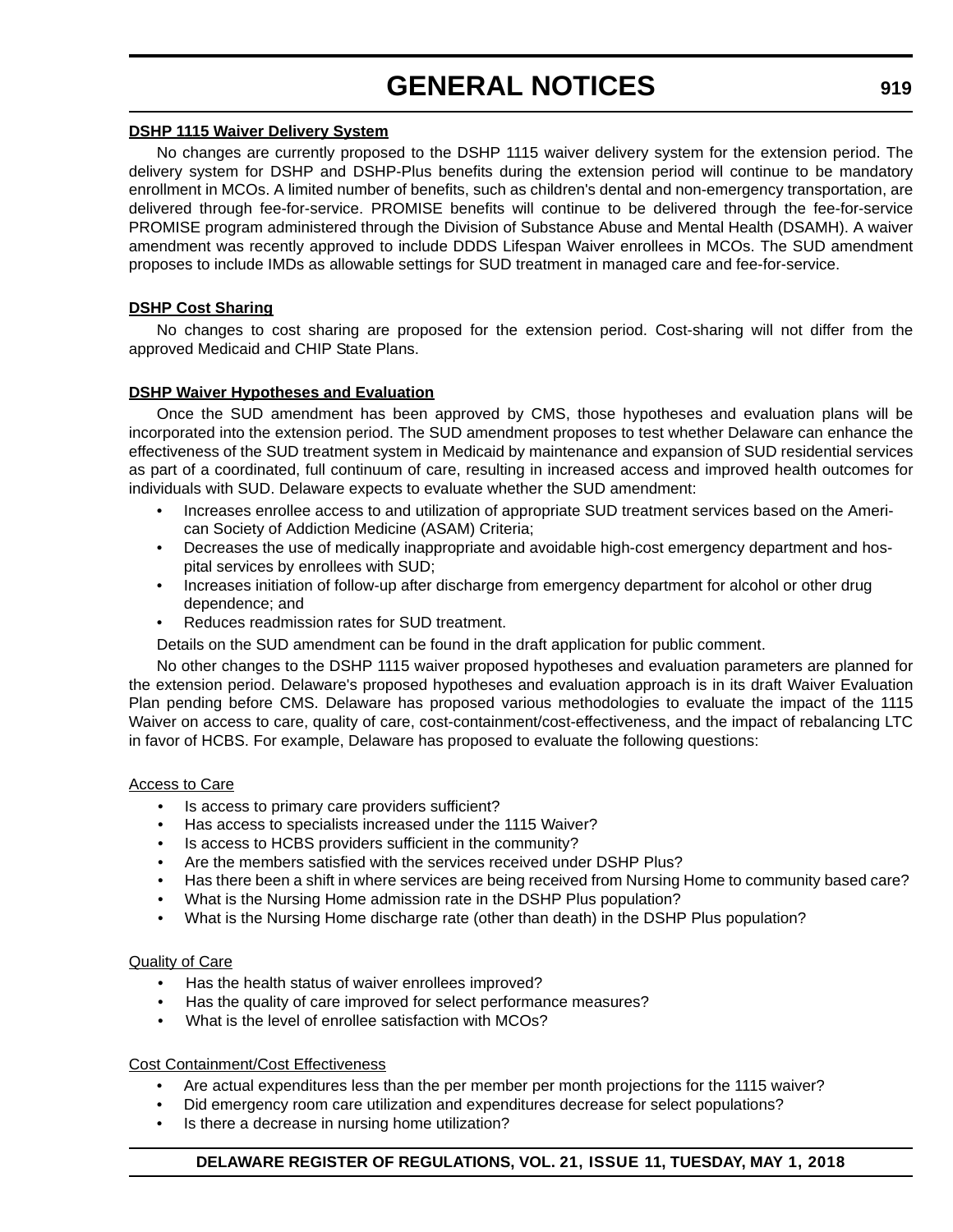**DSHP 1115 Waiver Delivery System**

No changes are currently proposed to the DSHP 1115 waiver delivery system for the extension period. The delivery system for DSHP and DSHP-Plus benefits during the extension period will continue to be mandatory enrollment in MCOs. A limited number of benefits, such as children's dental and non-emergency transportation, are delivered through fee-for-service. PROMISE benefits will continue to be delivered through the fee-for-service PROMISE program administered through the Division of Substance Abuse and Mental Health (DSAMH). A waiver amendment was recently approved to include DDDS Lifespan Waiver enrollees in MCOs. The SUD amendment proposes to include IMDs as allowable settings for SUD treatment in managed care and fee-for-service.

**DSHP Cost Sharing**

No changes to cost sharing are proposed for the extension period. Cost-sharing will not differ from the approved Medicaid and CHIP State Plans.

**DSHP Waiver Hypotheses and Evaluation**

Once the SUD amendment has been approved by CMS, those hypotheses and evaluation plans will be incorporated into the extension period. The SUD amendment proposes to test whether Delaware can enhance the effectiveness of the SUD treatment system in Medicaid by maintenance and expansion of SUD residential services as part of a coordinated, full continuum of care, resulting in increased access and improved health outcomes for individuals with SUD. Delaware expects to evaluate whether the SUD amendment:

- Increases enrollee access to and utilization of appropriate SUD treatment services based on the American Society of Addiction Medicine (ASAM) Criteria;
- Decreases the use of medically inappropriate and avoidable high-cost emergency department and hospital services by enrollees with SUD;
- Increases initiation of follow-up after discharge from emergency department for alcohol or other drug dependence; and
- Reduces readmission rates for SUD treatment.

Details on the SUD amendment can be found in the draft application for public comment.

No other changes to the DSHP 1115 waiver proposed hypotheses and evaluation parameters are planned for the extension period. Delaware's proposed hypotheses and evaluation approach is in its draft Waiver Evaluation Plan pending before CMS. Delaware has proposed various methodologies to evaluate the impact of the 1115 Waiver on access to care, quality of care, cost-containment/cost-effectiveness, and the impact of rebalancing LTC in favor of HCBS. For example, Delaware has proposed to evaluate the following questions:

Access to Care

- Is access to primary care providers sufficient?
- Has access to specialists increased under the 1115 Waiver?
- Is access to HCBS providers sufficient in the community?
- Are the members satisfied with the services received under DSHP Plus?
- Has there been a shift in where services are being received from Nursing Home to community based care?
- What is the Nursing Home admission rate in the DSHP Plus population?
- What is the Nursing Home discharge rate (other than death) in the DSHP Plus population?

Quality of Care

- Has the health status of waiver enrollees improved?
- Has the quality of care improved for select performance measures?
- What is the level of enrollee satisfaction with MCOs?

Cost Containment/Cost Effectiveness

- Are actual expenditures less than the per member per month projections for the 1115 waiver?
- Did emergency room care utilization and expenditures decrease for select populations?
- Is there a decrease in nursing home utilization?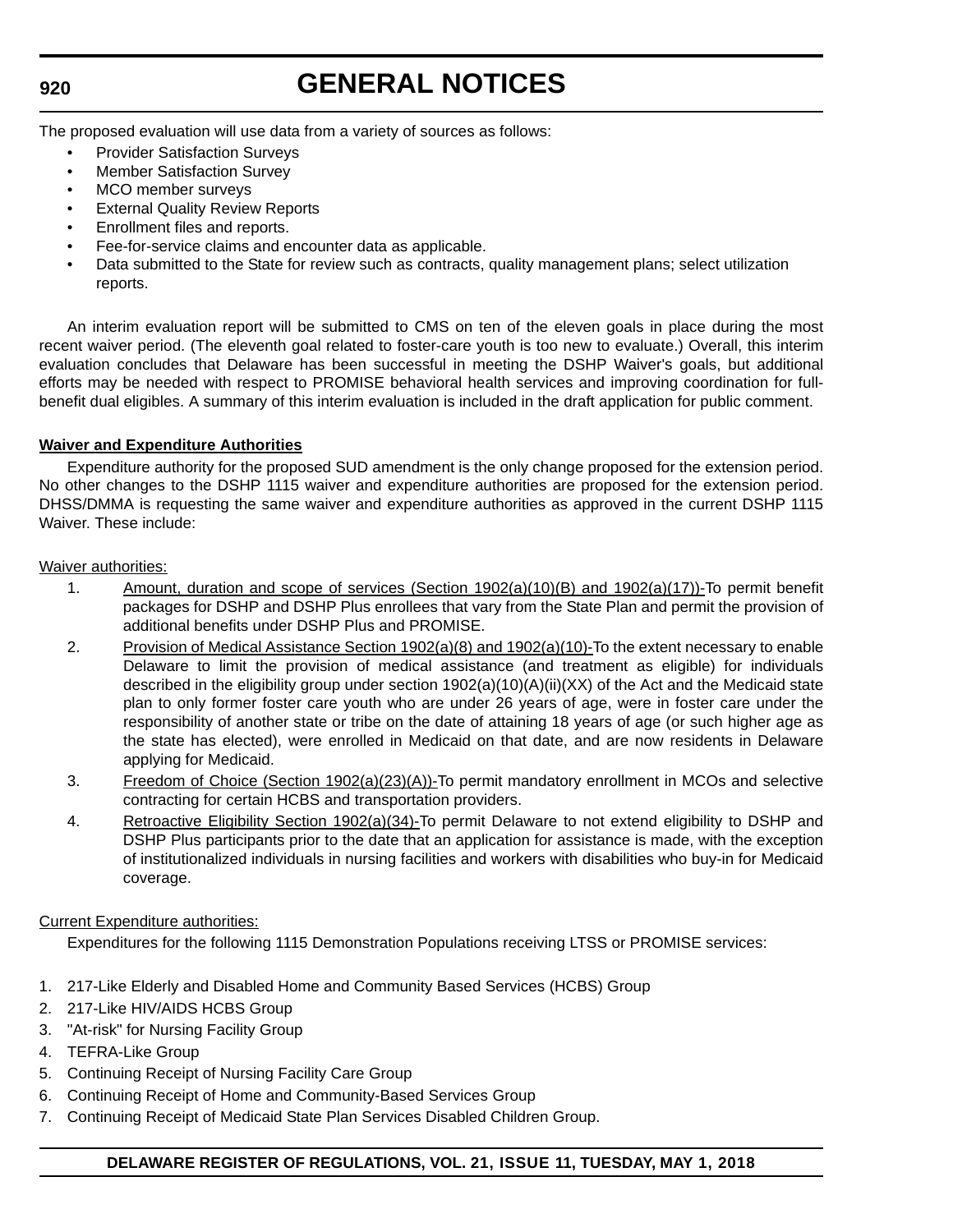The proposed evaluation will use data from a variety of sources as follows:

- Provider Satisfaction Surveys
- Member Satisfaction Survey
- MCO member surveys
- External Quality Review Reports
- Enrollment files and reports.
- Fee-for-service claims and encounter data as applicable.
- Data submitted to the State for review such as contracts, quality management plans; select utilization reports.

An interim evaluation report will be submitted to CMS on ten of the eleven goals in place during the most recent waiver period. (The eleventh goal related to foster-care youth is too new to evaluate.) Overall, this interim evaluation concludes that Delaware has been successful in meeting the DSHP Waiver's goals, but additional efforts may be needed with respect to PROMISE behavioral health services and improving coordination for full-benefit dual eligibles. A summary of this interim evaluation is included in the draft application for public comment.

**Waiver and Expenditure Authorities**

Expenditure authority for the proposed SUD amendment is the only change proposed for the extension period. No other changes to the DSHP 1115 waiver and expenditure authorities are proposed for the extension period. DHSS/DMMA is requesting the same waiver and expenditure authorities as approved in the current DSHP 1115 Waiver. These include:

Waiver authorities:

1. Amount, duration and scope of services (Section 1902(a)(10)(B) and 1902(a)(17))-To permit benefit packages for DSHP and DSHP Plus enrollees that vary from the State Plan and permit the provision of additional benefits under DSHP Plus and PROMISE.
2. Provision of Medical Assistance Section 1902(a)(8) and 1902(a)(10)-To the extent necessary to enable Delaware to limit the provision of medical assistance (and treatment as eligible) for individuals described in the eligibility group under section 1902(a)(10)(A)(ii)(XX) of the Act and the Medicaid state plan to only former foster care youth who are under 26 years of age, were in foster care under the responsibility of another state or tribe on the date of attaining 18 years of age (or such higher age as the state has elected), were enrolled in Medicaid on that date, and are now residents in Delaware applying for Medicaid.
3. Freedom of Choice (Section 1902(a)(23)(A))-To permit mandatory enrollment in MCOs and selective contracting for certain HCBS and transportation providers.
4. Retroactive Eligibility Section 1902(a)(34)-To permit Delaware to not extend eligibility to DSHP and DSHP Plus participants prior to the date that an application for assistance is made, with the exception of institutionalized individuals in nursing facilities and workers with disabilities who buy-in for Medicaid coverage.

Current Expenditure authorities:

Expenditures for the following 1115 Demonstration Populations receiving LTSS or PROMISE services:

1. 217-Like Elderly and Disabled Home and Community Based Services (HCBS) Group
2. 217-Like HIV/AIDS HCBS Group
3. "At-risk" for Nursing Facility Group
4. TEFRA-Like Group
5. Continuing Receipt of Nursing Facility Care Group
6. Continuing Receipt of Home and Community-Based Services Group
7. Continuing Receipt of Medicaid State Plan Services Disabled Children Group.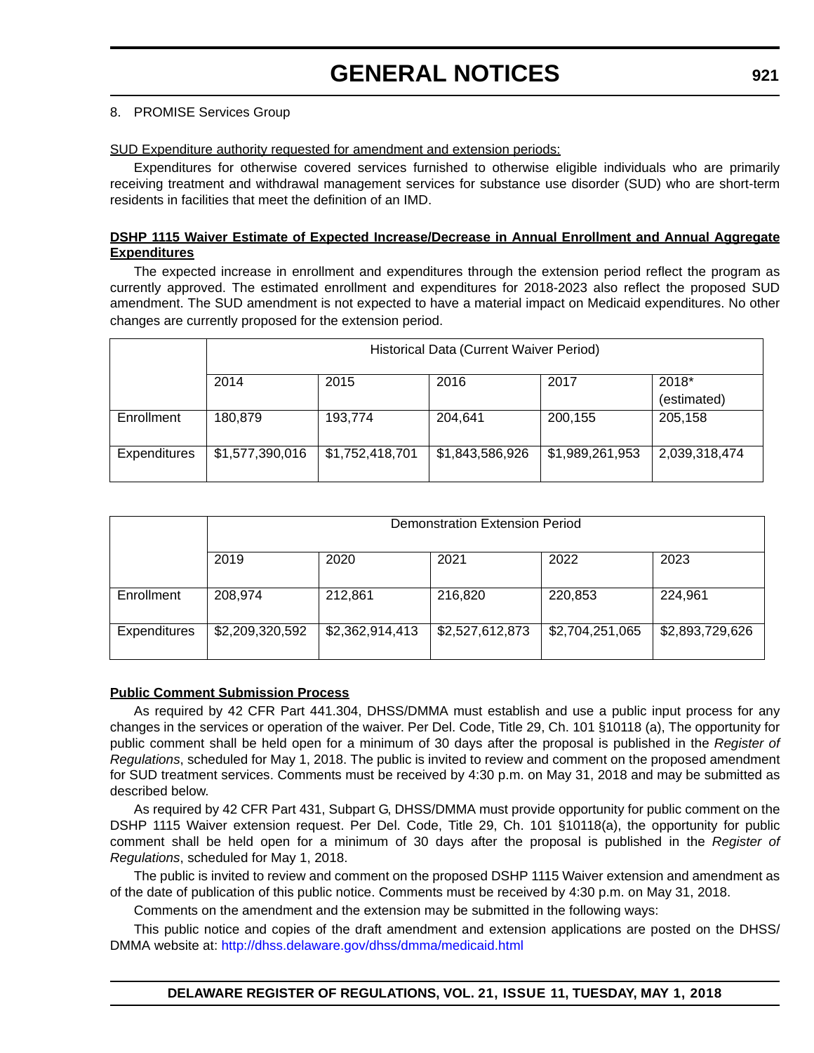8. PROMISE Services Group

SUD Expenditure authority requested for amendment and extension periods:

Expenditures for otherwise covered services furnished to otherwise eligible individuals who are primarily receiving treatment and withdrawal management services for substance use disorder (SUD) who are short-term residents in facilities that meet the definition of an IMD.

**DSHP 1115 Waiver Estimate of Expected Increase/Decrease in Annual Enrollment and Annual Aggregate Expenditures**

The expected increase in enrollment and expenditures through the extension period reflect the program as currently approved. The estimated enrollment and expenditures for 2018-2023 also reflect the proposed SUD amendment. The SUD amendment is not expected to have a material impact on Medicaid expenditures. No other changes are currently proposed for the extension period.

| | Historical Data (Current Waiver Period) | | | | |
|---|---|---|---|---|---|
| | 2014 | 2015 | 2016 | 2017 | 2018* (estimated) |
| Enrollment | 180,879 | 193,774 | 204,641 | 200,155 | 205,158 |
| Expenditures | $1,577,390,016 | $1,752,418,701 | $1,843,586,926 | $1,989,261,953 | 2,039,318,474 |

| | Demonstration Extension Period | | | | |
|---|---|---|---|---|---|
| | 2019 | 2020 | 2021 | 2022 | 2023 |
| Enrollment | 208,974 | 212,861 | 216,820 | 220,853 | 224,961 |
| Expenditures | $2,209,320,592 | $2,362,914,413 | $2,527,612,873 | $2,704,251,065 | $2,893,729,626 |

**Public Comment Submission Process**

As required by 42 CFR Part 441.304, DHSS/DMMA must establish and use a public input process for any changes in the services or operation of the waiver. Per Del. Code, Title 29, Ch. 101 §10118 (a), The opportunity for public comment shall be held open for a minimum of 30 days after the proposal is published in the *Register of Regulations*, scheduled for May 1, 2018. The public is invited to review and comment on the proposed amendment for SUD treatment services. Comments must be received by 4:30 p.m. on May 31, 2018 and may be submitted as described below.

As required by 42 CFR Part 431, Subpart G, DHSS/DMMA must provide opportunity for public comment on the DSHP 1115 Waiver extension request. Per Del. Code, Title 29, Ch. 101 §10118(a), the opportunity for public comment shall be held open for a minimum of 30 days after the proposal is published in the *Register of Regulations*, scheduled for May 1, 2018.

The public is invited to review and comment on the proposed DSHP 1115 Waiver extension and amendment as of the date of publication of this public notice. Comments must be received by 4:30 p.m. on May 31, 2018.

Comments on the amendment and the extension may be submitted in the following ways:

This public notice and copies of the draft amendment and extension applications are posted on the DHSS/DMMA website at: http://dhss.delaware.gov/dhss/dmma/medicaid.html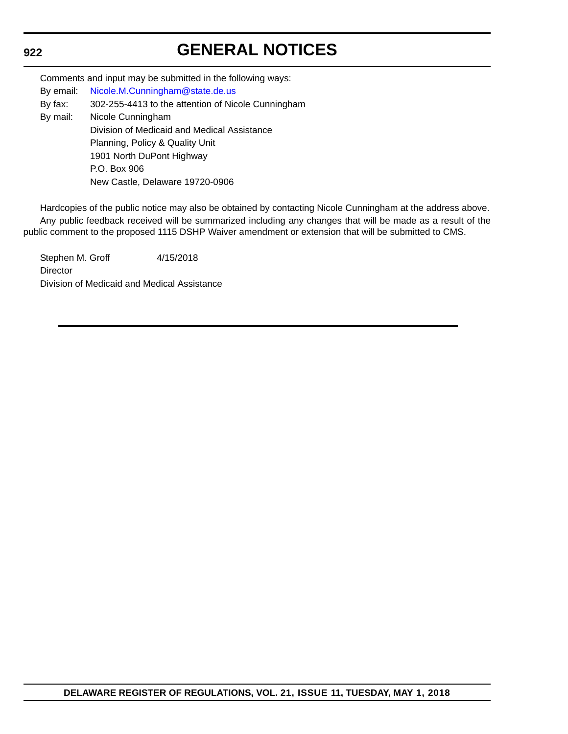Comments and input may be submitted in the following ways:

By email: Nicole.M.Cunningham@state.de.us

By fax: 302-255-4413 to the attention of Nicole Cunningham

By mail: Nicole Cunningham
Division of Medicaid and Medical Assistance
Planning, Policy & Quality Unit
1901 North DuPont Highway
P.O. Box 906
New Castle, Delaware 19720-0906

Hardcopies of the public notice may also be obtained by contacting Nicole Cunningham at the address above.

Any public feedback received will be summarized including any changes that will be made as a result of the public comment to the proposed 1115 DSHP Waiver amendment or extension that will be submitted to CMS.

Stephen M. Groff 4/15/2018
Director
Division of Medicaid and Medical Assistance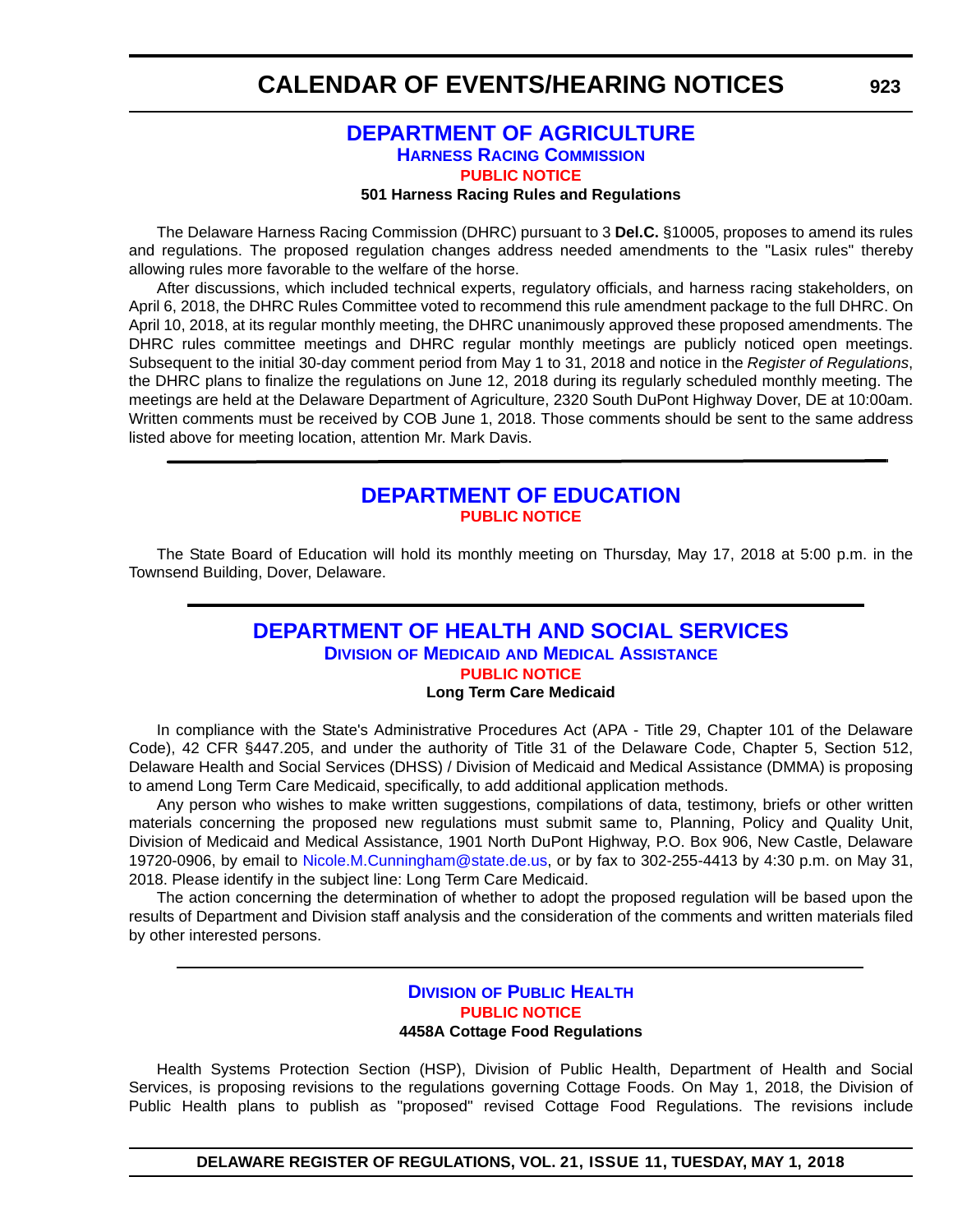# CALENDAR OF EVENTS/HEARING NOTICES

## DEPARTMENT OF AGRICULTURE

### Harness Racing Commission

#### PUBLIC NOTICE

**501 Harness Racing Rules and Regulations**

The Delaware Harness Racing Commission (DHRC) pursuant to 3 **Del.C.** §10005, proposes to amend its rules and regulations. The proposed regulation changes address needed amendments to the "Lasix rules" thereby allowing rules more favorable to the welfare of the horse.

After discussions, which included technical experts, regulatory officials, and harness racing stakeholders, on April 6, 2018, the DHRC Rules Committee voted to recommend this rule amendment package to the full DHRC. On April 10, 2018, at its regular monthly meeting, the DHRC unanimously approved these proposed amendments. The DHRC rules committee meetings and DHRC regular monthly meetings are publicly noticed open meetings. Subsequent to the initial 30-day comment period from May 1 to 31, 2018 and notice in the *Register of Regulations*, the DHRC plans to finalize the regulations on June 12, 2018 during its regularly scheduled monthly meeting. The meetings are held at the Delaware Department of Agriculture, 2320 South DuPont Highway Dover, DE at 10:00am. Written comments must be received by COB June 1, 2018. Those comments should be sent to the same address listed above for meeting location, attention Mr. Mark Davis.

---

## DEPARTMENT OF EDUCATION

#### PUBLIC NOTICE

The State Board of Education will hold its monthly meeting on Thursday, May 17, 2018 at 5:00 p.m. in the Townsend Building, Dover, Delaware.

---

## DEPARTMENT OF HEALTH AND SOCIAL SERVICES

### Division of Medicaid and Medical Assistance

#### PUBLIC NOTICE

**Long Term Care Medicaid**

In compliance with the State's Administrative Procedures Act (APA - Title 29, Chapter 101 of the Delaware Code), 42 CFR §447.205, and under the authority of Title 31 of the Delaware Code, Chapter 5, Section 512, Delaware Health and Social Services (DHSS) / Division of Medicaid and Medical Assistance (DMMA) is proposing to amend Long Term Care Medicaid, specifically, to add additional application methods.

Any person who wishes to make written suggestions, compilations of data, testimony, briefs or other written materials concerning the proposed new regulations must submit same to, Planning, Policy and Quality Unit, Division of Medicaid and Medical Assistance, 1901 North DuPont Highway, P.O. Box 906, New Castle, Delaware 19720-0906, by email to Nicole.M.Cunningham@state.de.us, or by fax to 302-255-4413 by 4:30 p.m. on May 31, 2018. Please identify in the subject line: Long Term Care Medicaid.

The action concerning the determination of whether to adopt the proposed regulation will be based upon the results of Department and Division staff analysis and the consideration of the comments and written materials filed by other interested persons.

---

### Division of Public Health

#### PUBLIC NOTICE

**4458A Cottage Food Regulations**

Health Systems Protection Section (HSP), Division of Public Health, Department of Health and Social Services, is proposing revisions to the regulations governing Cottage Foods. On May 1, 2018, the Division of Public Health plans to publish as "proposed" revised Cottage Food Regulations. The revisions include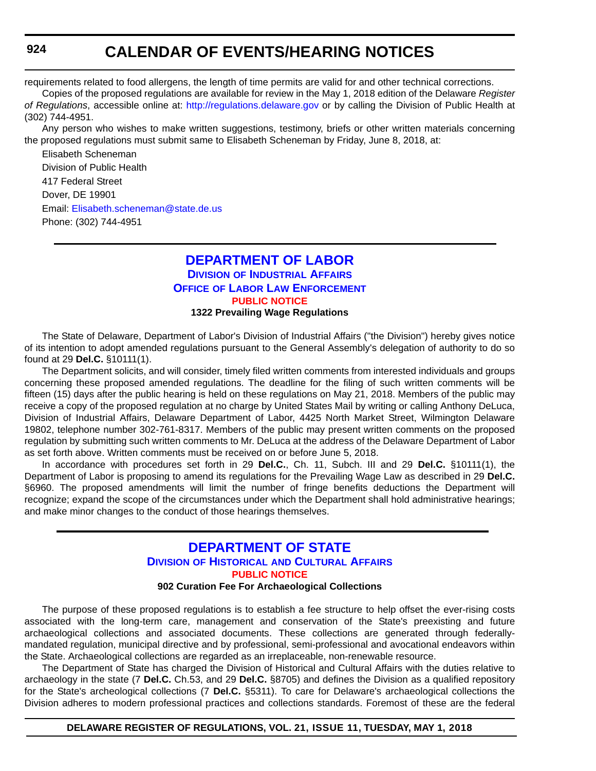requirements related to food allergens, the length of time permits are valid for and other technical corrections.

Copies of the proposed regulations are available for review in the May 1, 2018 edition of the Delaware *Register of Regulations*, accessible online at: http://regulations.delaware.gov or by calling the Division of Public Health at (302) 744-4951.

Any person who wishes to make written suggestions, testimony, briefs or other written materials concerning the proposed regulations must submit same to Elisabeth Scheneman by Friday, June 8, 2018, at:

Elisabeth Scheneman
Division of Public Health
417 Federal Street
Dover, DE 19901
Email: Elisabeth.scheneman@state.de.us
Phone: (302) 744-4951

---

## DEPARTMENT OF LABOR

### DIVISION OF INDUSTRIAL AFFAIRS

### OFFICE OF LABOR LAW ENFORCEMENT

**PUBLIC NOTICE**

**1322 Prevailing Wage Regulations**

The State of Delaware, Department of Labor's Division of Industrial Affairs ("the Division") hereby gives notice of its intention to adopt amended regulations pursuant to the General Assembly's delegation of authority to do so found at 29 **Del.C.** §10111(1).

The Department solicits, and will consider, timely filed written comments from interested individuals and groups concerning these proposed amended regulations. The deadline for the filing of such written comments will be fifteen (15) days after the public hearing is held on these regulations on May 21, 2018. Members of the public may receive a copy of the proposed regulation at no charge by United States Mail by writing or calling Anthony DeLuca, Division of Industrial Affairs, Delaware Department of Labor, 4425 North Market Street, Wilmington Delaware 19802, telephone number 302-761-8317. Members of the public may present written comments on the proposed regulation by submitting such written comments to Mr. DeLuca at the address of the Delaware Department of Labor as set forth above. Written comments must be received on or before June 5, 2018.

In accordance with procedures set forth in 29 **Del.C.**, Ch. 11, Subch. III and 29 **Del.C.** §10111(1), the Department of Labor is proposing to amend its regulations for the Prevailing Wage Law as described in 29 **Del.C.** §6960. The proposed amendments will limit the number of fringe benefits deductions the Department will recognize; expand the scope of the circumstances under which the Department shall hold administrative hearings; and make minor changes to the conduct of those hearings themselves.

---

## DEPARTMENT OF STATE

### DIVISION OF HISTORICAL AND CULTURAL AFFAIRS

**PUBLIC NOTICE**

**902 Curation Fee For Archaeological Collections**

The purpose of these proposed regulations is to establish a fee structure to help offset the ever-rising costs associated with the long-term care, management and conservation of the State's preexisting and future archaeological collections and associated documents. These collections are generated through federally-mandated regulation, municipal directive and by professional, semi-professional and avocational endeavors within the State. Archaeological collections are regarded as an irreplaceable, non-renewable resource.

The Department of State has charged the Division of Historical and Cultural Affairs with the duties relative to archaeology in the state (7 **Del.C.** Ch.53, and 29 **Del.C.** §8705) and defines the Division as a qualified repository for the State's archeological collections (7 **Del.C.** §5311). To care for Delaware's archaeological collections the Division adheres to modern professional practices and collections standards. Foremost of these are the federal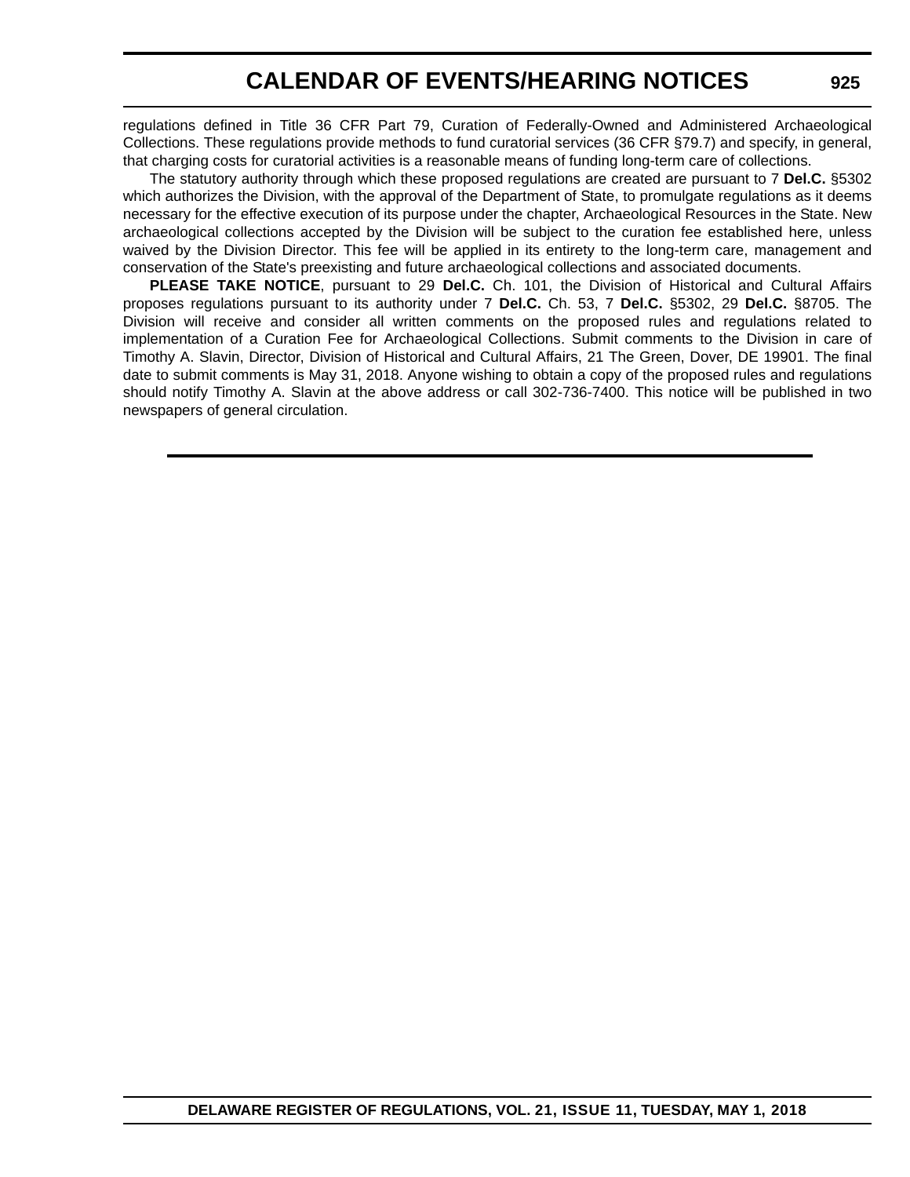regulations defined in Title 36 CFR Part 79, Curation of Federally-Owned and Administered Archaeological Collections. These regulations provide methods to fund curatorial services (36 CFR §79.7) and specify, in general, that charging costs for curatorial activities is a reasonable means of funding long-term care of collections.

The statutory authority through which these proposed regulations are created are pursuant to 7 **Del.C.** §5302 which authorizes the Division, with the approval of the Department of State, to promulgate regulations as it deems necessary for the effective execution of its purpose under the chapter, Archaeological Resources in the State. New archaeological collections accepted by the Division will be subject to the curation fee established here, unless waived by the Division Director. This fee will be applied in its entirety to the long-term care, management and conservation of the State's preexisting and future archaeological collections and associated documents.

**PLEASE TAKE NOTICE**, pursuant to 29 **Del.C.** Ch. 101, the Division of Historical and Cultural Affairs proposes regulations pursuant to its authority under 7 **Del.C.** Ch. 53, 7 **Del.C.** §5302, 29 **Del.C.** §8705. The Division will receive and consider all written comments on the proposed rules and regulations related to implementation of a Curation Fee for Archaeological Collections. Submit comments to the Division in care of Timothy A. Slavin, Director, Division of Historical and Cultural Affairs, 21 The Green, Dover, DE 19901. The final date to submit comments is May 31, 2018. Anyone wishing to obtain a copy of the proposed rules and regulations should notify Timothy A. Slavin at the above address or call 302-736-7400. This notice will be published in two newspapers of general circulation.